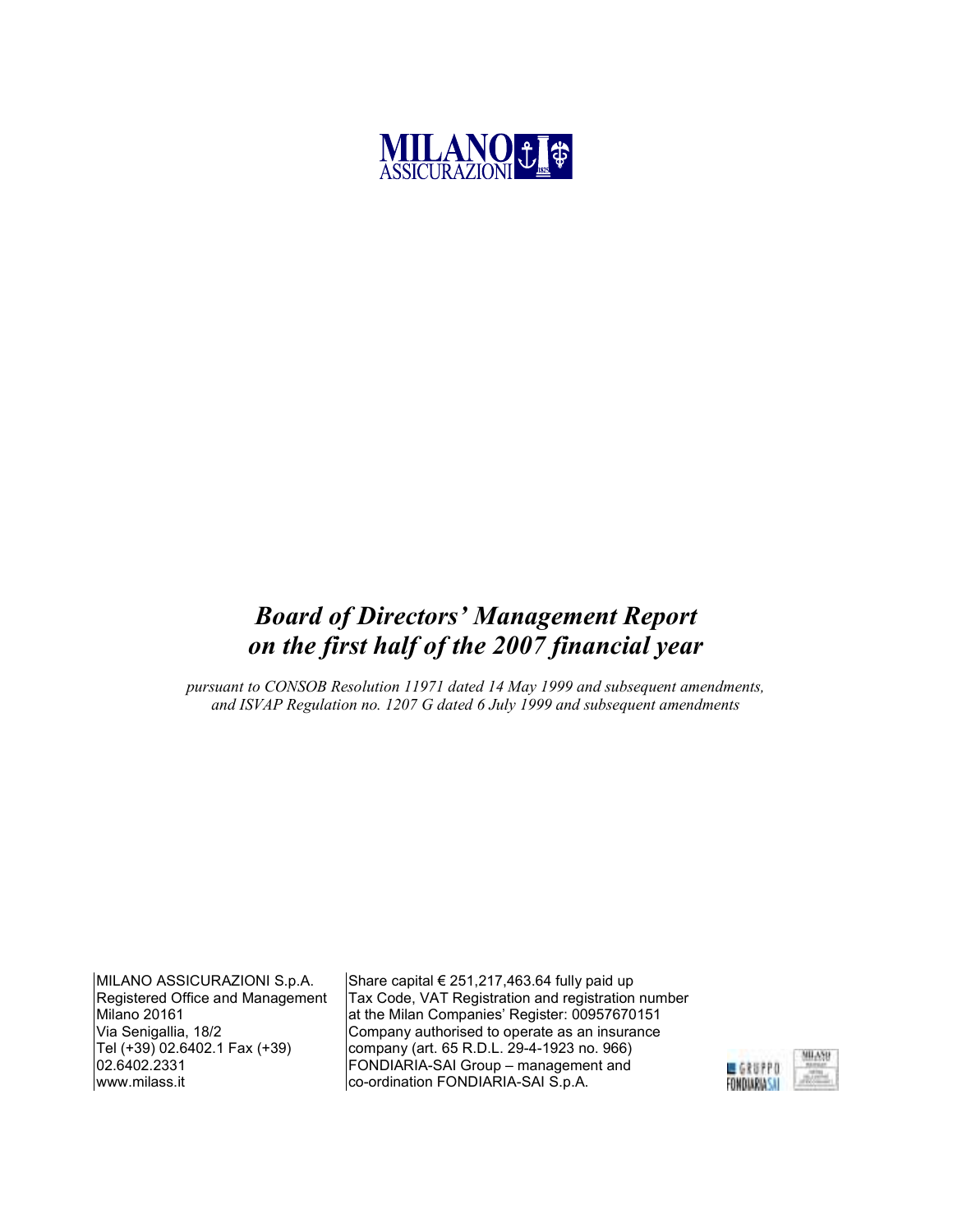MILANO ASSICURAZIONI

# *Board of Directors' Management Report on the first half of the 2007 financial year*

*pursuant to CONSOB Resolution 11971 dated 14 May 1999 and subsequent amendments, and ISVAP Regulation no. 1207 G dated 6 July 1999 and subsequent amendments*

MILANO ASSICURAZIONI S.p.A.
Registered Office and Management
Milano 20161
Via Senigallia, 18/2
Tel (+39) 02.6402.1 Fax (+39) 02.6402.2331
www.milass.it

Share capital € 251,217,463.64 fully paid up
Tax Code, VAT Registration and registration number at the Milan Companies' Register: 00957670151
Company authorised to operate as an insurance company (art. 65 R.D.L. 29-4-1923 no. 966)
FONDIARIA-SAI Group – management and co-ordination FONDIARIA-SAI S.p.A.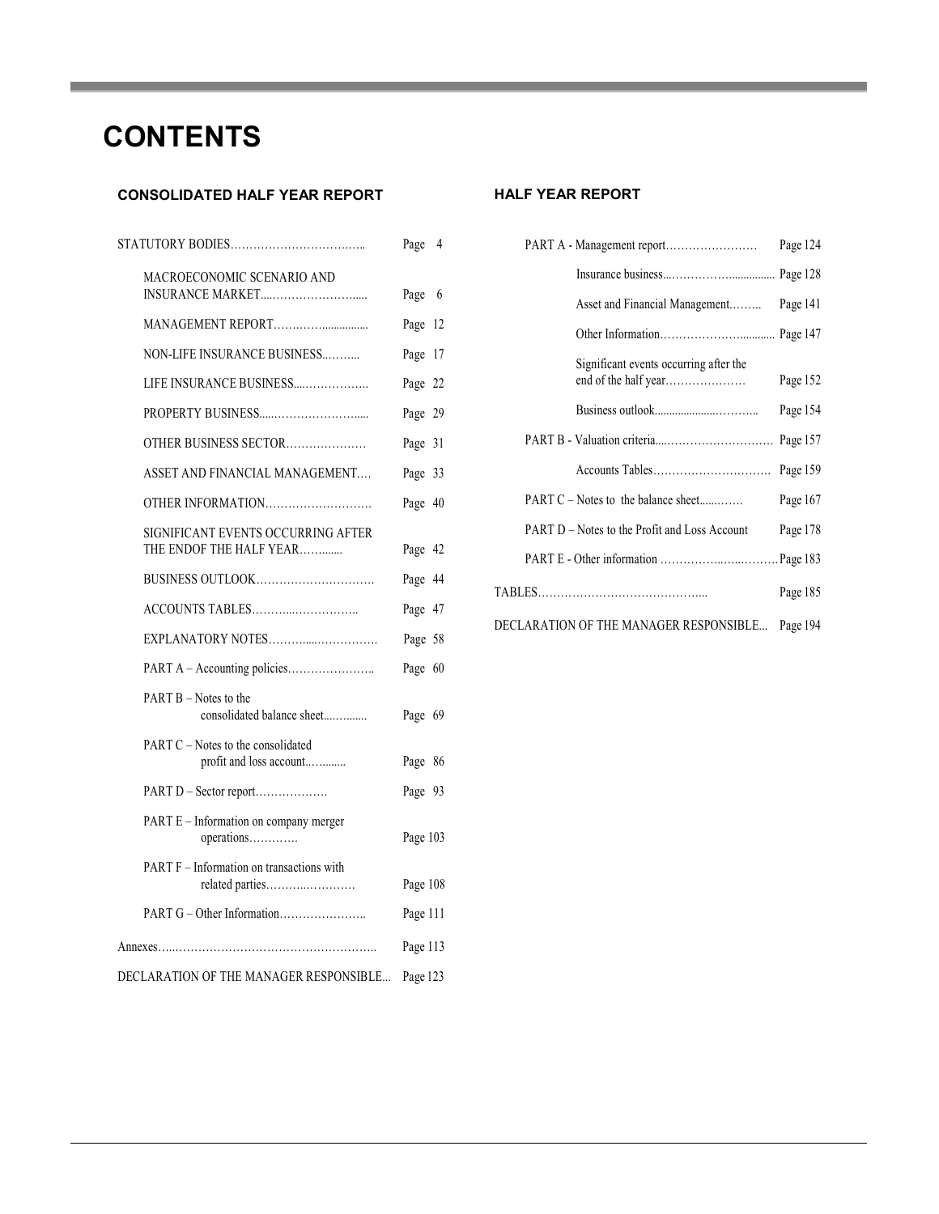# CONTENTS

## CONSOLIDATED HALF YEAR REPORT

| | |
|---|---|
| STATUTORY BODIES | Page 4 |
| MACROECONOMIC SCENARIO AND INSURANCE MARKET | Page 6 |
| MANAGEMENT REPORT | Page 12 |
| NON-LIFE INSURANCE BUSINESS | Page 17 |
| LIFE INSURANCE BUSINESS | Page 22 |
| PROPERTY BUSINESS | Page 29 |
| OTHER BUSINESS SECTOR | Page 31 |
| ASSET AND FINANCIAL MANAGEMENT | Page 33 |
| OTHER INFORMATION | Page 40 |
| SIGNIFICANT EVENTS OCCURRING AFTER THE ENDOF THE HALF YEAR | Page 42 |
| BUSINESS OUTLOOK | Page 44 |
| ACCOUNTS TABLES | Page 47 |
| EXPLANATORY NOTES | Page 58 |
| PART A – Accounting policies | Page 60 |
| PART B – Notes to the consolidated balance sheet | Page 69 |
| PART C – Notes to the consolidated profit and loss account | Page 86 |
| PART D – Sector report | Page 93 |
| PART E – Information on company merger operations | Page 103 |
| PART F – Information on transactions with related parties | Page 108 |
| PART G – Other Information | Page 111 |
| Annexes | Page 113 |
| DECLARATION OF THE MANAGER RESPONSIBLE | Page 123 |

## HALF YEAR REPORT

| | |
|---|---|
| PART A - Management report | Page 124 |
| Insurance business | Page 128 |
| Asset and Financial Management | Page 141 |
| Other Information | Page 147 |
| Significant events occurring after the end of the half year | Page 152 |
| Business outlook | Page 154 |
| PART B - Valuation criteria | Page 157 |
| Accounts Tables | Page 159 |
| PART C – Notes to the balance sheet | Page 167 |
| PART D – Notes to the Profit and Loss Account | Page 178 |
| PART E - Other information | Page 183 |
| TABLES | Page 185 |
| DECLARATION OF THE MANAGER RESPONSIBLE | Page 194 |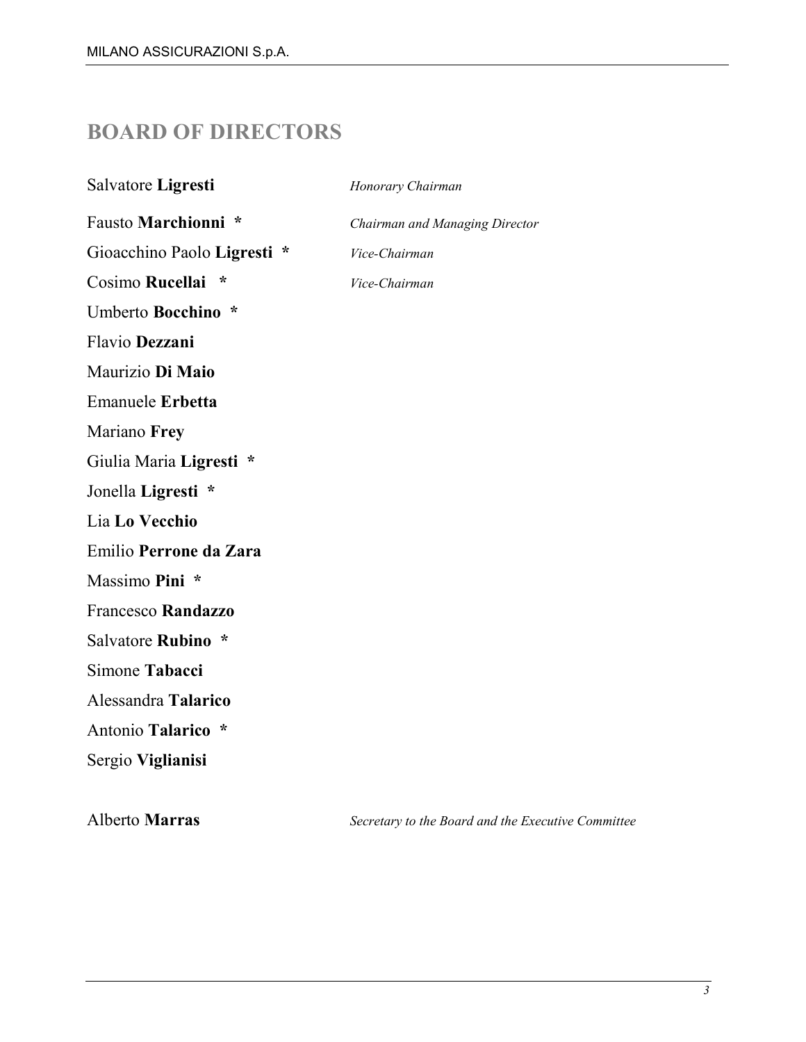## BOARD OF DIRECTORS

| | |
|---|---|
| Salvatore **Ligresti** | *Honorary Chairman* |
| Fausto **Marchionni** * | *Chairman and Managing Director* |
| Gioacchino Paolo **Ligresti** * | *Vice-Chairman* |
| Cosimo **Rucellai** * | *Vice-Chairman* |
| Umberto **Bocchino** * | |
| Flavio **Dezzani** | |
| Maurizio **Di Maio** | |
| Emanuele **Erbetta** | |
| Mariano **Frey** | |
| Giulia Maria **Ligresti** * | |
| Jonella **Ligresti** * | |
| Lia **Lo Vecchio** | |
| Emilio **Perrone da Zara** | |
| Massimo **Pini** * | |
| Francesco **Randazzo** | |
| Salvatore **Rubino** * | |
| Simone **Tabacci** | |
| Alessandra **Talarico** | |
| Antonio **Talarico** * | |
| Sergio **Viglianisi** | |
| | |
| Alberto **Marras** | *Secretary to the Board and the Executive Committee* |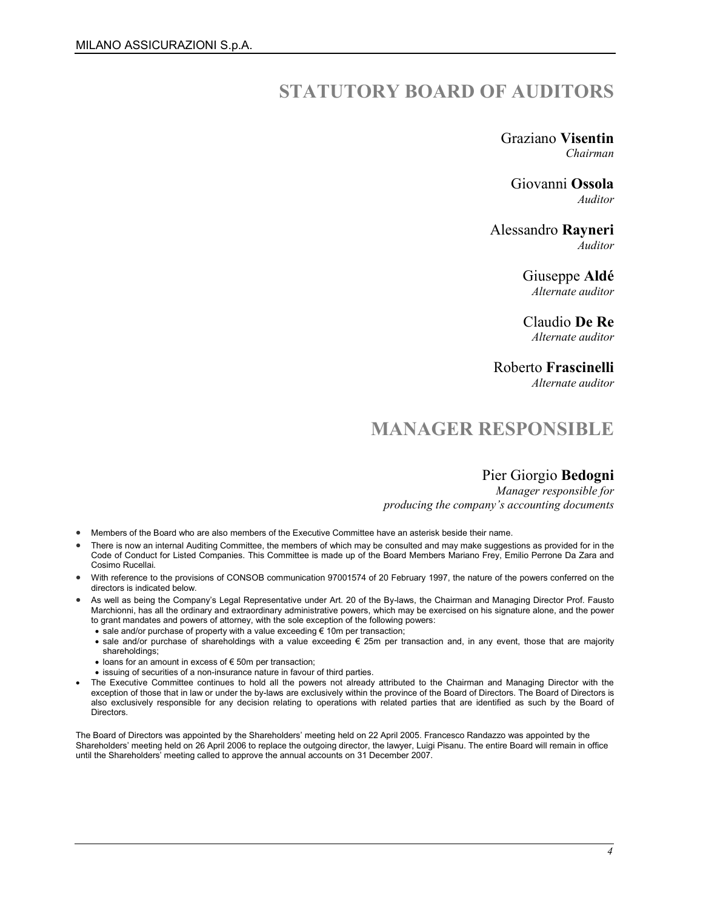# STATUTORY BOARD OF AUDITORS

Graziano **Visentin**
*Chairman*

Giovanni **Ossola**
*Auditor*

Alessandro **Rayneri**
*Auditor*

Giuseppe **Aldé**
*Alternate auditor*

Claudio **De Re**
*Alternate auditor*

Roberto **Frascinelli**
*Alternate auditor*

# MANAGER RESPONSIBLE

Pier Giorgio **Bedogni**
*Manager responsible for producing the company's accounting documents*

- Members of the Board who are also members of the Executive Committee have an asterisk beside their name.
- There is now an internal Auditing Committee, the members of which may be consulted and may make suggestions as provided for in the Code of Conduct for Listed Companies. This Committee is made up of the Board Members Mariano Frey, Emilio Perrone Da Zara and Cosimo Rucellai.
- With reference to the provisions of CONSOB communication 97001574 of 20 February 1997, the nature of the powers conferred on the directors is indicated below.
- As well as being the Company's Legal Representative under Art. 20 of the By-laws, the Chairman and Managing Director Prof. Fausto Marchionni, has all the ordinary and extraordinary administrative powers, which may be exercised on his signature alone, and the power to grant mandates and powers of attorney, with the sole exception of the following powers:
  - sale and/or purchase of property with a value exceeding € 10m per transaction;
  - sale and/or purchase of shareholdings with a value exceeding € 25m per transaction and, in any event, those that are majority shareholdings;
  - loans for an amount in excess of € 50m per transaction;
  - issuing of securities of a non-insurance nature in favour of third parties.
- The Executive Committee continues to hold all the powers not already attributed to the Chairman and Managing Director with the exception of those that in law or under the by-laws are exclusively within the province of the Board of Directors. The Board of Directors is also exclusively responsible for any decision relating to operations with related parties that are identified as such by the Board of Directors.

The Board of Directors was appointed by the Shareholders' meeting held on 22 April 2005. Francesco Randazzo was appointed by the Shareholders' meeting held on 26 April 2006 to replace the outgoing director, the lawyer, Luigi Pisanu. The entire Board will remain in office until the Shareholders' meeting called to approve the annual accounts on 31 December 2007.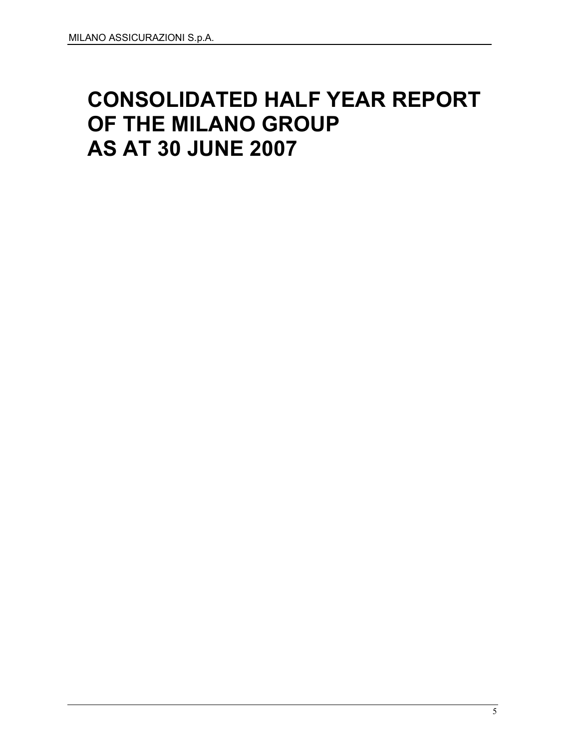# CONSOLIDATED HALF YEAR REPORT OF THE MILANO GROUP AS AT 30 JUNE 2007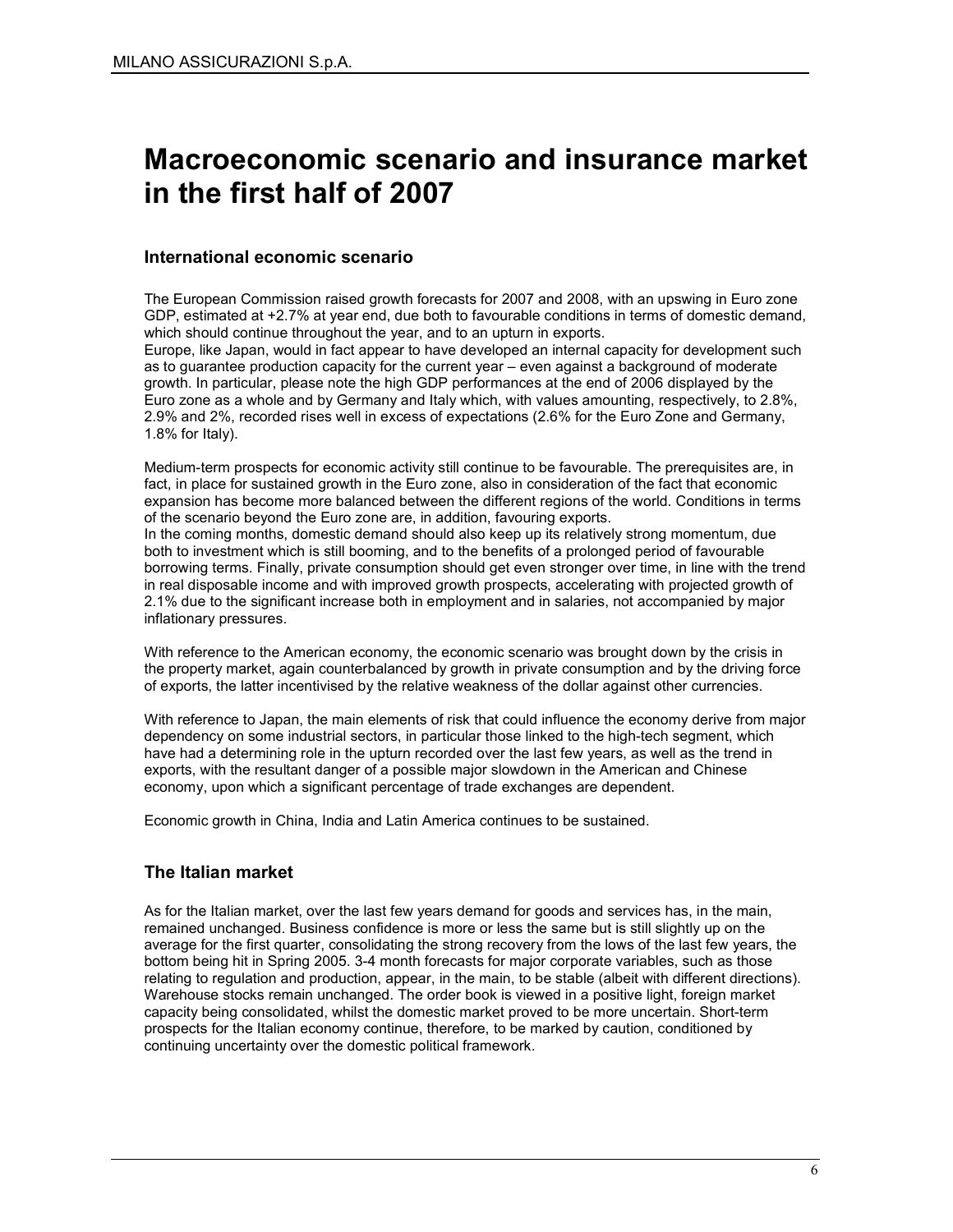# Macroeconomic scenario and insurance market in the first half of 2007

## International economic scenario

The European Commission raised growth forecasts for 2007 and 2008, with an upswing in Euro zone GDP, estimated at +2.7% at year end, due both to favourable conditions in terms of domestic demand, which should continue throughout the year, and to an upturn in exports.
Europe, like Japan, would in fact appear to have developed an internal capacity for development such as to guarantee production capacity for the current year – even against a background of moderate growth. In particular, please note the high GDP performances at the end of 2006 displayed by the Euro zone as a whole and by Germany and Italy which, with values amounting, respectively, to 2.8%, 2.9% and 2%, recorded rises well in excess of expectations (2.6% for the Euro Zone and Germany, 1.8% for Italy).

Medium-term prospects for economic activity still continue to be favourable. The prerequisites are, in fact, in place for sustained growth in the Euro zone, also in consideration of the fact that economic expansion has become more balanced between the different regions of the world. Conditions in terms of the scenario beyond the Euro zone are, in addition, favouring exports.
In the coming months, domestic demand should also keep up its relatively strong momentum, due both to investment which is still booming, and to the benefits of a prolonged period of favourable borrowing terms. Finally, private consumption should get even stronger over time, in line with the trend in real disposable income and with improved growth prospects, accelerating with projected growth of 2.1% due to the significant increase both in employment and in salaries, not accompanied by major inflationary pressures.

With reference to the American economy, the economic scenario was brought down by the crisis in the property market, again counterbalanced by growth in private consumption and by the driving force of exports, the latter incentivised by the relative weakness of the dollar against other currencies.

With reference to Japan, the main elements of risk that could influence the economy derive from major dependency on some industrial sectors, in particular those linked to the high-tech segment, which have had a determining role in the upturn recorded over the last few years, as well as the trend in exports, with the resultant danger of a possible major slowdown in the American and Chinese economy, upon which a significant percentage of trade exchanges are dependent.

Economic growth in China, India and Latin America continues to be sustained.

## The Italian market

As for the Italian market, over the last few years demand for goods and services has, in the main, remained unchanged. Business confidence is more or less the same but is still slightly up on the average for the first quarter, consolidating the strong recovery from the lows of the last few years, the bottom being hit in Spring 2005. 3-4 month forecasts for major corporate variables, such as those relating to regulation and production, appear, in the main, to be stable (albeit with different directions). Warehouse stocks remain unchanged. The order book is viewed in a positive light, foreign market capacity being consolidated, whilst the domestic market proved to be more uncertain. Short-term prospects for the Italian economy continue, therefore, to be marked by caution, conditioned by continuing uncertainty over the domestic political framework.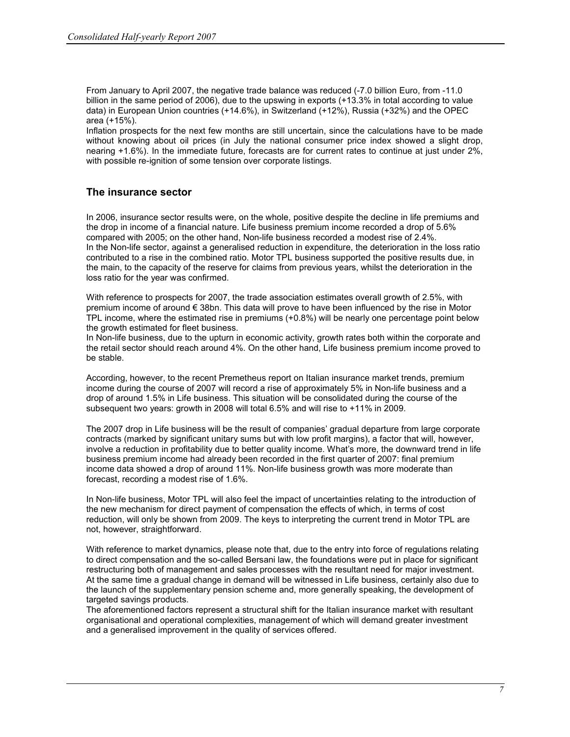From January to April 2007, the negative trade balance was reduced (-7.0 billion Euro, from -11.0 billion in the same period of 2006), due to the upswing in exports (+13.3% in total according to value data) in European Union countries (+14.6%), in Switzerland (+12%), Russia (+32%) and the OPEC area (+15%).

Inflation prospects for the next few months are still uncertain, since the calculations have to be made without knowing about oil prices (in July the national consumer price index showed a slight drop, nearing +1.6%). In the immediate future, forecasts are for current rates to continue at just under 2%, with possible re-ignition of some tension over corporate listings.

## The insurance sector

In 2006, insurance sector results were, on the whole, positive despite the decline in life premiums and the drop in income of a financial nature. Life business premium income recorded a drop of 5.6% compared with 2005; on the other hand, Non-life business recorded a modest rise of 2.4%.

In the Non-life sector, against a generalised reduction in expenditure, the deterioration in the loss ratio contributed to a rise in the combined ratio. Motor TPL business supported the positive results due, in the main, to the capacity of the reserve for claims from previous years, whilst the deterioration in the loss ratio for the year was confirmed.

With reference to prospects for 2007, the trade association estimates overall growth of 2.5%, with premium income of around € 38bn. This data will prove to have been influenced by the rise in Motor TPL income, where the estimated rise in premiums (+0.8%) will be nearly one percentage point below the growth estimated for fleet business.

In Non-life business, due to the upturn in economic activity, growth rates both within the corporate and the retail sector should reach around 4%. On the other hand, Life business premium income proved to be stable.

According, however, to the recent Premetheus report on Italian insurance market trends, premium income during the course of 2007 will record a rise of approximately 5% in Non-life business and a drop of around 1.5% in Life business. This situation will be consolidated during the course of the subsequent two years: growth in 2008 will total 6.5% and will rise to +11% in 2009.

The 2007 drop in Life business will be the result of companies' gradual departure from large corporate contracts (marked by significant unitary sums but with low profit margins), a factor that will, however, involve a reduction in profitability due to better quality income. What's more, the downward trend in life business premium income had already been recorded in the first quarter of 2007: final premium income data showed a drop of around 11%. Non-life business growth was more moderate than forecast, recording a modest rise of 1.6%.

In Non-life business, Motor TPL will also feel the impact of uncertainties relating to the introduction of the new mechanism for direct payment of compensation the effects of which, in terms of cost reduction, will only be shown from 2009. The keys to interpreting the current trend in Motor TPL are not, however, straightforward.

With reference to market dynamics, please note that, due to the entry into force of regulations relating to direct compensation and the so-called Bersani law, the foundations were put in place for significant restructuring both of management and sales processes with the resultant need for major investment. At the same time a gradual change in demand will be witnessed in Life business, certainly also due to the launch of the supplementary pension scheme and, more generally speaking, the development of targeted savings products.

The aforementioned factors represent a structural shift for the Italian insurance market with resultant organisational and operational complexities, management of which will demand greater investment and a generalised improvement in the quality of services offered.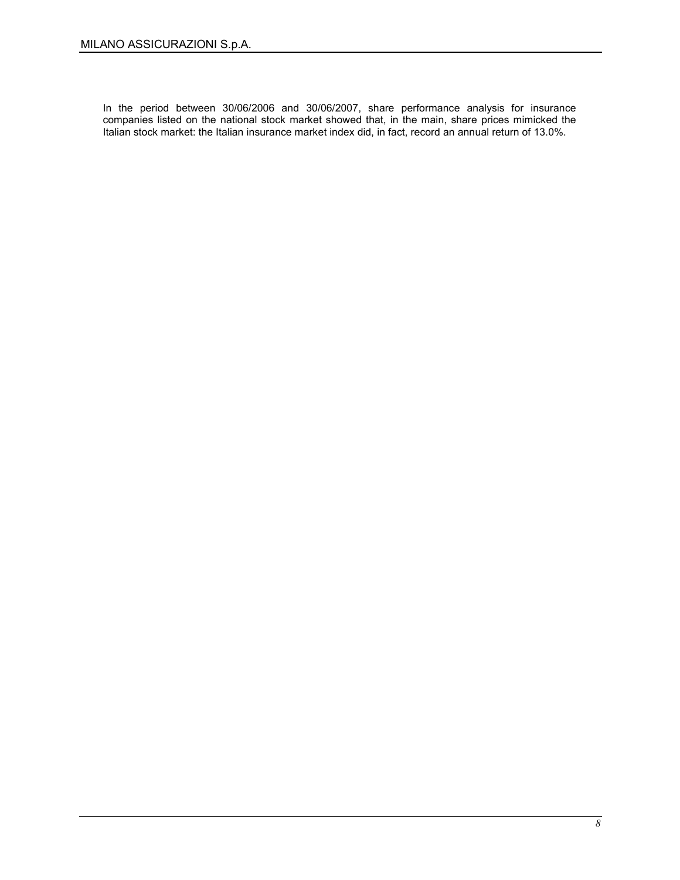In the period between 30/06/2006 and 30/06/2007, share performance analysis for insurance companies listed on the national stock market showed that, in the main, share prices mimicked the Italian stock market: the Italian insurance market index did, in fact, record an annual return of 13.0%.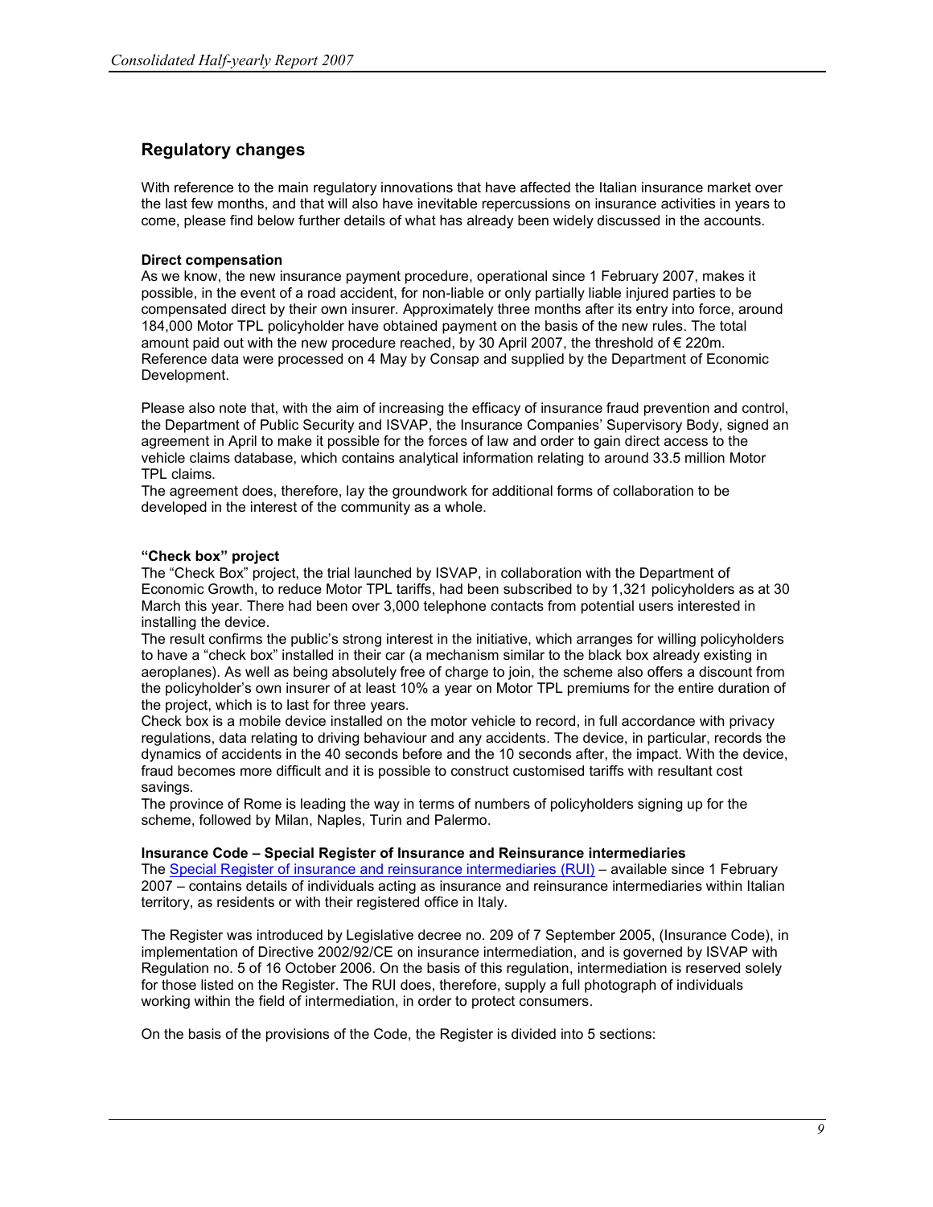## Regulatory changes

With reference to the main regulatory innovations that have affected the Italian insurance market over the last few months, and that will also have inevitable repercussions on insurance activities in years to come, please find below further details of what has already been widely discussed in the accounts.

**Direct compensation**

As we know, the new insurance payment procedure, operational since 1 February 2007, makes it possible, in the event of a road accident, for non-liable or only partially liable injured parties to be compensated direct by their own insurer. Approximately three months after its entry into force, around 184,000 Motor TPL policyholder have obtained payment on the basis of the new rules. The total amount paid out with the new procedure reached, by 30 April 2007, the threshold of € 220m. Reference data were processed on 4 May by Consap and supplied by the Department of Economic Development.

Please also note that, with the aim of increasing the efficacy of insurance fraud prevention and control, the Department of Public Security and ISVAP, the Insurance Companies' Supervisory Body, signed an agreement in April to make it possible for the forces of law and order to gain direct access to the vehicle claims database, which contains analytical information relating to around 33.5 million Motor TPL claims.
The agreement does, therefore, lay the groundwork for additional forms of collaboration to be developed in the interest of the community as a whole.

**"Check box" project**

The "Check Box" project, the trial launched by ISVAP, in collaboration with the Department of Economic Growth, to reduce Motor TPL tariffs, had been subscribed to by 1,321 policyholders as at 30 March this year. There had been over 3,000 telephone contacts from potential users interested in installing the device.
The result confirms the public's strong interest in the initiative, which arranges for willing policyholders to have a "check box" installed in their car (a mechanism similar to the black box already existing in aeroplanes). As well as being absolutely free of charge to join, the scheme also offers a discount from the policyholder's own insurer of at least 10% a year on Motor TPL premiums for the entire duration of the project, which is to last for three years.
Check box is a mobile device installed on the motor vehicle to record, in full accordance with privacy regulations, data relating to driving behaviour and any accidents. The device, in particular, records the dynamics of accidents in the 40 seconds before and the 10 seconds after, the impact. With the device, fraud becomes more difficult and it is possible to construct customised tariffs with resultant cost savings.
The province of Rome is leading the way in terms of numbers of policyholders signing up for the scheme, followed by Milan, Naples, Turin and Palermo.

**Insurance Code – Special Register of Insurance and Reinsurance intermediaries**

The Special Register of insurance and reinsurance intermediaries (RUI) – available since 1 February 2007 – contains details of individuals acting as insurance and reinsurance intermediaries within Italian territory, as residents or with their registered office in Italy.

The Register was introduced by Legislative decree no. 209 of 7 September 2005, (Insurance Code), in implementation of Directive 2002/92/CE on insurance intermediation, and is governed by ISVAP with Regulation no. 5 of 16 October 2006. On the basis of this regulation, intermediation is reserved solely for those listed on the Register. The RUI does, therefore, supply a full photograph of individuals working within the field of intermediation, in order to protect consumers.

On the basis of the provisions of the Code, the Register is divided into 5 sections: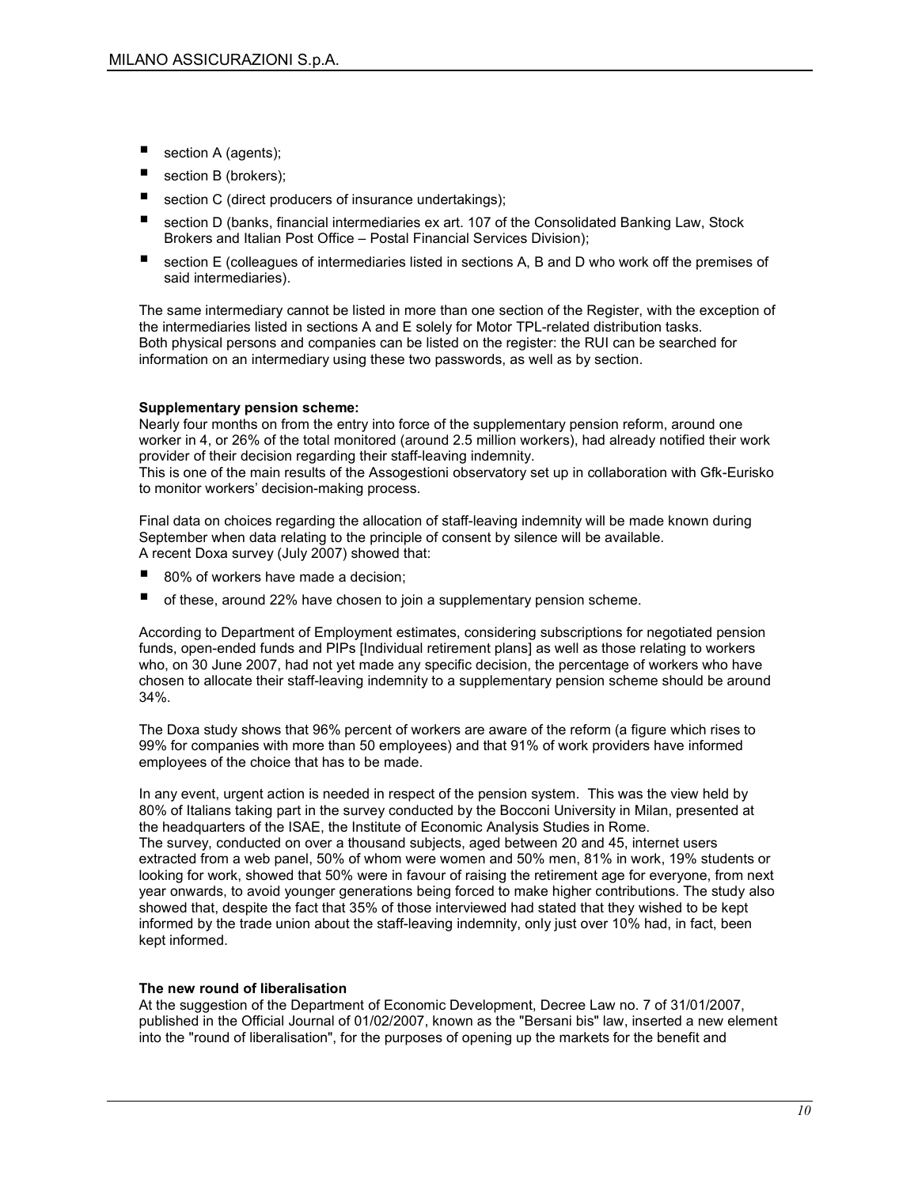- section A (agents);
- section B (brokers);
- section C (direct producers of insurance undertakings);
- section D (banks, financial intermediaries ex art. 107 of the Consolidated Banking Law, Stock Brokers and Italian Post Office – Postal Financial Services Division);
- section E (colleagues of intermediaries listed in sections A, B and D who work off the premises of said intermediaries).

The same intermediary cannot be listed in more than one section of the Register, with the exception of the intermediaries listed in sections A and E solely for Motor TPL-related distribution tasks.
Both physical persons and companies can be listed on the register: the RUI can be searched for information on an intermediary using these two passwords, as well as by section.

**Supplementary pension scheme:**
Nearly four months on from the entry into force of the supplementary pension reform, around one worker in 4, or 26% of the total monitored (around 2.5 million workers), had already notified their work provider of their decision regarding their staff-leaving indemnity.
This is one of the main results of the Assogestioni observatory set up in collaboration with Gfk-Eurisko to monitor workers' decision-making process.

Final data on choices regarding the allocation of staff-leaving indemnity will be made known during September when data relating to the principle of consent by silence will be available.
A recent Doxa survey (July 2007) showed that:

- 80% of workers have made a decision;
- of these, around 22% have chosen to join a supplementary pension scheme.

According to Department of Employment estimates, considering subscriptions for negotiated pension funds, open-ended funds and PIPs [Individual retirement plans] as well as those relating to workers who, on 30 June 2007, had not yet made any specific decision, the percentage of workers who have chosen to allocate their staff-leaving indemnity to a supplementary pension scheme should be around 34%.

The Doxa study shows that 96% percent of workers are aware of the reform (a figure which rises to 99% for companies with more than 50 employees) and that 91% of work providers have informed employees of the choice that has to be made.

In any event, urgent action is needed in respect of the pension system. This was the view held by 80% of Italians taking part in the survey conducted by the Bocconi University in Milan, presented at the headquarters of the ISAE, the Institute of Economic Analysis Studies in Rome.
The survey, conducted on over a thousand subjects, aged between 20 and 45, internet users extracted from a web panel, 50% of whom were women and 50% men, 81% in work, 19% students or looking for work, showed that 50% were in favour of raising the retirement age for everyone, from next year onwards, to avoid younger generations being forced to make higher contributions. The study also showed that, despite the fact that 35% of those interviewed had stated that they wished to be kept informed by the trade union about the staff-leaving indemnity, only just over 10% had, in fact, been kept informed.

**The new round of liberalisation**
At the suggestion of the Department of Economic Development, Decree Law no. 7 of 31/01/2007, published in the Official Journal of 01/02/2007, known as the "Bersani bis" law, inserted a new element into the "round of liberalisation", for the purposes of opening up the markets for the benefit and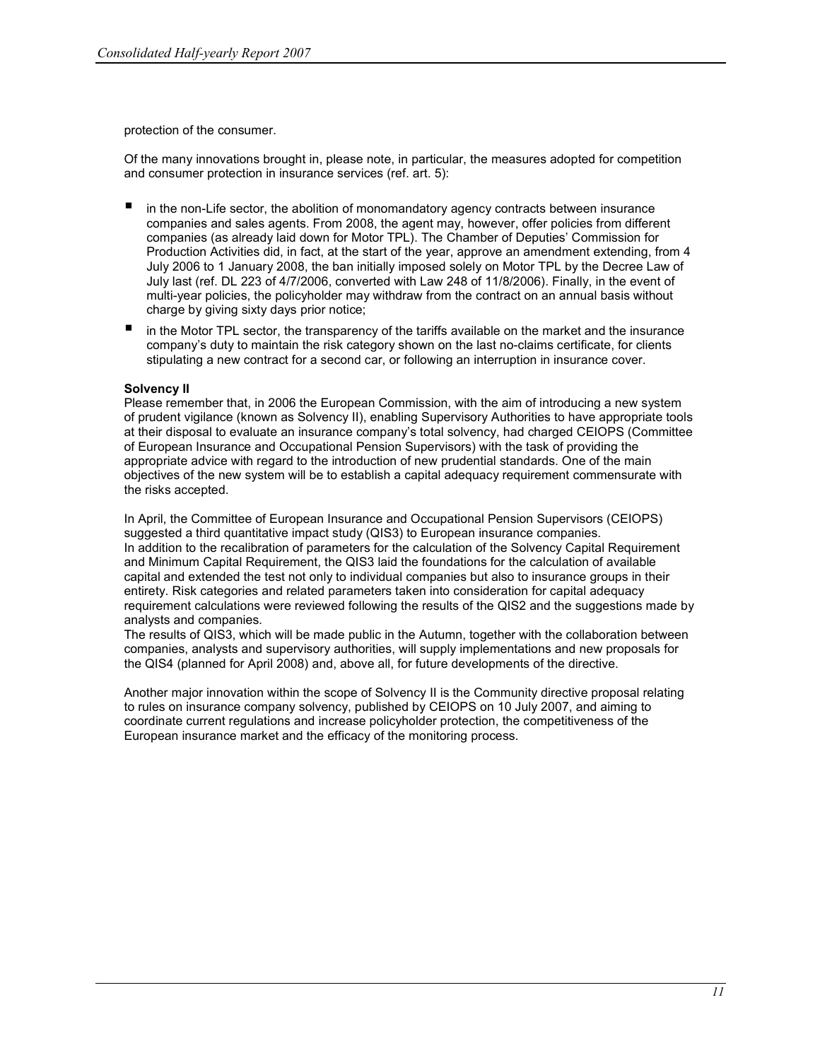protection of the consumer.

Of the many innovations brought in, please note, in particular, the measures adopted for competition and consumer protection in insurance services (ref. art. 5):

- in the non-Life sector, the abolition of monomandatory agency contracts between insurance companies and sales agents. From 2008, the agent may, however, offer policies from different companies (as already laid down for Motor TPL). The Chamber of Deputies' Commission for Production Activities did, in fact, at the start of the year, approve an amendment extending, from 4 July 2006 to 1 January 2008, the ban initially imposed solely on Motor TPL by the Decree Law of July last (ref. DL 223 of 4/7/2006, converted with Law 248 of 11/8/2006). Finally, in the event of multi-year policies, the policyholder may withdraw from the contract on an annual basis without charge by giving sixty days prior notice;
- in the Motor TPL sector, the transparency of the tariffs available on the market and the insurance company's duty to maintain the risk category shown on the last no-claims certificate, for clients stipulating a new contract for a second car, or following an interruption in insurance cover.

**Solvency II**

Please remember that, in 2006 the European Commission, with the aim of introducing a new system of prudent vigilance (known as Solvency II), enabling Supervisory Authorities to have appropriate tools at their disposal to evaluate an insurance company's total solvency, had charged CEIOPS (Committee of European Insurance and Occupational Pension Supervisors) with the task of providing the appropriate advice with regard to the introduction of new prudential standards. One of the main objectives of the new system will be to establish a capital adequacy requirement commensurate with the risks accepted.

In April, the Committee of European Insurance and Occupational Pension Supervisors (CEIOPS) suggested a third quantitative impact study (QIS3) to European insurance companies.
In addition to the recalibration of parameters for the calculation of the Solvency Capital Requirement and Minimum Capital Requirement, the QIS3 laid the foundations for the calculation of available capital and extended the test not only to individual companies but also to insurance groups in their entirety. Risk categories and related parameters taken into consideration for capital adequacy requirement calculations were reviewed following the results of the QIS2 and the suggestions made by analysts and companies.
The results of QIS3, which will be made public in the Autumn, together with the collaboration between companies, analysts and supervisory authorities, will supply implementations and new proposals for the QIS4 (planned for April 2008) and, above all, for future developments of the directive.

Another major innovation within the scope of Solvency II is the Community directive proposal relating to rules on insurance company solvency, published by CEIOPS on 10 July 2007, and aiming to coordinate current regulations and increase policyholder protection, the competitiveness of the European insurance market and the efficacy of the monitoring process.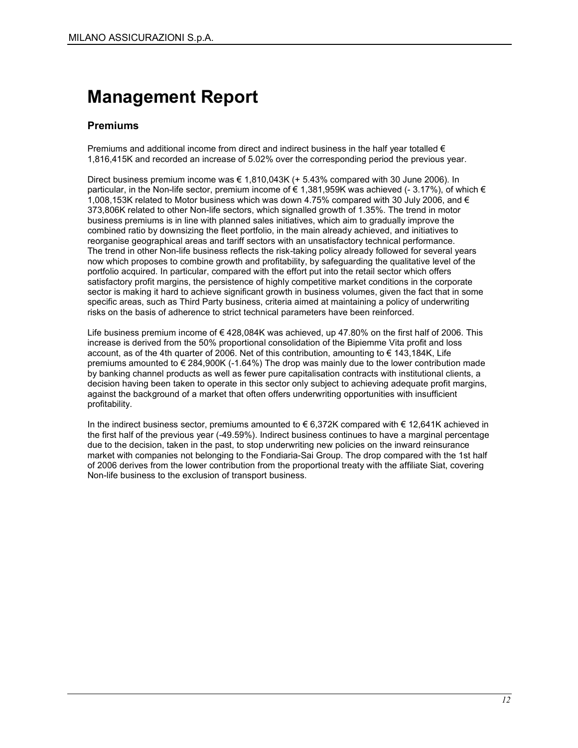# Management Report

## Premiums

Premiums and additional income from direct and indirect business in the half year totalled € 1,816,415K and recorded an increase of 5.02% over the corresponding period the previous year.

Direct business premium income was € 1,810,043K (+ 5.43% compared with 30 June 2006). In particular, in the Non-life sector, premium income of € 1,381,959K was achieved (- 3.17%), of which € 1,008,153K related to Motor business which was down 4.75% compared with 30 July 2006, and € 373,806K related to other Non-life sectors, which signalled growth of 1.35%. The trend in motor business premiums is in line with planned sales initiatives, which aim to gradually improve the combined ratio by downsizing the fleet portfolio, in the main already achieved, and initiatives to reorganise geographical areas and tariff sectors with an unsatisfactory technical performance. The trend in other Non-life business reflects the risk-taking policy already followed for several years now which proposes to combine growth and profitability, by safeguarding the qualitative level of the portfolio acquired. In particular, compared with the effort put into the retail sector which offers satisfactory profit margins, the persistence of highly competitive market conditions in the corporate sector is making it hard to achieve significant growth in business volumes, given the fact that in some specific areas, such as Third Party business, criteria aimed at maintaining a policy of underwriting risks on the basis of adherence to strict technical parameters have been reinforced.

Life business premium income of € 428,084K was achieved, up 47.80% on the first half of 2006. This increase is derived from the 50% proportional consolidation of the Bipiemme Vita profit and loss account, as of the 4th quarter of 2006. Net of this contribution, amounting to € 143,184K, Life premiums amounted to € 284,900K (-1.64%) The drop was mainly due to the lower contribution made by banking channel products as well as fewer pure capitalisation contracts with institutional clients, a decision having been taken to operate in this sector only subject to achieving adequate profit margins, against the background of a market that often offers underwriting opportunities with insufficient profitability.

In the indirect business sector, premiums amounted to € 6,372K compared with € 12,641K achieved in the first half of the previous year (-49.59%). Indirect business continues to have a marginal percentage due to the decision, taken in the past, to stop underwriting new policies on the inward reinsurance market with companies not belonging to the Fondiaria-Sai Group. The drop compared with the 1st half of 2006 derives from the lower contribution from the proportional treaty with the affiliate Siat, covering Non-life business to the exclusion of transport business.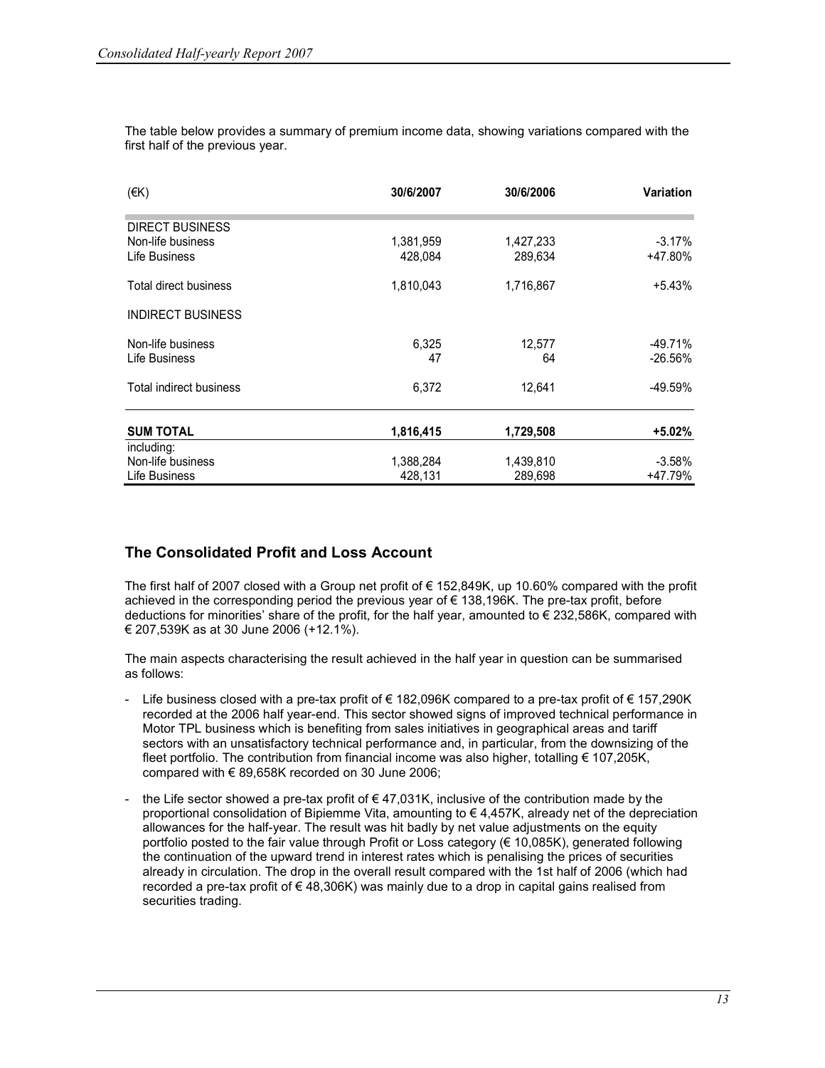The table below provides a summary of premium income data, showing variations compared with the first half of the previous year.

| (€K) | 30/6/2007 | 30/6/2006 | Variation |
|---|---|---|---|
| DIRECT BUSINESS | | | |
| Non-life business | 1,381,959 | 1,427,233 | -3.17% |
| Life Business | 428,084 | 289,634 | +47.80% |
| Total direct business | 1,810,043 | 1,716,867 | +5.43% |
| INDIRECT BUSINESS | | | |
| Non-life business | 6,325 | 12,577 | -49.71% |
| Life Business | 47 | 64 | -26.56% |
| Total indirect business | 6,372 | 12,641 | -49.59% |
| **SUM TOTAL** | **1,816,415** | **1,729,508** | **+5.02%** |
| including: | | | |
| Non-life business | 1,388,284 | 1,439,810 | -3.58% |
| Life Business | 428,131 | 289,698 | +47.79% |

## The Consolidated Profit and Loss Account

The first half of 2007 closed with a Group net profit of € 152,849K, up 10.60% compared with the profit achieved in the corresponding period the previous year of € 138,196K. The pre-tax profit, before deductions for minorities' share of the profit, for the half year, amounted to € 232,586K, compared with € 207,539K as at 30 June 2006 (+12.1%).

The main aspects characterising the result achieved in the half year in question can be summarised as follows:

- Life business closed with a pre-tax profit of € 182,096K compared to a pre-tax profit of € 157,290K recorded at the 2006 half year-end. This sector showed signs of improved technical performance in Motor TPL business which is benefiting from sales initiatives in geographical areas and tariff sectors with an unsatisfactory technical performance and, in particular, from the downsizing of the fleet portfolio. The contribution from financial income was also higher, totalling € 107,205K, compared with € 89,658K recorded on 30 June 2006;
- the Life sector showed a pre-tax profit of € 47,031K, inclusive of the contribution made by the proportional consolidation of Bipiemme Vita, amounting to € 4,457K, already net of the depreciation allowances for the half-year. The result was hit badly by net value adjustments on the equity portfolio posted to the fair value through Profit or Loss category (€ 10,085K), generated following the continuation of the upward trend in interest rates which is penalising the prices of securities already in circulation. The drop in the overall result compared with the 1st half of 2006 (which had recorded a pre-tax profit of € 48,306K) was mainly due to a drop in capital gains realised from securities trading.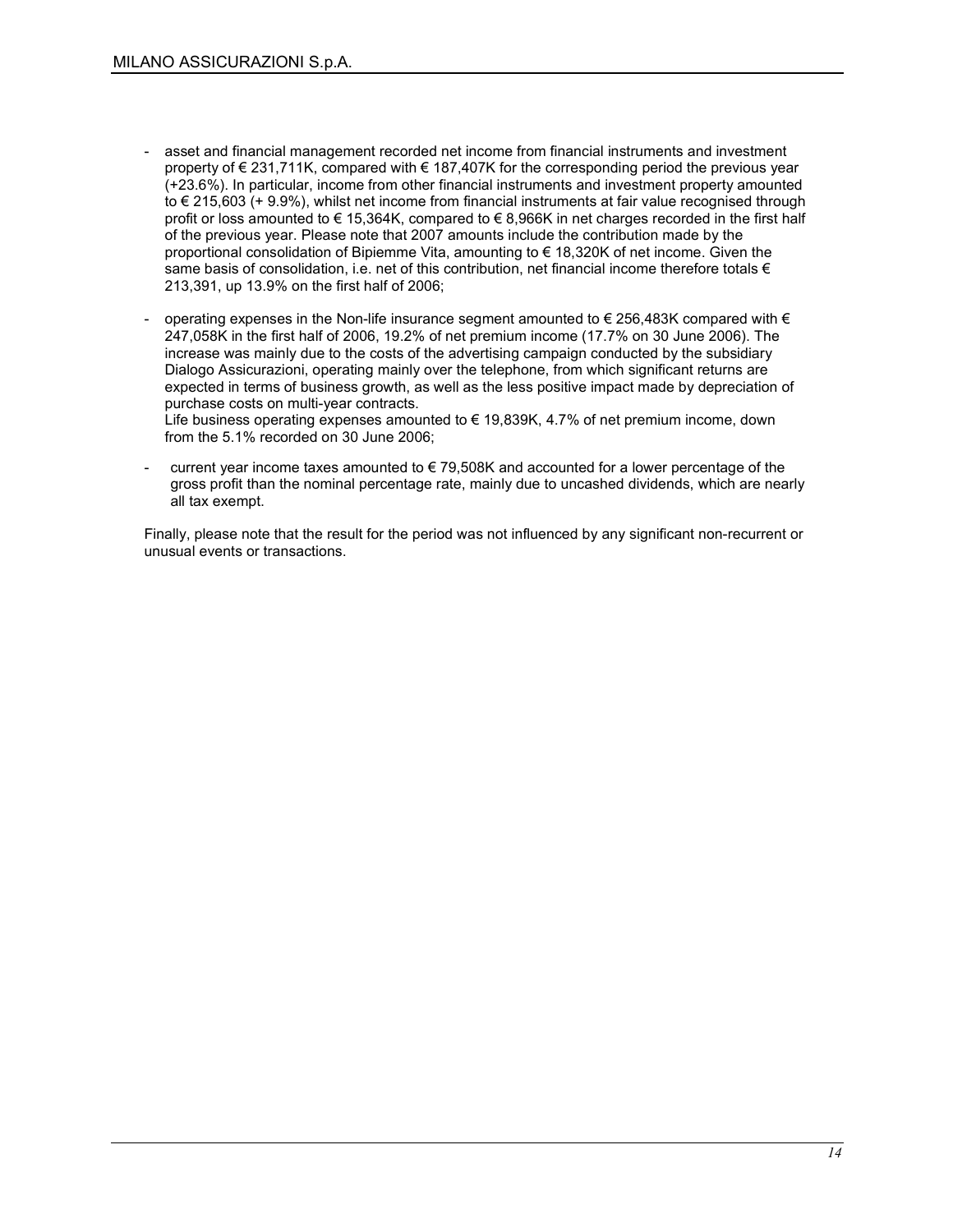- asset and financial management recorded net income from financial instruments and investment property of € 231,711K, compared with € 187,407K for the corresponding period the previous year (+23.6%). In particular, income from other financial instruments and investment property amounted to € 215,603 (+ 9.9%), whilst net income from financial instruments at fair value recognised through profit or loss amounted to € 15,364K, compared to € 8,966K in net charges recorded in the first half of the previous year. Please note that 2007 amounts include the contribution made by the proportional consolidation of Bipiemme Vita, amounting to € 18,320K of net income. Given the same basis of consolidation, i.e. net of this contribution, net financial income therefore totals € 213,391, up 13.9% on the first half of 2006;

- operating expenses in the Non-life insurance segment amounted to € 256,483K compared with € 247,058K in the first half of 2006, 19.2% of net premium income (17.7% on 30 June 2006). The increase was mainly due to the costs of the advertising campaign conducted by the subsidiary Dialogo Assicurazioni, operating mainly over the telephone, from which significant returns are expected in terms of business growth, as well as the less positive impact made by depreciation of purchase costs on multi-year contracts.
  Life business operating expenses amounted to € 19,839K, 4.7% of net premium income, down from the 5.1% recorded on 30 June 2006;

- current year income taxes amounted to € 79,508K and accounted for a lower percentage of the gross profit than the nominal percentage rate, mainly due to uncashed dividends, which are nearly all tax exempt.

Finally, please note that the result for the period was not influenced by any significant non-recurrent or unusual events or transactions.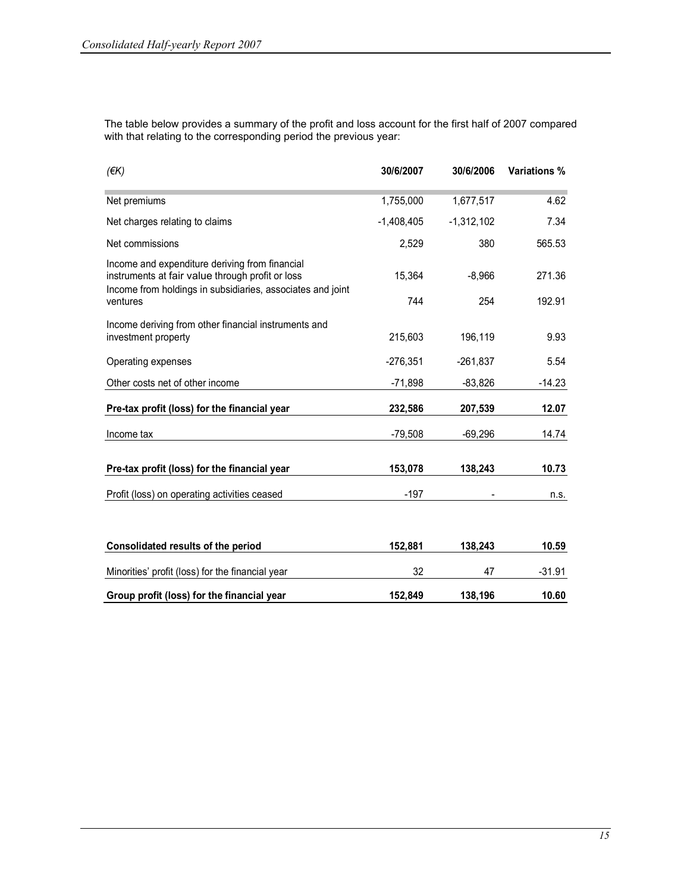The table below provides a summary of the profit and loss account for the first half of 2007 compared with that relating to the corresponding period the previous year:

| *(€K)* | 30/6/2007 | 30/6/2006 | Variations % |
|---|---|---|---|
| Net premiums | 1,755,000 | 1,677,517 | 4.62 |
| Net charges relating to claims | -1,408,405 | -1,312,102 | 7.34 |
| Net commissions | 2,529 | 380 | 565.53 |
| Income and expenditure deriving from financial instruments at fair value through profit or loss | 15,364 | -8,966 | 271.36 |
| Income from holdings in subsidiaries, associates and joint ventures | 744 | 254 | 192.91 |
| Income deriving from other financial instruments and investment property | 215,603 | 196,119 | 9.93 |
| Operating expenses | -276,351 | -261,837 | 5.54 |
| Other costs net of other income | -71,898 | -83,826 | -14.23 |
| **Pre-tax profit (loss) for the financial year** | **232,586** | **207,539** | **12.07** |
| Income tax | -79,508 | -69,296 | 14.74 |
| **Pre-tax profit (loss) for the financial year** | **153,078** | **138,243** | **10.73** |
| Profit (loss) on operating activities ceased | -197 | - | n.s. |
| **Consolidated results of the period** | **152,881** | **138,243** | **10.59** |
| Minorities' profit (loss) for the financial year | 32 | 47 | -31.91 |
| **Group profit (loss) for the financial year** | **152,849** | **138,196** | **10.60** |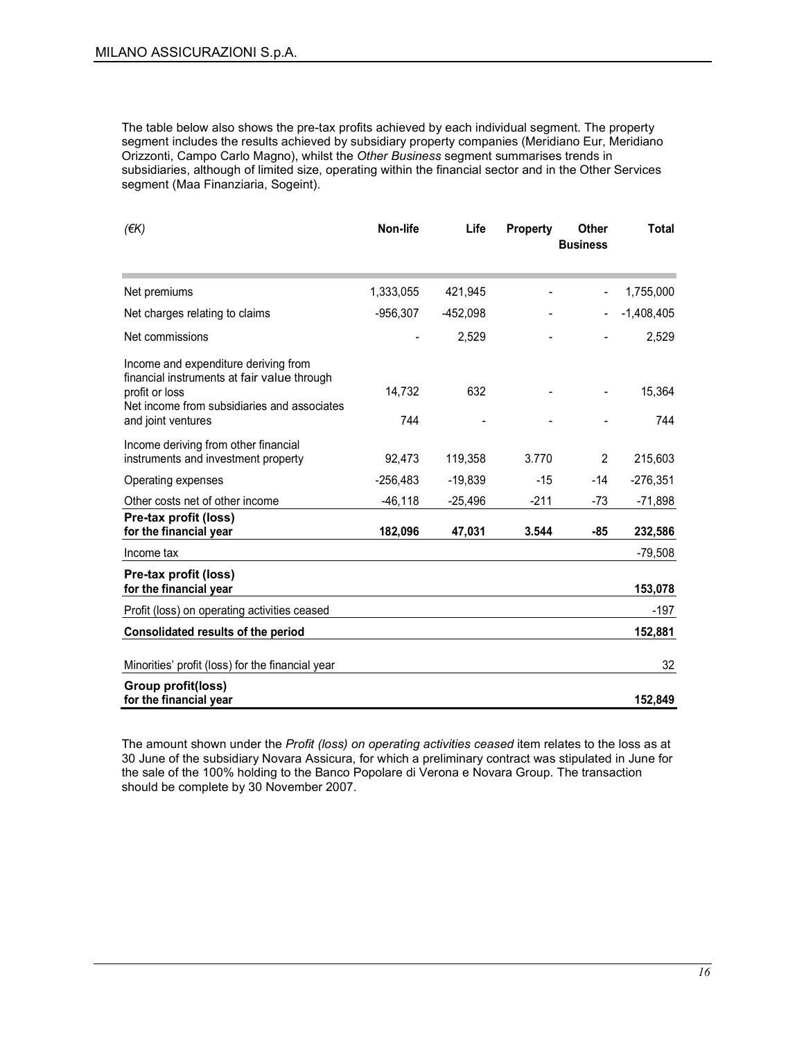The table below also shows the pre-tax profits achieved by each individual segment. The property segment includes the results achieved by subsidiary property companies (Meridiano Eur, Meridiano Orizzonti, Campo Carlo Magno), whilst the *Other Business* segment summarises trends in subsidiaries, although of limited size, operating within the financial sector and in the Other Services segment (Maa Finanziaria, Sogeint).

| *(€K)* | Non-life | Life | Property | Other Business | Total |
|---|---|---|---|---|---|
| Net premiums | 1,333,055 | 421,945 | - | - | 1,755,000 |
| Net charges relating to claims | -956,307 | -452,098 | - | - | -1,408,405 |
| Net commissions | - | 2,529 | - | - | 2,529 |
| Income and expenditure deriving from financial instruments at fair value through profit or loss | 14,732 | 632 | - | - | 15,364 |
| Net income from subsidiaries and associates and joint ventures | 744 | - | - | - | 744 |
| Income deriving from other financial instruments and investment property | 92,473 | 119,358 | 3.770 | 2 | 215,603 |
| Operating expenses | -256,483 | -19,839 | -15 | -14 | -276,351 |
| Other costs net of other income | -46,118 | -25,496 | -211 | -73 | -71,898 |
| **Pre-tax profit (loss) for the financial year** | **182,096** | **47,031** | **3.544** | **-85** | **232,586** |
| Income tax | | | | | -79,508 |
| **Pre-tax profit (loss) for the financial year** | | | | | **153,078** |
| Profit (loss) on operating activities ceased | | | | | -197 |
| **Consolidated results of the period** | | | | | **152,881** |
| Minorities' profit (loss) for the financial year | | | | | 32 |
| **Group profit(loss) for the financial year** | | | | | **152,849** |

The amount shown under the *Profit (loss) on operating activities ceased* item relates to the loss as at 30 June of the subsidiary Novara Assicura, for which a preliminary contract was stipulated in June for the sale of the 100% holding to the Banco Popolare di Verona e Novara Group. The transaction should be complete by 30 November 2007.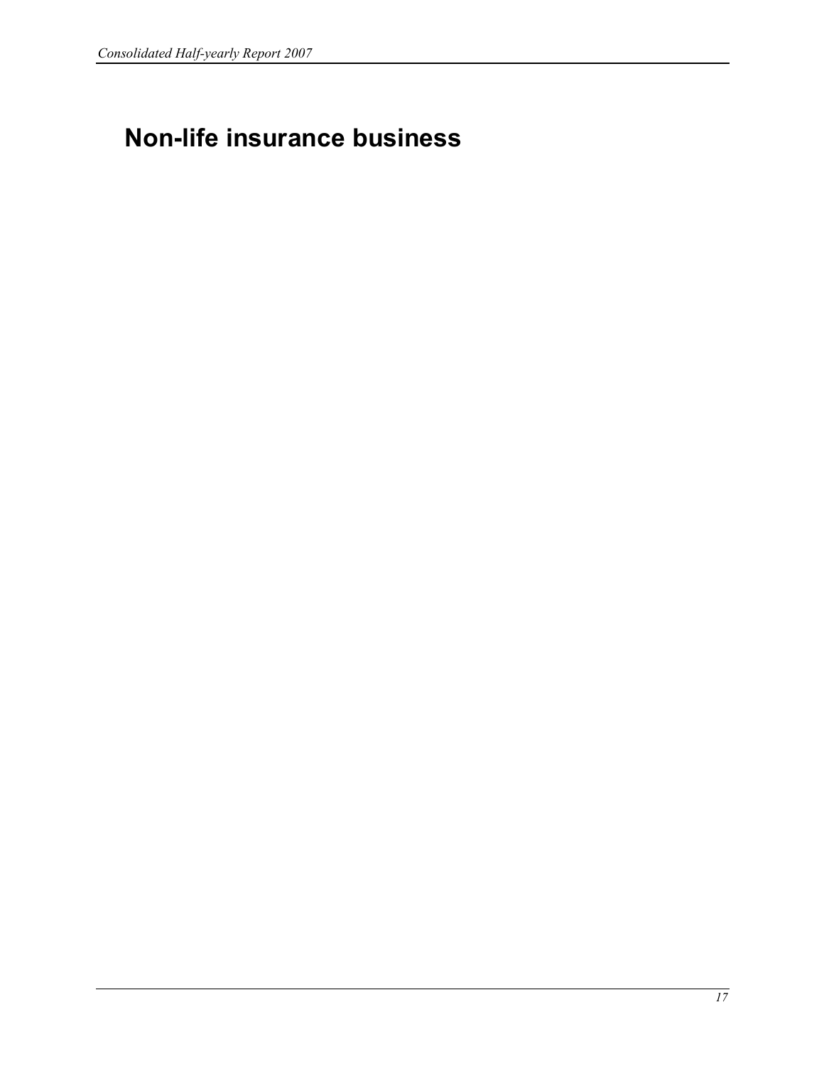# Non-life insurance business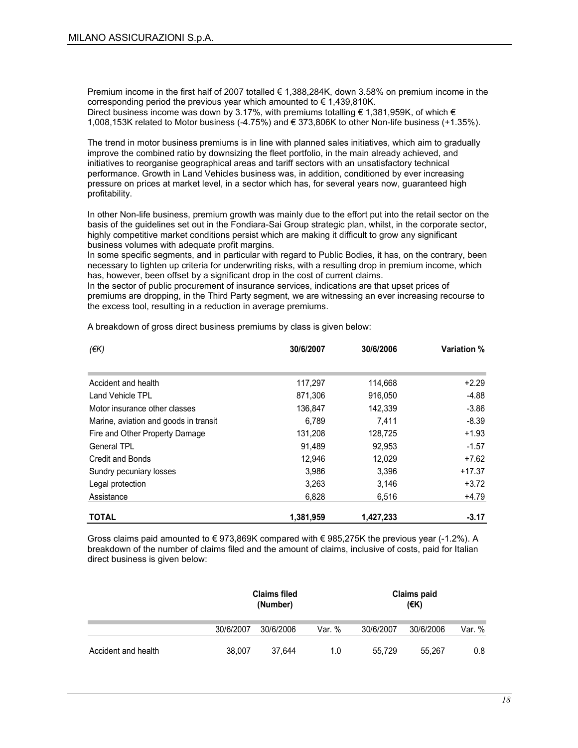Premium income in the first half of 2007 totalled € 1,388,284K, down 3.58% on premium income in the corresponding period the previous year which amounted to € 1,439,810K.
Direct business income was down by 3.17%, with premiums totalling € 1,381,959K, of which € 1,008,153K related to Motor business (-4.75%) and € 373,806K to other Non-life business (+1.35%).

The trend in motor business premiums is in line with planned sales initiatives, which aim to gradually improve the combined ratio by downsizing the fleet portfolio, in the main already achieved, and initiatives to reorganise geographical areas and tariff sectors with an unsatisfactory technical performance. Growth in Land Vehicles business was, in addition, conditioned by ever increasing pressure on prices at market level, in a sector which has, for several years now, guaranteed high profitability.

In other Non-life business, premium growth was mainly due to the effort put into the retail sector on the basis of the guidelines set out in the Fondiara-Sai Group strategic plan, whilst, in the corporate sector, highly competitive market conditions persist which are making it difficult to grow any significant business volumes with adequate profit margins.
In some specific segments, and in particular with regard to Public Bodies, it has, on the contrary, been necessary to tighten up criteria for underwriting risks, with a resulting drop in premium income, which has, however, been offset by a significant drop in the cost of current claims.
In the sector of public procurement of insurance services, indications are that upset prices of premiums are dropping, in the Third Party segment, we are witnessing an ever increasing recourse to the excess tool, resulting in a reduction in average premiums.

A breakdown of gross direct business premiums by class is given below:

| *(€K)* | **30/6/2007** | **30/6/2006** | **Variation %** |
|---|---|---|---|
| Accident and health | 117,297 | 114,668 | +2.29 |
| Land Vehicle TPL | 871,306 | 916,050 | -4.88 |
| Motor insurance other classes | 136,847 | 142,339 | -3.86 |
| Marine, aviation and goods in transit | 6,789 | 7,411 | -8.39 |
| Fire and Other Property Damage | 131,208 | 128,725 | +1.93 |
| General TPL | 91,489 | 92,953 | -1.57 |
| Credit and Bonds | 12,946 | 12,029 | +7.62 |
| Sundry pecuniary losses | 3,986 | 3,396 | +17.37 |
| Legal protection | 3,263 | 3,146 | +3.72 |
| Assistance | 6,828 | 6,516 | +4.79 |
| **TOTAL** | **1,381,959** | **1,427,233** | **-3.17** |

Gross claims paid amounted to € 973,869K compared with € 985,275K the previous year (-1.2%). A breakdown of the number of claims filed and the amount of claims, inclusive of costs, paid for Italian direct business is given below:

| | **Claims filed (Number)** | | | **Claims paid (€K)** | | |
|---|---|---|---|---|---|---|
| | 30/6/2007 | 30/6/2006 | Var. % | 30/6/2007 | 30/6/2006 | Var. % |
| Accident and health | 38,007 | 37,644 | 1.0 | 55,729 | 55,267 | 0.8 |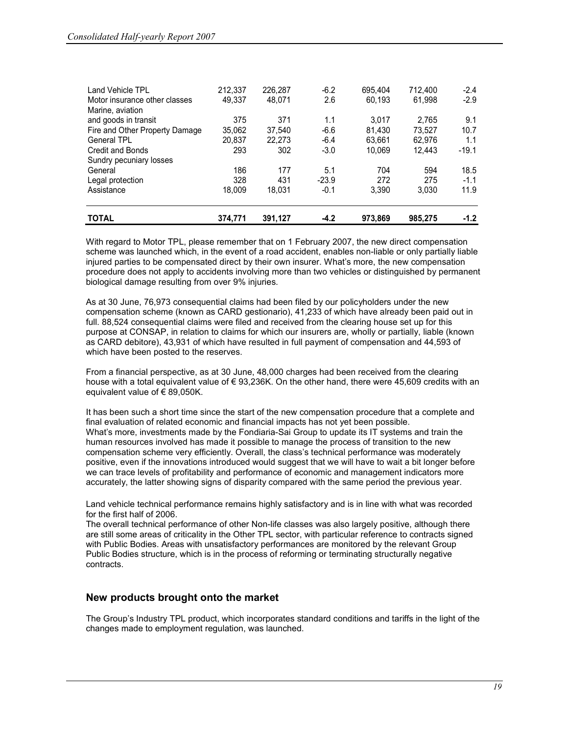| | | | | | | |
|---|---|---|---|---|---|---|
| Land Vehicle TPL | 212,337 | 226,287 | -6.2 | 695,404 | 712,400 | -2.4 |
| Motor insurance other classes | 49,337 | 48,071 | 2.6 | 60,193 | 61,998 | -2.9 |
| Marine, aviation and goods in transit | 375 | 371 | 1.1 | 3,017 | 2,765 | 9.1 |
| Fire and Other Property Damage | 35,062 | 37,540 | -6.6 | 81,430 | 73,527 | 10.7 |
| General TPL | 20,837 | 22,273 | -6.4 | 63,661 | 62,976 | 1.1 |
| Credit and Bonds | 293 | 302 | -3.0 | 10,069 | 12,443 | -19.1 |
| Sundry pecuniary losses | | | | | | |
| General | 186 | 177 | 5.1 | 704 | 594 | 18.5 |
| Legal protection | 328 | 431 | -23.9 | 272 | 275 | -1.1 |
| Assistance | 18,009 | 18,031 | -0.1 | 3,390 | 3,030 | 11.9 |
| **TOTAL** | **374,771** | **391,127** | **-4.2** | **973,869** | **985,275** | **-1.2** |

With regard to Motor TPL, please remember that on 1 February 2007, the new direct compensation scheme was launched which, in the event of a road accident, enables non-liable or only partially liable injured parties to be compensated direct by their own insurer. What's more, the new compensation procedure does not apply to accidents involving more than two vehicles or distinguished by permanent biological damage resulting from over 9% injuries.

As at 30 June, 76,973 consequential claims had been filed by our policyholders under the new compensation scheme (known as CARD gestionario), 41,233 of which have already been paid out in full. 88,524 consequential claims were filed and received from the clearing house set up for this purpose at CONSAP, in relation to claims for which our insurers are, wholly or partially, liable (known as CARD debitore), 43,931 of which have resulted in full payment of compensation and 44,593 of which have been posted to the reserves.

From a financial perspective, as at 30 June, 48,000 charges had been received from the clearing house with a total equivalent value of € 93,236K. On the other hand, there were 45,609 credits with an equivalent value of € 89,050K.

It has been such a short time since the start of the new compensation procedure that a complete and final evaluation of related economic and financial impacts has not yet been possible.
What's more, investments made by the Fondiaria-Sai Group to update its IT systems and train the human resources involved has made it possible to manage the process of transition to the new compensation scheme very efficiently. Overall, the class's technical performance was moderately positive, even if the innovations introduced would suggest that we will have to wait a bit longer before we can trace levels of profitability and performance of economic and management indicators more accurately, the latter showing signs of disparity compared with the same period the previous year.

Land vehicle technical performance remains highly satisfactory and is in line with what was recorded for the first half of 2006.
The overall technical performance of other Non-life classes was also largely positive, although there are still some areas of criticality in the Other TPL sector, with particular reference to contracts signed with Public Bodies. Areas with unsatisfactory performances are monitored by the relevant Group Public Bodies structure, which is in the process of reforming or terminating structurally negative contracts.

## New products brought onto the market

The Group's Industry TPL product, which incorporates standard conditions and tariffs in the light of the changes made to employment regulation, was launched.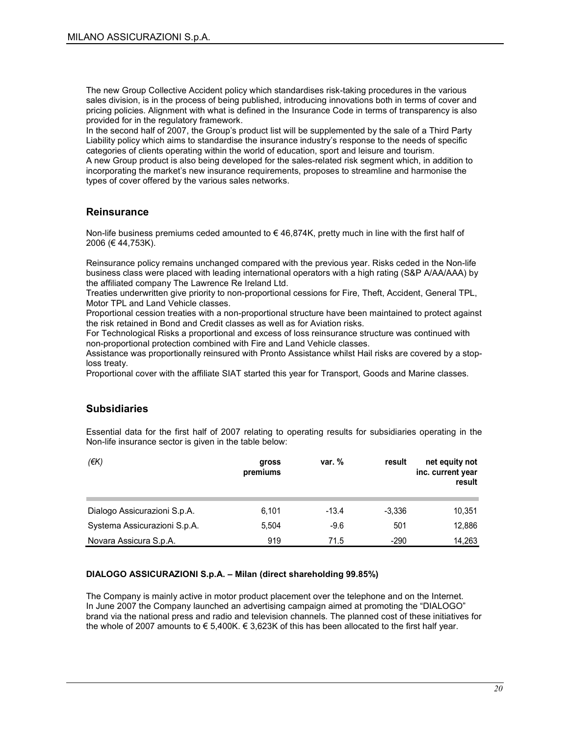The new Group Collective Accident policy which standardises risk-taking procedures in the various sales division, is in the process of being published, introducing innovations both in terms of cover and pricing policies. Alignment with what is defined in the Insurance Code in terms of transparency is also provided for in the regulatory framework.
In the second half of 2007, the Group's product list will be supplemented by the sale of a Third Party Liability policy which aims to standardise the insurance industry's response to the needs of specific categories of clients operating within the world of education, sport and leisure and tourism.
A new Group product is also being developed for the sales-related risk segment which, in addition to incorporating the market's new insurance requirements, proposes to streamline and harmonise the types of cover offered by the various sales networks.

## Reinsurance

Non-life business premiums ceded amounted to € 46,874K, pretty much in line with the first half of 2006 (€ 44,753K).

Reinsurance policy remains unchanged compared with the previous year. Risks ceded in the Non-life business class were placed with leading international operators with a high rating (S&P A/AA/AAA) by the affiliated company The Lawrence Re Ireland Ltd.
Treaties underwritten give priority to non-proportional cessions for Fire, Theft, Accident, General TPL, Motor TPL and Land Vehicle classes.
Proportional cession treaties with a non-proportional structure have been maintained to protect against the risk retained in Bond and Credit classes as well as for Aviation risks.
For Technological Risks a proportional and excess of loss reinsurance structure was continued with non-proportional protection combined with Fire and Land Vehicle classes.
Assistance was proportionally reinsured with Pronto Assistance whilst Hail risks are covered by a stop-loss treaty.
Proportional cover with the affiliate SIAT started this year for Transport, Goods and Marine classes.

## Subsidiaries

Essential data for the first half of 2007 relating to operating results for subsidiaries operating in the Non-life insurance sector is given in the table below:

| *(€K)* | gross premiums | var. % | result | net equity not inc. current year result |
|---|---|---|---|---|
| Dialogo Assicurazioni S.p.A. | 6,101 | -13.4 | -3,336 | 10,351 |
| Systema Assicurazioni S.p.A. | 5,504 | -9.6 | 501 | 12,886 |
| Novara Assicura S.p.A. | 919 | 71.5 | -290 | 14,263 |

**DIALOGO ASSICURAZIONI S.p.A. – Milan (direct shareholding 99.85%)**

The Company is mainly active in motor product placement over the telephone and on the Internet.
In June 2007 the Company launched an advertising campaign aimed at promoting the "DIALOGO" brand via the national press and radio and television channels. The planned cost of these initiatives for the whole of 2007 amounts to € 5,400K. € 3,623K of this has been allocated to the first half year.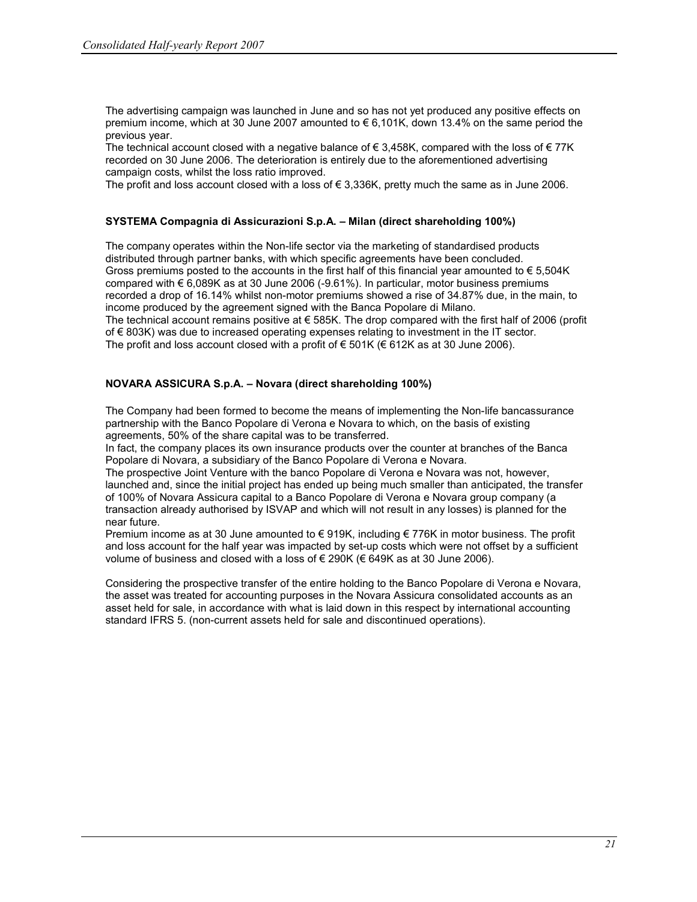The advertising campaign was launched in June and so has not yet produced any positive effects on premium income, which at 30 June 2007 amounted to € 6,101K, down 13.4% on the same period the previous year.
The technical account closed with a negative balance of € 3,458K, compared with the loss of € 77K recorded on 30 June 2006. The deterioration is entirely due to the aforementioned advertising campaign costs, whilst the loss ratio improved.
The profit and loss account closed with a loss of € 3,336K, pretty much the same as in June 2006.

**SYSTEMA Compagnia di Assicurazioni S.p.A. – Milan (direct shareholding 100%)**

The company operates within the Non-life sector via the marketing of standardised products distributed through partner banks, with which specific agreements have been concluded.
Gross premiums posted to the accounts in the first half of this financial year amounted to € 5,504K compared with € 6,089K as at 30 June 2006 (-9.61%). In particular, motor business premiums recorded a drop of 16.14% whilst non-motor premiums showed a rise of 34.87% due, in the main, to income produced by the agreement signed with the Banca Popolare di Milano.
The technical account remains positive at € 585K. The drop compared with the first half of 2006 (profit of € 803K) was due to increased operating expenses relating to investment in the IT sector.
The profit and loss account closed with a profit of € 501K (€ 612K as at 30 June 2006).

**NOVARA ASSICURA S.p.A. – Novara (direct shareholding 100%)**

The Company had been formed to become the means of implementing the Non-life bancassurance partnership with the Banco Popolare di Verona e Novara to which, on the basis of existing agreements, 50% of the share capital was to be transferred.
In fact, the company places its own insurance products over the counter at branches of the Banca Popolare di Novara, a subsidiary of the Banco Popolare di Verona e Novara.
The prospective Joint Venture with the banco Popolare di Verona e Novara was not, however, launched and, since the initial project has ended up being much smaller than anticipated, the transfer of 100% of Novara Assicura capital to a Banco Popolare di Verona e Novara group company (a transaction already authorised by ISVAP and which will not result in any losses) is planned for the near future.
Premium income as at 30 June amounted to € 919K, including € 776K in motor business. The profit and loss account for the half year was impacted by set-up costs which were not offset by a sufficient volume of business and closed with a loss of € 290K (€ 649K as at 30 June 2006).

Considering the prospective transfer of the entire holding to the Banco Popolare di Verona e Novara, the asset was treated for accounting purposes in the Novara Assicura consolidated accounts as an asset held for sale, in accordance with what is laid down in this respect by international accounting standard IFRS 5. (non-current assets held for sale and discontinued operations).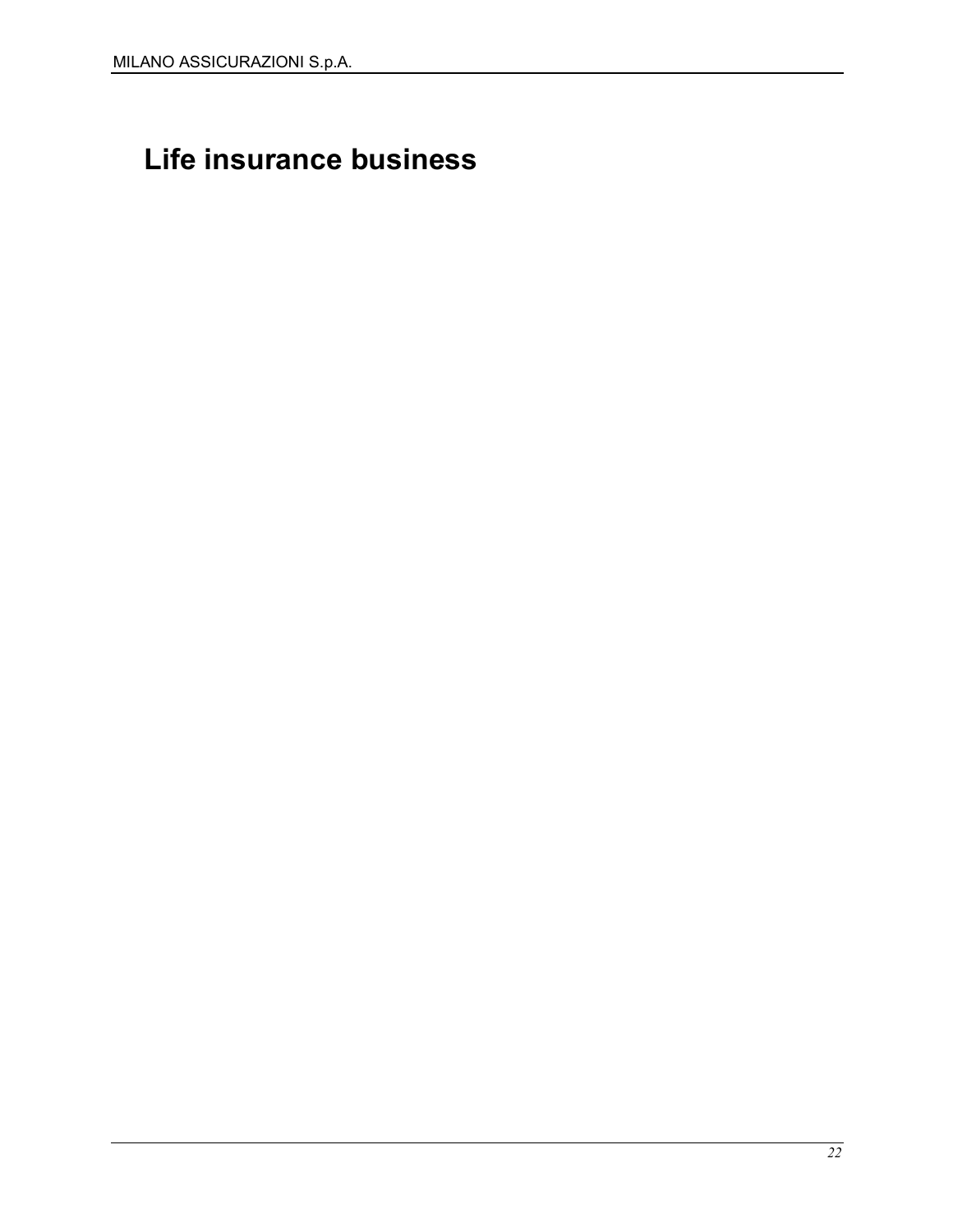# Life insurance business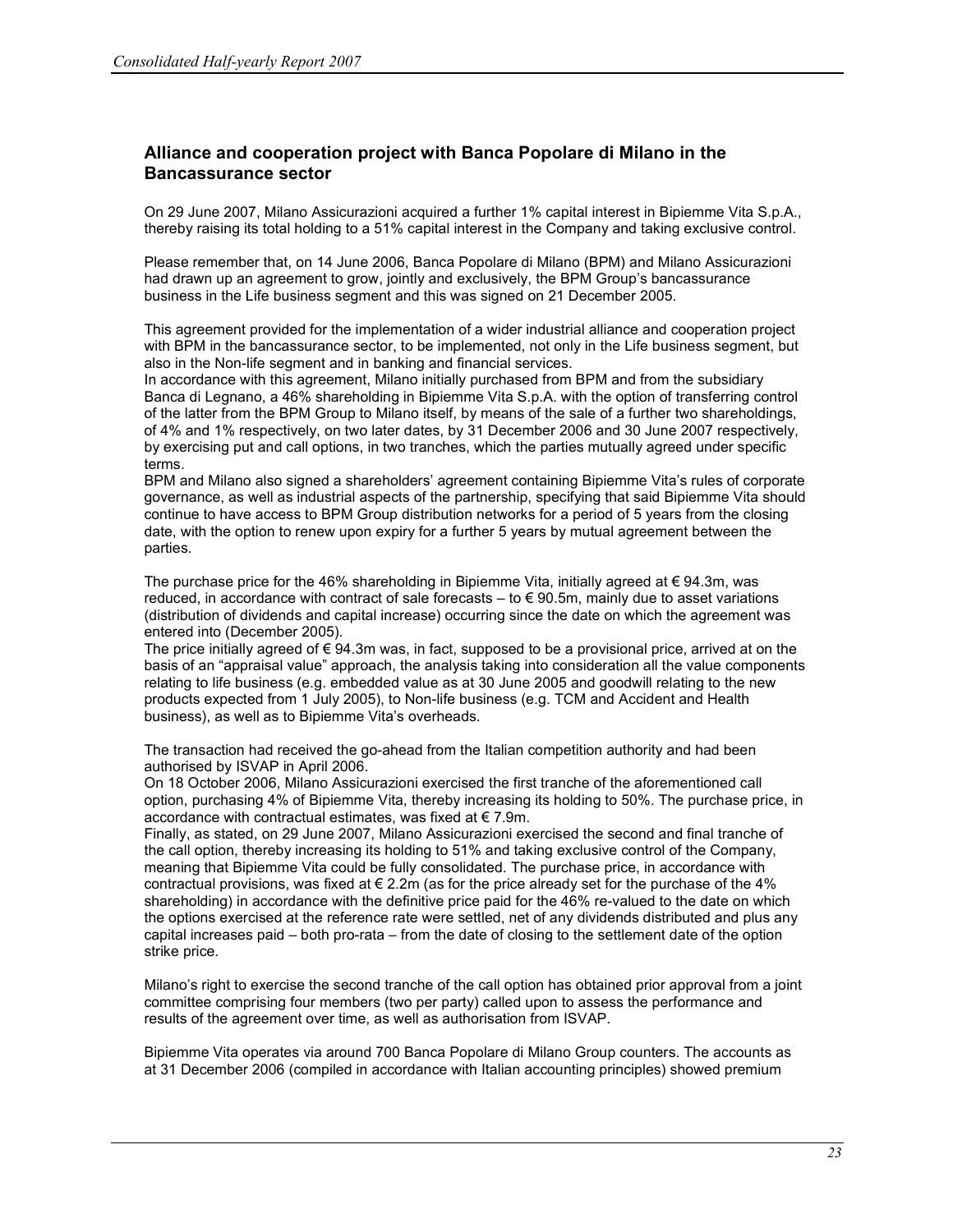## Alliance and cooperation project with Banca Popolare di Milano in the Bancassurance sector

On 29 June 2007, Milano Assicurazioni acquired a further 1% capital interest in Bipiemme Vita S.p.A., thereby raising its total holding to a 51% capital interest in the Company and taking exclusive control.

Please remember that, on 14 June 2006, Banca Popolare di Milano (BPM) and Milano Assicurazioni had drawn up an agreement to grow, jointly and exclusively, the BPM Group's bancassurance business in the Life business segment and this was signed on 21 December 2005.

This agreement provided for the implementation of a wider industrial alliance and cooperation project with BPM in the bancassurance sector, to be implemented, not only in the Life business segment, but also in the Non-life segment and in banking and financial services.
In accordance with this agreement, Milano initially purchased from BPM and from the subsidiary Banca di Legnano, a 46% shareholding in Bipiemme Vita S.p.A. with the option of transferring control of the latter from the BPM Group to Milano itself, by means of the sale of a further two shareholdings, of 4% and 1% respectively, on two later dates, by 31 December 2006 and 30 June 2007 respectively, by exercising put and call options, in two tranches, which the parties mutually agreed under specific terms.
BPM and Milano also signed a shareholders' agreement containing Bipiemme Vita's rules of corporate governance, as well as industrial aspects of the partnership, specifying that said Bipiemme Vita should continue to have access to BPM Group distribution networks for a period of 5 years from the closing date, with the option to renew upon expiry for a further 5 years by mutual agreement between the parties.

The purchase price for the 46% shareholding in Bipiemme Vita, initially agreed at € 94.3m, was reduced, in accordance with contract of sale forecasts – to € 90.5m, mainly due to asset variations (distribution of dividends and capital increase) occurring since the date on which the agreement was entered into (December 2005).
The price initially agreed of € 94.3m was, in fact, supposed to be a provisional price, arrived at on the basis of an "appraisal value" approach, the analysis taking into consideration all the value components relating to life business (e.g. embedded value as at 30 June 2005 and goodwill relating to the new products expected from 1 July 2005), to Non-life business (e.g. TCM and Accident and Health business), as well as to Bipiemme Vita's overheads.

The transaction had received the go-ahead from the Italian competition authority and had been authorised by ISVAP in April 2006.
On 18 October 2006, Milano Assicurazioni exercised the first tranche of the aforementioned call option, purchasing 4% of Bipiemme Vita, thereby increasing its holding to 50%. The purchase price, in accordance with contractual estimates, was fixed at € 7.9m.
Finally, as stated, on 29 June 2007, Milano Assicurazioni exercised the second and final tranche of the call option, thereby increasing its holding to 51% and taking exclusive control of the Company, meaning that Bipiemme Vita could be fully consolidated. The purchase price, in accordance with contractual provisions, was fixed at € 2.2m (as for the price already set for the purchase of the 4% shareholding) in accordance with the definitive price paid for the 46% re-valued to the date on which the options exercised at the reference rate were settled, net of any dividends distributed and plus any capital increases paid – both pro-rata – from the date of closing to the settlement date of the option strike price.

Milano's right to exercise the second tranche of the call option has obtained prior approval from a joint committee comprising four members (two per party) called upon to assess the performance and results of the agreement over time, as well as authorisation from ISVAP.

Bipiemme Vita operates via around 700 Banca Popolare di Milano Group counters. The accounts as at 31 December 2006 (compiled in accordance with Italian accounting principles) showed premium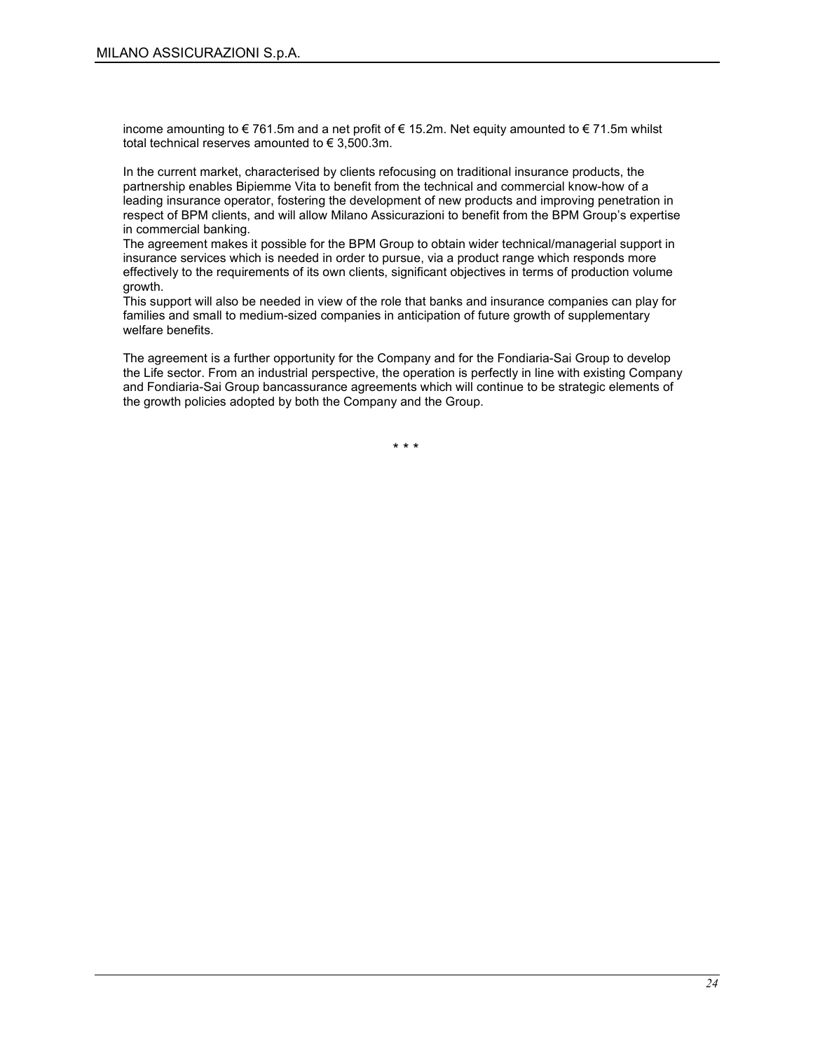income amounting to € 761.5m and a net profit of € 15.2m. Net equity amounted to € 71.5m whilst total technical reserves amounted to € 3,500.3m.

In the current market, characterised by clients refocusing on traditional insurance products, the partnership enables Bipiemme Vita to benefit from the technical and commercial know-how of a leading insurance operator, fostering the development of new products and improving penetration in respect of BPM clients, and will allow Milano Assicurazioni to benefit from the BPM Group's expertise in commercial banking.
The agreement makes it possible for the BPM Group to obtain wider technical/managerial support in insurance services which is needed in order to pursue, via a product range which responds more effectively to the requirements of its own clients, significant objectives in terms of production volume growth.
This support will also be needed in view of the role that banks and insurance companies can play for families and small to medium-sized companies in anticipation of future growth of supplementary welfare benefits.

The agreement is a further opportunity for the Company and for the Fondiaria-Sai Group to develop the Life sector. From an industrial perspective, the operation is perfectly in line with existing Company and Fondiaria-Sai Group bancassurance agreements which will continue to be strategic elements of the growth policies adopted by both the Company and the Group.

\* \* \*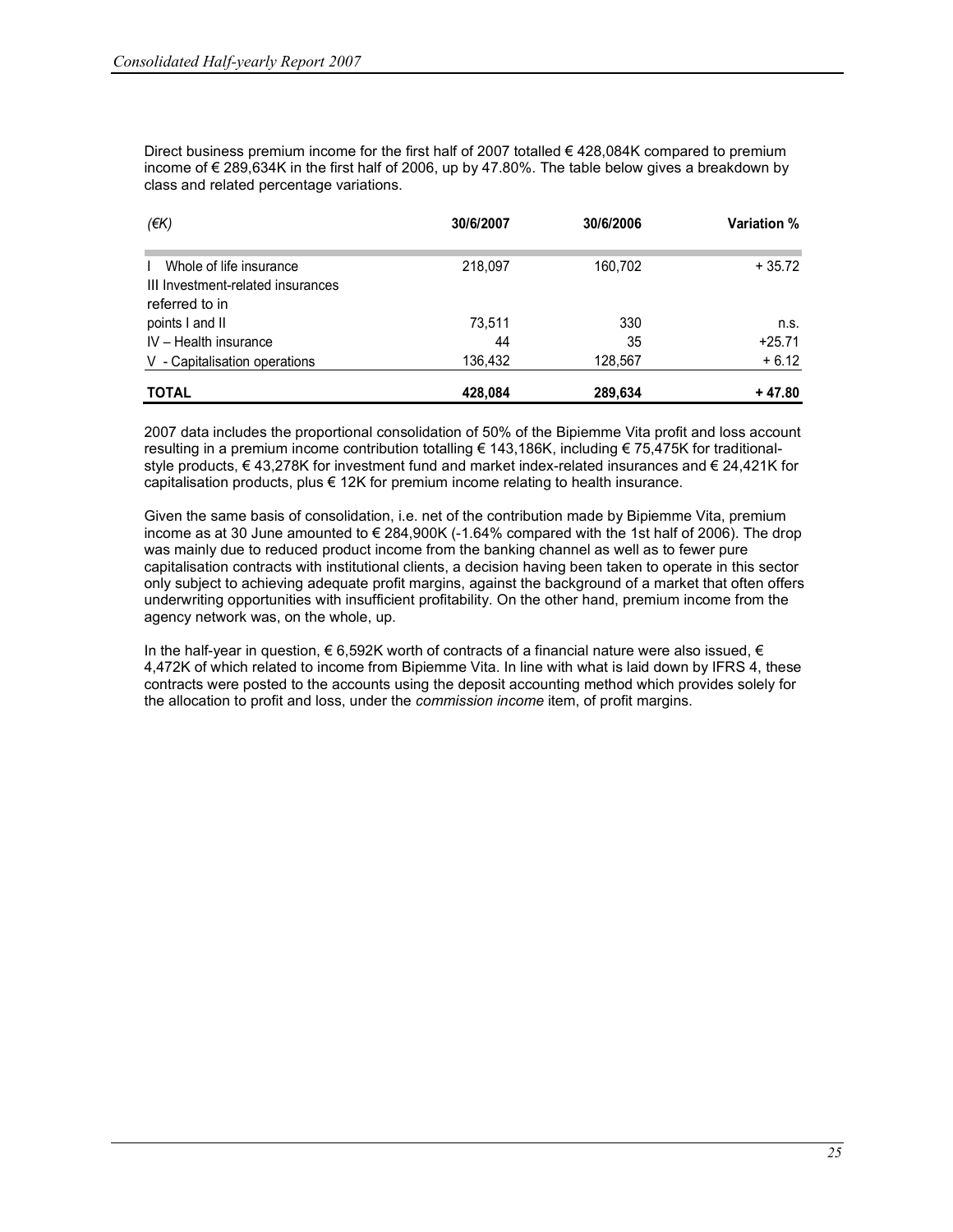Direct business premium income for the first half of 2007 totalled € 428,084K compared to premium income of € 289,634K in the first half of 2006, up by 47.80%. The table below gives a breakdown by class and related percentage variations.

| *(€K)* | **30/6/2007** | **30/6/2006** | **Variation %** |
|---|---|---|---|
| I Whole of life insurance | 218,097 | 160,702 | + 35.72 |
| III Investment-related insurances referred to in points I and II | 73,511 | 330 | n.s. |
| IV – Health insurance | 44 | 35 | +25.71 |
| V - Capitalisation operations | 136,432 | 128,567 | + 6.12 |
| **TOTAL** | **428,084** | **289,634** | **+ 47.80** |

2007 data includes the proportional consolidation of 50% of the Bipiemme Vita profit and loss account resulting in a premium income contribution totalling € 143,186K, including € 75,475K for traditional-style products, € 43,278K for investment fund and market index-related insurances and € 24,421K for capitalisation products, plus € 12K for premium income relating to health insurance.

Given the same basis of consolidation, i.e. net of the contribution made by Bipiemme Vita, premium income as at 30 June amounted to € 284,900K (-1.64% compared with the 1st half of 2006). The drop was mainly due to reduced product income from the banking channel as well as to fewer pure capitalisation contracts with institutional clients, a decision having been taken to operate in this sector only subject to achieving adequate profit margins, against the background of a market that often offers underwriting opportunities with insufficient profitability. On the other hand, premium income from the agency network was, on the whole, up.

In the half-year in question, € 6,592K worth of contracts of a financial nature were also issued, € 4,472K of which related to income from Bipiemme Vita. In line with what is laid down by IFRS 4, these contracts were posted to the accounts using the deposit accounting method which provides solely for the allocation to profit and loss, under the *commission income* item, of profit margins.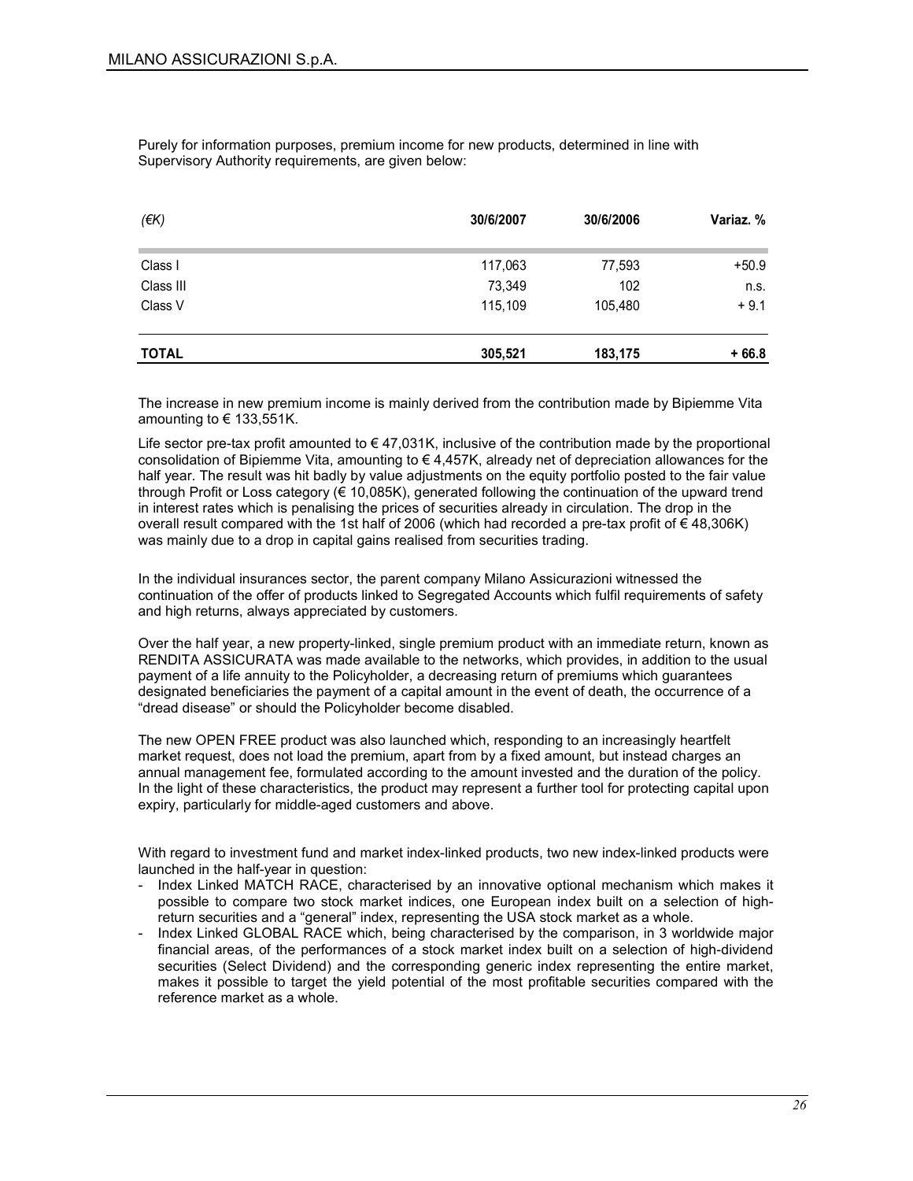Purely for information purposes, premium income for new products, determined in line with Supervisory Authority requirements, are given below:

| *(€K)* | **30/6/2007** | **30/6/2006** | **Variaz. %** |
|---|---|---|---|
| Class I | 117,063 | 77,593 | +50.9 |
| Class III | 73,349 | 102 | n.s. |
| Class V | 115,109 | 105,480 | + 9.1 |
| **TOTAL** | **305,521** | **183,175** | **+ 66.8** |

The increase in new premium income is mainly derived from the contribution made by Bipiemme Vita amounting to € 133,551K.

Life sector pre-tax profit amounted to € 47,031K, inclusive of the contribution made by the proportional consolidation of Bipiemme Vita, amounting to € 4,457K, already net of depreciation allowances for the half year. The result was hit badly by value adjustments on the equity portfolio posted to the fair value through Profit or Loss category (€ 10,085K), generated following the continuation of the upward trend in interest rates which is penalising the prices of securities already in circulation. The drop in the overall result compared with the 1st half of 2006 (which had recorded a pre-tax profit of € 48,306K) was mainly due to a drop in capital gains realised from securities trading.

In the individual insurances sector, the parent company Milano Assicurazioni witnessed the continuation of the offer of products linked to Segregated Accounts which fulfil requirements of safety and high returns, always appreciated by customers.

Over the half year, a new property-linked, single premium product with an immediate return, known as RENDITA ASSICURATA was made available to the networks, which provides, in addition to the usual payment of a life annuity to the Policyholder, a decreasing return of premiums which guarantees designated beneficiaries the payment of a capital amount in the event of death, the occurrence of a "dread disease" or should the Policyholder become disabled.

The new OPEN FREE product was also launched which, responding to an increasingly heartfelt market request, does not load the premium, apart from by a fixed amount, but instead charges an annual management fee, formulated according to the amount invested and the duration of the policy. In the light of these characteristics, the product may represent a further tool for protecting capital upon expiry, particularly for middle-aged customers and above.

With regard to investment fund and market index-linked products, two new index-linked products were launched in the half-year in question:

- Index Linked MATCH RACE, characterised by an innovative optional mechanism which makes it possible to compare two stock market indices, one European index built on a selection of high-return securities and a "general" index, representing the USA stock market as a whole.
- Index Linked GLOBAL RACE which, being characterised by the comparison, in 3 worldwide major financial areas, of the performances of a stock market index built on a selection of high-dividend securities (Select Dividend) and the corresponding generic index representing the entire market, makes it possible to target the yield potential of the most profitable securities compared with the reference market as a whole.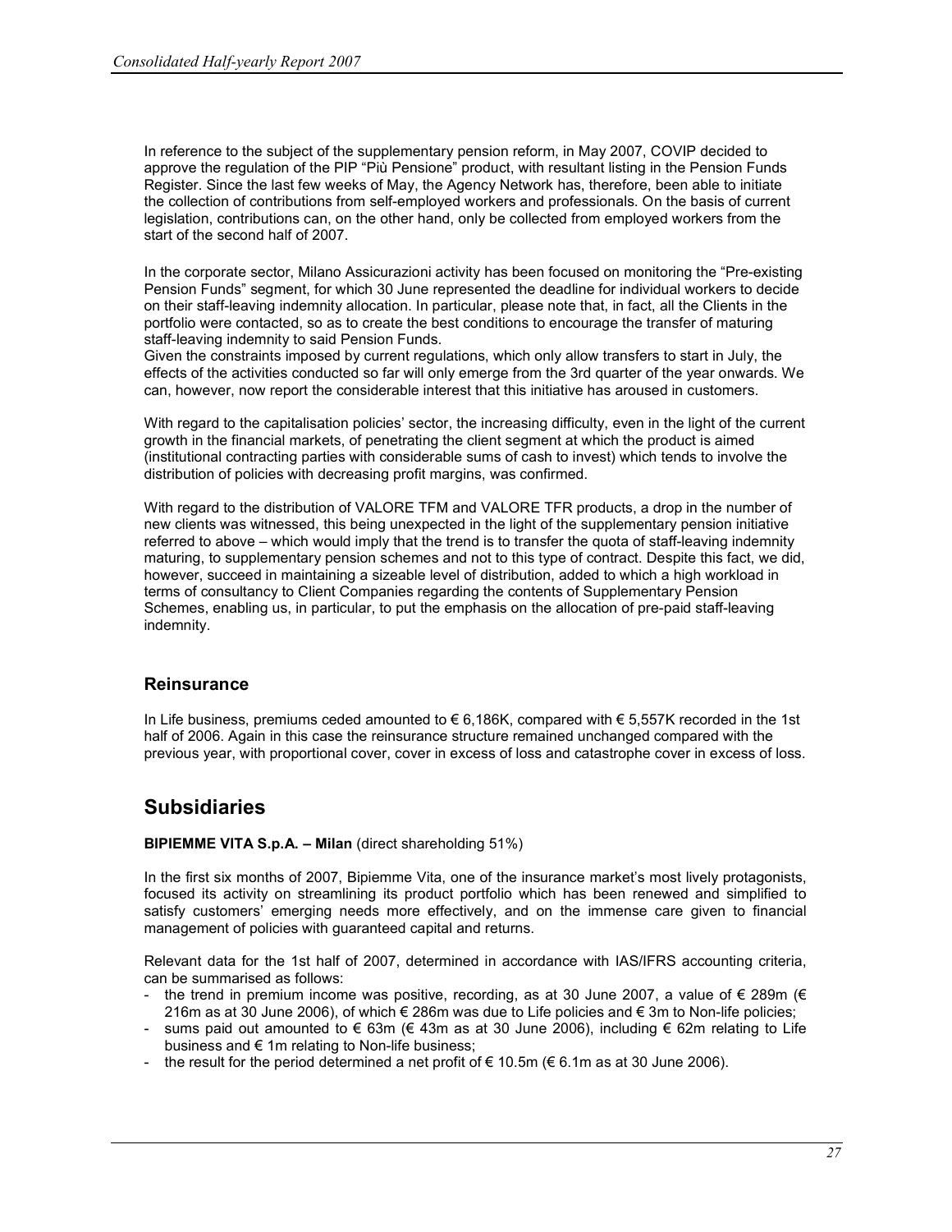In reference to the subject of the supplementary pension reform, in May 2007, COVIP decided to approve the regulation of the PIP "Più Pensione" product, with resultant listing in the Pension Funds Register. Since the last few weeks of May, the Agency Network has, therefore, been able to initiate the collection of contributions from self-employed workers and professionals. On the basis of current legislation, contributions can, on the other hand, only be collected from employed workers from the start of the second half of 2007.

In the corporate sector, Milano Assicurazioni activity has been focused on monitoring the "Pre-existing Pension Funds" segment, for which 30 June represented the deadline for individual workers to decide on their staff-leaving indemnity allocation. In particular, please note that, in fact, all the Clients in the portfolio were contacted, so as to create the best conditions to encourage the transfer of maturing staff-leaving indemnity to said Pension Funds.
Given the constraints imposed by current regulations, which only allow transfers to start in July, the effects of the activities conducted so far will only emerge from the 3rd quarter of the year onwards. We can, however, now report the considerable interest that this initiative has aroused in customers.

With regard to the capitalisation policies' sector, the increasing difficulty, even in the light of the current growth in the financial markets, of penetrating the client segment at which the product is aimed (institutional contracting parties with considerable sums of cash to invest) which tends to involve the distribution of policies with decreasing profit margins, was confirmed.

With regard to the distribution of VALORE TFM and VALORE TFR products, a drop in the number of new clients was witnessed, this being unexpected in the light of the supplementary pension initiative referred to above – which would imply that the trend is to transfer the quota of staff-leaving indemnity maturing, to supplementary pension schemes and not to this type of contract. Despite this fact, we did, however, succeed in maintaining a sizeable level of distribution, added to which a high workload in terms of consultancy to Client Companies regarding the contents of Supplementary Pension Schemes, enabling us, in particular, to put the emphasis on the allocation of pre-paid staff-leaving indemnity.

### Reinsurance

In Life business, premiums ceded amounted to € 6,186K, compared with € 5,557K recorded in the 1st half of 2006. Again in this case the reinsurance structure remained unchanged compared with the previous year, with proportional cover, cover in excess of loss and catastrophe cover in excess of loss.

## Subsidiaries

**BIPIEMME VITA S.p.A. – Milan** (direct shareholding 51%)

In the first six months of 2007, Bipiemme Vita, one of the insurance market's most lively protagonists, focused its activity on streamlining its product portfolio which has been renewed and simplified to satisfy customers' emerging needs more effectively, and on the immense care given to financial management of policies with guaranteed capital and returns.

Relevant data for the 1st half of 2007, determined in accordance with IAS/IFRS accounting criteria, can be summarised as follows:

- the trend in premium income was positive, recording, as at 30 June 2007, a value of € 289m (€ 216m as at 30 June 2006), of which € 286m was due to Life policies and € 3m to Non-life policies;
- sums paid out amounted to € 63m (€ 43m as at 30 June 2006), including € 62m relating to Life business and € 1m relating to Non-life business;
- the result for the period determined a net profit of € 10.5m (€ 6.1m as at 30 June 2006).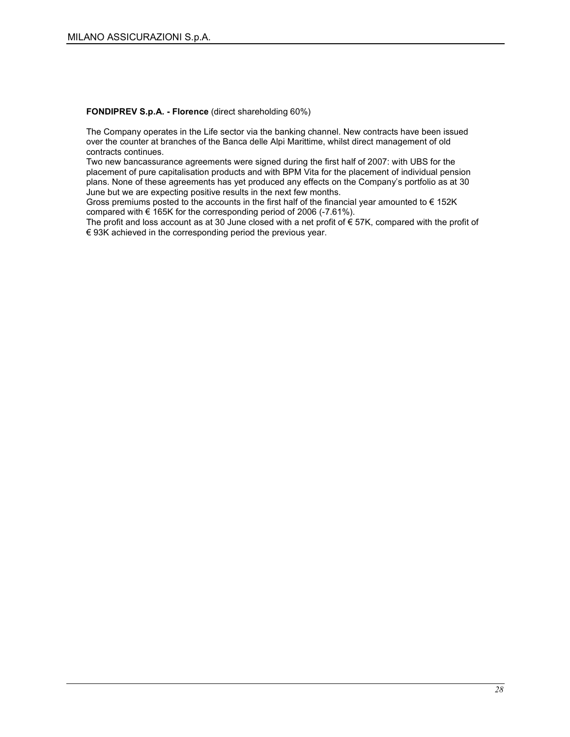**FONDIPREV S.p.A. - Florence** (direct shareholding 60%)

The Company operates in the Life sector via the banking channel. New contracts have been issued over the counter at branches of the Banca delle Alpi Marittime, whilst direct management of old contracts continues.

Two new bancassurance agreements were signed during the first half of 2007: with UBS for the placement of pure capitalisation products and with BPM Vita for the placement of individual pension plans. None of these agreements has yet produced any effects on the Company's portfolio as at 30 June but we are expecting positive results in the next few months.

Gross premiums posted to the accounts in the first half of the financial year amounted to € 152K compared with € 165K for the corresponding period of 2006 (-7.61%).

The profit and loss account as at 30 June closed with a net profit of € 57K, compared with the profit of € 93K achieved in the corresponding period the previous year.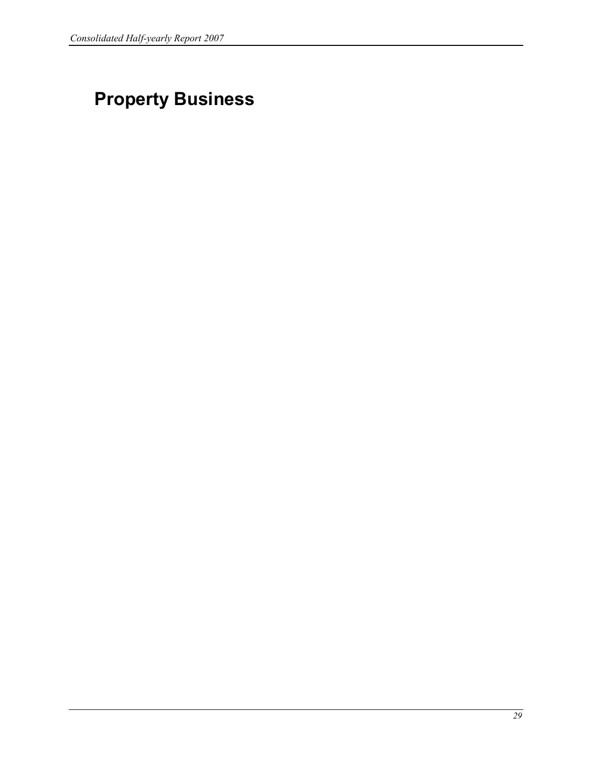# Property Business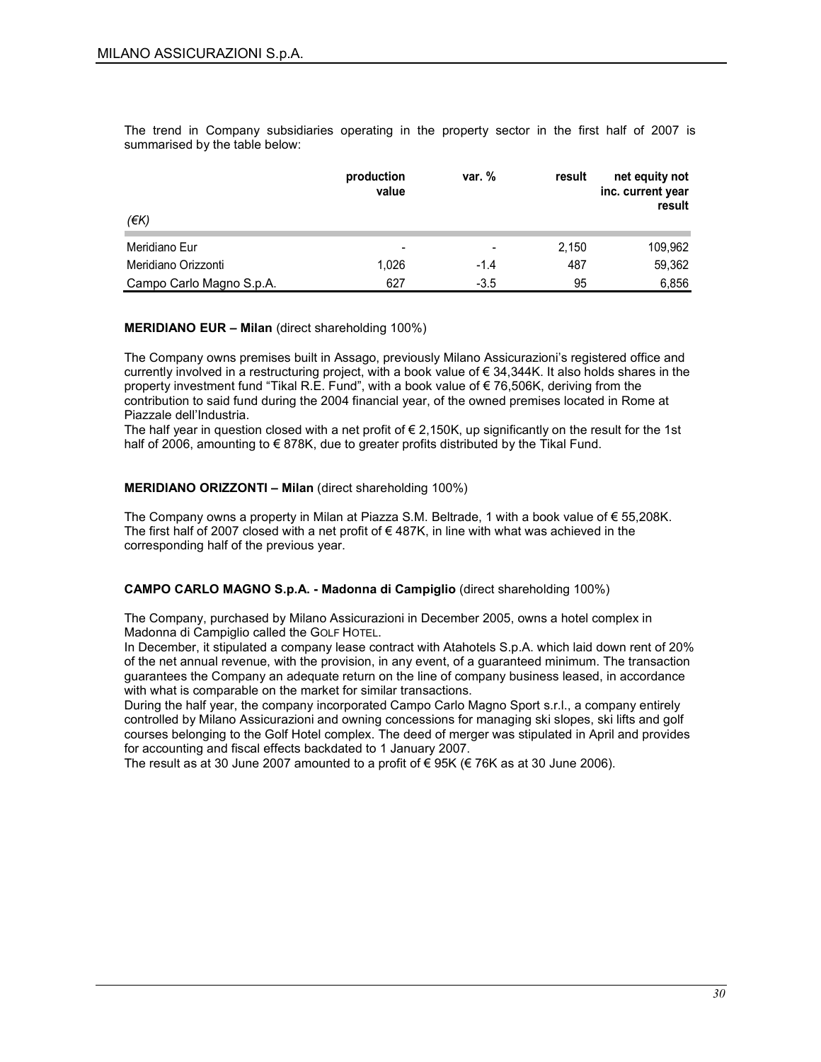The trend in Company subsidiaries operating in the property sector in the first half of 2007 is summarised by the table below:

| (€K) | production value | var. % | result | net equity not inc. current year result |
|---|---|---|---|---|
| Meridiano Eur | - | - | 2,150 | 109,962 |
| Meridiano Orizzonti | 1,026 | -1.4 | 487 | 59,362 |
| Campo Carlo Magno S.p.A. | 627 | -3.5 | 95 | 6,856 |

**MERIDIANO EUR – Milan** (direct shareholding 100%)

The Company owns premises built in Assago, previously Milano Assicurazioni's registered office and currently involved in a restructuring project, with a book value of € 34,344K. It also holds shares in the property investment fund "Tikal R.E. Fund", with a book value of € 76,506K, deriving from the contribution to said fund during the 2004 financial year, of the owned premises located in Rome at Piazzale dell'Industria.

The half year in question closed with a net profit of € 2,150K, up significantly on the result for the 1st half of 2006, amounting to € 878K, due to greater profits distributed by the Tikal Fund.

**MERIDIANO ORIZZONTI – Milan** (direct shareholding 100%)

The Company owns a property in Milan at Piazza S.M. Beltrade, 1 with a book value of € 55,208K. The first half of 2007 closed with a net profit of € 487K, in line with what was achieved in the corresponding half of the previous year.

**CAMPO CARLO MAGNO S.p.A. - Madonna di Campiglio** (direct shareholding 100%)

The Company, purchased by Milano Assicurazioni in December 2005, owns a hotel complex in Madonna di Campiglio called the GOLF HOTEL.

In December, it stipulated a company lease contract with Atahotels S.p.A. which laid down rent of 20% of the net annual revenue, with the provision, in any event, of a guaranteed minimum. The transaction guarantees the Company an adequate return on the line of company business leased, in accordance with what is comparable on the market for similar transactions.

During the half year, the company incorporated Campo Carlo Magno Sport s.r.l., a company entirely controlled by Milano Assicurazioni and owning concessions for managing ski slopes, ski lifts and golf courses belonging to the Golf Hotel complex. The deed of merger was stipulated in April and provides for accounting and fiscal effects backdated to 1 January 2007.

The result as at 30 June 2007 amounted to a profit of € 95K (€ 76K as at 30 June 2006).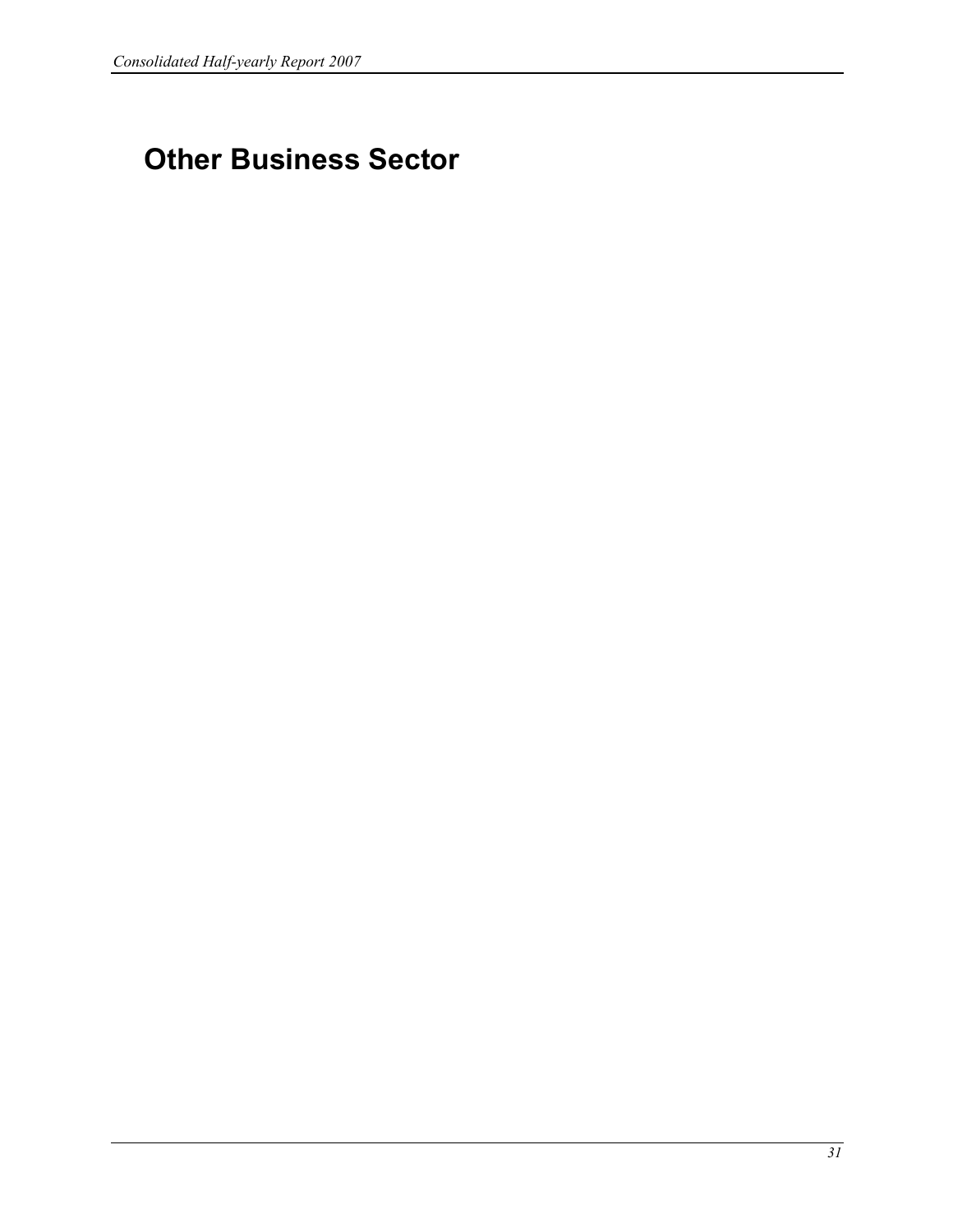# Other Business Sector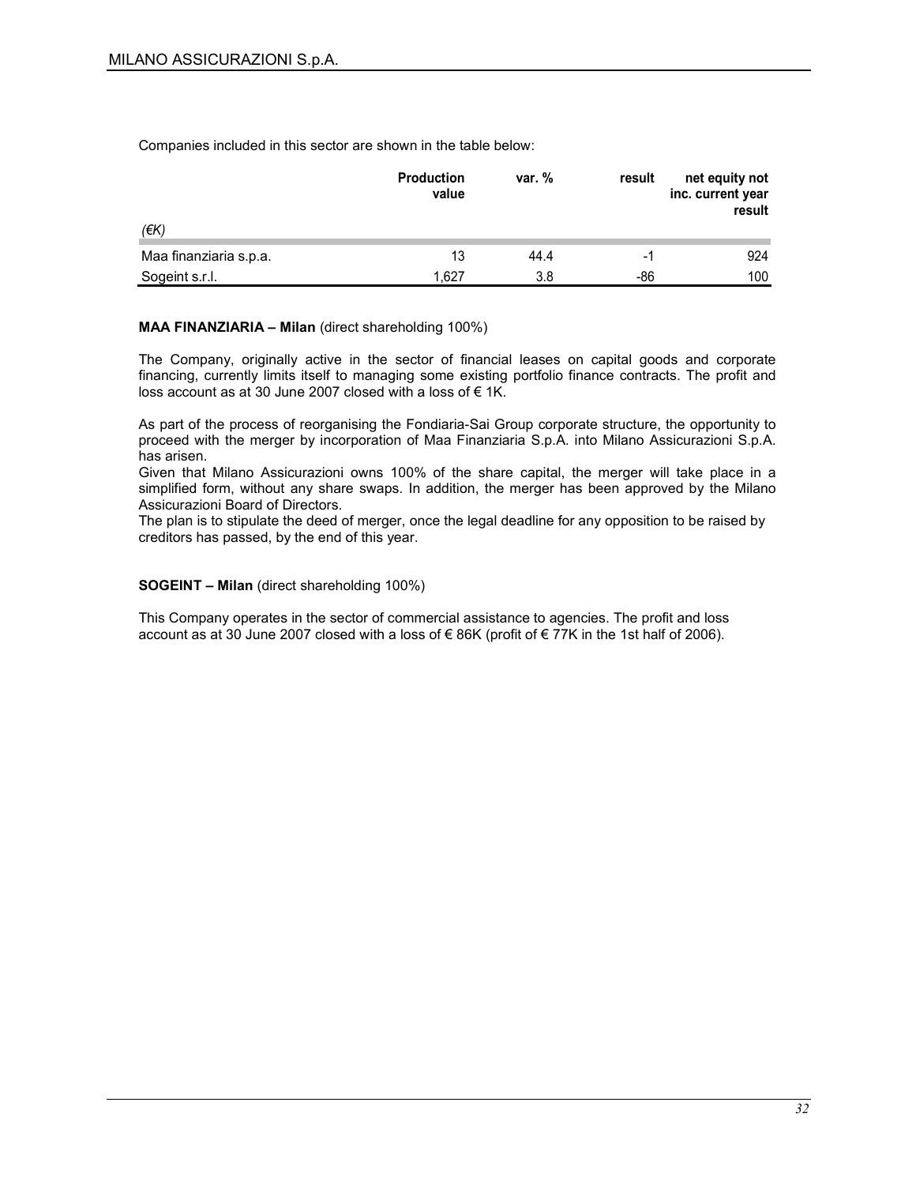Companies included in this sector are shown in the table below:

| (€K) | Production value | var. % | result | net equity not inc. current year result |
|---|---|---|---|---|
| Maa finanziaria s.p.a. | 13 | 44.4 | -1 | 924 |
| Sogeint s.r.l. | 1,627 | 3.8 | -86 | 100 |

**MAA FINANZIARIA – Milan** (direct shareholding 100%)

The Company, originally active in the sector of financial leases on capital goods and corporate financing, currently limits itself to managing some existing portfolio finance contracts. The profit and loss account as at 30 June 2007 closed with a loss of € 1K.

As part of the process of reorganising the Fondiaria-Sai Group corporate structure, the opportunity to proceed with the merger by incorporation of Maa Finanziaria S.p.A. into Milano Assicurazioni S.p.A. has arisen.
Given that Milano Assicurazioni owns 100% of the share capital, the merger will take place in a simplified form, without any share swaps. In addition, the merger has been approved by the Milano Assicurazioni Board of Directors.
The plan is to stipulate the deed of merger, once the legal deadline for any opposition to be raised by creditors has passed, by the end of this year.

**SOGEINT – Milan** (direct shareholding 100%)

This Company operates in the sector of commercial assistance to agencies. The profit and loss account as at 30 June 2007 closed with a loss of € 86K (profit of € 77K in the 1st half of 2006).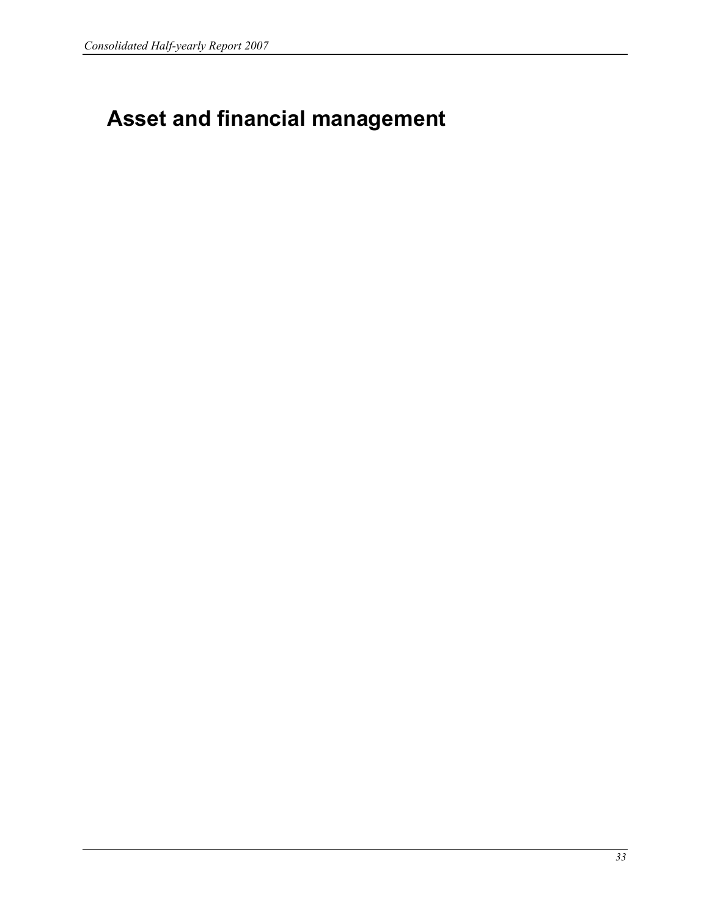# Asset and financial management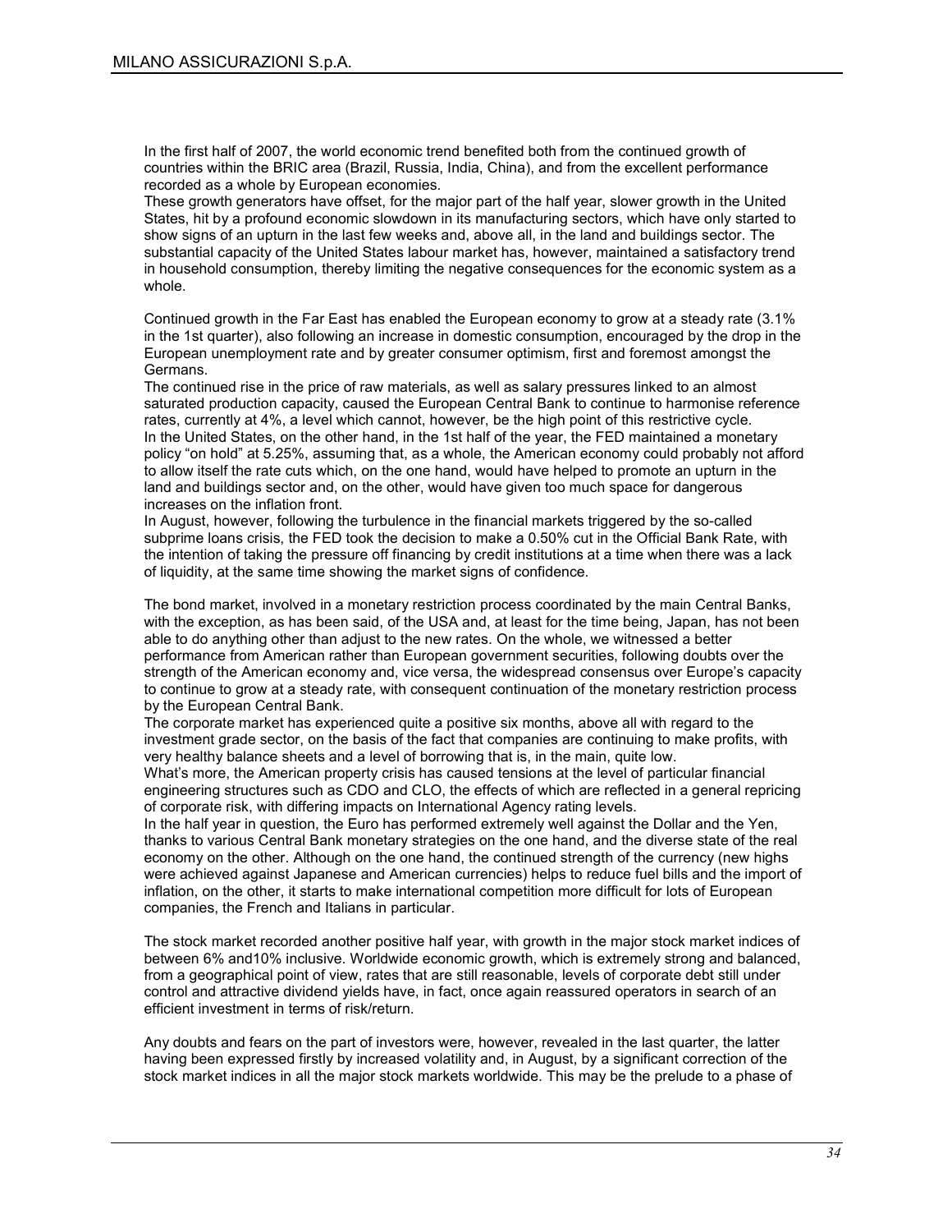In the first half of 2007, the world economic trend benefited both from the continued growth of countries within the BRIC area (Brazil, Russia, India, China), and from the excellent performance recorded as a whole by European economies.
These growth generators have offset, for the major part of the half year, slower growth in the United States, hit by a profound economic slowdown in its manufacturing sectors, which have only started to show signs of an upturn in the last few weeks and, above all, in the land and buildings sector. The substantial capacity of the United States labour market has, however, maintained a satisfactory trend in household consumption, thereby limiting the negative consequences for the economic system as a whole.

Continued growth in the Far East has enabled the European economy to grow at a steady rate (3.1% in the 1st quarter), also following an increase in domestic consumption, encouraged by the drop in the European unemployment rate and by greater consumer optimism, first and foremost amongst the Germans.
The continued rise in the price of raw materials, as well as salary pressures linked to an almost saturated production capacity, caused the European Central Bank to continue to harmonise reference rates, currently at 4%, a level which cannot, however, be the high point of this restrictive cycle.
In the United States, on the other hand, in the 1st half of the year, the FED maintained a monetary policy "on hold" at 5.25%, assuming that, as a whole, the American economy could probably not afford to allow itself the rate cuts which, on the one hand, would have helped to promote an upturn in the land and buildings sector and, on the other, would have given too much space for dangerous increases on the inflation front.
In August, however, following the turbulence in the financial markets triggered by the so-called subprime loans crisis, the FED took the decision to make a 0.50% cut in the Official Bank Rate, with the intention of taking the pressure off financing by credit institutions at a time when there was a lack of liquidity, at the same time showing the market signs of confidence.

The bond market, involved in a monetary restriction process coordinated by the main Central Banks, with the exception, as has been said, of the USA and, at least for the time being, Japan, has not been able to do anything other than adjust to the new rates. On the whole, we witnessed a better performance from American rather than European government securities, following doubts over the strength of the American economy and, vice versa, the widespread consensus over Europe's capacity to continue to grow at a steady rate, with consequent continuation of the monetary restriction process by the European Central Bank.
The corporate market has experienced quite a positive six months, above all with regard to the investment grade sector, on the basis of the fact that companies are continuing to make profits, with very healthy balance sheets and a level of borrowing that is, in the main, quite low.
What's more, the American property crisis has caused tensions at the level of particular financial engineering structures such as CDO and CLO, the effects of which are reflected in a general repricing of corporate risk, with differing impacts on International Agency rating levels.
In the half year in question, the Euro has performed extremely well against the Dollar and the Yen, thanks to various Central Bank monetary strategies on the one hand, and the diverse state of the real economy on the other. Although on the one hand, the continued strength of the currency (new highs were achieved against Japanese and American currencies) helps to reduce fuel bills and the import of inflation, on the other, it starts to make international competition more difficult for lots of European companies, the French and Italians in particular.

The stock market recorded another positive half year, with growth in the major stock market indices of between 6% and10% inclusive. Worldwide economic growth, which is extremely strong and balanced, from a geographical point of view, rates that are still reasonable, levels of corporate debt still under control and attractive dividend yields have, in fact, once again reassured operators in search of an efficient investment in terms of risk/return.

Any doubts and fears on the part of investors were, however, revealed in the last quarter, the latter having been expressed firstly by increased volatility and, in August, by a significant correction of the stock market indices in all the major stock markets worldwide. This may be the prelude to a phase of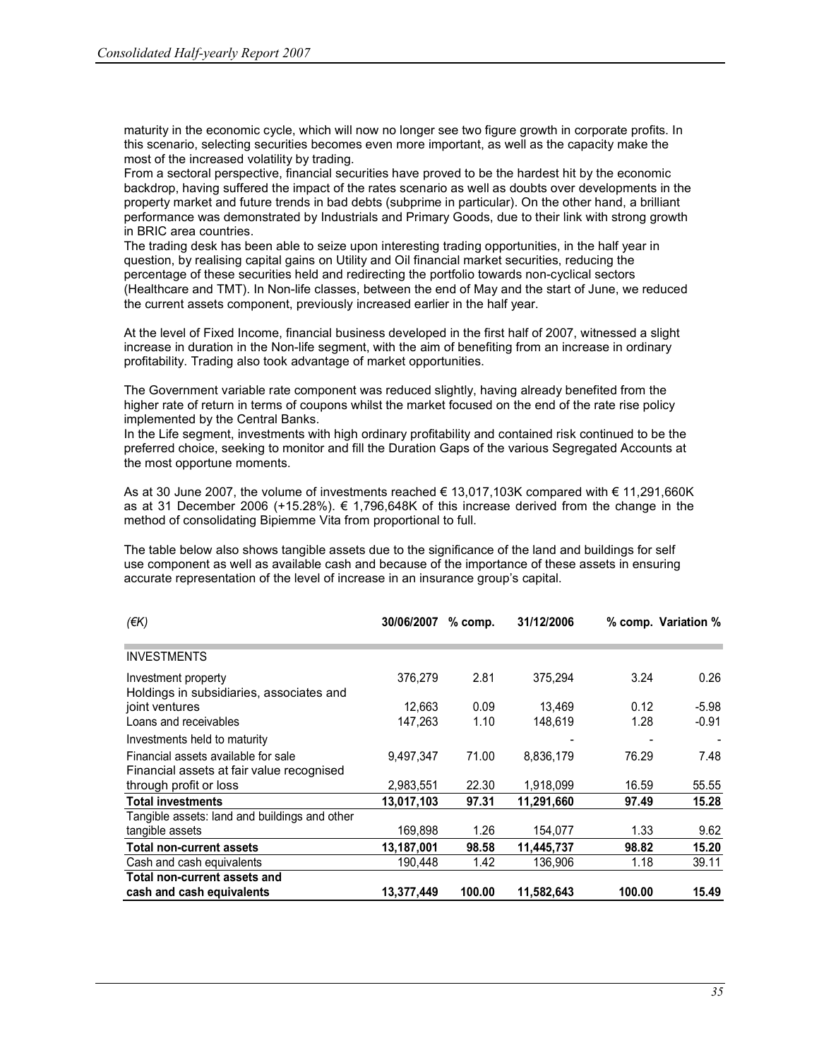maturity in the economic cycle, which will now no longer see two figure growth in corporate profits. In this scenario, selecting securities becomes even more important, as well as the capacity make the most of the increased volatility by trading.
From a sectoral perspective, financial securities have proved to be the hardest hit by the economic backdrop, having suffered the impact of the rates scenario as well as doubts over developments in the property market and future trends in bad debts (subprime in particular). On the other hand, a brilliant performance was demonstrated by Industrials and Primary Goods, due to their link with strong growth in BRIC area countries.
The trading desk has been able to seize upon interesting trading opportunities, in the half year in question, by realising capital gains on Utility and Oil financial market securities, reducing the percentage of these securities held and redirecting the portfolio towards non-cyclical sectors (Healthcare and TMT). In Non-life classes, between the end of May and the start of June, we reduced the current assets component, previously increased earlier in the half year.

At the level of Fixed Income, financial business developed in the first half of 2007, witnessed a slight increase in duration in the Non-life segment, with the aim of benefiting from an increase in ordinary profitability. Trading also took advantage of market opportunities.

The Government variable rate component was reduced slightly, having already benefited from the higher rate of return in terms of coupons whilst the market focused on the end of the rate rise policy implemented by the Central Banks.
In the Life segment, investments with high ordinary profitability and contained risk continued to be the preferred choice, seeking to monitor and fill the Duration Gaps of the various Segregated Accounts at the most opportune moments.

As at 30 June 2007, the volume of investments reached € 13,017,103K compared with € 11,291,660K as at 31 December 2006 (+15.28%). € 1,796,648K of this increase derived from the change in the method of consolidating Bipiemme Vita from proportional to full.

The table below also shows tangible assets due to the significance of the land and buildings for self use component as well as available cash and because of the importance of these assets in ensuring accurate representation of the level of increase in an insurance group's capital.

| *(€K)* | **30/06/2007** | **% comp.** | **31/12/2006** | **% comp.** | **Variation %** |
|---|---|---|---|---|---|
| INVESTMENTS | | | | | |
| Investment property | 376,279 | 2.81 | 375,294 | 3.24 | 0.26 |
| Holdings in subsidiaries, associates and joint ventures | 12,663 | 0.09 | 13,469 | 0.12 | -5.98 |
| Loans and receivables | 147,263 | 1.10 | 148,619 | 1.28 | -0.91 |
| Investments held to maturity | | | - | - | - |
| Financial assets available for sale | 9,497,347 | 71.00 | 8,836,179 | 76.29 | 7.48 |
| Financial assets at fair value recognised through profit or loss | 2,983,551 | 22.30 | 1,918,099 | 16.59 | 55.55 |
| **Total investments** | **13,017,103** | **97.31** | **11,291,660** | **97.49** | **15.28** |
| Tangible assets: land and buildings and other tangible assets | 169,898 | 1.26 | 154,077 | 1.33 | 9.62 |
| **Total non-current assets** | **13,187,001** | **98.58** | **11,445,737** | **98.82** | **15.20** |
| Cash and cash equivalents | 190,448 | 1.42 | 136,906 | 1.18 | 39.11 |
| **Total non-current assets and cash and cash equivalents** | **13,377,449** | **100.00** | **11,582,643** | **100.00** | **15.49** |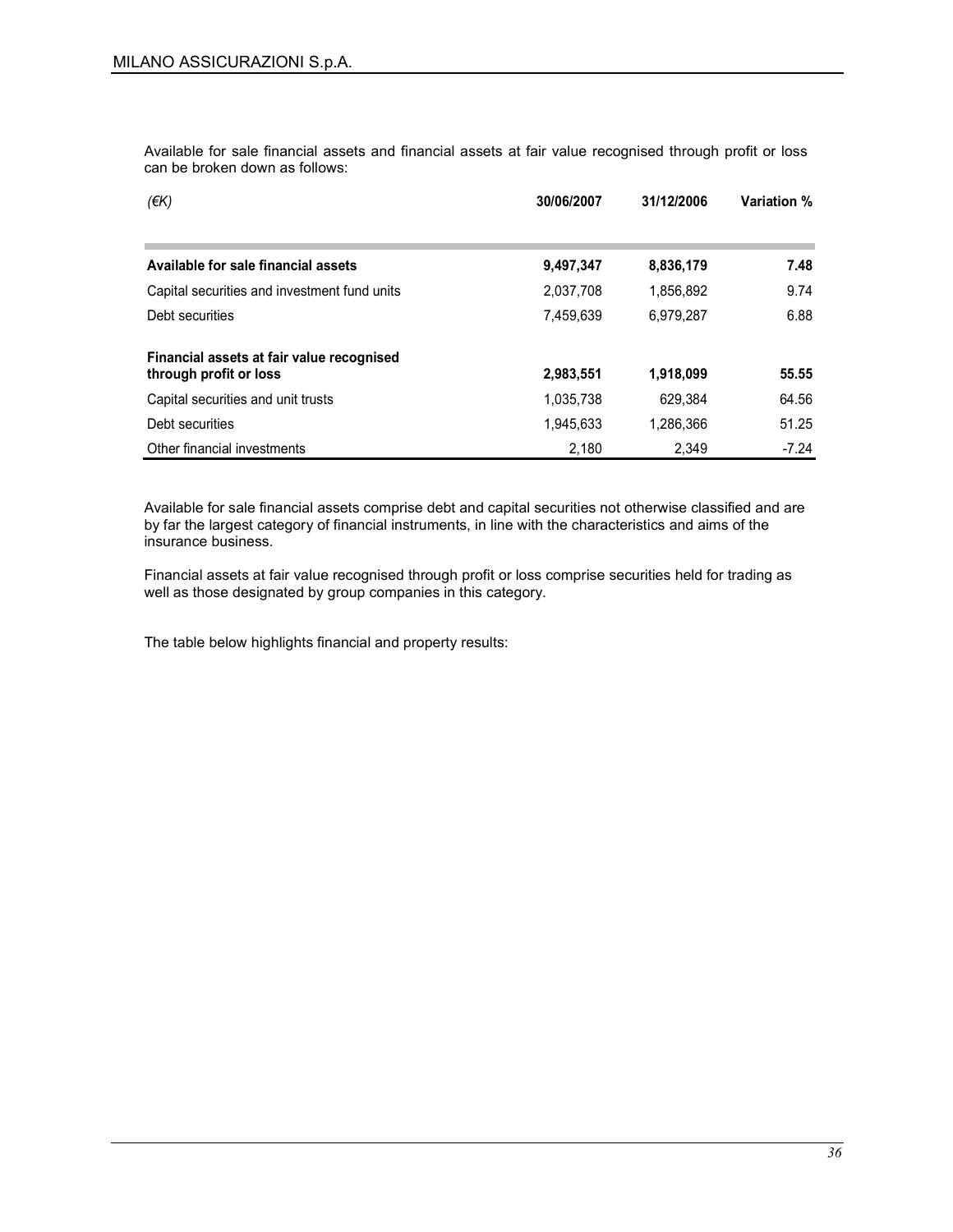Available for sale financial assets and financial assets at fair value recognised through profit or loss can be broken down as follows:

| *(€K)* | **30/06/2007** | **31/12/2006** | **Variation %** |
|---|---|---|---|
| **Available for sale financial assets** | **9,497,347** | **8,836,179** | **7.48** |
| Capital securities and investment fund units | 2,037,708 | 1,856,892 | 9.74 |
| Debt securities | 7,459,639 | 6,979,287 | 6.88 |
| **Financial assets at fair value recognised through profit or loss** | **2,983,551** | **1,918,099** | **55.55** |
| Capital securities and unit trusts | 1,035,738 | 629,384 | 64.56 |
| Debt securities | 1,945,633 | 1,286,366 | 51.25 |
| Other financial investments | 2,180 | 2,349 | -7.24 |

Available for sale financial assets comprise debt and capital securities not otherwise classified and are by far the largest category of financial instruments, in line with the characteristics and aims of the insurance business.

Financial assets at fair value recognised through profit or loss comprise securities held for trading as well as those designated by group companies in this category.

The table below highlights financial and property results: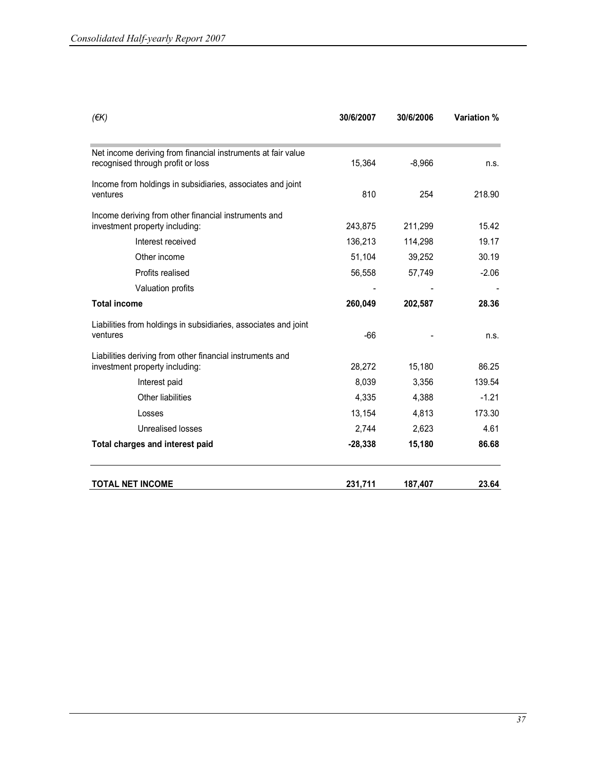| (€K) | 30/6/2007 | 30/6/2006 | Variation % |
|---|---|---|---|
| Net income deriving from financial instruments at fair value recognised through profit or loss | 15,364 | -8,966 | n.s. |
| Income from holdings in subsidiaries, associates and joint ventures | 810 | 254 | 218.90 |
| Income deriving from other financial instruments and investment property including: | 243,875 | 211,299 | 15.42 |
| Interest received | 136,213 | 114,298 | 19.17 |
| Other income | 51,104 | 39,252 | 30.19 |
| Profits realised | 56,558 | 57,749 | -2.06 |
| Valuation profits | - | - | - |
| **Total income** | **260,049** | **202,587** | **28.36** |
| Liabilities from holdings in subsidiaries, associates and joint ventures | -66 | - | n.s. |
| Liabilities deriving from other financial instruments and investment property including: | 28,272 | 15,180 | 86.25 |
| Interest paid | 8,039 | 3,356 | 139.54 |
| Other liabilities | 4,335 | 4,388 | -1.21 |
| Losses | 13,154 | 4,813 | 173.30 |
| Unrealised losses | 2,744 | 2,623 | 4.61 |
| **Total charges and interest paid** | **-28,338** | **15,180** | **86.68** |
| **TOTAL NET INCOME** | **231,711** | **187,407** | **23.64** |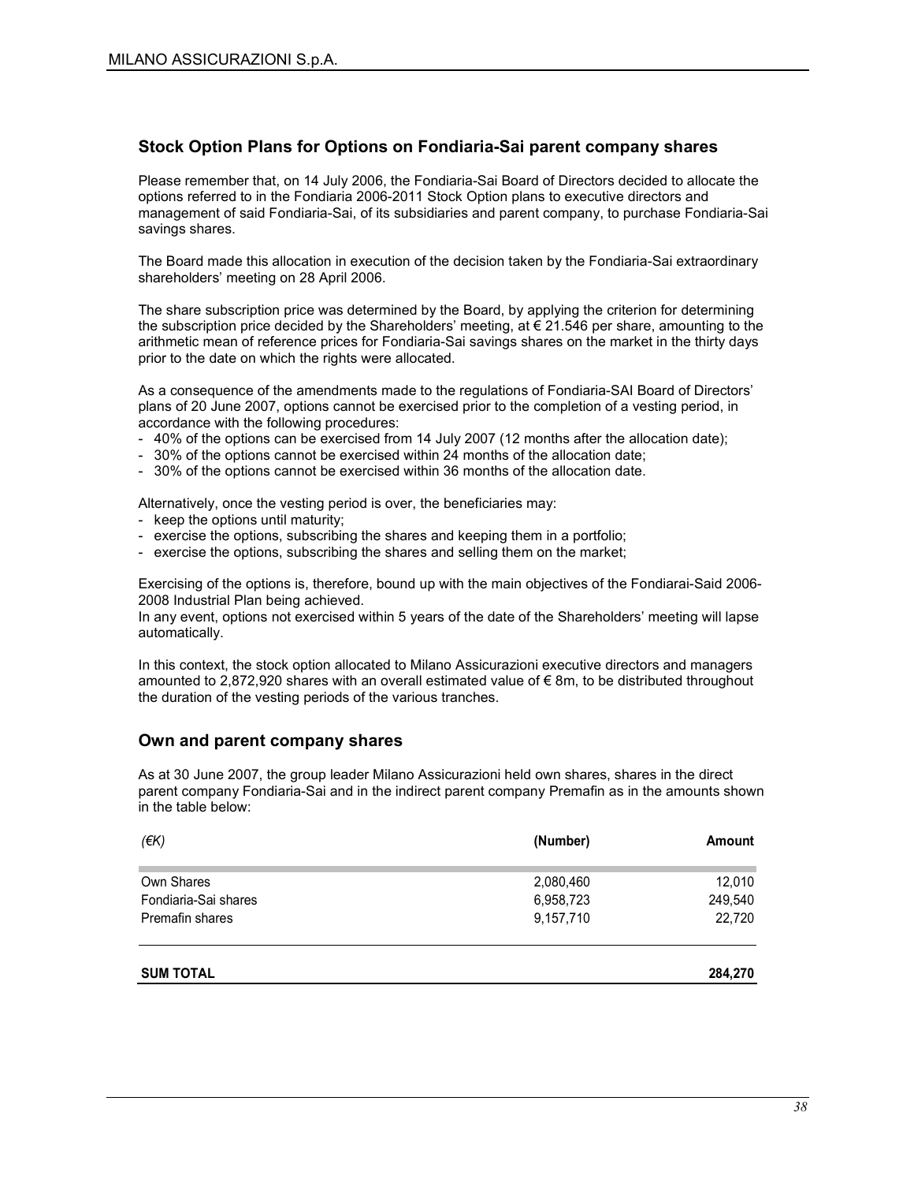## Stock Option Plans for Options on Fondiaria-Sai parent company shares

Please remember that, on 14 July 2006, the Fondiaria-Sai Board of Directors decided to allocate the options referred to in the Fondiaria 2006-2011 Stock Option plans to executive directors and management of said Fondiaria-Sai, of its subsidiaries and parent company, to purchase Fondiaria-Sai savings shares.

The Board made this allocation in execution of the decision taken by the Fondiaria-Sai extraordinary shareholders' meeting on 28 April 2006.

The share subscription price was determined by the Board, by applying the criterion for determining the subscription price decided by the Shareholders' meeting, at € 21.546 per share, amounting to the arithmetic mean of reference prices for Fondiaria-Sai savings shares on the market in the thirty days prior to the date on which the rights were allocated.

As a consequence of the amendments made to the regulations of Fondiaria-SAI Board of Directors' plans of 20 June 2007, options cannot be exercised prior to the completion of a vesting period, in accordance with the following procedures:

- 40% of the options can be exercised from 14 July 2007 (12 months after the allocation date);
- 30% of the options cannot be exercised within 24 months of the allocation date;
- 30% of the options cannot be exercised within 36 months of the allocation date.

Alternatively, once the vesting period is over, the beneficiaries may:

- keep the options until maturity;
- exercise the options, subscribing the shares and keeping them in a portfolio;
- exercise the options, subscribing the shares and selling them on the market;

Exercising of the options is, therefore, bound up with the main objectives of the Fondiarai-Said 2006-2008 Industrial Plan being achieved.
In any event, options not exercised within 5 years of the date of the Shareholders' meeting will lapse automatically.

In this context, the stock option allocated to Milano Assicurazioni executive directors and managers amounted to 2,872,920 shares with an overall estimated value of € 8m, to be distributed throughout the duration of the vesting periods of the various tranches.

## Own and parent company shares

As at 30 June 2007, the group leader Milano Assicurazioni held own shares, shares in the direct parent company Fondiaria-Sai and in the indirect parent company Premafin as in the amounts shown in the table below:

| *(€K)* | (Number) | Amount |
|---|---|---|
| Own Shares | 2,080,460 | 12,010 |
| Fondiaria-Sai shares | 6,958,723 | 249,540 |
| Premafin shares | 9,157,710 | 22,720 |
| **SUM TOTAL** | | **284,270** |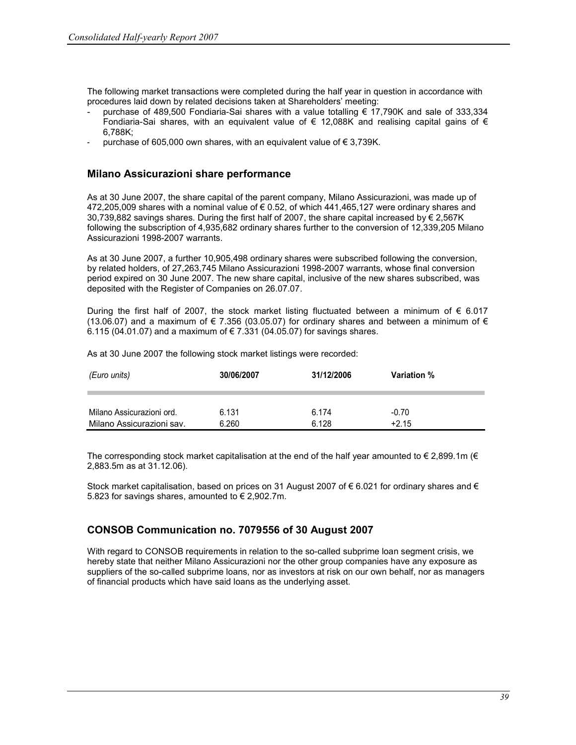The following market transactions were completed during the half year in question in accordance with procedures laid down by related decisions taken at Shareholders' meeting:

- purchase of 489,500 Fondiaria-Sai shares with a value totalling € 17,790K and sale of 333,334 Fondiaria-Sai shares, with an equivalent value of € 12,088K and realising capital gains of € 6,788K;
- purchase of 605,000 own shares, with an equivalent value of € 3,739K.

## Milano Assicurazioni share performance

As at 30 June 2007, the share capital of the parent company, Milano Assicurazioni, was made up of 472,205,009 shares with a nominal value of € 0.52, of which 441,465,127 were ordinary shares and 30,739,882 savings shares. During the first half of 2007, the share capital increased by € 2,567K following the subscription of 4,935,682 ordinary shares further to the conversion of 12,339,205 Milano Assicurazioni 1998-2007 warrants.

As at 30 June 2007, a further 10,905,498 ordinary shares were subscribed following the conversion, by related holders, of 27,263,745 Milano Assicurazioni 1998-2007 warrants, whose final conversion period expired on 30 June 2007. The new share capital, inclusive of the new shares subscribed, was deposited with the Register of Companies on 26.07.07.

During the first half of 2007, the stock market listing fluctuated between a minimum of € 6.017 (13.06.07) and a maximum of € 7.356 (03.05.07) for ordinary shares and between a minimum of € 6.115 (04.01.07) and a maximum of € 7.331 (04.05.07) for savings shares.

As at 30 June 2007 the following stock market listings were recorded:

| *(Euro units)* | **30/06/2007** | **31/12/2006** | **Variation %** |
|---|---|---|---|
| Milano Assicurazioni ord. | 6.131 | 6.174 | -0.70 |
| Milano Assicurazioni sav. | 6.260 | 6.128 | +2.15 |

The corresponding stock market capitalisation at the end of the half year amounted to € 2,899.1m (€ 2,883.5m as at 31.12.06).

Stock market capitalisation, based on prices on 31 August 2007 of € 6.021 for ordinary shares and € 5.823 for savings shares, amounted to € 2,902.7m.

## CONSOB Communication no. 7079556 of 30 August 2007

With regard to CONSOB requirements in relation to the so-called subprime loan segment crisis, we hereby state that neither Milano Assicurazioni nor the other group companies have any exposure as suppliers of the so-called subprime loans, nor as investors at risk on our own behalf, nor as managers of financial products which have said loans as the underlying asset.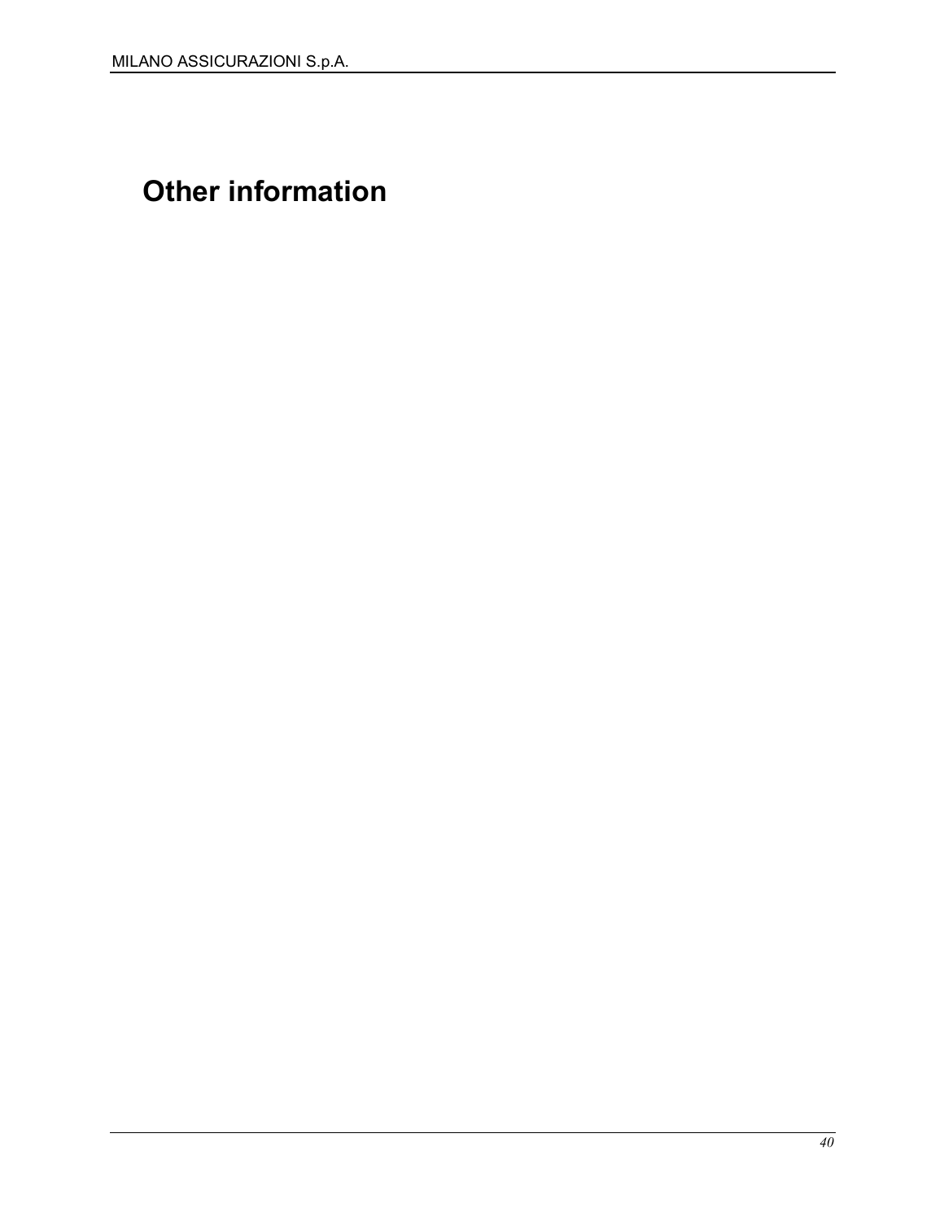# Other information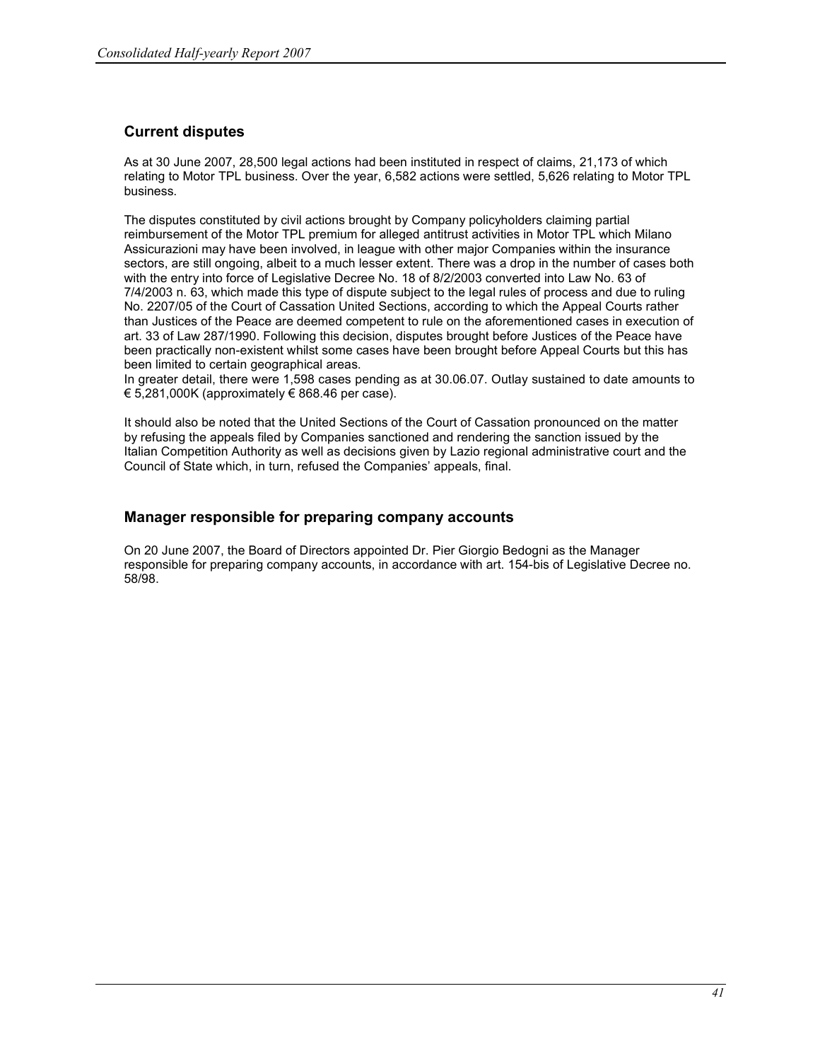## Current disputes

As at 30 June 2007, 28,500 legal actions had been instituted in respect of claims, 21,173 of which relating to Motor TPL business. Over the year, 6,582 actions were settled, 5,626 relating to Motor TPL business.

The disputes constituted by civil actions brought by Company policyholders claiming partial reimbursement of the Motor TPL premium for alleged antitrust activities in Motor TPL which Milano Assicurazioni may have been involved, in league with other major Companies within the insurance sectors, are still ongoing, albeit to a much lesser extent. There was a drop in the number of cases both with the entry into force of Legislative Decree No. 18 of 8/2/2003 converted into Law No. 63 of 7/4/2003 n. 63, which made this type of dispute subject to the legal rules of process and due to ruling No. 2207/05 of the Court of Cassation United Sections, according to which the Appeal Courts rather than Justices of the Peace are deemed competent to rule on the aforementioned cases in execution of art. 33 of Law 287/1990. Following this decision, disputes brought before Justices of the Peace have been practically non-existent whilst some cases have been brought before Appeal Courts but this has been limited to certain geographical areas.
In greater detail, there were 1,598 cases pending as at 30.06.07. Outlay sustained to date amounts to € 5,281,000K (approximately € 868.46 per case).

It should also be noted that the United Sections of the Court of Cassation pronounced on the matter by refusing the appeals filed by Companies sanctioned and rendering the sanction issued by the Italian Competition Authority as well as decisions given by Lazio regional administrative court and the Council of State which, in turn, refused the Companies' appeals, final.

## Manager responsible for preparing company accounts

On 20 June 2007, the Board of Directors appointed Dr. Pier Giorgio Bedogni as the Manager responsible for preparing company accounts, in accordance with art. 154-bis of Legislative Decree no. 58/98.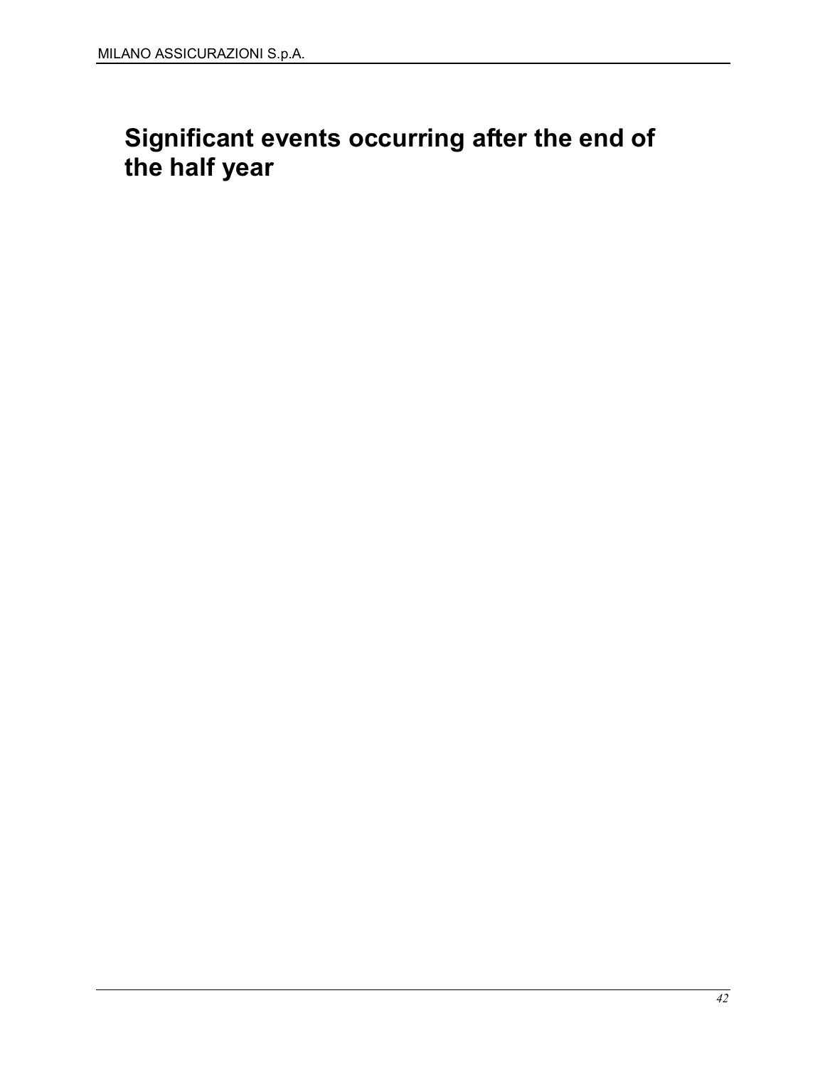# Significant events occurring after the end of the half year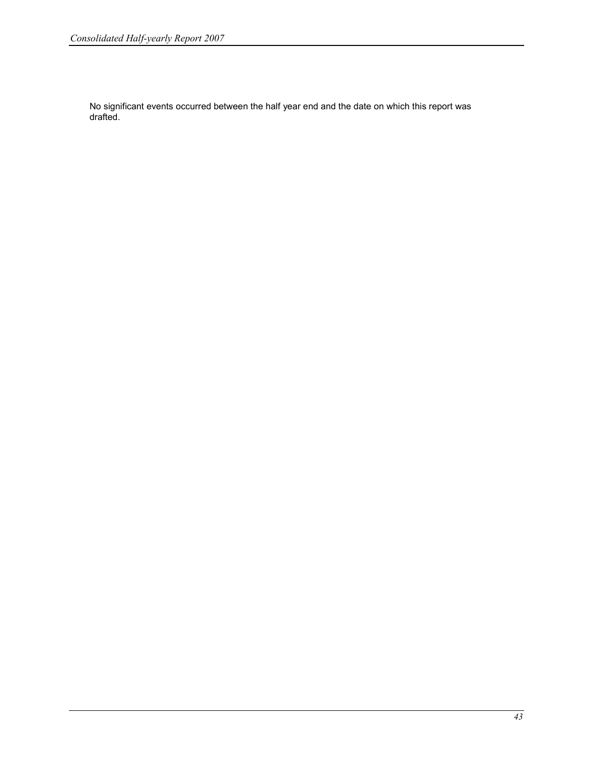No significant events occurred between the half year end and the date on which this report was drafted.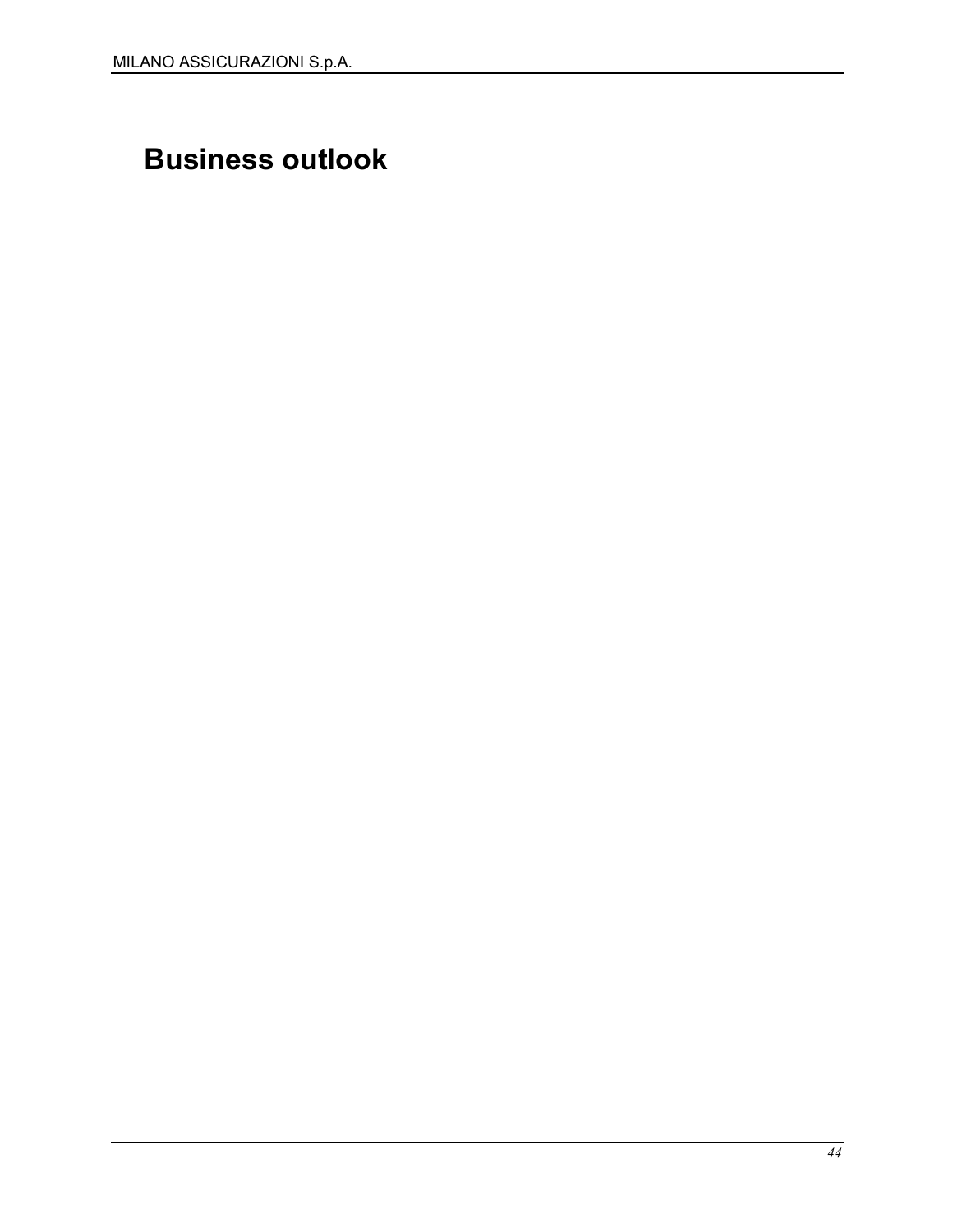# Business outlook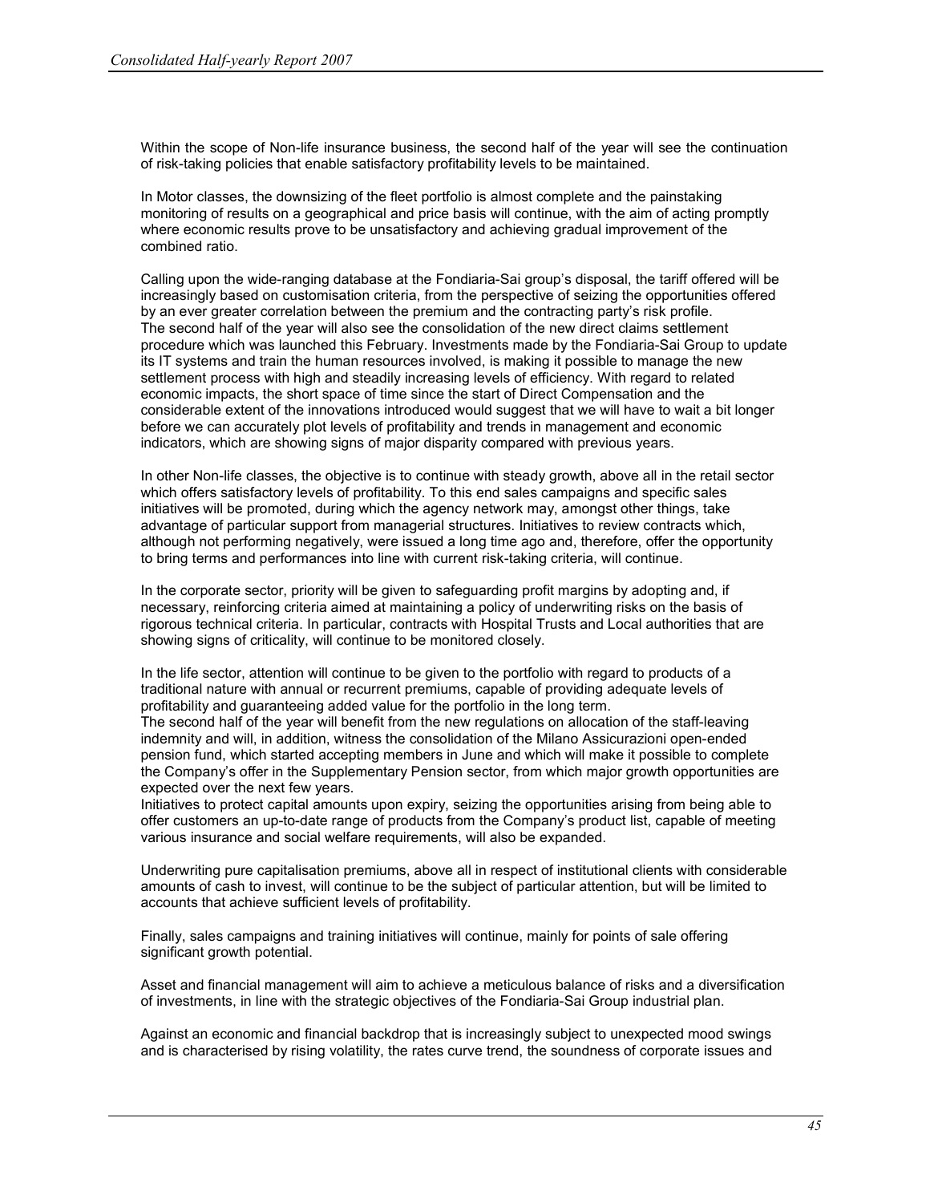Within the scope of Non-life insurance business, the second half of the year will see the continuation of risk-taking policies that enable satisfactory profitability levels to be maintained.

In Motor classes, the downsizing of the fleet portfolio is almost complete and the painstaking monitoring of results on a geographical and price basis will continue, with the aim of acting promptly where economic results prove to be unsatisfactory and achieving gradual improvement of the combined ratio.

Calling upon the wide-ranging database at the Fondiaria-Sai group's disposal, the tariff offered will be increasingly based on customisation criteria, from the perspective of seizing the opportunities offered by an ever greater correlation between the premium and the contracting party's risk profile.
The second half of the year will also see the consolidation of the new direct claims settlement procedure which was launched this February. Investments made by the Fondiaria-Sai Group to update its IT systems and train the human resources involved, is making it possible to manage the new settlement process with high and steadily increasing levels of efficiency. With regard to related economic impacts, the short space of time since the start of Direct Compensation and the considerable extent of the innovations introduced would suggest that we will have to wait a bit longer before we can accurately plot levels of profitability and trends in management and economic indicators, which are showing signs of major disparity compared with previous years.

In other Non-life classes, the objective is to continue with steady growth, above all in the retail sector which offers satisfactory levels of profitability. To this end sales campaigns and specific sales initiatives will be promoted, during which the agency network may, amongst other things, take advantage of particular support from managerial structures. Initiatives to review contracts which, although not performing negatively, were issued a long time ago and, therefore, offer the opportunity to bring terms and performances into line with current risk-taking criteria, will continue.

In the corporate sector, priority will be given to safeguarding profit margins by adopting and, if necessary, reinforcing criteria aimed at maintaining a policy of underwriting risks on the basis of rigorous technical criteria. In particular, contracts with Hospital Trusts and Local authorities that are showing signs of criticality, will continue to be monitored closely.

In the life sector, attention will continue to be given to the portfolio with regard to products of a traditional nature with annual or recurrent premiums, capable of providing adequate levels of profitability and guaranteeing added value for the portfolio in the long term.
The second half of the year will benefit from the new regulations on allocation of the staff-leaving indemnity and will, in addition, witness the consolidation of the Milano Assicurazioni open-ended pension fund, which started accepting members in June and which will make it possible to complete the Company's offer in the Supplementary Pension sector, from which major growth opportunities are expected over the next few years.
Initiatives to protect capital amounts upon expiry, seizing the opportunities arising from being able to offer customers an up-to-date range of products from the Company's product list, capable of meeting various insurance and social welfare requirements, will also be expanded.

Underwriting pure capitalisation premiums, above all in respect of institutional clients with considerable amounts of cash to invest, will continue to be the subject of particular attention, but will be limited to accounts that achieve sufficient levels of profitability.

Finally, sales campaigns and training initiatives will continue, mainly for points of sale offering significant growth potential.

Asset and financial management will aim to achieve a meticulous balance of risks and a diversification of investments, in line with the strategic objectives of the Fondiaria-Sai Group industrial plan.

Against an economic and financial backdrop that is increasingly subject to unexpected mood swings and is characterised by rising volatility, the rates curve trend, the soundness of corporate issues and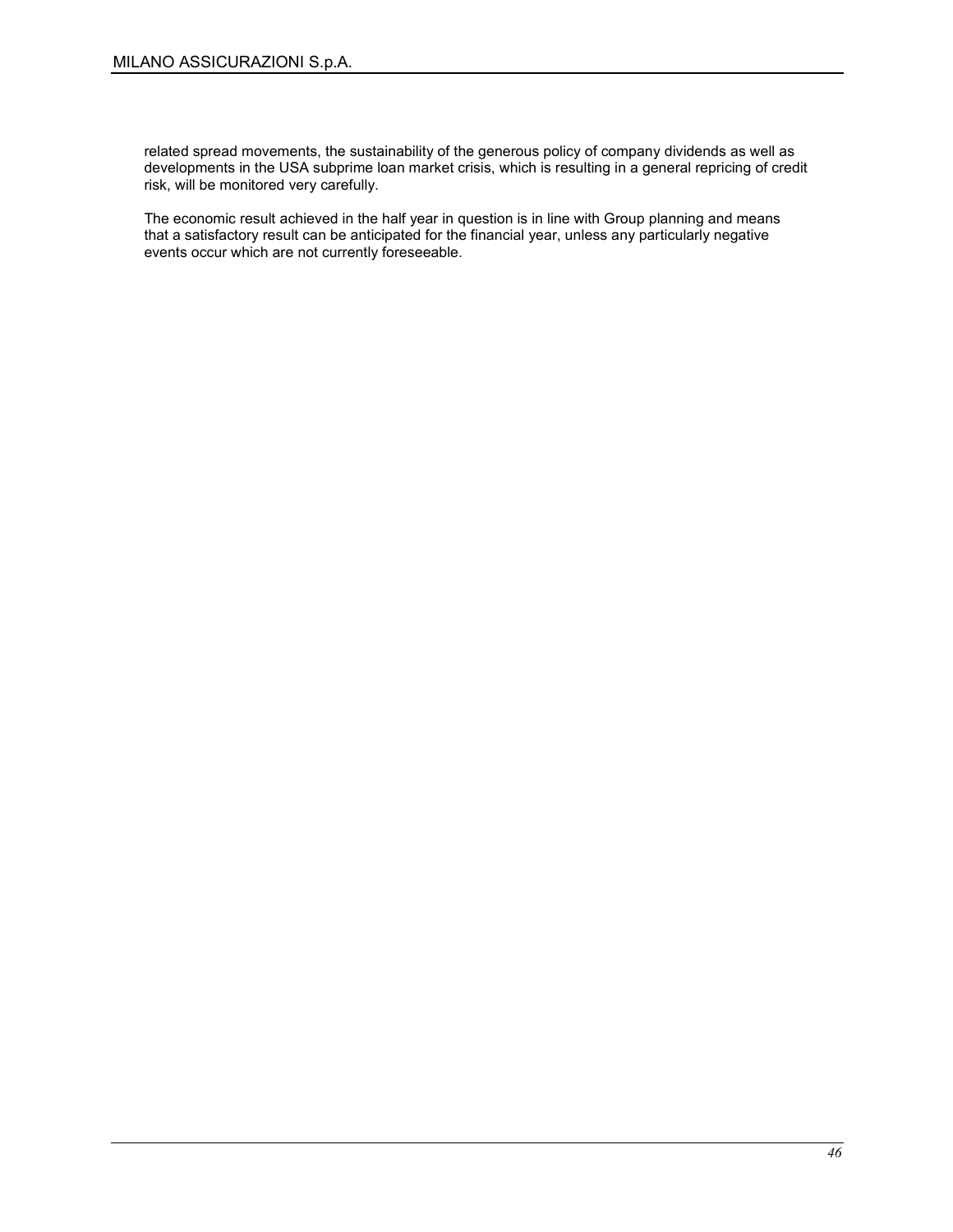related spread movements, the sustainability of the generous policy of company dividends as well as developments in the USA subprime loan market crisis, which is resulting in a general repricing of credit risk, will be monitored very carefully.

The economic result achieved in the half year in question is in line with Group planning and means that a satisfactory result can be anticipated for the financial year, unless any particularly negative events occur which are not currently foreseeable.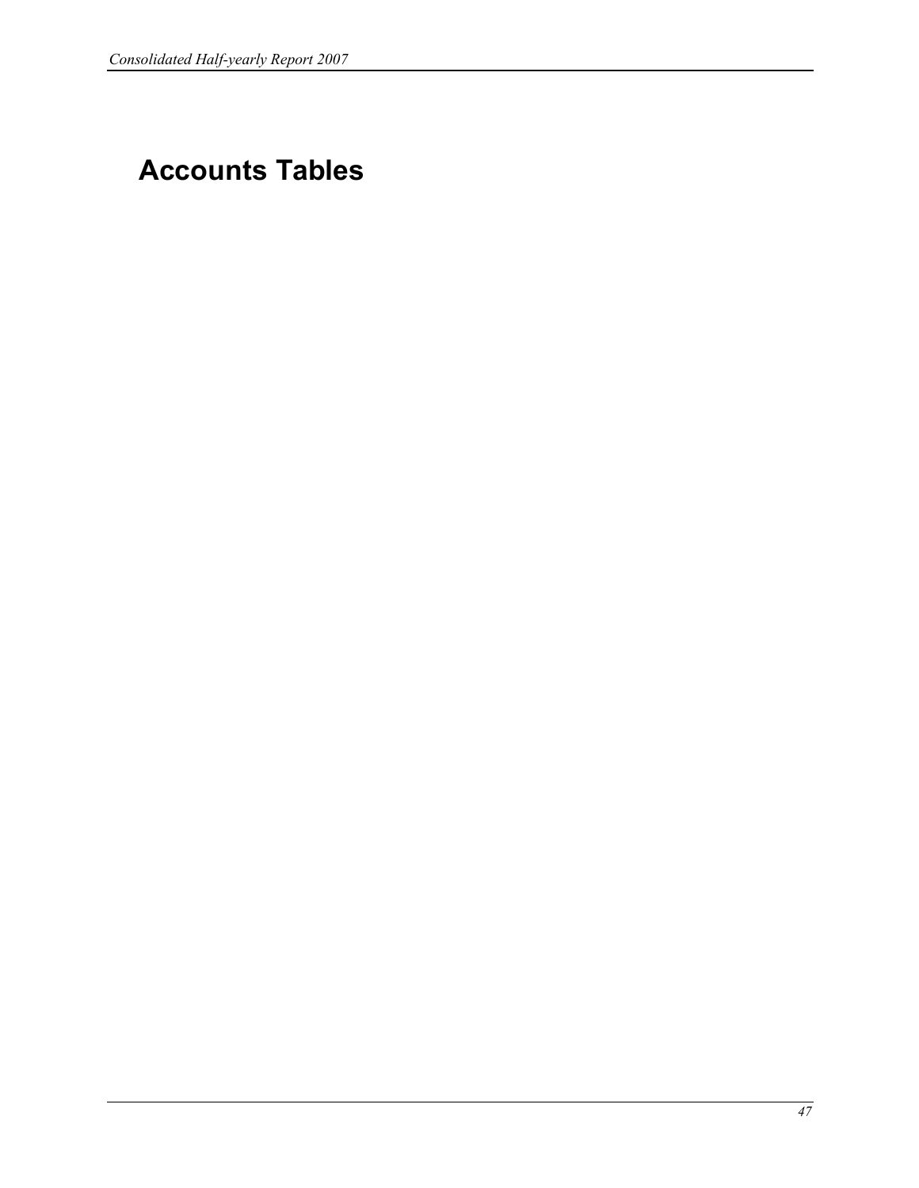# Accounts Tables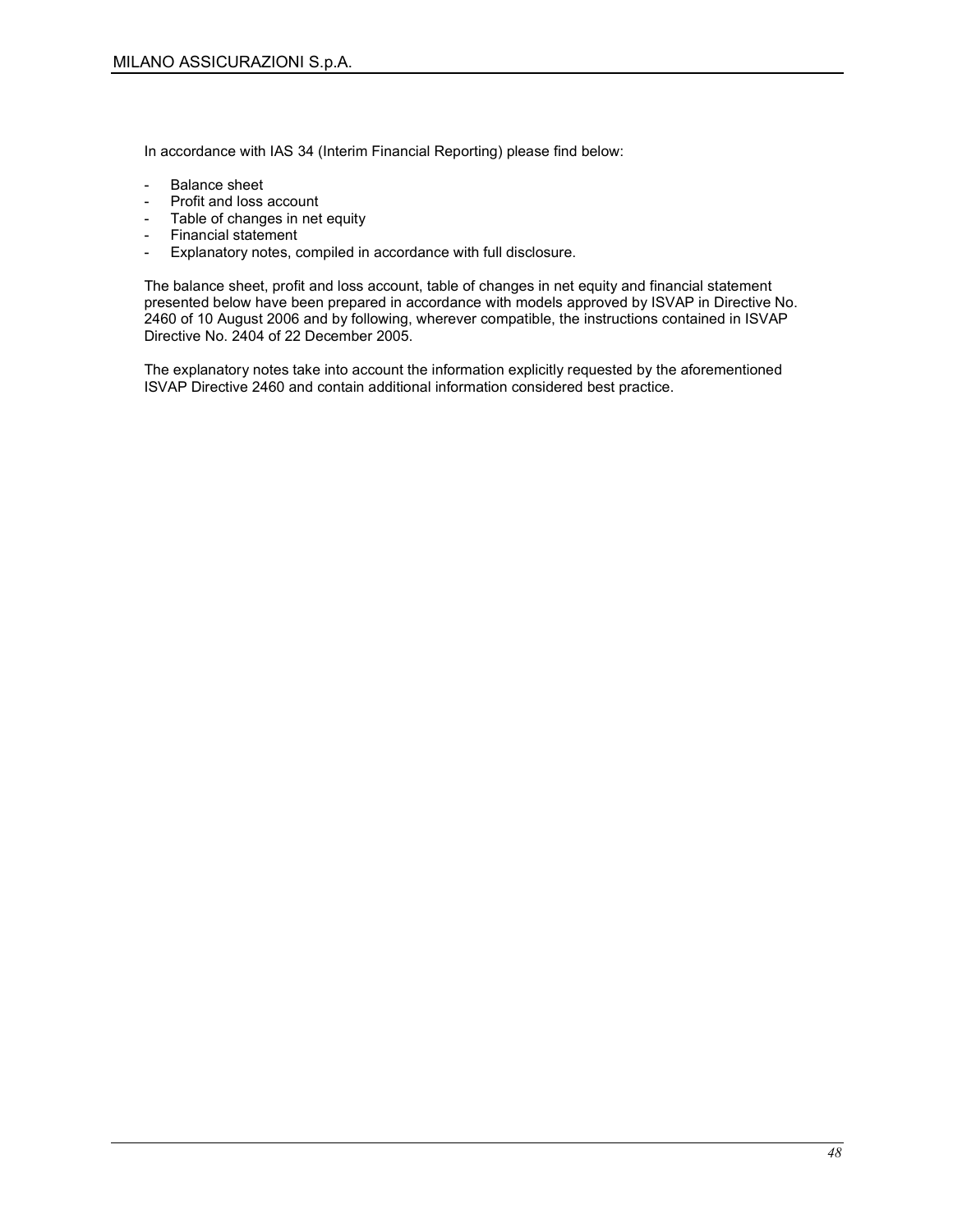In accordance with IAS 34 (Interim Financial Reporting) please find below:

- Balance sheet
- Profit and loss account
- Table of changes in net equity
- Financial statement
- Explanatory notes, compiled in accordance with full disclosure.

The balance sheet, profit and loss account, table of changes in net equity and financial statement presented below have been prepared in accordance with models approved by ISVAP in Directive No. 2460 of 10 August 2006 and by following, wherever compatible, the instructions contained in ISVAP Directive No. 2404 of 22 December 2005.

The explanatory notes take into account the information explicitly requested by the aforementioned ISVAP Directive 2460 and contain additional information considered best practice.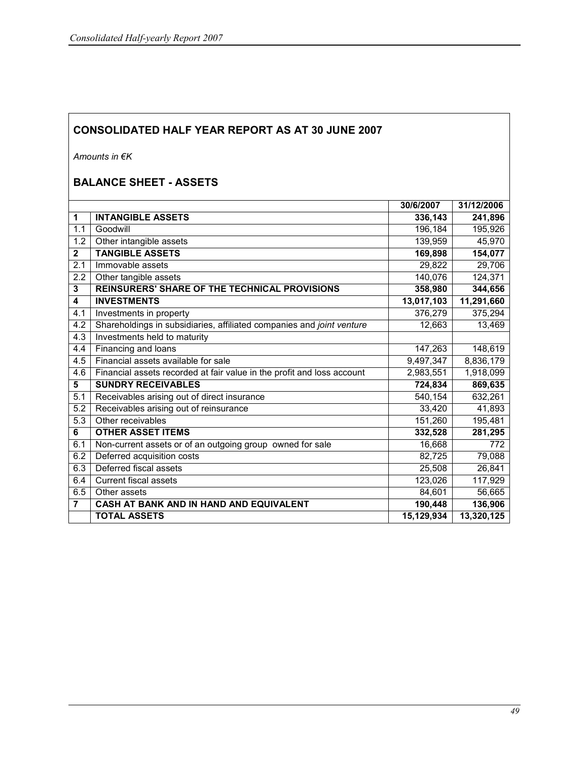## CONSOLIDATED HALF YEAR REPORT AS AT 30 JUNE 2007

*Amounts in €K*

## BALANCE SHEET - ASSETS

| | | 30/6/2007 | 31/12/2006 |
|---|---|---|---|
| **1** | **INTANGIBLE ASSETS** | **336,143** | **241,896** |
| 1.1 | Goodwill | 196,184 | 195,926 |
| 1.2 | Other intangible assets | 139,959 | 45,970 |
| **2** | **TANGIBLE ASSETS** | **169,898** | **154,077** |
| 2.1 | Immovable assets | 29,822 | 29,706 |
| 2.2 | Other tangible assets | 140,076 | 124,371 |
| **3** | **REINSURERS' SHARE OF THE TECHNICAL PROVISIONS** | **358,980** | **344,656** |
| **4** | **INVESTMENTS** | **13,017,103** | **11,291,660** |
| 4.1 | Investments in property | 376,279 | 375,294 |
| 4.2 | Shareholdings in subsidiaries, affiliated companies and *joint venture* | 12,663 | 13,469 |
| 4.3 | Investments held to maturity | | |
| 4.4 | Financing and loans | 147,263 | 148,619 |
| 4.5 | Financial assets available for sale | 9,497,347 | 8,836,179 |
| 4.6 | Financial assets recorded at fair value in the profit and loss account | 2,983,551 | 1,918,099 |
| **5** | **SUNDRY RECEIVABLES** | **724,834** | **869,635** |
| 5.1 | Receivables arising out of direct insurance | 540,154 | 632,261 |
| 5.2 | Receivables arising out of reinsurance | 33,420 | 41,893 |
| 5.3 | Other receivables | 151,260 | 195,481 |
| **6** | **OTHER ASSET ITEMS** | **332,528** | **281,295** |
| 6.1 | Non-current assets or of an outgoing group owned for sale | 16,668 | 772 |
| 6.2 | Deferred acquisition costs | 82,725 | 79,088 |
| 6.3 | Deferred fiscal assets | 25,508 | 26,841 |
| 6.4 | Current fiscal assets | 123,026 | 117,929 |
| 6.5 | Other assets | 84,601 | 56,665 |
| **7** | **CASH AT BANK AND IN HAND AND EQUIVALENT** | **190,448** | **136,906** |
| | **TOTAL ASSETS** | **15,129,934** | **13,320,125** |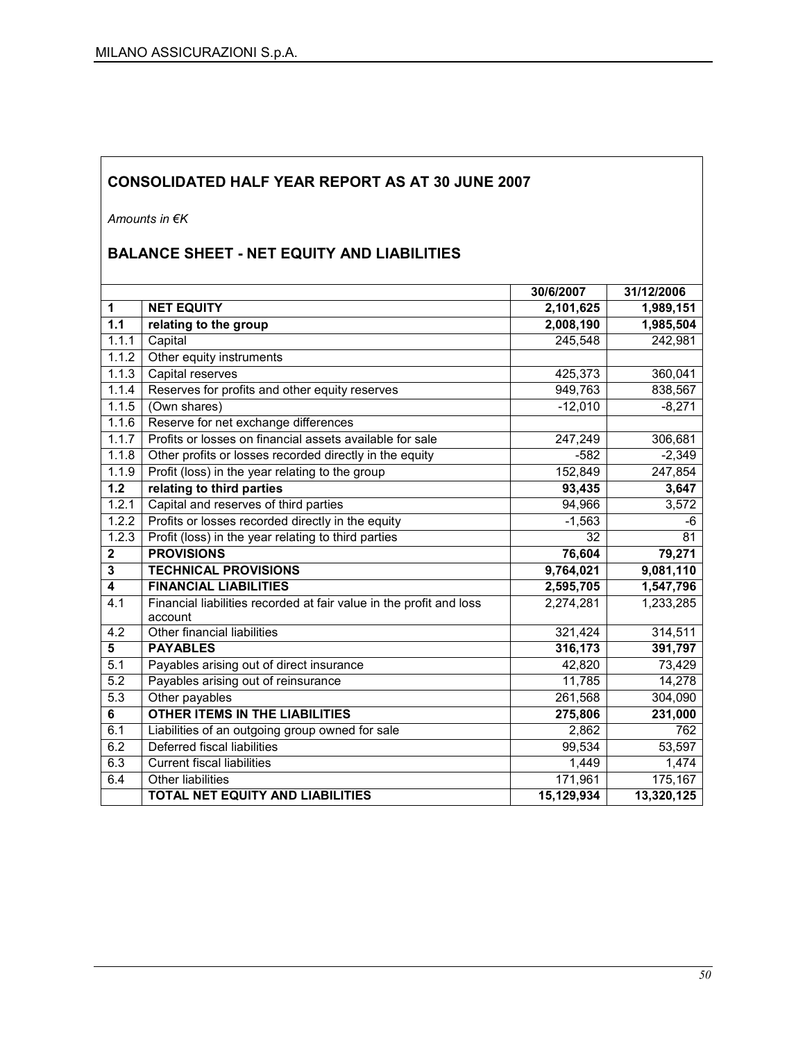## CONSOLIDATED HALF YEAR REPORT AS AT 30 JUNE 2007

*Amounts in €K*

## BALANCE SHEET - NET EQUITY AND LIABILITIES

| | | 30/6/2007 | 31/12/2006 |
|---|---|---|---|
| **1** | **NET EQUITY** | **2,101,625** | **1,989,151** |
| **1.1** | **relating to the group** | **2,008,190** | **1,985,504** |
| 1.1.1 | Capital | 245,548 | 242,981 |
| 1.1.2 | Other equity instruments | | |
| 1.1.3 | Capital reserves | 425,373 | 360,041 |
| 1.1.4 | Reserves for profits and other equity reserves | 949,763 | 838,567 |
| 1.1.5 | (Own shares) | -12,010 | -8,271 |
| 1.1.6 | Reserve for net exchange differences | | |
| 1.1.7 | Profits or losses on financial assets available for sale | 247,249 | 306,681 |
| 1.1.8 | Other profits or losses recorded directly in the equity | -582 | -2,349 |
| 1.1.9 | Profit (loss) in the year relating to the group | 152,849 | 247,854 |
| **1.2** | **relating to third parties** | **93,435** | **3,647** |
| 1.2.1 | Capital and reserves of third parties | 94,966 | 3,572 |
| 1.2.2 | Profits or losses recorded directly in the equity | -1,563 | -6 |
| 1.2.3 | Profit (loss) in the year relating to third parties | 32 | 81 |
| **2** | **PROVISIONS** | **76,604** | **79,271** |
| **3** | **TECHNICAL PROVISIONS** | **9,764,021** | **9,081,110** |
| **4** | **FINANCIAL LIABILITIES** | **2,595,705** | **1,547,796** |
| 4.1 | Financial liabilities recorded at fair value in the profit and loss account | 2,274,281 | 1,233,285 |
| 4.2 | Other financial liabilities | 321,424 | 314,511 |
| **5** | **PAYABLES** | **316,173** | **391,797** |
| 5.1 | Payables arising out of direct insurance | 42,820 | 73,429 |
| 5.2 | Payables arising out of reinsurance | 11,785 | 14,278 |
| 5.3 | Other payables | 261,568 | 304,090 |
| **6** | **OTHER ITEMS IN THE LIABILITIES** | **275,806** | **231,000** |
| 6.1 | Liabilities of an outgoing group owned for sale | 2,862 | 762 |
| 6.2 | Deferred fiscal liabilities | 99,534 | 53,597 |
| 6.3 | Current fiscal liabilities | 1,449 | 1,474 |
| 6.4 | Other liabilities | 171,961 | 175,167 |
| | **TOTAL NET EQUITY AND LIABILITIES** | **15,129,934** | **13,320,125** |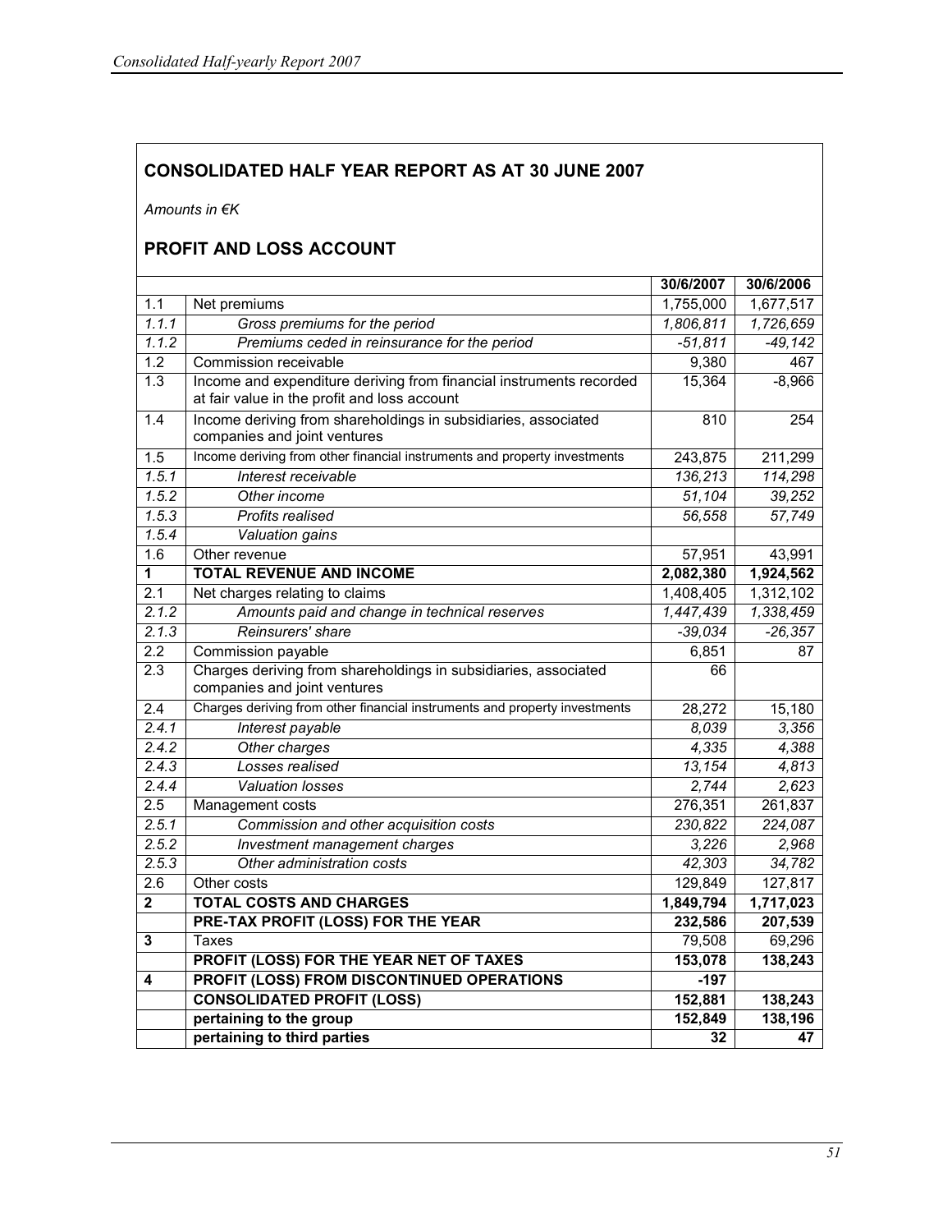## CONSOLIDATED HALF YEAR REPORT AS AT 30 JUNE 2007

*Amounts in €K*

## PROFIT AND LOSS ACCOUNT

| | | 30/6/2007 | 30/6/2006 |
|---|---|---|---|
| 1.1 | Net premiums | 1,755,000 | 1,677,517 |
| *1.1.1* | *Gross premiums for the period* | *1,806,811* | *1,726,659* |
| *1.1.2* | *Premiums ceded in reinsurance for the period* | *-51,811* | *-49,142* |
| 1.2 | Commission receivable | 9,380 | 467 |
| 1.3 | Income and expenditure deriving from financial instruments recorded at fair value in the profit and loss account | 15,364 | -8,966 |
| 1.4 | Income deriving from shareholdings in subsidiaries, associated companies and joint ventures | 810 | 254 |
| 1.5 | Income deriving from other financial instruments and property investments | 243,875 | 211,299 |
| *1.5.1* | *Interest receivable* | *136,213* | *114,298* |
| *1.5.2* | *Other income* | *51,104* | *39,252* |
| *1.5.3* | *Profits realised* | *56,558* | *57,749* |
| *1.5.4* | *Valuation gains* | | |
| 1.6 | Other revenue | 57,951 | 43,991 |
| **1** | **TOTAL REVENUE AND INCOME** | **2,082,380** | **1,924,562** |
| 2.1 | Net charges relating to claims | 1,408,405 | 1,312,102 |
| *2.1.2* | *Amounts paid and change in technical reserves* | *1,447,439* | *1,338,459* |
| *2.1.3* | *Reinsurers' share* | *-39,034* | *-26,357* |
| 2.2 | Commission payable | 6,851 | 87 |
| 2.3 | Charges deriving from shareholdings in subsidiaries, associated companies and joint ventures | 66 | |
| 2.4 | Charges deriving from other financial instruments and property investments | 28,272 | 15,180 |
| *2.4.1* | *Interest payable* | *8,039* | *3,356* |
| *2.4.2* | *Other charges* | *4,335* | *4,388* |
| *2.4.3* | *Losses realised* | *13,154* | *4,813* |
| *2.4.4* | *Valuation losses* | *2,744* | *2,623* |
| 2.5 | Management costs | 276,351 | 261,837 |
| *2.5.1* | *Commission and other acquisition costs* | *230,822* | *224,087* |
| *2.5.2* | *Investment management charges* | *3,226* | *2,968* |
| *2.5.3* | *Other administration costs* | *42,303* | *34,782* |
| 2.6 | Other costs | 129,849 | 127,817 |
| **2** | **TOTAL COSTS AND CHARGES** | **1,849,794** | **1,717,023** |
| | **PRE-TAX PROFIT (LOSS) FOR THE YEAR** | **232,586** | **207,539** |
| **3** | Taxes | 79,508 | 69,296 |
| | **PROFIT (LOSS) FOR THE YEAR NET OF TAXES** | **153,078** | **138,243** |
| **4** | **PROFIT (LOSS) FROM DISCONTINUED OPERATIONS** | **-197** | |
| | **CONSOLIDATED PROFIT (LOSS)** | **152,881** | **138,243** |
| | **pertaining to the group** | **152,849** | **138,196** |
| | **pertaining to third parties** | **32** | **47** |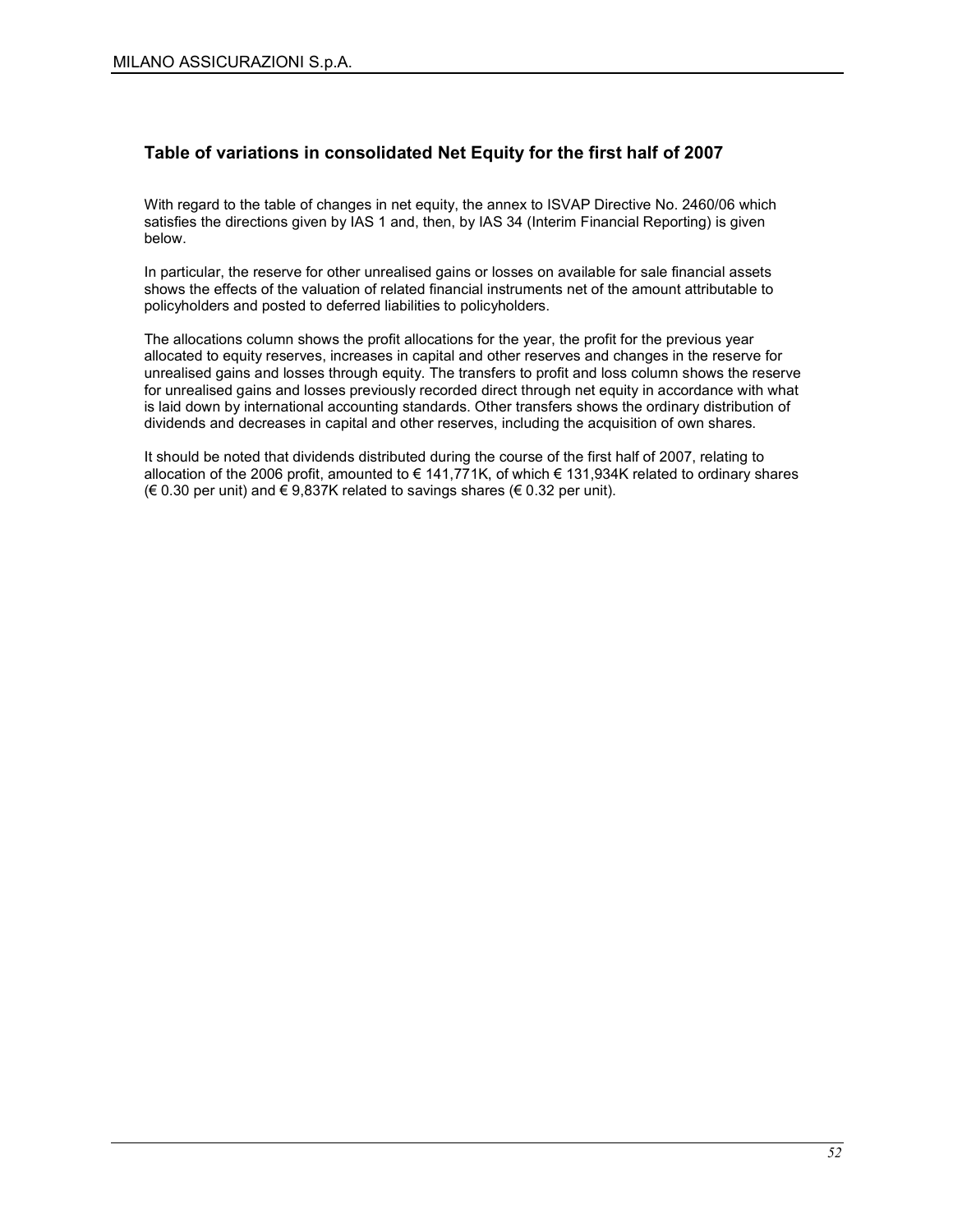## Table of variations in consolidated Net Equity for the first half of 2007

With regard to the table of changes in net equity, the annex to ISVAP Directive No. 2460/06 which satisfies the directions given by IAS 1 and, then, by IAS 34 (Interim Financial Reporting) is given below.

In particular, the reserve for other unrealised gains or losses on available for sale financial assets shows the effects of the valuation of related financial instruments net of the amount attributable to policyholders and posted to deferred liabilities to policyholders.

The allocations column shows the profit allocations for the year, the profit for the previous year allocated to equity reserves, increases in capital and other reserves and changes in the reserve for unrealised gains and losses through equity. The transfers to profit and loss column shows the reserve for unrealised gains and losses previously recorded direct through net equity in accordance with what is laid down by international accounting standards. Other transfers shows the ordinary distribution of dividends and decreases in capital and other reserves, including the acquisition of own shares.

It should be noted that dividends distributed during the course of the first half of 2007, relating to allocation of the 2006 profit, amounted to € 141,771K, of which € 131,934K related to ordinary shares (€ 0.30 per unit) and € 9,837K related to savings shares (€ 0.32 per unit).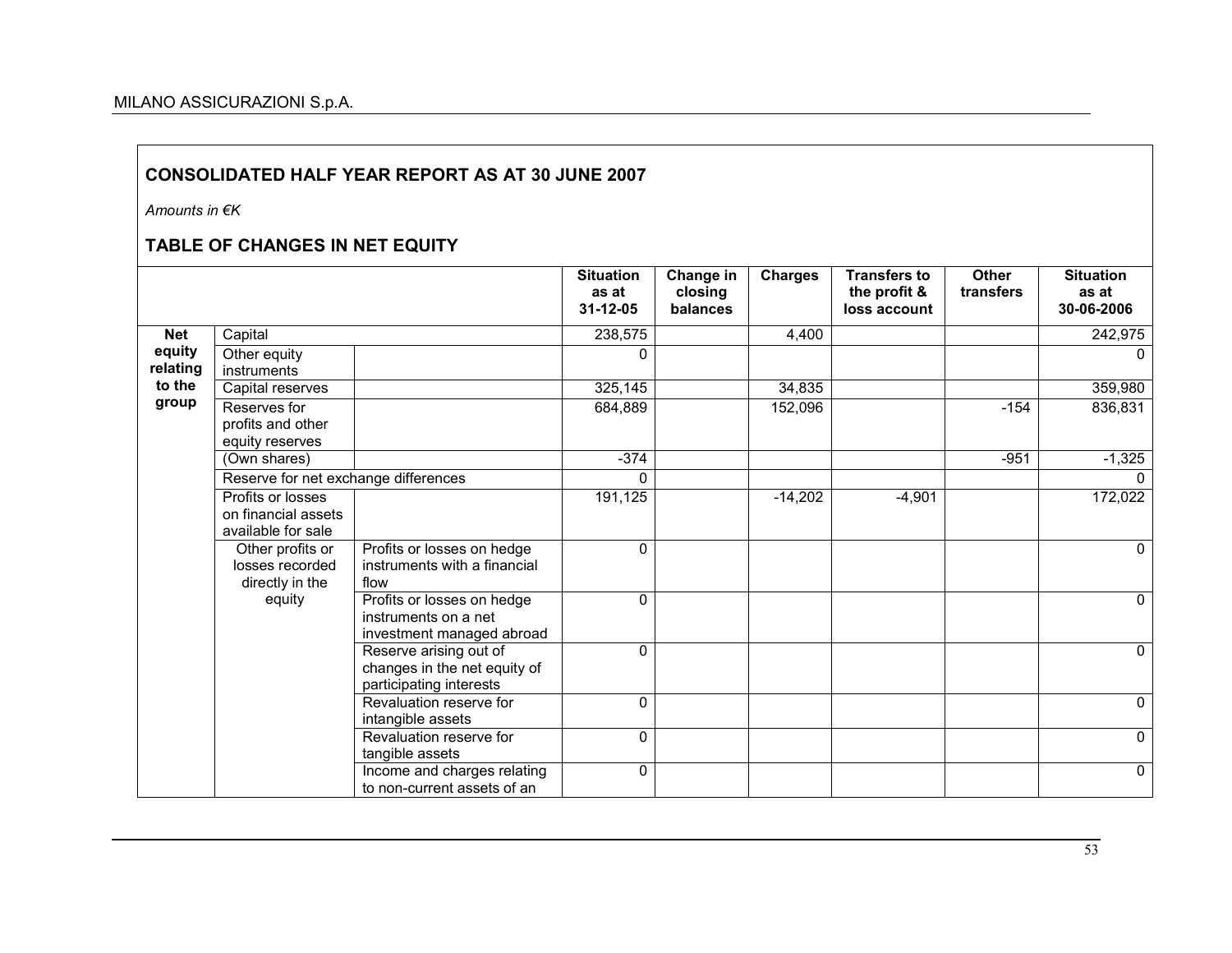## CONSOLIDATED HALF YEAR REPORT AS AT 30 JUNE 2007

*Amounts in €K*

## TABLE OF CHANGES IN NET EQUITY

| | | | Situation as at 31-12-05 | Change in closing balances | Charges | Transfers to the profit & loss account | Other transfers | Situation as at 30-06-2006 |
|---|---|---|---|---|---|---|---|---|
| Net equity relating to the group | Capital | | 238,575 | | 4,400 | | | 242,975 |
| | Other equity instruments | | 0 | | | | | 0 |
| | Capital reserves | | 325,145 | | 34,835 | | | 359,980 |
| | Reserves for profits and other equity reserves | | 684,889 | | 152,096 | | -154 | 836,831 |
| | (Own shares) | | -374 | | | | -951 | -1,325 |
| | Reserve for net exchange differences | | 0 | | | | | 0 |
| | Profits or losses on financial assets available for sale | | 191,125 | | -14,202 | -4,901 | | 172,022 |
| | Other profits or losses recorded directly in the equity | Profits or losses on hedge instruments with a financial flow | 0 | | | | | 0 |
| | | Profits or losses on hedge instruments on a net investment managed abroad | 0 | | | | | 0 |
| | | Reserve arising out of changes in the net equity of participating interests | 0 | | | | | 0 |
| | | Revaluation reserve for intangible assets | 0 | | | | | 0 |
| | | Revaluation reserve for tangible assets | 0 | | | | | 0 |
| | | Income and charges relating to non-current assets of an | 0 | | | | | 0 |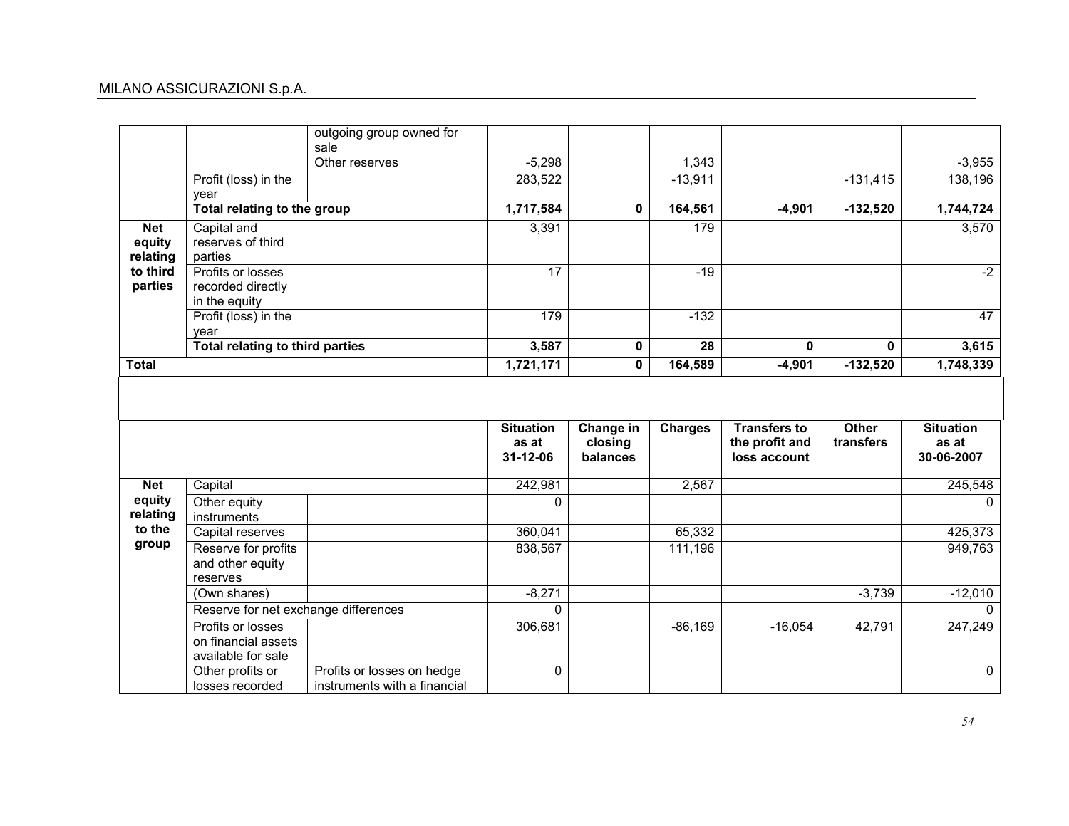| | | | | | | | | |
|---|---|---|---|---|---|---|---|---|
| | | outgoing group owned for sale | | | | | | |
| | | Other reserves | -5,298 | | 1,343 | | | -3,955 |
| | Profit (loss) in the year | | 283,522 | | -13,911 | | -131,415 | 138,196 |
| | **Total relating to the group** | | **1,717,584** | **0** | **164,561** | **-4,901** | **-132,520** | **1,744,724** |
| **Net equity relating to third parties** | Capital and reserves of third parties | | 3,391 | | 179 | | | 3,570 |
| | Profits or losses recorded directly in the equity | | 17 | | -19 | | | -2 |
| | Profit (loss) in the year | | 179 | | -132 | | | 47 |
| | **Total relating to third parties** | | **3,587** | **0** | **28** | **0** | **0** | **3,615** |
| **Total** | | | **1,721,171** | **0** | **164,589** | **-4,901** | **-132,520** | **1,748,339** |

| | | | **Situation as at 31-12-06** | **Change in closing balances** | **Charges** | **Transfers to the profit and loss account** | **Other transfers** | **Situation as at 30-06-2007** |
|---|---|---|---|---|---|---|---|---|
| **Net equity relating to the group** | Capital | | 242,981 | | 2,567 | | | 245,548 |
| | Other equity instruments | | 0 | | | | | 0 |
| | Capital reserves | | 360,041 | | 65,332 | | | 425,373 |
| | Reserve for profits and other equity reserves | | 838,567 | | 111,196 | | | 949,763 |
| | (Own shares) | | -8,271 | | | | -3,739 | -12,010 |
| | Reserve for net exchange differences | | 0 | | | | | 0 |
| | Profits or losses on financial assets available for sale | | 306,681 | | -86,169 | -16,054 | 42,791 | 247,249 |
| | Other profits or losses recorded | Profits or losses on hedge instruments with a financial | 0 | | | | | 0 |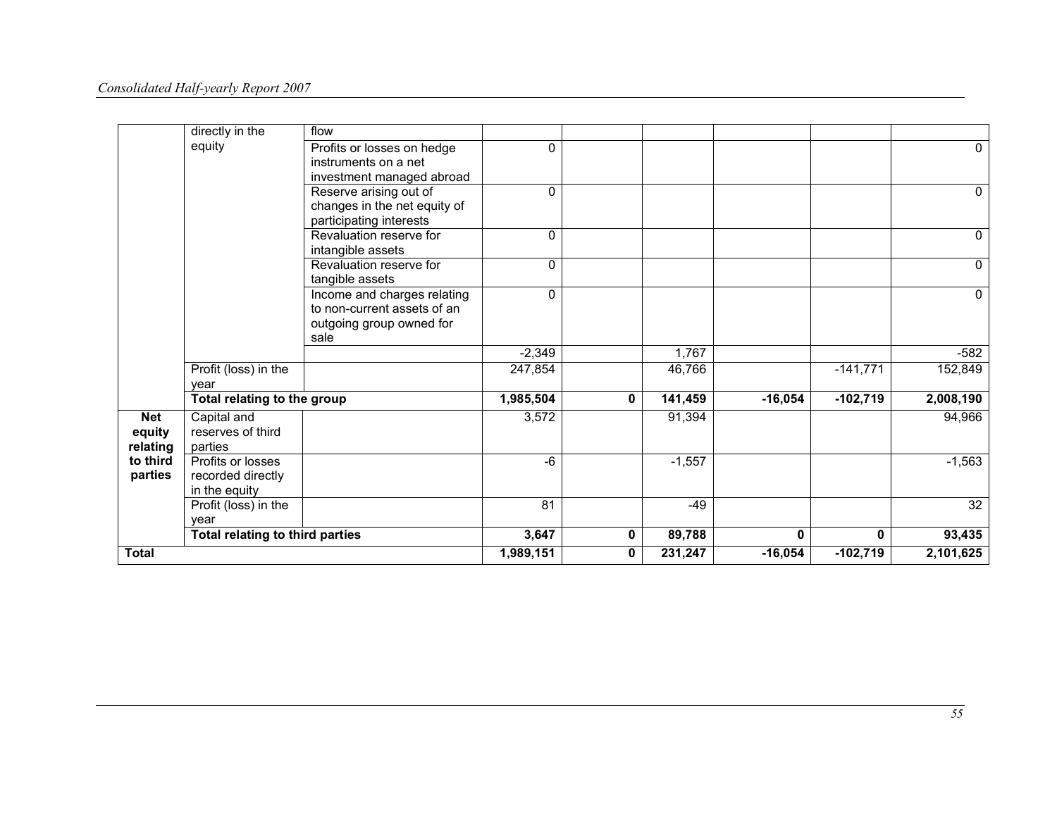| | | | | | | | | |
|---|---|---|---|---|---|---|---|---|
| | directly in the equity | flow | | | | | | |
| | | Profits or losses on hedge instruments on a net investment managed abroad | 0 | | | | | 0 |
| | | Reserve arising out of changes in the net equity of participating interests | 0 | | | | | 0 |
| | | Revaluation reserve for intangible assets | 0 | | | | | 0 |
| | | Revaluation reserve for tangible assets | 0 | | | | | 0 |
| | | Income and charges relating to non-current assets of an outgoing group owned for sale | 0 | | | | | 0 |
| | | | -2,349 | | 1,767 | | | -582 |
| | Profit (loss) in the year | | 247,854 | | 46,766 | | -141,771 | 152,849 |
| | **Total relating to the group** | | **1,985,504** | **0** | **141,459** | **-16,054** | **-102,719** | **2,008,190** |
| **Net equity relating to third parties** | Capital and reserves of third parties | | 3,572 | | 91,394 | | | 94,966 |
| | Profits or losses recorded directly in the equity | | -6 | | -1,557 | | | -1,563 |
| | Profit (loss) in the year | | 81 | | -49 | | | 32 |
| | **Total relating to third parties** | | **3,647** | **0** | **89,788** | **0** | **0** | **93,435** |
| **Total** | | | **1,989,151** | **0** | **231,247** | **-16,054** | **-102,719** | **2,101,625** |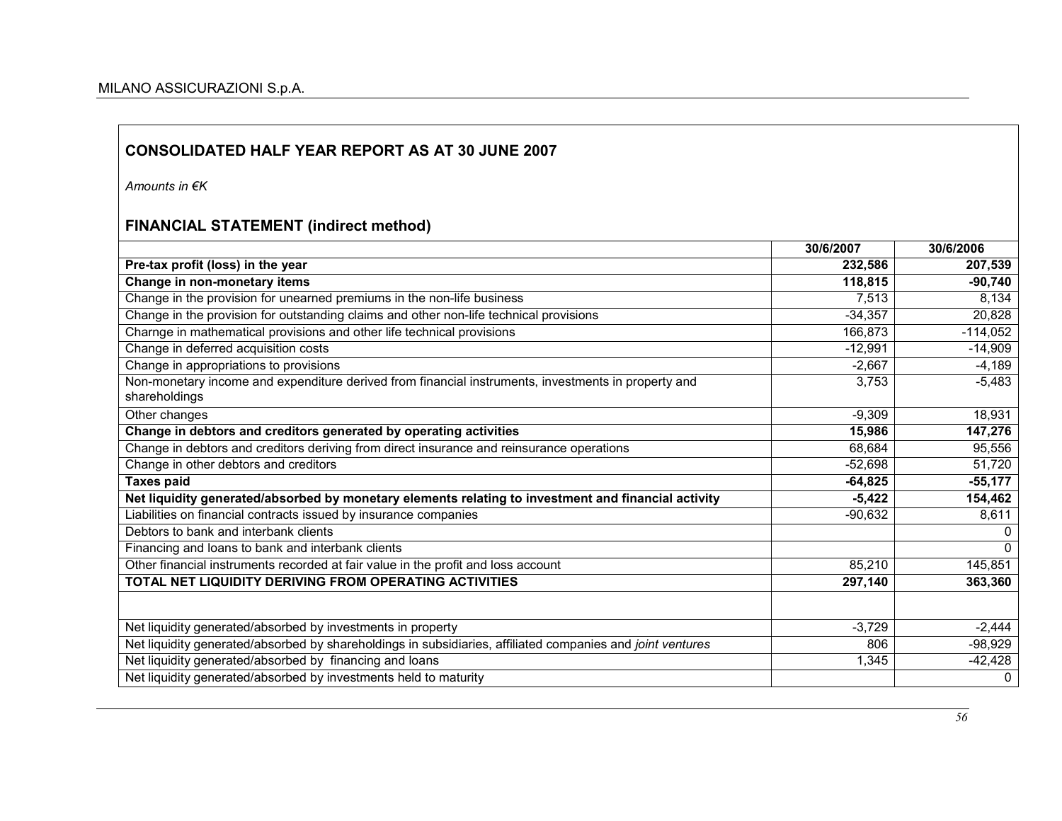## CONSOLIDATED HALF YEAR REPORT AS AT 30 JUNE 2007

*Amounts in €K*

## FINANCIAL STATEMENT (indirect method)

| | 30/6/2007 | 30/6/2006 |
|---|---|---|
| **Pre-tax profit (loss) in the year** | **232,586** | **207,539** |
| **Change in non-monetary items** | **118,815** | **-90,740** |
| Change in the provision for unearned premiums in the non-life business | 7,513 | 8,134 |
| Change in the provision for outstanding claims and other non-life technical provisions | -34,357 | 20,828 |
| Charnge in mathematical provisions and other life technical provisions | 166,873 | -114,052 |
| Change in deferred acquisition costs | -12,991 | -14,909 |
| Change in appropriations to provisions | -2,667 | -4,189 |
| Non-monetary income and expenditure derived from financial instruments, investments in property and shareholdings | 3,753 | -5,483 |
| Other changes | -9,309 | 18,931 |
| **Change in debtors and creditors generated by operating activities** | **15,986** | **147,276** |
| Change in debtors and creditors deriving from direct insurance and reinsurance operations | 68,684 | 95,556 |
| Change in other debtors and creditors | -52,698 | 51,720 |
| **Taxes paid** | **-64,825** | **-55,177** |
| **Net liquidity generated/absorbed by monetary elements relating to investment and financial activity** | **-5,422** | **154,462** |
| Liabilities on financial contracts issued by insurance companies | -90,632 | 8,611 |
| Debtors to bank and interbank clients | | 0 |
| Financing and loans to bank and interbank clients | | 0 |
| Other financial instruments recorded at fair value in the profit and loss account | 85,210 | 145,851 |
| **TOTAL NET LIQUIDITY DERIVING FROM OPERATING ACTIVITIES** | **297,140** | **363,360** |
| | | |
| Net liquidity generated/absorbed by investments in property | -3,729 | -2,444 |
| Net liquidity generated/absorbed by shareholdings in subsidiaries, affiliated companies and *joint ventures* | 806 | -98,929 |
| Net liquidity generated/absorbed by financing and loans | 1,345 | -42,428 |
| Net liquidity generated/absorbed by investments held to maturity | | 0 |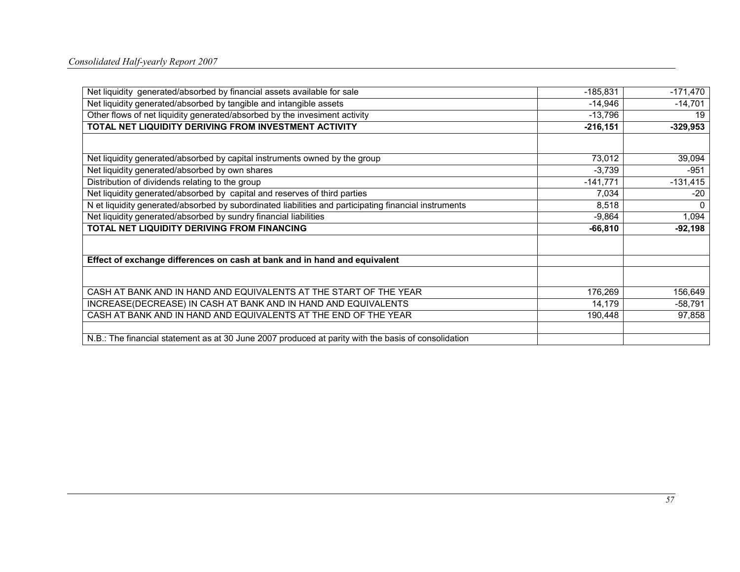| | | |
|---|---|---|
| Net liquidity generated/absorbed by financial assets available for sale | -185,831 | -171,470 |
| Net liquidity generated/absorbed by tangible and intangible assets | -14,946 | -14,701 |
| Other flows of net liquidity generated/absorbed by the invesiment activity | -13,796 | 19 |
| **TOTAL NET LIQUIDITY DERIVING FROM INVESTMENT ACTIVITY** | **-216,151** | **-329,953** |
| | | |
| Net liquidity generated/absorbed by capital instruments owned by the group | 73,012 | 39,094 |
| Net liquidity generated/absorbed by own shares | -3,739 | -951 |
| Distribution of dividends relating to the group | -141,771 | -131,415 |
| Net liquidity generated/absorbed by capital and reserves of third parties | 7,034 | -20 |
| N et liquidity generated/absorbed by subordinated liabilities and participating financial instruments | 8,518 | 0 |
| Net liquidity generated/absorbed by sundry financial liabilities | -9,864 | 1,094 |
| **TOTAL NET LIQUIDITY DERIVING FROM FINANCING** | **-66,810** | **-92,198** |
| | | |
| **Effect of exchange differences on cash at bank and in hand and equivalent** | | |
| | | |
| CASH AT BANK AND IN HAND AND EQUIVALENTS AT THE START OF THE YEAR | 176,269 | 156,649 |
| INCREASE(DECREASE) IN CASH AT BANK AND IN HAND AND EQUIVALENTS | 14,179 | -58,791 |
| CASH AT BANK AND IN HAND AND EQUIVALENTS AT THE END OF THE YEAR | 190,448 | 97,858 |
| | | |
| N.B.: The financial statement as at 30 June 2007 produced at parity with the basis of consolidation | | |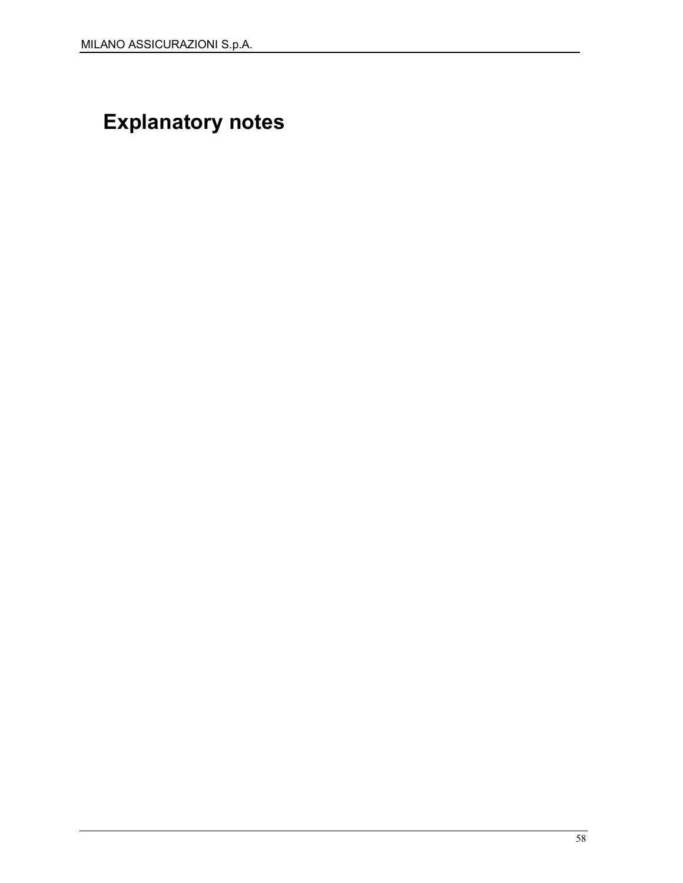# Explanatory notes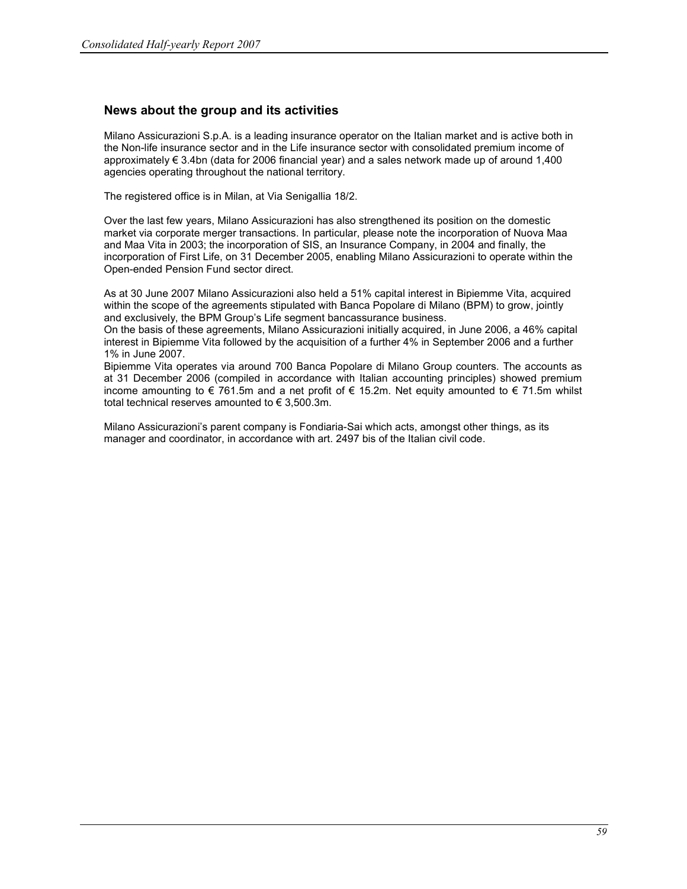## News about the group and its activities

Milano Assicurazioni S.p.A. is a leading insurance operator on the Italian market and is active both in the Non-life insurance sector and in the Life insurance sector with consolidated premium income of approximately € 3.4bn (data for 2006 financial year) and a sales network made up of around 1,400 agencies operating throughout the national territory.

The registered office is in Milan, at Via Senigallia 18/2.

Over the last few years, Milano Assicurazioni has also strengthened its position on the domestic market via corporate merger transactions. In particular, please note the incorporation of Nuova Maa and Maa Vita in 2003; the incorporation of SIS, an Insurance Company, in 2004 and finally, the incorporation of First Life, on 31 December 2005, enabling Milano Assicurazioni to operate within the Open-ended Pension Fund sector direct.

As at 30 June 2007 Milano Assicurazioni also held a 51% capital interest in Bipiemme Vita, acquired within the scope of the agreements stipulated with Banca Popolare di Milano (BPM) to grow, jointly and exclusively, the BPM Group's Life segment bancassurance business.
On the basis of these agreements, Milano Assicurazioni initially acquired, in June 2006, a 46% capital interest in Bipiemme Vita followed by the acquisition of a further 4% in September 2006 and a further 1% in June 2007.
Bipiemme Vita operates via around 700 Banca Popolare di Milano Group counters. The accounts as at 31 December 2006 (compiled in accordance with Italian accounting principles) showed premium income amounting to € 761.5m and a net profit of € 15.2m. Net equity amounted to € 71.5m whilst total technical reserves amounted to € 3,500.3m.

Milano Assicurazioni's parent company is Fondiaria-Sai which acts, amongst other things, as its manager and coordinator, in accordance with art. 2497 bis of the Italian civil code.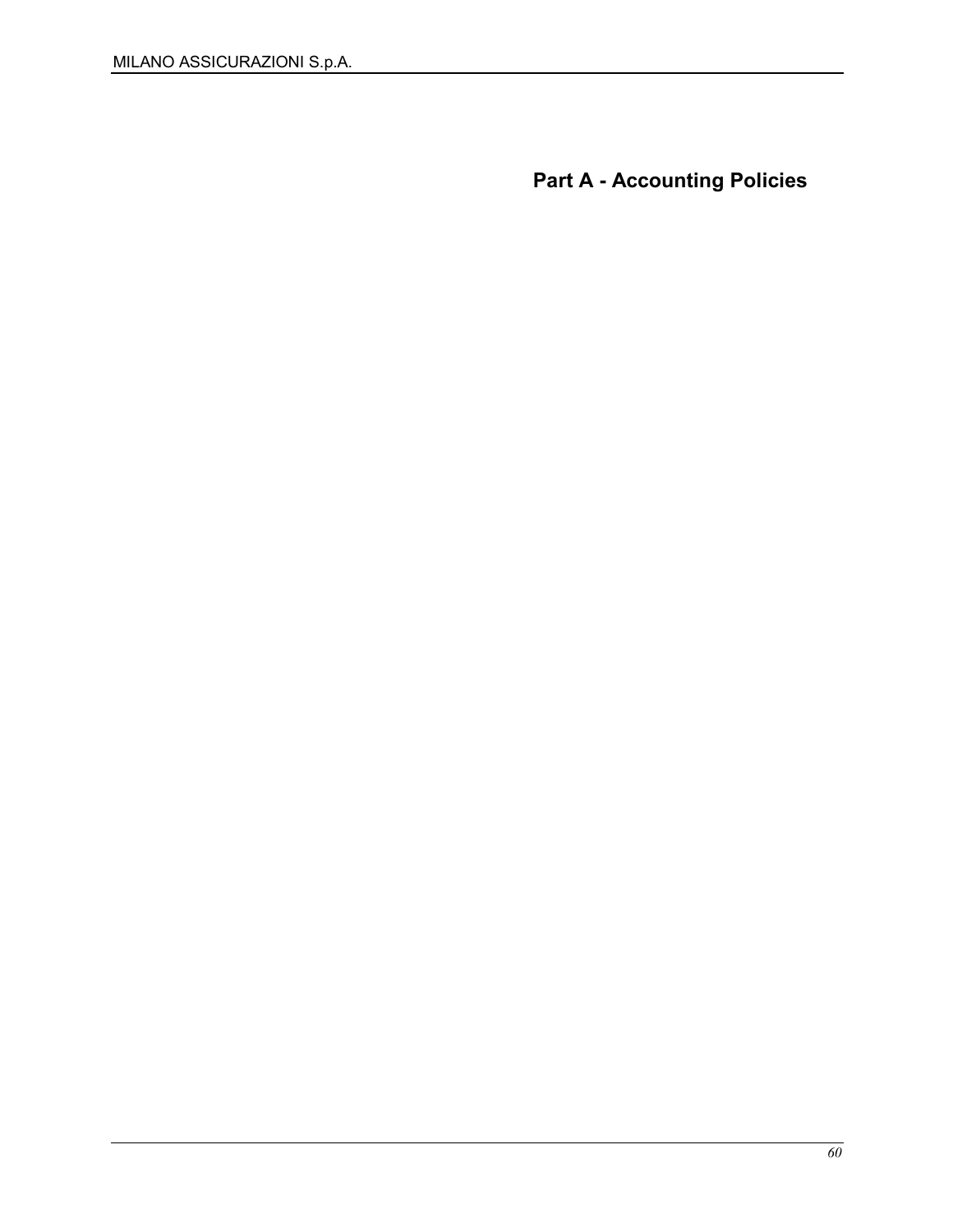# Part A - Accounting Policies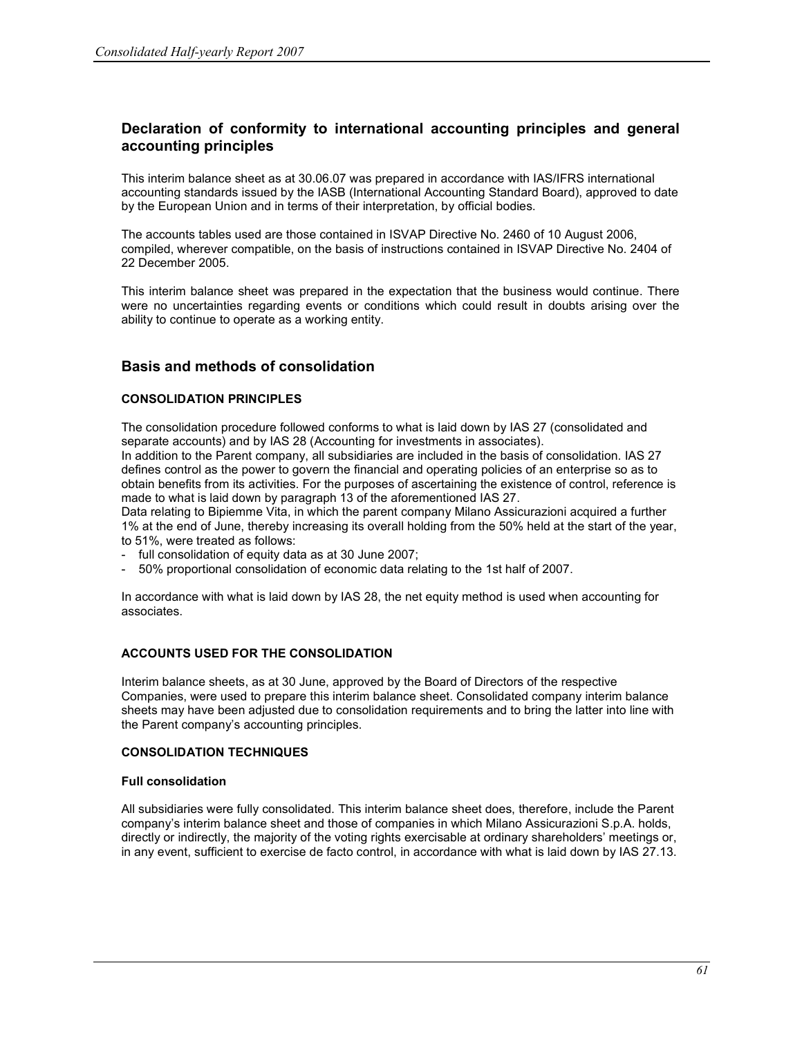## Declaration of conformity to international accounting principles and general accounting principles

This interim balance sheet as at 30.06.07 was prepared in accordance with IAS/IFRS international accounting standards issued by the IASB (International Accounting Standard Board), approved to date by the European Union and in terms of their interpretation, by official bodies.

The accounts tables used are those contained in ISVAP Directive No. 2460 of 10 August 2006, compiled, wherever compatible, on the basis of instructions contained in ISVAP Directive No. 2404 of 22 December 2005.

This interim balance sheet was prepared in the expectation that the business would continue. There were no uncertainties regarding events or conditions which could result in doubts arising over the ability to continue to operate as a working entity.

## Basis and methods of consolidation

### CONSOLIDATION PRINCIPLES

The consolidation procedure followed conforms to what is laid down by IAS 27 (consolidated and separate accounts) and by IAS 28 (Accounting for investments in associates).

In addition to the Parent company, all subsidiaries are included in the basis of consolidation. IAS 27 defines control as the power to govern the financial and operating policies of an enterprise so as to obtain benefits from its activities. For the purposes of ascertaining the existence of control, reference is made to what is laid down by paragraph 13 of the aforementioned IAS 27.

Data relating to Bipiemme Vita, in which the parent company Milano Assicurazioni acquired a further 1% at the end of June, thereby increasing its overall holding from the 50% held at the start of the year, to 51%, were treated as follows:

- full consolidation of equity data as at 30 June 2007;
- 50% proportional consolidation of economic data relating to the 1st half of 2007.

In accordance with what is laid down by IAS 28, the net equity method is used when accounting for associates.

### ACCOUNTS USED FOR THE CONSOLIDATION

Interim balance sheets, as at 30 June, approved by the Board of Directors of the respective Companies, were used to prepare this interim balance sheet. Consolidated company interim balance sheets may have been adjusted due to consolidation requirements and to bring the latter into line with the Parent company's accounting principles.

### CONSOLIDATION TECHNIQUES

#### Full consolidation

All subsidiaries were fully consolidated. This interim balance sheet does, therefore, include the Parent company's interim balance sheet and those of companies in which Milano Assicurazioni S.p.A. holds, directly or indirectly, the majority of the voting rights exercisable at ordinary shareholders' meetings or, in any event, sufficient to exercise de facto control, in accordance with what is laid down by IAS 27.13.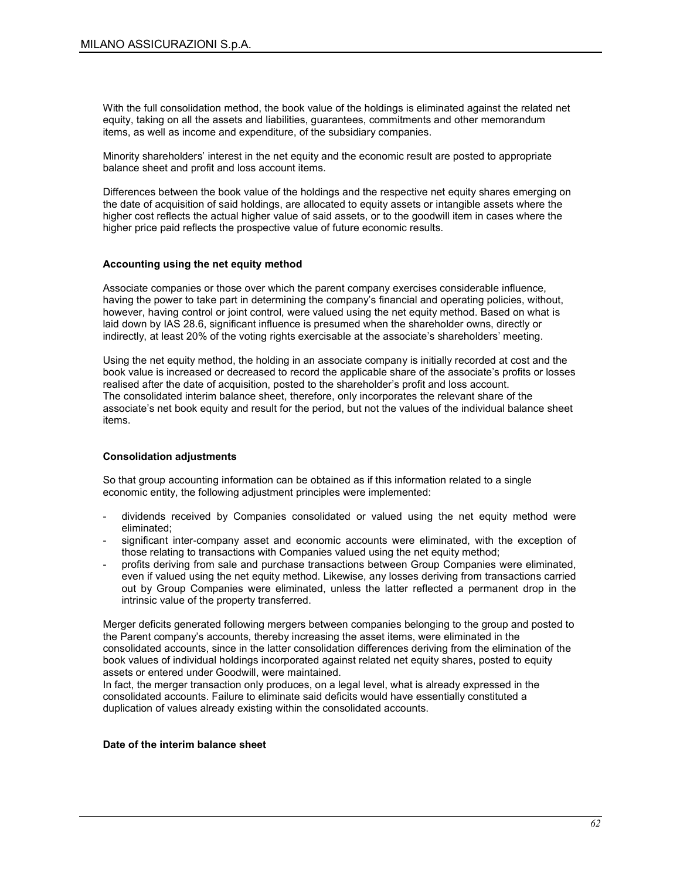With the full consolidation method, the book value of the holdings is eliminated against the related net equity, taking on all the assets and liabilities, guarantees, commitments and other memorandum items, as well as income and expenditure, of the subsidiary companies.

Minority shareholders' interest in the net equity and the economic result are posted to appropriate balance sheet and profit and loss account items.

Differences between the book value of the holdings and the respective net equity shares emerging on the date of acquisition of said holdings, are allocated to equity assets or intangible assets where the higher cost reflects the actual higher value of said assets, or to the goodwill item in cases where the higher price paid reflects the prospective value of future economic results.

**Accounting using the net equity method**

Associate companies or those over which the parent company exercises considerable influence, having the power to take part in determining the company's financial and operating policies, without, however, having control or joint control, were valued using the net equity method. Based on what is laid down by IAS 28.6, significant influence is presumed when the shareholder owns, directly or indirectly, at least 20% of the voting rights exercisable at the associate's shareholders' meeting.

Using the net equity method, the holding in an associate company is initially recorded at cost and the book value is increased or decreased to record the applicable share of the associate's profits or losses realised after the date of acquisition, posted to the shareholder's profit and loss account.
The consolidated interim balance sheet, therefore, only incorporates the relevant share of the associate's net book equity and result for the period, but not the values of the individual balance sheet items.

**Consolidation adjustments**

So that group accounting information can be obtained as if this information related to a single economic entity, the following adjustment principles were implemented:

- dividends received by Companies consolidated or valued using the net equity method were eliminated;
- significant inter-company asset and economic accounts were eliminated, with the exception of those relating to transactions with Companies valued using the net equity method;
- profits deriving from sale and purchase transactions between Group Companies were eliminated, even if valued using the net equity method. Likewise, any losses deriving from transactions carried out by Group Companies were eliminated, unless the latter reflected a permanent drop in the intrinsic value of the property transferred.

Merger deficits generated following mergers between companies belonging to the group and posted to the Parent company's accounts, thereby increasing the asset items, were eliminated in the consolidated accounts, since in the latter consolidation differences deriving from the elimination of the book values of individual holdings incorporated against related net equity shares, posted to equity assets or entered under Goodwill, were maintained.
In fact, the merger transaction only produces, on a legal level, what is already expressed in the consolidated accounts. Failure to eliminate said deficits would have essentially constituted a duplication of values already existing within the consolidated accounts.

**Date of the interim balance sheet**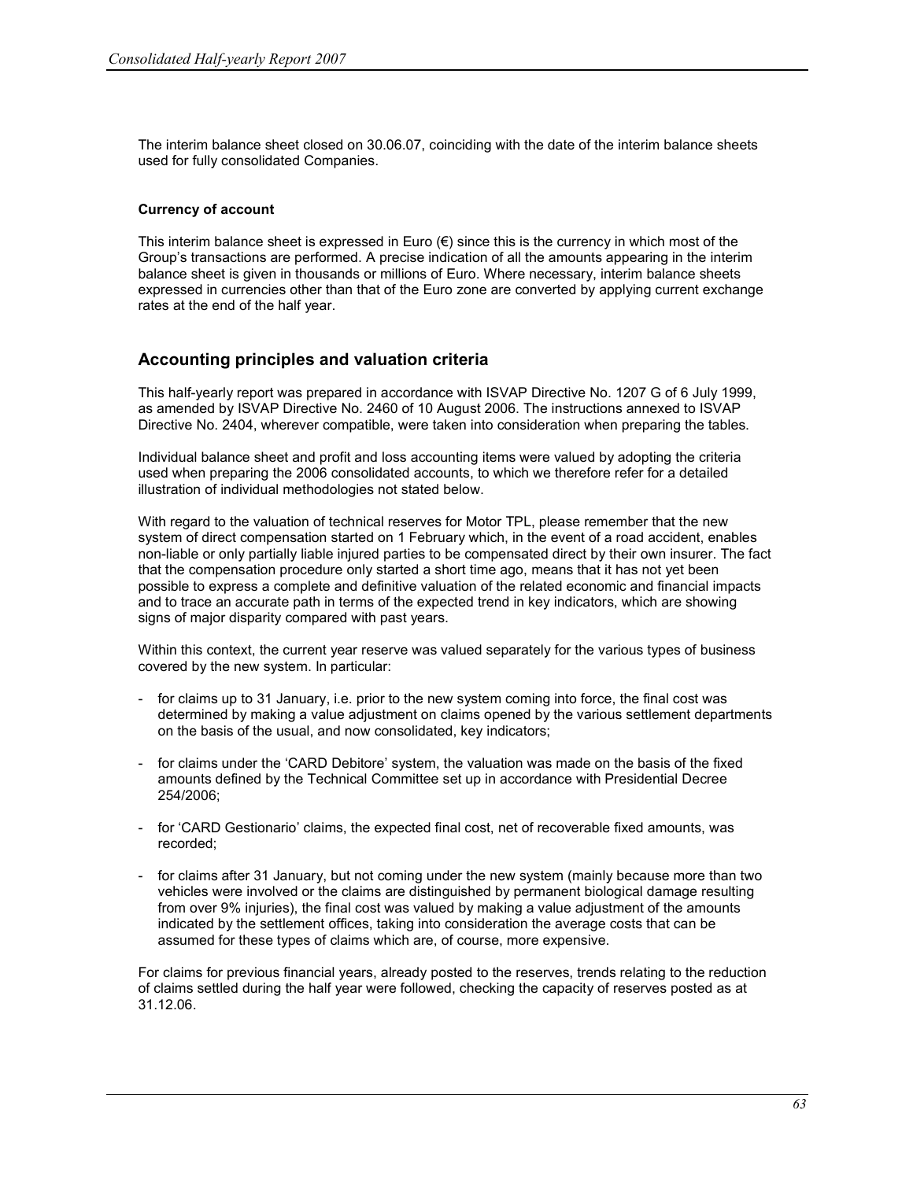The interim balance sheet closed on 30.06.07, coinciding with the date of the interim balance sheets used for fully consolidated Companies.

**Currency of account**

This interim balance sheet is expressed in Euro (€) since this is the currency in which most of the Group's transactions are performed. A precise indication of all the amounts appearing in the interim balance sheet is given in thousands or millions of Euro. Where necessary, interim balance sheets expressed in currencies other than that of the Euro zone are converted by applying current exchange rates at the end of the half year.

## Accounting principles and valuation criteria

This half-yearly report was prepared in accordance with ISVAP Directive No. 1207 G of 6 July 1999, as amended by ISVAP Directive No. 2460 of 10 August 2006. The instructions annexed to ISVAP Directive No. 2404, wherever compatible, were taken into consideration when preparing the tables.

Individual balance sheet and profit and loss accounting items were valued by adopting the criteria used when preparing the 2006 consolidated accounts, to which we therefore refer for a detailed illustration of individual methodologies not stated below.

With regard to the valuation of technical reserves for Motor TPL, please remember that the new system of direct compensation started on 1 February which, in the event of a road accident, enables non-liable or only partially liable injured parties to be compensated direct by their own insurer. The fact that the compensation procedure only started a short time ago, means that it has not yet been possible to express a complete and definitive valuation of the related economic and financial impacts and to trace an accurate path in terms of the expected trend in key indicators, which are showing signs of major disparity compared with past years.

Within this context, the current year reserve was valued separately for the various types of business covered by the new system. In particular:

- for claims up to 31 January, i.e. prior to the new system coming into force, the final cost was determined by making a value adjustment on claims opened by the various settlement departments on the basis of the usual, and now consolidated, key indicators;
- for claims under the 'CARD Debitore' system, the valuation was made on the basis of the fixed amounts defined by the Technical Committee set up in accordance with Presidential Decree 254/2006;
- for 'CARD Gestionario' claims, the expected final cost, net of recoverable fixed amounts, was recorded;
- for claims after 31 January, but not coming under the new system (mainly because more than two vehicles were involved or the claims are distinguished by permanent biological damage resulting from over 9% injuries), the final cost was valued by making a value adjustment of the amounts indicated by the settlement offices, taking into consideration the average costs that can be assumed for these types of claims which are, of course, more expensive.

For claims for previous financial years, already posted to the reserves, trends relating to the reduction of claims settled during the half year were followed, checking the capacity of reserves posted as at 31.12.06.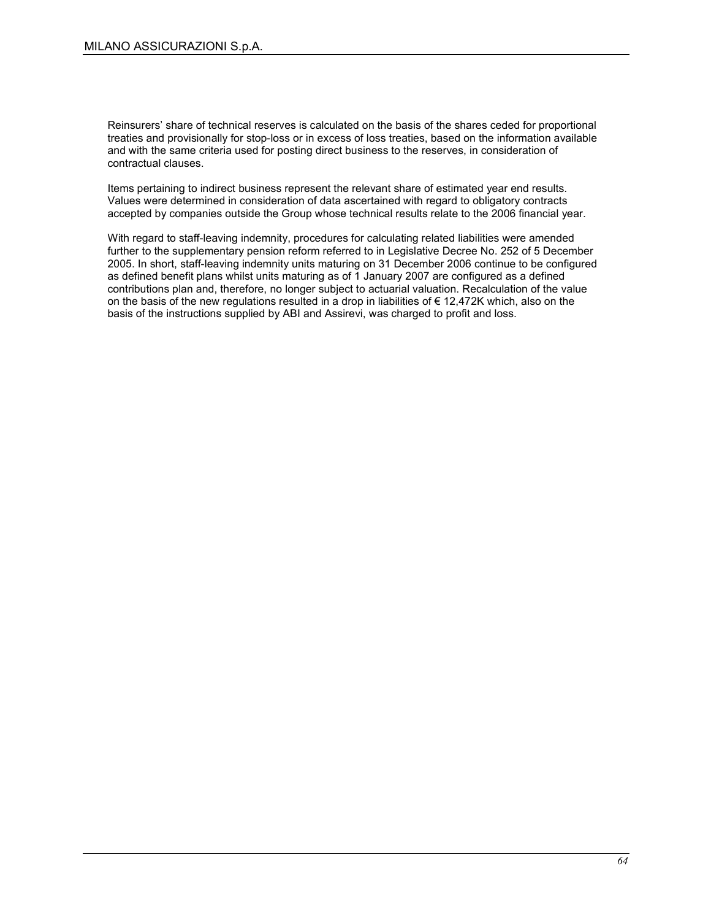Reinsurers' share of technical reserves is calculated on the basis of the shares ceded for proportional treaties and provisionally for stop-loss or in excess of loss treaties, based on the information available and with the same criteria used for posting direct business to the reserves, in consideration of contractual clauses.

Items pertaining to indirect business represent the relevant share of estimated year end results. Values were determined in consideration of data ascertained with regard to obligatory contracts accepted by companies outside the Group whose technical results relate to the 2006 financial year.

With regard to staff-leaving indemnity, procedures for calculating related liabilities were amended further to the supplementary pension reform referred to in Legislative Decree No. 252 of 5 December 2005. In short, staff-leaving indemnity units maturing on 31 December 2006 continue to be configured as defined benefit plans whilst units maturing as of 1 January 2007 are configured as a defined contributions plan and, therefore, no longer subject to actuarial valuation. Recalculation of the value on the basis of the new regulations resulted in a drop in liabilities of € 12,472K which, also on the basis of the instructions supplied by ABI and Assirevi, was charged to profit and loss.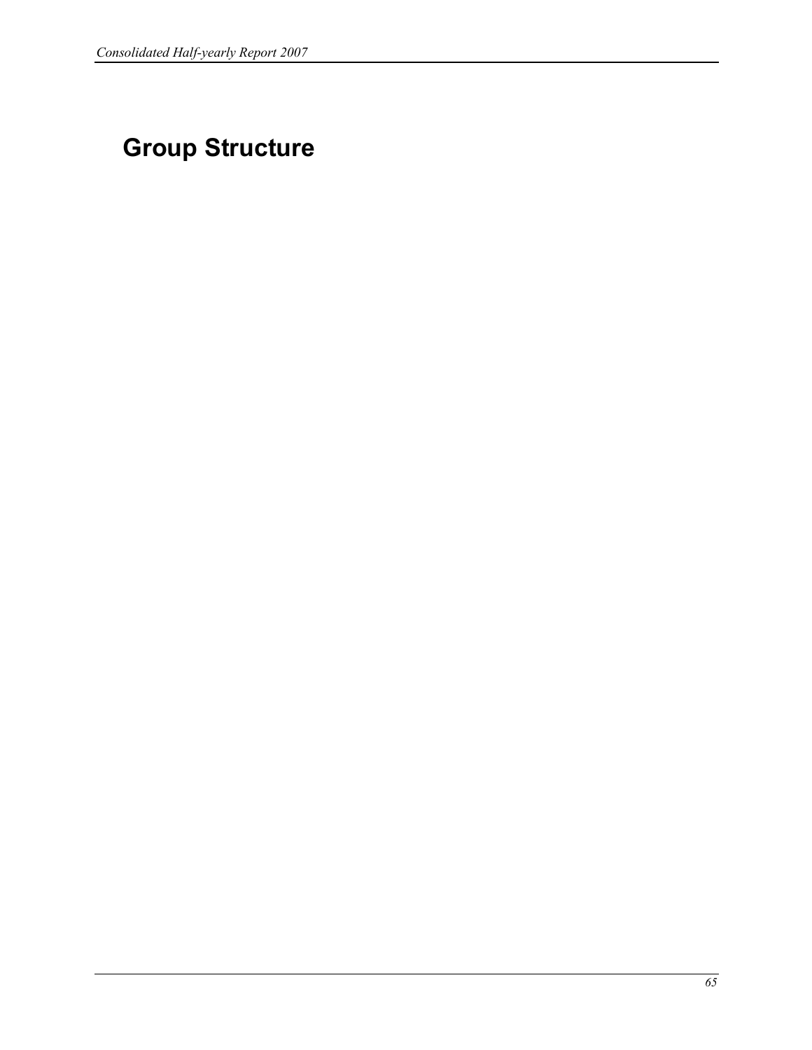# Group Structure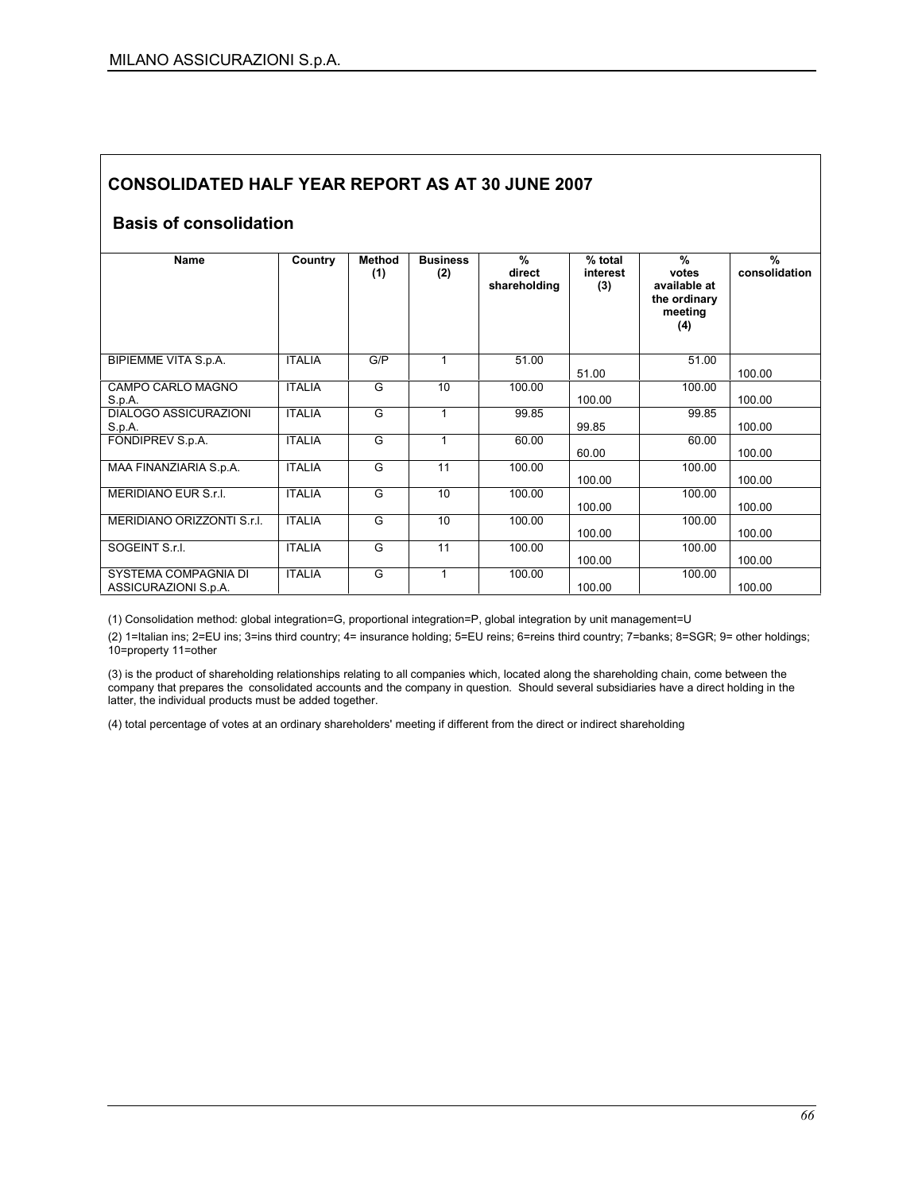## CONSOLIDATED HALF YEAR REPORT AS AT 30 JUNE 2007

### Basis of consolidation

| Name | Country | Method (1) | Business (2) | % direct shareholding | % total interest (3) | % votes available at the ordinary meeting (4) | % consolidation |
|---|---|---|---|---|---|---|---|
| BIPIEMME VITA S.p.A. | ITALIA | G/P | 1 | 51.00 | 51.00 | 51.00 | 100.00 |
| CAMPO CARLO MAGNO S.p.A. | ITALIA | G | 10 | 100.00 | 100.00 | 100.00 | 100.00 |
| DIALOGO ASSICURAZIONI S.p.A. | ITALIA | G | 1 | 99.85 | 99.85 | 99.85 | 100.00 |
| FONDIPREV S.p.A. | ITALIA | G | 1 | 60.00 | 60.00 | 60.00 | 100.00 |
| MAA FINANZIARIA S.p.A. | ITALIA | G | 11 | 100.00 | 100.00 | 100.00 | 100.00 |
| MERIDIANO EUR S.r.l. | ITALIA | G | 10 | 100.00 | 100.00 | 100.00 | 100.00 |
| MERIDIANO ORIZZONTI S.r.l. | ITALIA | G | 10 | 100.00 | 100.00 | 100.00 | 100.00 |
| SOGEINT S.r.l. | ITALIA | G | 11 | 100.00 | 100.00 | 100.00 | 100.00 |
| SYSTEMA COMPAGNIA DI ASSICURAZIONI S.p.A. | ITALIA | G | 1 | 100.00 | 100.00 | 100.00 | 100.00 |

(1) Consolidation method: global integration=G, proportional integration=P, global integration by unit management=U

(2) 1=Italian ins; 2=EU ins; 3=ins third country; 4= insurance holding; 5=EU reins; 6=reins third country; 7=banks; 8=SGR; 9= other holdings; 10=property 11=other

(3) is the product of shareholding relationships relating to all companies which, located along the shareholding chain, come between the company that prepares the consolidated accounts and the company in question. Should several subsidiaries have a direct holding in the latter, the individual products must be added together.

(4) total percentage of votes at an ordinary shareholders' meeting if different from the direct or indirect shareholding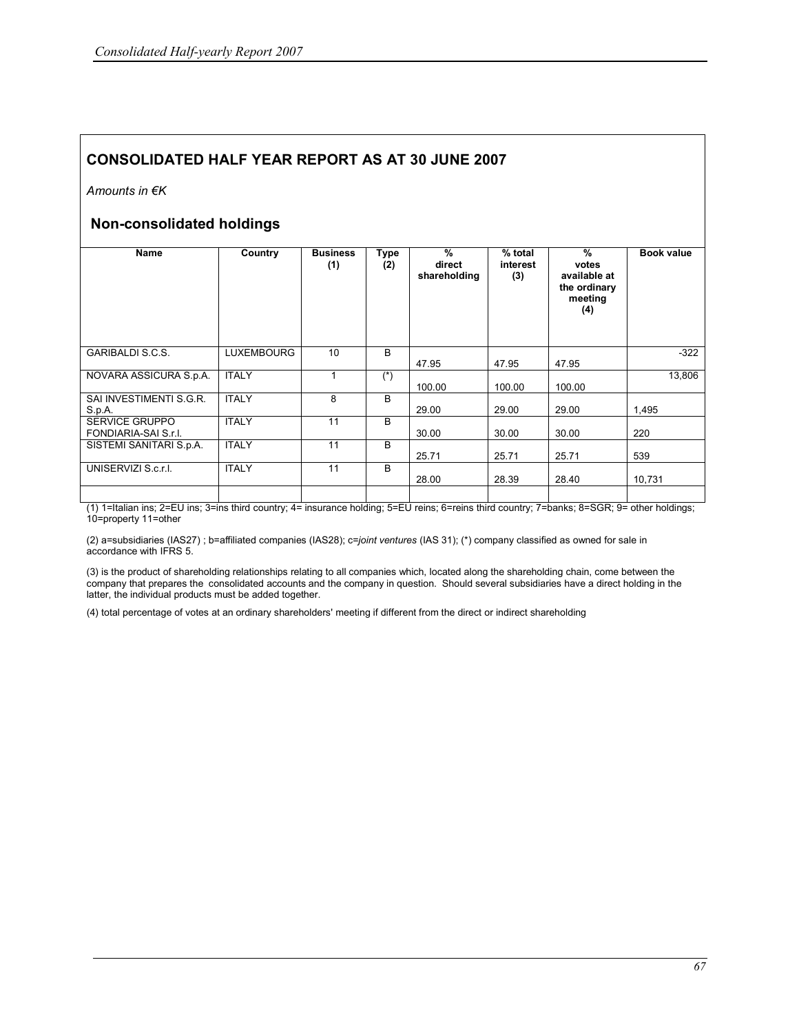## CONSOLIDATED HALF YEAR REPORT AS AT 30 JUNE 2007

*Amounts in €K*

### Non-consolidated holdings

| Name | Country | Business (1) | Type (2) | % direct shareholding | % total interest (3) | % votes available at the ordinary meeting (4) | Book value |
|---|---|---|---|---|---|---|---|
| GARIBALDI S.C.S. | LUXEMBOURG | 10 | B | 47.95 | 47.95 | 47.95 | -322 |
| NOVARA ASSICURA S.p.A. | ITALY | 1 | (*) | 100.00 | 100.00 | 100.00 | 13,806 |
| SAI INVESTIMENTI S.G.R. S.p.A. | ITALY | 8 | B | 29.00 | 29.00 | 29.00 | 1,495 |
| SERVICE GRUPPO FONDIARIA-SAI S.r.l. | ITALY | 11 | B | 30.00 | 30.00 | 30.00 | 220 |
| SISTEMI SANITARI S.p.A. | ITALY | 11 | B | 25.71 | 25.71 | 25.71 | 539 |
| UNISERVIZI S.c.r.l. | ITALY | 11 | B | 28.00 | 28.39 | 28.40 | 10,731 |
| | | | | | | | |

(1) 1=Italian ins; 2=EU ins; 3=ins third country; 4= insurance holding; 5=EU reins; 6=reins third country; 7=banks; 8=SGR; 9= other holdings; 10=property 11=other

(2) a=subsidiaries (IAS27) ; b=affiliated companies (IAS28); c=*joint ventures* (IAS 31); (*) company classified as owned for sale in accordance with IFRS 5.

(3) is the product of shareholding relationships relating to all companies which, located along the shareholding chain, come between the company that prepares the consolidated accounts and the company in question. Should several subsidiaries have a direct holding in the latter, the individual products must be added together.

(4) total percentage of votes at an ordinary shareholders' meeting if different from the direct or indirect shareholding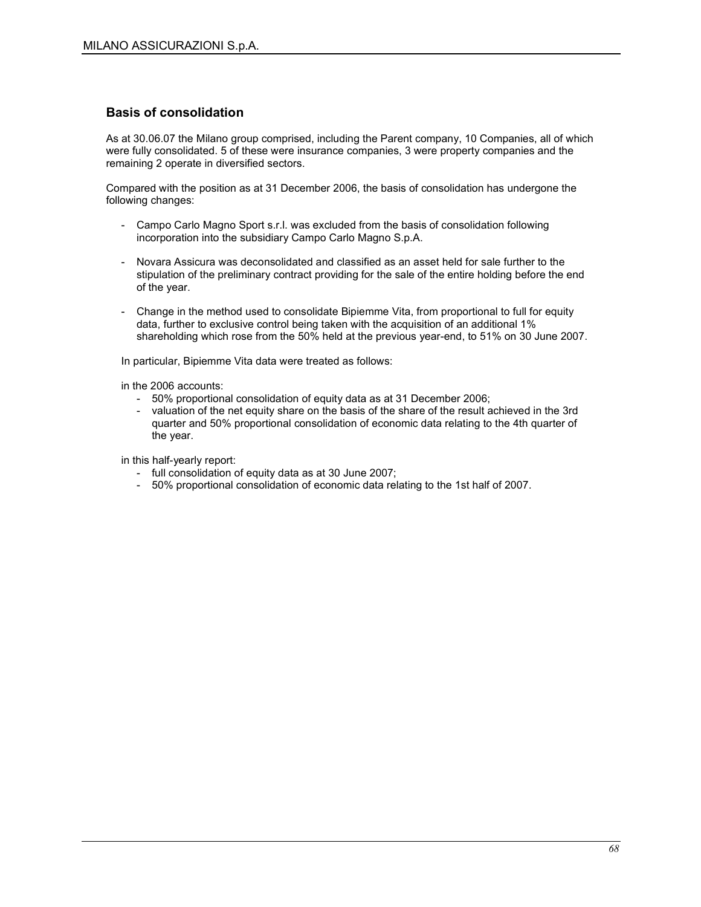## Basis of consolidation

As at 30.06.07 the Milano group comprised, including the Parent company, 10 Companies, all of which were fully consolidated. 5 of these were insurance companies, 3 were property companies and the remaining 2 operate in diversified sectors.

Compared with the position as at 31 December 2006, the basis of consolidation has undergone the following changes:

- Campo Carlo Magno Sport s.r.l. was excluded from the basis of consolidation following incorporation into the subsidiary Campo Carlo Magno S.p.A.

- Novara Assicura was deconsolidated and classified as an asset held for sale further to the stipulation of the preliminary contract providing for the sale of the entire holding before the end of the year.

- Change in the method used to consolidate Bipiemme Vita, from proportional to full for equity data, further to exclusive control being taken with the acquisition of an additional 1% shareholding which rose from the 50% held at the previous year-end, to 51% on 30 June 2007.

In particular, Bipiemme Vita data were treated as follows:

in the 2006 accounts:

- 50% proportional consolidation of equity data as at 31 December 2006;
- valuation of the net equity share on the basis of the share of the result achieved in the 3rd quarter and 50% proportional consolidation of economic data relating to the 4th quarter of the year.

in this half-yearly report:

- full consolidation of equity data as at 30 June 2007;
- 50% proportional consolidation of economic data relating to the 1st half of 2007.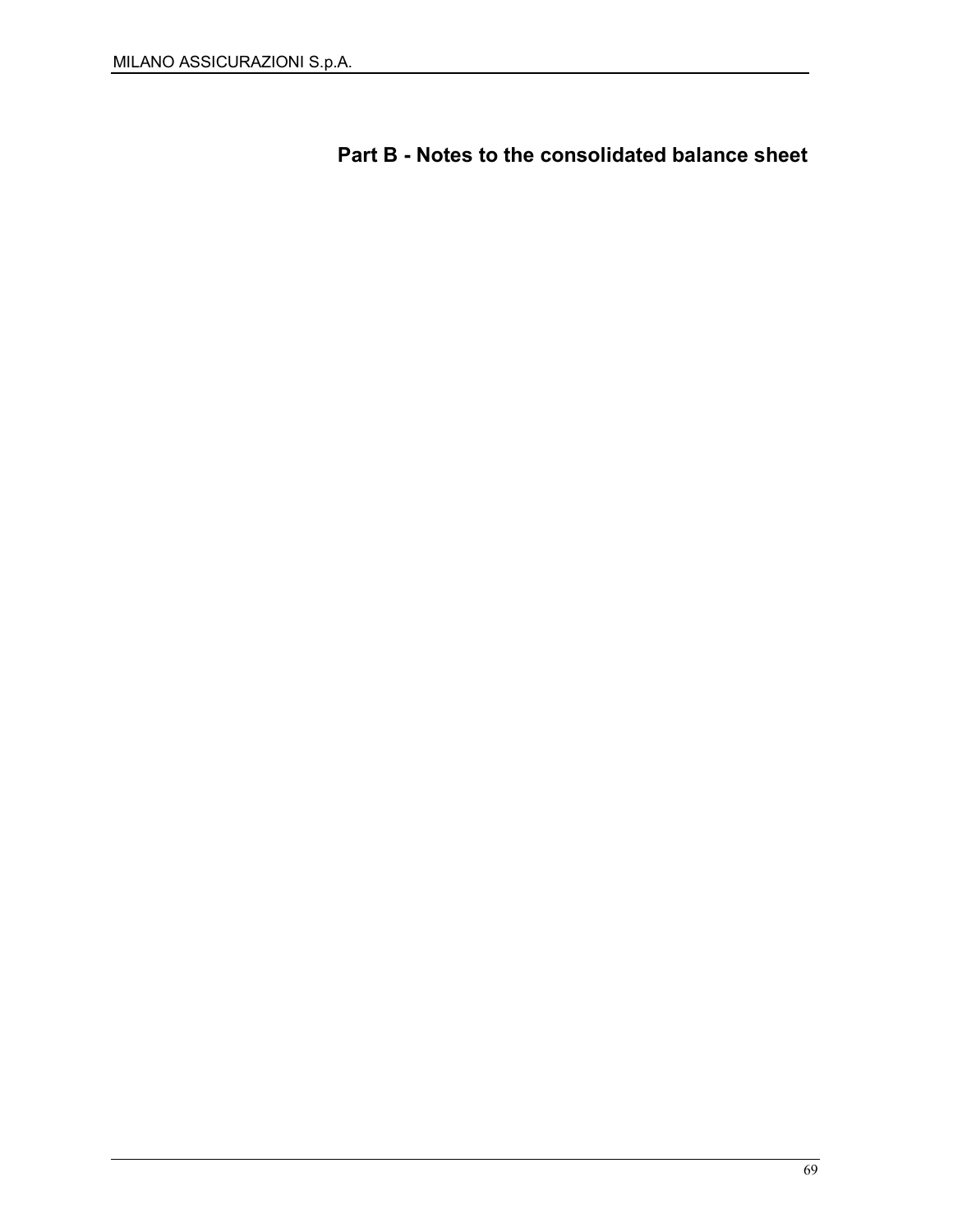# Part B - Notes to the consolidated balance sheet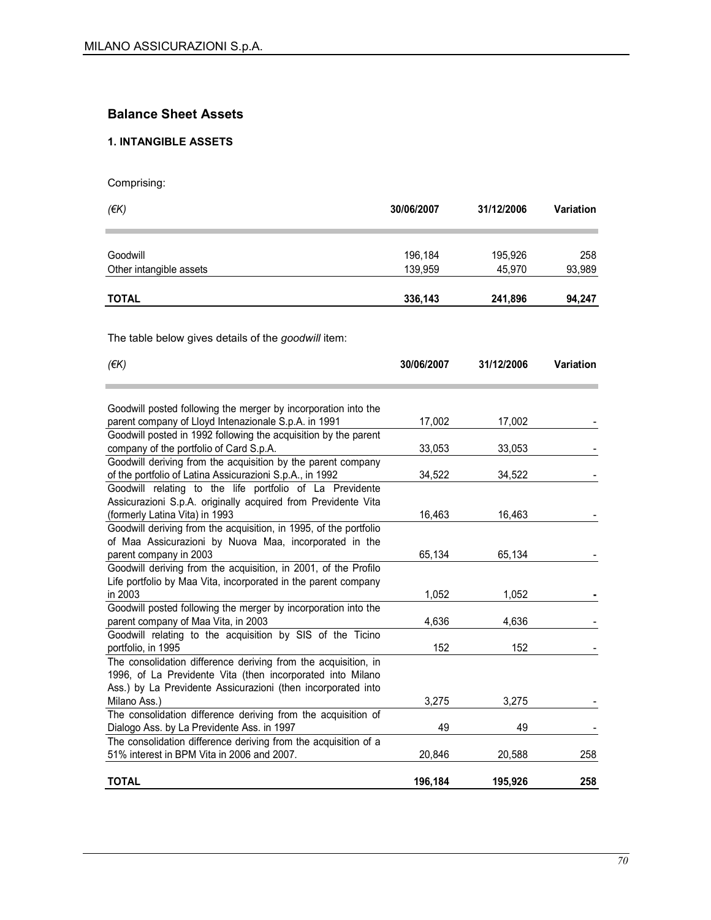## Balance Sheet Assets

### 1. INTANGIBLE ASSETS

Comprising:

| *(€K)* | 30/06/2007 | 31/12/2006 | Variation |
|---|---|---|---|
| Goodwill | 196,184 | 195,926 | 258 |
| Other intangible assets | 139,959 | 45,970 | 93,989 |
| **TOTAL** | **336,143** | **241,896** | **94,247** |

The table below gives details of the *goodwill* item:

| *(€K)* | 30/06/2007 | 31/12/2006 | Variation |
|---|---|---|---|
| Goodwill posted following the merger by incorporation into the parent company of Lloyd Intenazionale S.p.A. in 1991 | 17,002 | 17,002 | - |
| Goodwill posted in 1992 following the acquisition by the parent company of the portfolio of Card S.p.A. | 33,053 | 33,053 | - |
| Goodwill deriving from the acquisition by the parent company of the portfolio of Latina Assicurazioni S.p.A., in 1992 | 34,522 | 34,522 | - |
| Goodwill relating to the life portfolio of La Previdente Assicurazioni S.p.A. originally acquired from Previdente Vita (formerly Latina Vita) in 1993 | 16,463 | 16,463 | - |
| Goodwill deriving from the acquisition, in 1995, of the portfolio of Maa Assicurazioni by Nuova Maa, incorporated in the parent company in 2003 | 65,134 | 65,134 | - |
| Goodwill deriving from the acquisition, in 2001, of the Profilo Life portfolio by Maa Vita, incorporated in the parent company in 2003 | 1,052 | 1,052 | **-** |
| Goodwill posted following the merger by incorporation into the parent company of Maa Vita, in 2003 | 4,636 | 4,636 | - |
| Goodwill relating to the acquisition by SIS of the Ticino portfolio, in 1995 | 152 | 152 | - |
| The consolidation difference deriving from the acquisition, in 1996, of La Previdente Vita (then incorporated into Milano Ass.) by La Previdente Assicurazioni (then incorporated into Milano Ass.) | 3,275 | 3,275 | - |
| The consolidation difference deriving from the acquisition of Dialogo Ass. by La Previdente Ass. in 1997 | 49 | 49 | - |
| The consolidation difference deriving from the acquisition of a 51% interest in BPM Vita in 2006 and 2007. | 20,846 | 20,588 | 258 |
| **TOTAL** | **196,184** | **195,926** | **258** |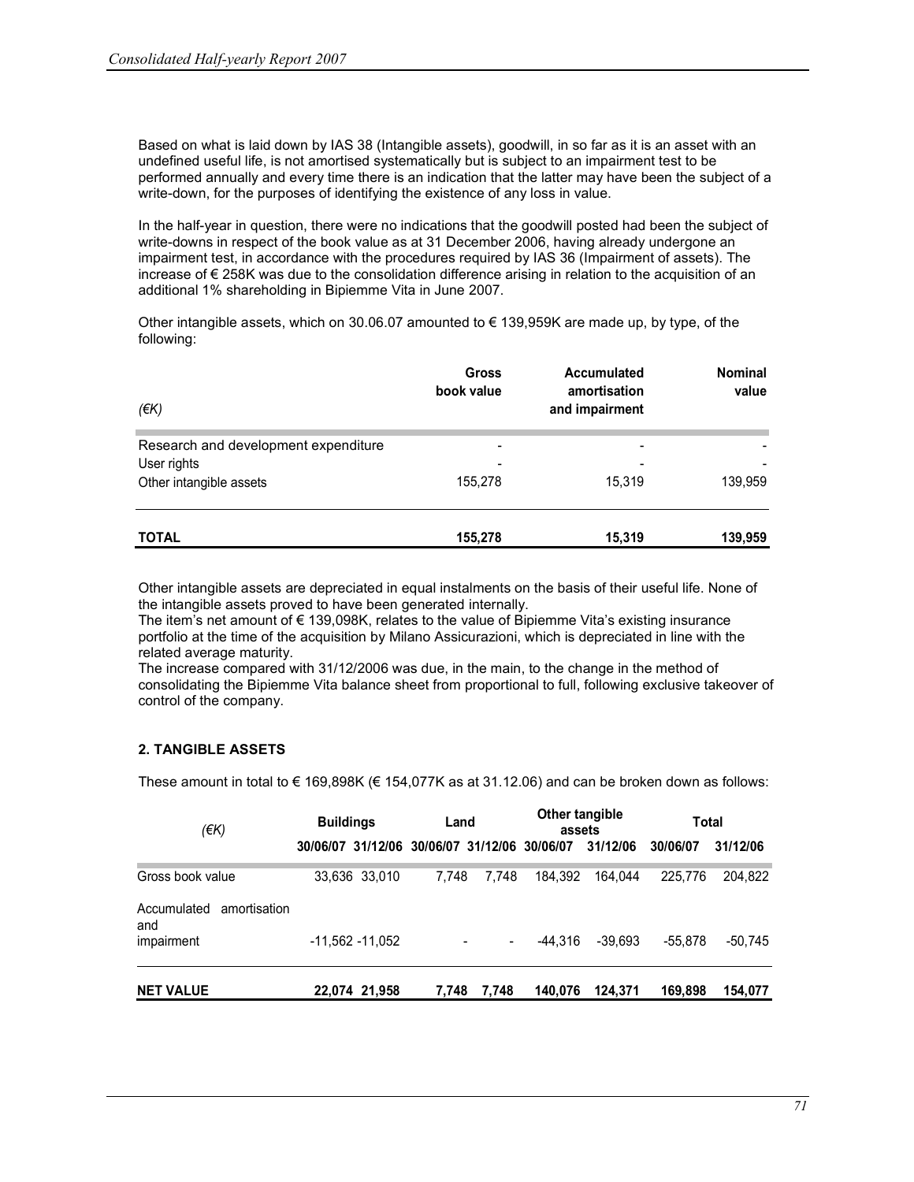Based on what is laid down by IAS 38 (Intangible assets), goodwill, in so far as it is an asset with an undefined useful life, is not amortised systematically but is subject to an impairment test to be performed annually and every time there is an indication that the latter may have been the subject of a write-down, for the purposes of identifying the existence of any loss in value.

In the half-year in question, there were no indications that the goodwill posted had been the subject of write-downs in respect of the book value as at 31 December 2006, having already undergone an impairment test, in accordance with the procedures required by IAS 36 (Impairment of assets). The increase of € 258K was due to the consolidation difference arising in relation to the acquisition of an additional 1% shareholding in Bipiemme Vita in June 2007.

Other intangible assets, which on 30.06.07 amounted to € 139,959K are made up, by type, of the following:

| *(€K)* | **Gross book value** | **Accumulated amortisation and impairment** | **Nominal value** |
|---|---|---|---|
| Research and development expenditure | - | - | - |
| User rights | - | - | - |
| Other intangible assets | 155,278 | 15,319 | 139,959 |
| **TOTAL** | **155,278** | **15,319** | **139,959** |

Other intangible assets are depreciated in equal instalments on the basis of their useful life. None of the intangible assets proved to have been generated internally.
The item's net amount of € 139,098K, relates to the value of Bipiemme Vita's existing insurance portfolio at the time of the acquisition by Milano Assicurazioni, which is depreciated in line with the related average maturity.
The increase compared with 31/12/2006 was due, in the main, to the change in the method of consolidating the Bipiemme Vita balance sheet from proportional to full, following exclusive takeover of control of the company.

## 2. TANGIBLE ASSETS

These amount in total to € 169,898K (€ 154,077K as at 31.12.06) and can be broken down as follows:

| *(€K)* | **Buildings** | | **Land** | | **Other tangible assets** | | **Total** | |
|---|---|---|---|---|---|---|---|---|
| | **30/06/07** | **31/12/06** | **30/06/07** | **31/12/06** | **30/06/07** | **31/12/06** | **30/06/07** | **31/12/06** |
| Gross book value | 33,636 | 33,010 | 7,748 | 7,748 | 184,392 | 164,044 | 225,776 | 204,822 |
| Accumulated amortisation and impairment | -11,562 | -11,052 | - | - | -44,316 | -39,693 | -55,878 | -50,745 |
| **NET VALUE** | **22,074** | **21,958** | **7,748** | **7,748** | **140,076** | **124,371** | **169,898** | **154,077** |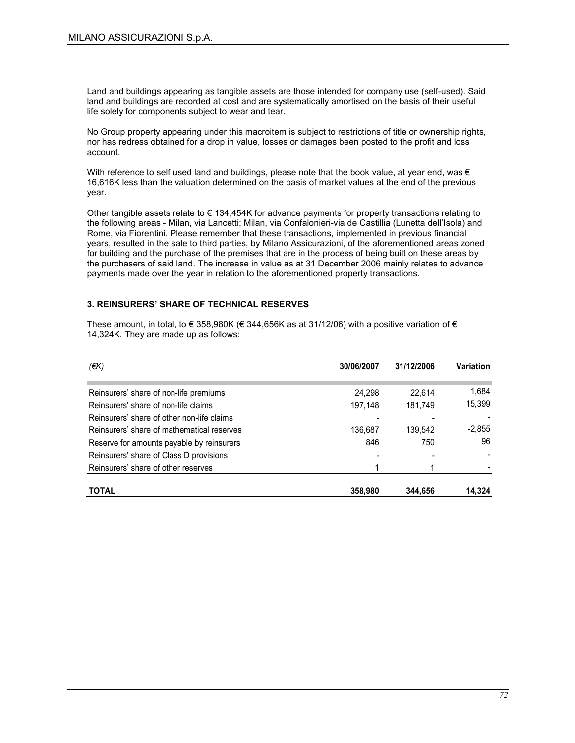Land and buildings appearing as tangible assets are those intended for company use (self-used). Said land and buildings are recorded at cost and are systematically amortised on the basis of their useful life solely for components subject to wear and tear.

No Group property appearing under this macroitem is subject to restrictions of title or ownership rights, nor has redress obtained for a drop in value, losses or damages been posted to the profit and loss account.

With reference to self used land and buildings, please note that the book value, at year end, was € 16,616K less than the valuation determined on the basis of market values at the end of the previous year.

Other tangible assets relate to € 134,454K for advance payments for property transactions relating to the following areas - Milan, via Lancetti; Milan, via Confalonieri-via de Castillia (Lunetta dell'Isola) and Rome, via Fiorentini. Please remember that these transactions, implemented in previous financial years, resulted in the sale to third parties, by Milano Assicurazioni, of the aforementioned areas zoned for building and the purchase of the premises that are in the process of being built on these areas by the purchasers of said land. The increase in value as at 31 December 2006 mainly relates to advance payments made over the year in relation to the aforementioned property transactions.

### 3. REINSURERS' SHARE OF TECHNICAL RESERVES

These amount, in total, to € 358,980K (€ 344,656K as at 31/12/06) with a positive variation of € 14,324K. They are made up as follows:

| *(€K)* | 30/06/2007 | 31/12/2006 | Variation |
|---|---|---|---|
| Reinsurers' share of non-life premiums | 24,298 | 22,614 | 1,684 |
| Reinsurers' share of non-life claims | 197,148 | 181,749 | 15,399 |
| Reinsurers' share of other non-life claims | - | - | - |
| Reinsurers' share of mathematical reserves | 136,687 | 139,542 | -2,855 |
| Reserve for amounts payable by reinsurers | 846 | 750 | 96 |
| Reinsurers' share of Class D provisions | - | - | - |
| Reinsurers' share of other reserves | 1 | 1 | - |
| **TOTAL** | **358,980** | **344,656** | **14,324** |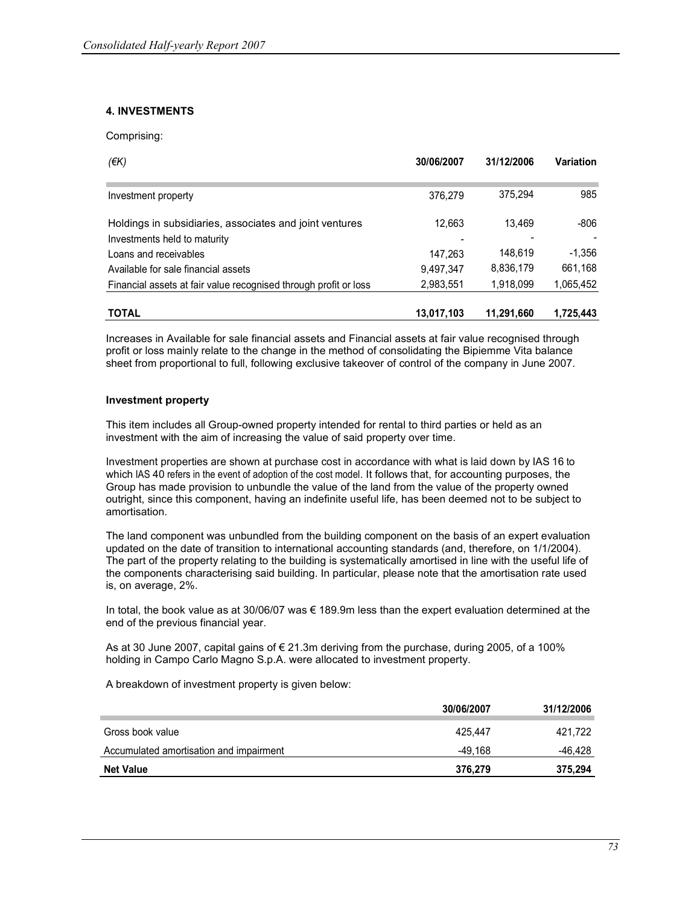### 4. INVESTMENTS

Comprising:

| (€K) | 30/06/2007 | 31/12/2006 | Variation |
|---|---|---|---|
| Investment property | 376,279 | 375,294 | 985 |
| Holdings in subsidiaries, associates and joint ventures | 12,663 | 13,469 | -806 |
| Investments held to maturity | - | - | - |
| Loans and receivables | 147,263 | 148,619 | -1,356 |
| Available for sale financial assets | 9,497,347 | 8,836,179 | 661,168 |
| Financial assets at fair value recognised through profit or loss | 2,983,551 | 1,918,099 | 1,065,452 |
| **TOTAL** | **13,017,103** | **11,291,660** | **1,725,443** |

Increases in Available for sale financial assets and Financial assets at fair value recognised through profit or loss mainly relate to the change in the method of consolidating the Bipiemme Vita balance sheet from proportional to full, following exclusive takeover of control of the company in June 2007.

**Investment property**

This item includes all Group-owned property intended for rental to third parties or held as an investment with the aim of increasing the value of said property over time.

Investment properties are shown at purchase cost in accordance with what is laid down by IAS 16 to which IAS 40 refers in the event of adoption of the cost model. It follows that, for accounting purposes, the Group has made provision to unbundle the value of the land from the value of the property owned outright, since this component, having an indefinite useful life, has been deemed not to be subject to amortisation.

The land component was unbundled from the building component on the basis of an expert evaluation updated on the date of transition to international accounting standards (and, therefore, on 1/1/2004). The part of the property relating to the building is systematically amortised in line with the useful life of the components characterising said building. In particular, please note that the amortisation rate used is, on average, 2%.

In total, the book value as at 30/06/07 was € 189.9m less than the expert evaluation determined at the end of the previous financial year.

As at 30 June 2007, capital gains of € 21.3m deriving from the purchase, during 2005, of a 100% holding in Campo Carlo Magno S.p.A. were allocated to investment property.

A breakdown of investment property is given below:

| | 30/06/2007 | 31/12/2006 |
|---|---|---|
| Gross book value | 425,447 | 421,722 |
| Accumulated amortisation and impairment | -49,168 | -46,428 |
| **Net Value** | **376,279** | **375,294** |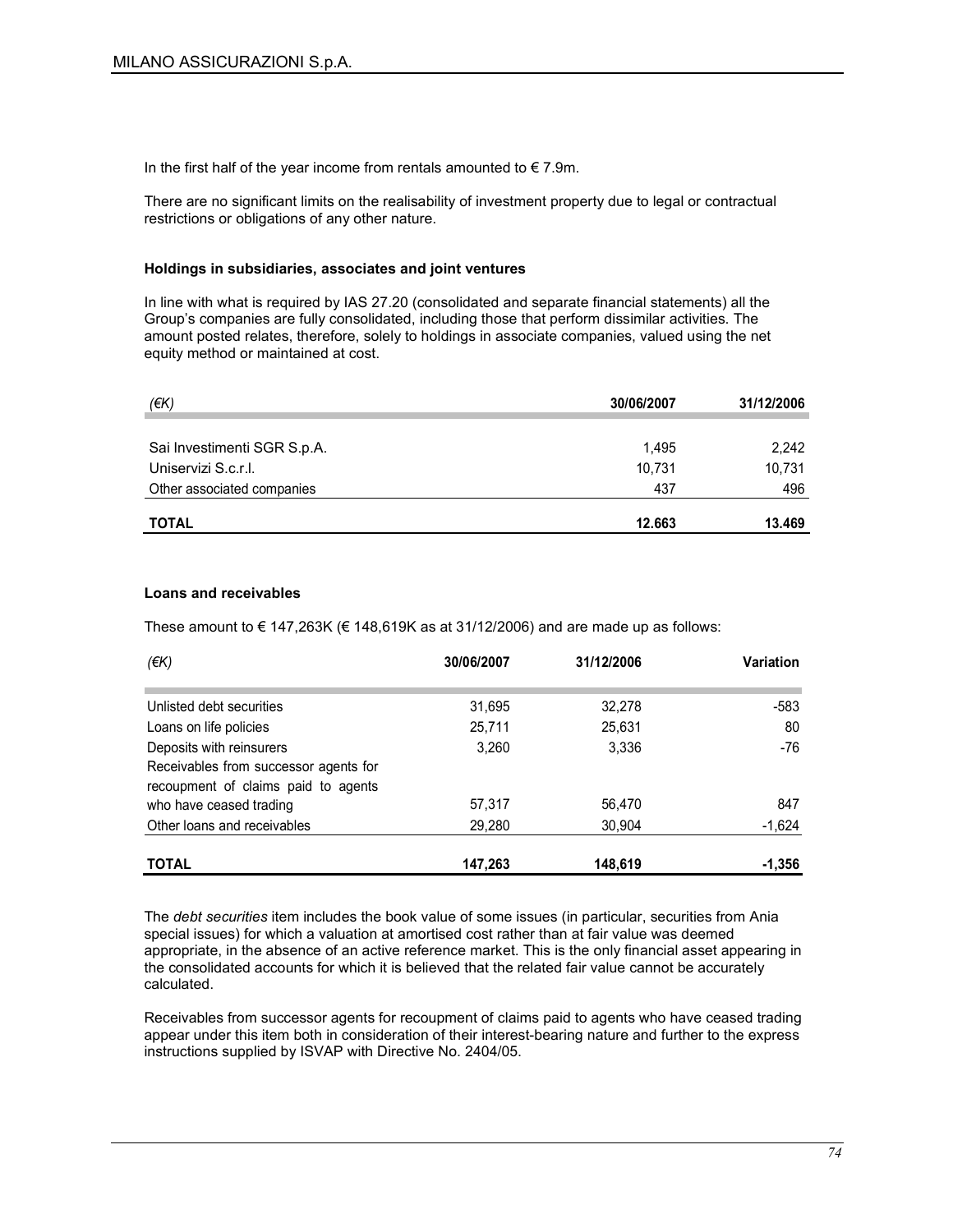In the first half of the year income from rentals amounted to € 7.9m.

There are no significant limits on the realisability of investment property due to legal or contractual restrictions or obligations of any other nature.

### Holdings in subsidiaries, associates and joint ventures

In line with what is required by IAS 27.20 (consolidated and separate financial statements) all the Group's companies are fully consolidated, including those that perform dissimilar activities. The amount posted relates, therefore, solely to holdings in associate companies, valued using the net equity method or maintained at cost.

| *(€K)* | 30/06/2007 | 31/12/2006 |
|---|---|---|
| Sai Investimenti SGR S.p.A. | 1,495 | 2,242 |
| Uniservizi S.c.r.l. | 10,731 | 10,731 |
| Other associated companies | 437 | 496 |
| **TOTAL** | **12.663** | **13.469** |

### Loans and receivables

These amount to € 147,263K (€ 148,619K as at 31/12/2006) and are made up as follows:

| *(€K)* | 30/06/2007 | 31/12/2006 | Variation |
|---|---|---|---|
| Unlisted debt securities | 31,695 | 32,278 | -583 |
| Loans on life policies | 25,711 | 25,631 | 80 |
| Deposits with reinsurers | 3,260 | 3,336 | -76 |
| Receivables from successor agents for recoupment of claims paid to agents who have ceased trading | 57,317 | 56,470 | 847 |
| Other loans and receivables | 29,280 | 30,904 | -1,624 |
| **TOTAL** | **147,263** | **148,619** | **-1,356** |

The *debt securities* item includes the book value of some issues (in particular, securities from Ania special issues) for which a valuation at amortised cost rather than at fair value was deemed appropriate, in the absence of an active reference market. This is the only financial asset appearing in the consolidated accounts for which it is believed that the related fair value cannot be accurately calculated.

Receivables from successor agents for recoupment of claims paid to agents who have ceased trading appear under this item both in consideration of their interest-bearing nature and further to the express instructions supplied by ISVAP with Directive No. 2404/05.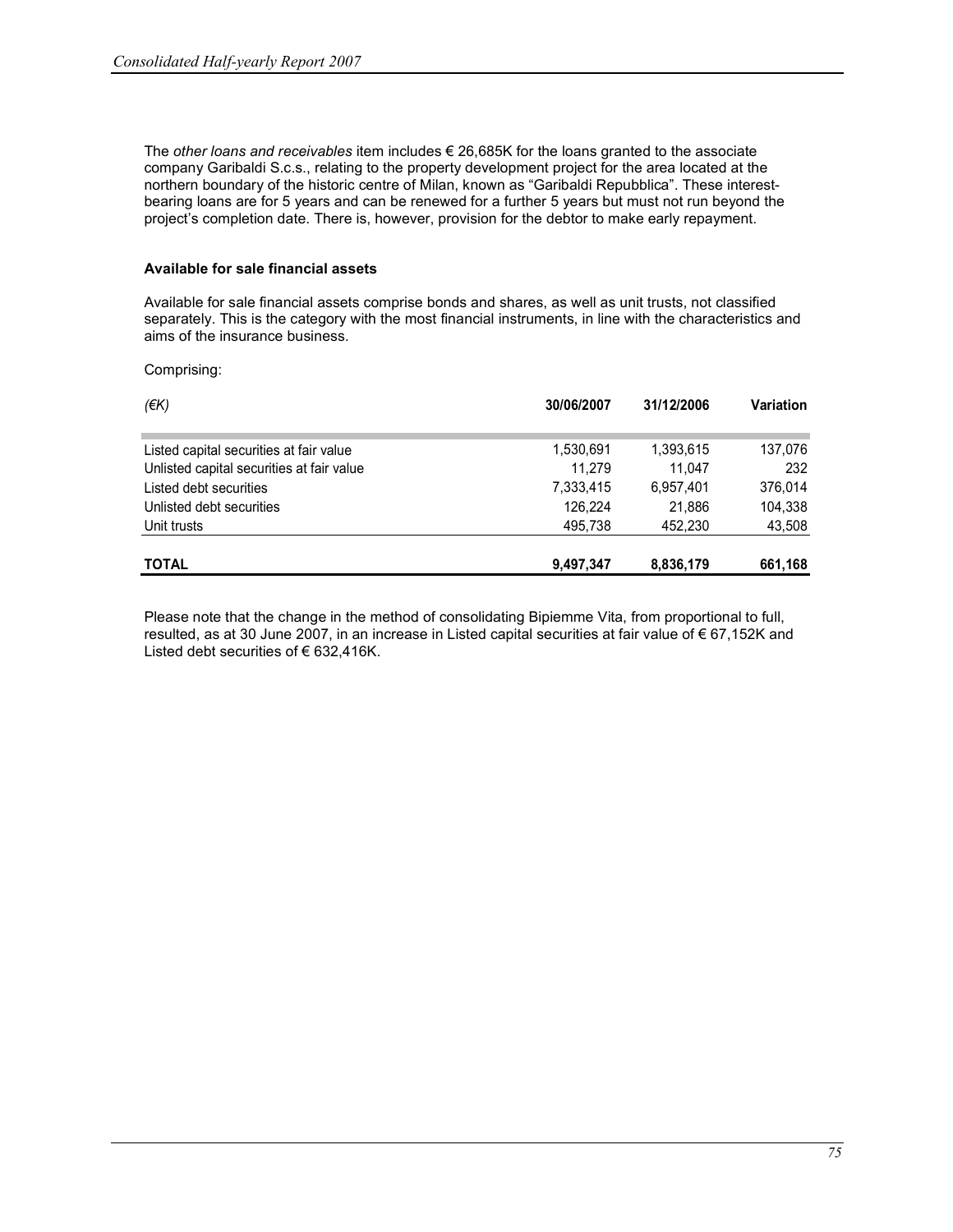The *other loans and receivables* item includes € 26,685K for the loans granted to the associate company Garibaldi S.c.s., relating to the property development project for the area located at the northern boundary of the historic centre of Milan, known as "Garibaldi Repubblica". These interest-bearing loans are for 5 years and can be renewed for a further 5 years but must not run beyond the project's completion date. There is, however, provision for the debtor to make early repayment.

**Available for sale financial assets**

Available for sale financial assets comprise bonds and shares, as well as unit trusts, not classified separately. This is the category with the most financial instruments, in line with the characteristics and aims of the insurance business.

Comprising:

| *(€K)* | **30/06/2007** | **31/12/2006** | **Variation** |
|---|---|---|---|
| Listed capital securities at fair value | 1,530,691 | 1,393,615 | 137,076 |
| Unlisted capital securities at fair value | 11,279 | 11,047 | 232 |
| Listed debt securities | 7,333,415 | 6,957,401 | 376,014 |
| Unlisted debt securities | 126,224 | 21,886 | 104,338 |
| Unit trusts | 495,738 | 452,230 | 43,508 |
| **TOTAL** | **9,497,347** | **8,836,179** | **661,168** |

Please note that the change in the method of consolidating Bipiemme Vita, from proportional to full, resulted, as at 30 June 2007, in an increase in Listed capital securities at fair value of € 67,152K and Listed debt securities of € 632,416K.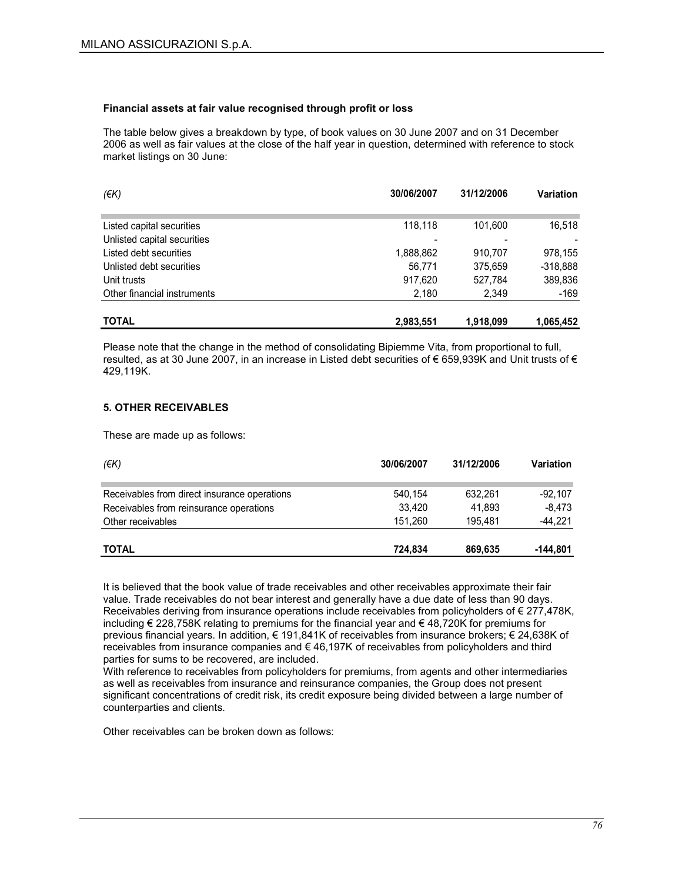#### Financial assets at fair value recognised through profit or loss

The table below gives a breakdown by type, of book values on 30 June 2007 and on 31 December 2006 as well as fair values at the close of the half year in question, determined with reference to stock market listings on 30 June:

| *(€K)* | 30/06/2007 | 31/12/2006 | Variation |
|---|---|---|---|
| Listed capital securities | 118,118 | 101,600 | 16,518 |
| Unlisted capital securities | - | - | - |
| Listed debt securities | 1,888,862 | 910,707 | 978,155 |
| Unlisted debt securities | 56,771 | 375,659 | -318,888 |
| Unit trusts | 917,620 | 527,784 | 389,836 |
| Other financial instruments | 2,180 | 2,349 | -169 |
| **TOTAL** | **2,983,551** | **1,918,099** | **1,065,452** |

Please note that the change in the method of consolidating Bipiemme Vita, from proportional to full, resulted, as at 30 June 2007, in an increase in Listed debt securities of € 659,939K and Unit trusts of € 429,119K.

### 5. OTHER RECEIVABLES

These are made up as follows:

| *(€K)* | 30/06/2007 | 31/12/2006 | Variation |
|---|---|---|---|
| Receivables from direct insurance operations | 540,154 | 632,261 | -92,107 |
| Receivables from reinsurance operations | 33,420 | 41,893 | -8,473 |
| Other receivables | 151,260 | 195,481 | -44,221 |
| **TOTAL** | **724,834** | **869,635** | **-144,801** |

It is believed that the book value of trade receivables and other receivables approximate their fair value. Trade receivables do not bear interest and generally have a due date of less than 90 days. Receivables deriving from insurance operations include receivables from policyholders of € 277,478K, including € 228,758K relating to premiums for the financial year and € 48,720K for premiums for previous financial years. In addition, € 191,841K of receivables from insurance brokers; € 24,638K of receivables from insurance companies and € 46,197K of receivables from policyholders and third parties for sums to be recovered, are included.
With reference to receivables from policyholders for premiums, from agents and other intermediaries as well as receivables from insurance and reinsurance companies, the Group does not present significant concentrations of credit risk, its credit exposure being divided between a large number of counterparties and clients.

Other receivables can be broken down as follows: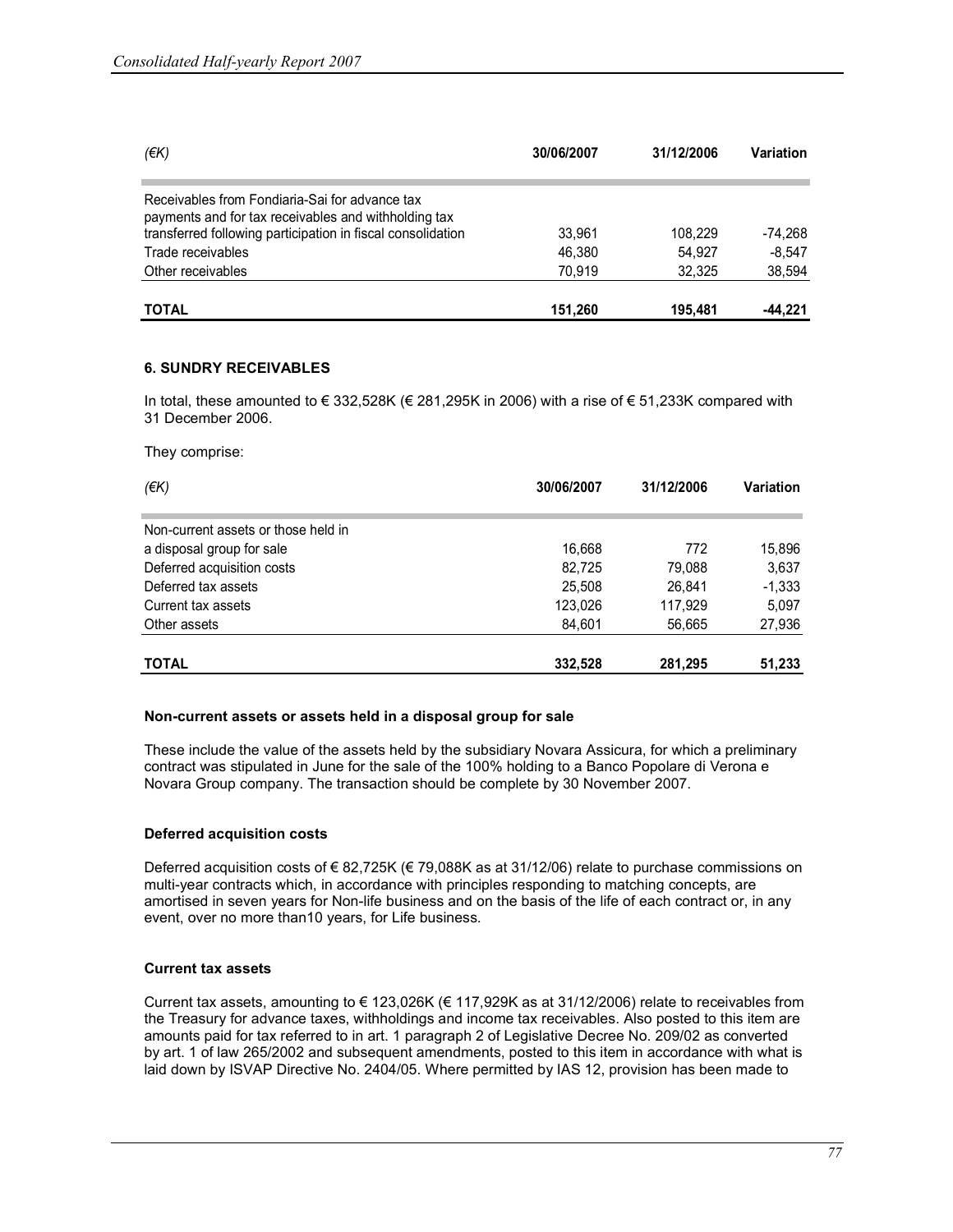| (€K) | 30/06/2007 | 31/12/2006 | Variation |
|---|---|---|---|
| Receivables from Fondiaria-Sai for advance tax payments and for tax receivables and withholding tax transferred following participation in fiscal consolidation | 33,961 | 108,229 | -74,268 |
| Trade receivables | 46,380 | 54,927 | -8,547 |
| Other receivables | 70,919 | 32,325 | 38,594 |
| **TOTAL** | **151,260** | **195,481** | **-44,221** |

### 6. SUNDRY RECEIVABLES

In total, these amounted to € 332,528K (€ 281,295K in 2006) with a rise of € 51,233K compared with 31 December 2006.

They comprise:

| (€K) | 30/06/2007 | 31/12/2006 | Variation |
|---|---|---|---|
| Non-current assets or those held in a disposal group for sale | 16,668 | 772 | 15,896 |
| Deferred acquisition costs | 82,725 | 79,088 | 3,637 |
| Deferred tax assets | 25,508 | 26,841 | -1,333 |
| Current tax assets | 123,026 | 117,929 | 5,097 |
| Other assets | 84,601 | 56,665 | 27,936 |
| **TOTAL** | **332,528** | **281,295** | **51,233** |

**Non-current assets or assets held in a disposal group for sale**

These include the value of the assets held by the subsidiary Novara Assicura, for which a preliminary contract was stipulated in June for the sale of the 100% holding to a Banco Popolare di Verona e Novara Group company. The transaction should be complete by 30 November 2007.

**Deferred acquisition costs**

Deferred acquisition costs of € 82,725K (€ 79,088K as at 31/12/06) relate to purchase commissions on multi-year contracts which, in accordance with principles responding to matching concepts, are amortised in seven years for Non-life business and on the basis of the life of each contract or, in any event, over no more than10 years, for Life business.

**Current tax assets**

Current tax assets, amounting to € 123,026K (€ 117,929K as at 31/12/2006) relate to receivables from the Treasury for advance taxes, withholdings and income tax receivables. Also posted to this item are amounts paid for tax referred to in art. 1 paragraph 2 of Legislative Decree No. 209/02 as converted by art. 1 of law 265/2002 and subsequent amendments, posted to this item in accordance with what is laid down by ISVAP Directive No. 2404/05. Where permitted by IAS 12, provision has been made to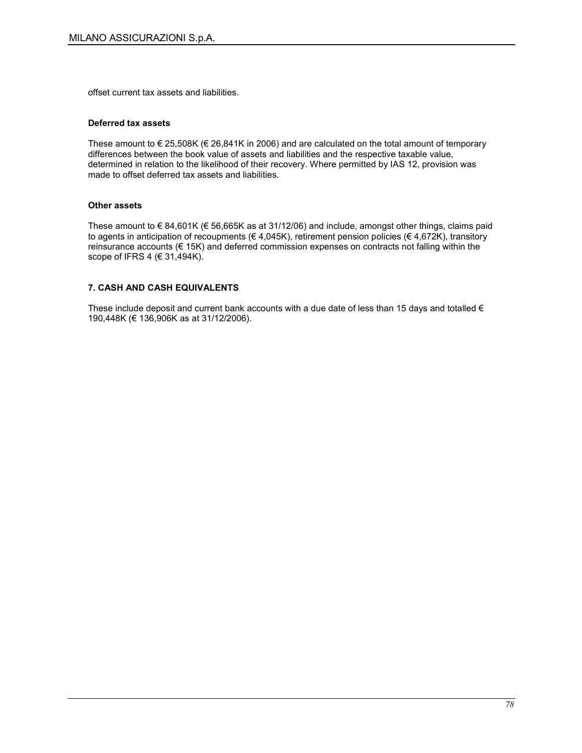offset current tax assets and liabilities.

**Deferred tax assets**

These amount to € 25,508K (€ 26,841K in 2006) and are calculated on the total amount of temporary differences between the book value of assets and liabilities and the respective taxable value, determined in relation to the likelihood of their recovery. Where permitted by IAS 12, provision was made to offset deferred tax assets and liabilities.

**Other assets**

These amount to € 84,601K (€ 56,665K as at 31/12/06) and include, amongst other things, claims paid to agents in anticipation of recoupments (€ 4,045K), retirement pension policies (€ 4,672K), transitory reinsurance accounts (€ 15K) and deferred commission expenses on contracts not falling within the scope of IFRS 4 (€ 31,494K).

## 7. CASH AND CASH EQUIVALENTS

These include deposit and current bank accounts with a due date of less than 15 days and totalled € 190,448K (€ 136,906K as at 31/12/2006).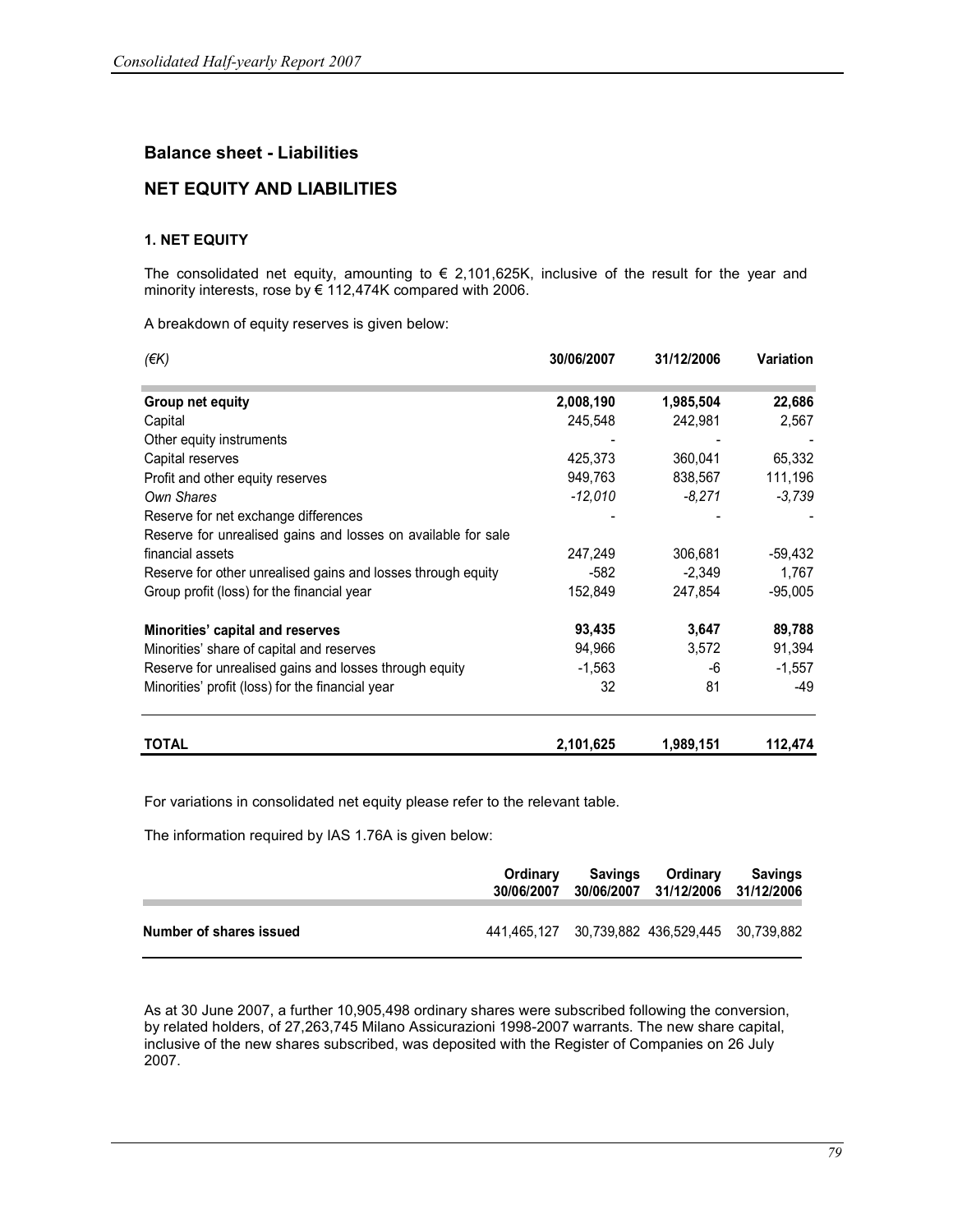## Balance sheet - Liabilities

## NET EQUITY AND LIABILITIES

### 1. NET EQUITY

The consolidated net equity, amounting to € 2,101,625K, inclusive of the result for the year and minority interests, rose by € 112,474K compared with 2006.

A breakdown of equity reserves is given below:

| *(€K)* | 30/06/2007 | 31/12/2006 | Variation |
|---|---|---|---|
| **Group net equity** | **2,008,190** | **1,985,504** | **22,686** |
| Capital | 245,548 | 242,981 | 2,567 |
| Other equity instruments | - | - | - |
| Capital reserves | 425,373 | 360,041 | 65,332 |
| Profit and other equity reserves | 949,763 | 838,567 | 111,196 |
| *Own Shares* | *-12,010* | *-8,271* | *-3,739* |
| Reserve for net exchange differences | - | - | - |
| Reserve for unrealised gains and losses on available for sale financial assets | 247,249 | 306,681 | -59,432 |
| Reserve for other unrealised gains and losses through equity | -582 | -2,349 | 1,767 |
| Group profit (loss) for the financial year | 152,849 | 247,854 | -95,005 |
| **Minorities' capital and reserves** | **93,435** | **3,647** | **89,788** |
| Minorities' share of capital and reserves | 94,966 | 3,572 | 91,394 |
| Reserve for unrealised gains and losses through equity | -1,563 | -6 | -1,557 |
| Minorities' profit (loss) for the financial year | 32 | 81 | -49 |
| **TOTAL** | **2,101,625** | **1,989,151** | **112,474** |

For variations in consolidated net equity please refer to the relevant table.

The information required by IAS 1.76A is given below:

| | Ordinary 30/06/2007 | Savings 30/06/2007 | Ordinary 31/12/2006 | Savings 31/12/2006 |
|---|---|---|---|---|
| **Number of shares issued** | 441,465,127 | 30,739,882 | 436,529,445 | 30,739,882 |

As at 30 June 2007, a further 10,905,498 ordinary shares were subscribed following the conversion, by related holders, of 27,263,745 Milano Assicurazioni 1998-2007 warrants. The new share capital, inclusive of the new shares subscribed, was deposited with the Register of Companies on 26 July 2007.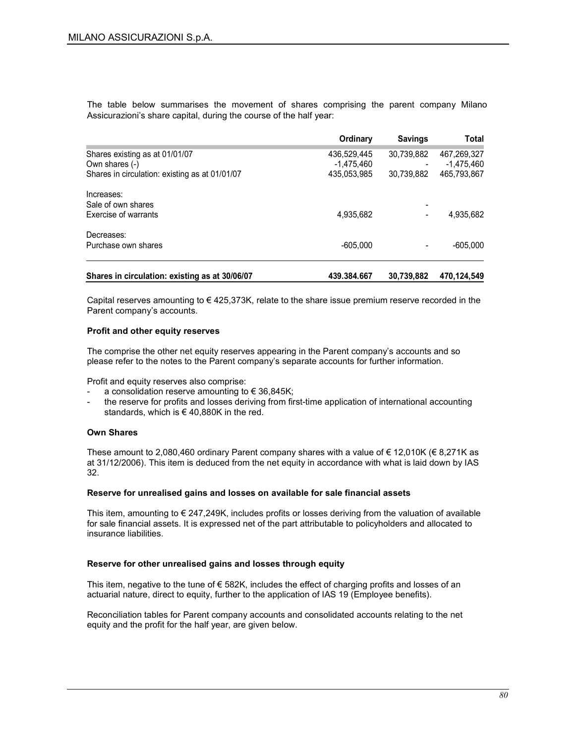The table below summarises the movement of shares comprising the parent company Milano Assicurazioni's share capital, during the course of the half year:

| | Ordinary | Savings | Total |
|---|---|---|---|
| Shares existing as at 01/01/07 | 436,529,445 | 30,739,882 | 467,269,327 |
| Own shares (-) | -1,475,460 | - | -1,475,460 |
| Shares in circulation: existing as at 01/01/07 | 435,053,985 | 30,739,882 | 465,793,867 |
| Increases: | | | |
| Sale of own shares | | - | |
| Exercise of warrants | 4,935,682 | - | 4,935,682 |
| Decreases: | | | |
| Purchase own shares | -605,000 | - | -605,000 |
| **Shares in circulation: existing as at 30/06/07** | **439.384.667** | **30,739,882** | **470,124,549** |

Capital reserves amounting to € 425,373K, relate to the share issue premium reserve recorded in the Parent company's accounts.

**Profit and other equity reserves**

The comprise the other net equity reserves appearing in the Parent company's accounts and so please refer to the notes to the Parent company's separate accounts for further information.

Profit and equity reserves also comprise:
- a consolidation reserve amounting to € 36,845K;
- the reserve for profits and losses deriving from first-time application of international accounting standards, which is € 40,880K in the red.

**Own Shares**

These amount to 2,080,460 ordinary Parent company shares with a value of € 12,010K (€ 8,271K as at 31/12/2006). This item is deduced from the net equity in accordance with what is laid down by IAS 32.

**Reserve for unrealised gains and losses on available for sale financial assets**

This item, amounting to € 247,249K, includes profits or losses deriving from the valuation of available for sale financial assets. It is expressed net of the part attributable to policyholders and allocated to insurance liabilities.

**Reserve for other unrealised gains and losses through equity**

This item, negative to the tune of € 582K, includes the effect of charging profits and losses of an actuarial nature, direct to equity, further to the application of IAS 19 (Employee benefits).

Reconciliation tables for Parent company accounts and consolidated accounts relating to the net equity and the profit for the half year, are given below.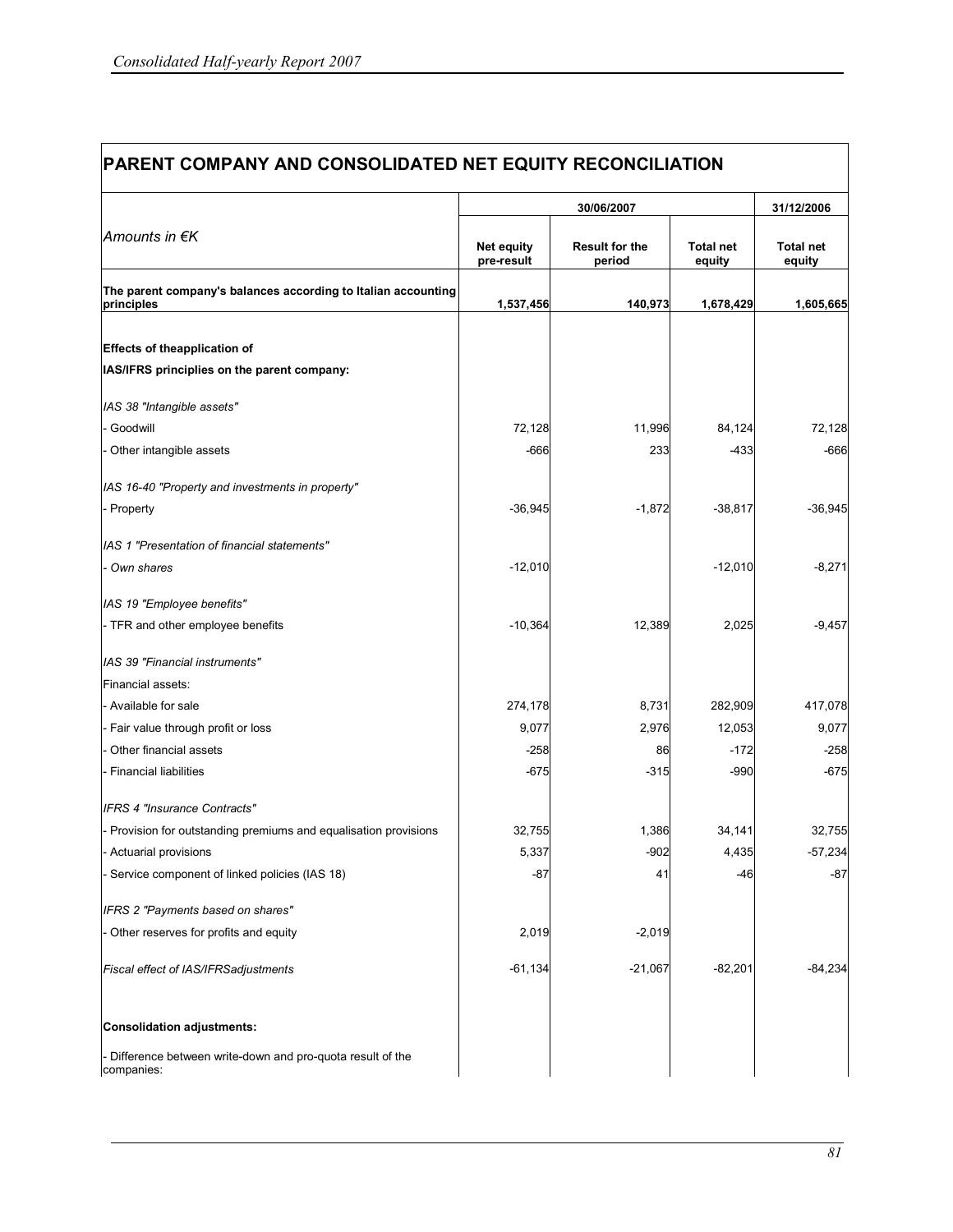## PARENT COMPANY AND CONSOLIDATED NET EQUITY RECONCILIATION

| *Amounts in €K* | 30/06/2007 | | | 31/12/2006 |
|---|---|---|---|---|
| | **Net equity pre-result** | **Result for the period** | **Total net equity** | **Total net equity** |
| **The parent company's balances according to Italian accounting principles** | **1,537,456** | **140,973** | **1,678,429** | **1,605,665** |
| | | | | |
| **Effects of theapplication of** | | | | |
| **IAS/IFRS principles on the parent company:** | | | | |
| | | | | |
| *IAS 38 "Intangible assets"* | | | | |
| - Goodwill | 72,128 | 11,996 | 84,124 | 72,128 |
| - Other intangible assets | -666 | 233 | -433 | -666 |
| | | | | |
| *IAS 16-40 "Property and investments in property"* | | | | |
| - Property | -36,945 | -1,872 | -38,817 | -36,945 |
| | | | | |
| *IAS 1 "Presentation of financial statements"* | | | | |
| - *Own shares* | -12,010 | | -12,010 | -8,271 |
| | | | | |
| *IAS 19 "Employee benefits"* | | | | |
| - TFR and other employee benefits | -10,364 | 12,389 | 2,025 | -9,457 |
| | | | | |
| *IAS 39 "Financial instruments"* | | | | |
| Financial assets: | | | | |
| - Available for sale | 274,178 | 8,731 | 282,909 | 417,078 |
| - Fair value through profit or loss | 9,077 | 2,976 | 12,053 | 9,077 |
| - Other financial assets | -258 | 86 | -172 | -258 |
| - Financial liabilities | -675 | -315 | -990 | -675 |
| | | | | |
| *IFRS 4 "Insurance Contracts"* | | | | |
| - Provision for outstanding premiums and equalisation provisions | 32,755 | 1,386 | 34,141 | 32,755 |
| - Actuarial provisions | 5,337 | -902 | 4,435 | -57,234 |
| - Service component of linked policies (IAS 18) | -87 | 41 | -46 | -87 |
| | | | | |
| *IFRS 2 "Payments based on shares"* | | | | |
| - Other reserves for profits and equity | 2,019 | -2,019 | | |
| | | | | |
| *Fiscal effect of IAS/IFRSadjustments* | -61,134 | -21,067 | -82,201 | -84,234 |
| | | | | |
| **Consolidation adjustments:** | | | | |
| - Difference between write-down and pro-quota result of the companies: | | | | |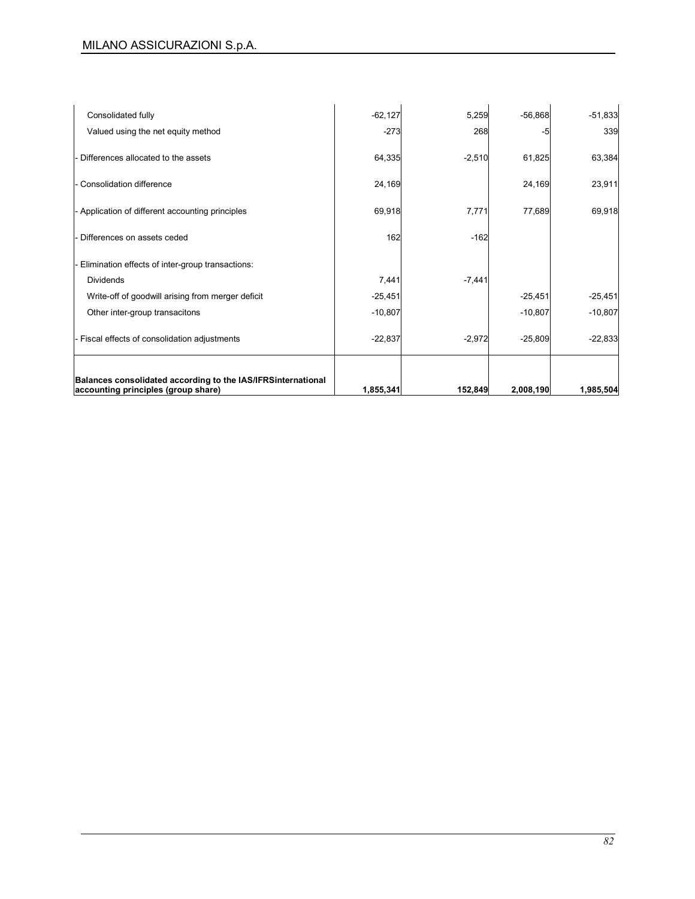| | | | | |
|---|---|---|---|---|
| Consolidated fully | -62,127 | 5,259 | -56,868 | -51,833 |
| Valued using the net equity method | -273 | 268 | -5 | 339 |
| - Differences allocated to the assets | 64,335 | -2,510 | 61,825 | 63,384 |
| - Consolidation difference | 24,169 | | 24,169 | 23,911 |
| - Application of different accounting principles | 69,918 | 7,771 | 77,689 | 69,918 |
| - Differences on assets ceded | 162 | -162 | | |
| - Elimination effects of inter-group transactions: | | | | |
| Dividends | 7,441 | -7,441 | | |
| Write-off of goodwill arising from merger deficit | -25,451 | | -25,451 | -25,451 |
| Other inter-group transacitons | -10,807 | | -10,807 | -10,807 |
| - Fiscal effects of consolidation adjustments | -22,837 | -2,972 | -25,809 | -22,833 |
| **Balances consolidated according to the IAS/IFRSinternational accounting principles (group share)** | **1,855,341** | **152,849** | **2,008,190** | **1,985,504** |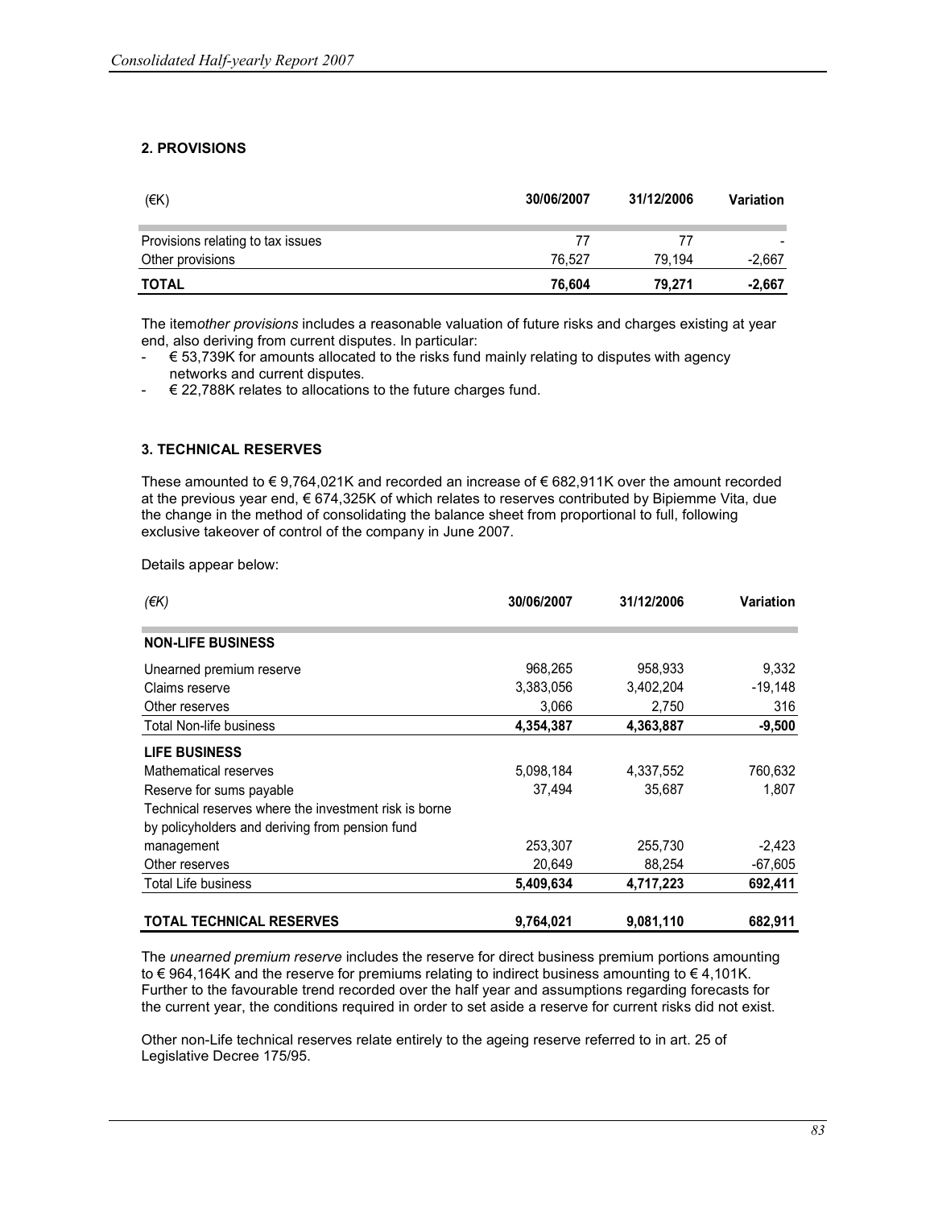## 2. PROVISIONS

| (€K) | 30/06/2007 | 31/12/2006 | Variation |
|---|---|---|---|
| Provisions relating to tax issues | 77 | 77 | - |
| Other provisions | 76,527 | 79,194 | -2,667 |
| **TOTAL** | **76,604** | **79,271** | **-2,667** |

The item*other provisions* includes a reasonable valuation of future risks and charges existing at year end, also deriving from current disputes. In particular:

- € 53,739K for amounts allocated to the risks fund mainly relating to disputes with agency networks and current disputes.
- € 22,788K relates to allocations to the future charges fund.

## 3. TECHNICAL RESERVES

These amounted to € 9,764,021K and recorded an increase of € 682,911K over the amount recorded at the previous year end, € 674,325K of which relates to reserves contributed by Bipiemme Vita, due the change in the method of consolidating the balance sheet from proportional to full, following exclusive takeover of control of the company in June 2007.

Details appear below:

| *(€K)* | 30/06/2007 | 31/12/2006 | Variation |
|---|---|---|---|
| **NON-LIFE BUSINESS** | | | |
| Unearned premium reserve | 968,265 | 958,933 | 9,332 |
| Claims reserve | 3,383,056 | 3,402,204 | -19,148 |
| Other reserves | 3,066 | 2,750 | 316 |
| Total Non-life business | **4,354,387** | **4,363,887** | **-9,500** |
| **LIFE BUSINESS** | | | |
| Mathematical reserves | 5,098,184 | 4,337,552 | 760,632 |
| Reserve for sums payable | 37,494 | 35,687 | 1,807 |
| Technical reserves where the investment risk is borne by policyholders and deriving from pension fund management | 253,307 | 255,730 | -2,423 |
| Other reserves | 20,649 | 88,254 | -67,605 |
| Total Life business | **5,409,634** | **4,717,223** | **692,411** |
| **TOTAL TECHNICAL RESERVES** | **9,764,021** | **9,081,110** | **682,911** |

The *unearned premium reserve* includes the reserve for direct business premium portions amounting to € 964,164K and the reserve for premiums relating to indirect business amounting to € 4,101K. Further to the favourable trend recorded over the half year and assumptions regarding forecasts for the current year, the conditions required in order to set aside a reserve for current risks did not exist.

Other non-Life technical reserves relate entirely to the ageing reserve referred to in art. 25 of Legislative Decree 175/95.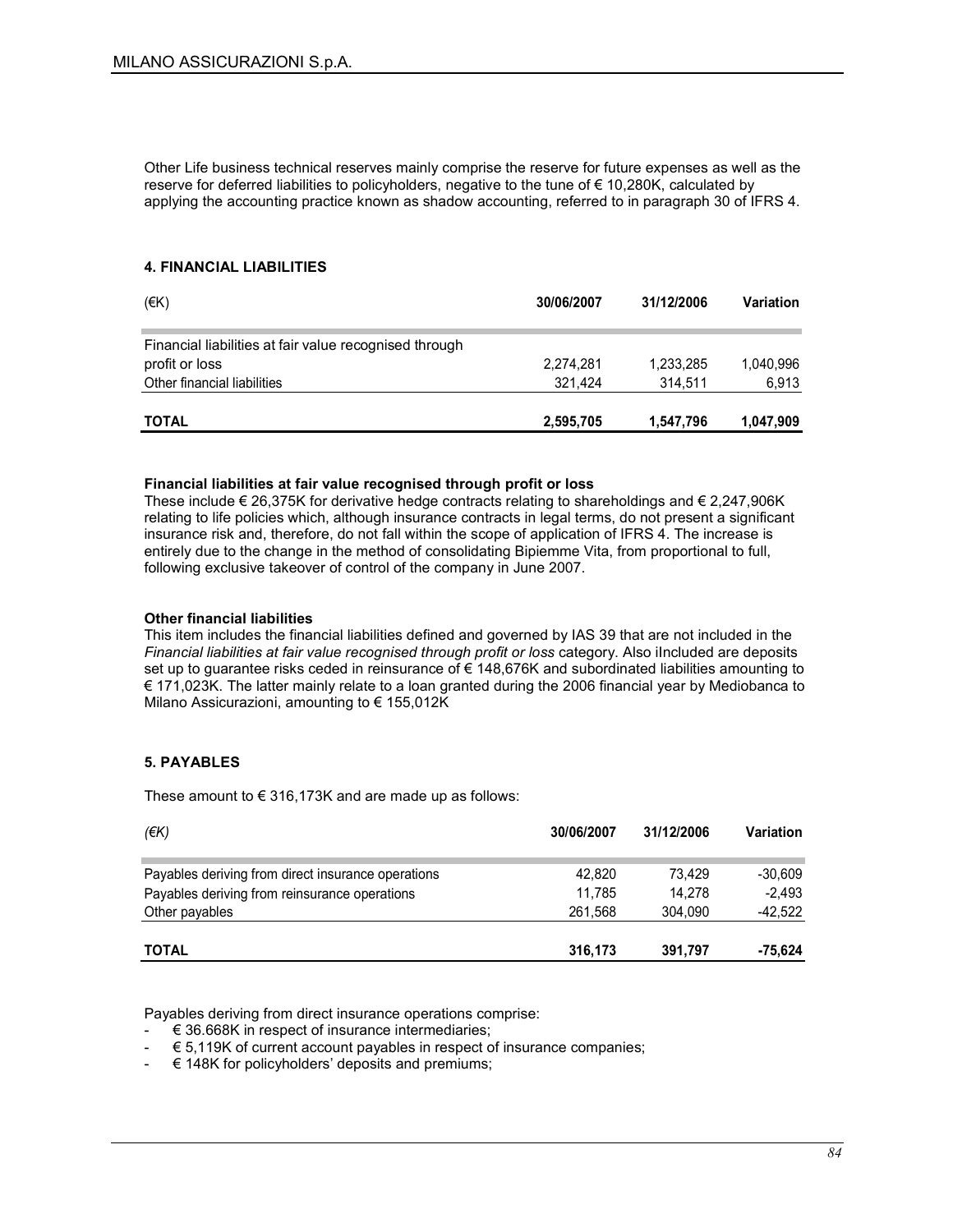Other Life business technical reserves mainly comprise the reserve for future expenses as well as the reserve for deferred liabilities to policyholders, negative to the tune of € 10,280K, calculated by applying the accounting practice known as shadow accounting, referred to in paragraph 30 of IFRS 4.

### 4. FINANCIAL LIABILITIES

| (€K) | 30/06/2007 | 31/12/2006 | Variation |
|---|---|---|---|
| Financial liabilities at fair value recognised through profit or loss | 2,274,281 | 1,233,285 | 1,040,996 |
| Other financial liabilities | 321,424 | 314,511 | 6,913 |
| **TOTAL** | **2,595,705** | **1,547,796** | **1,047,909** |

**Financial liabilities at fair value recognised through profit or loss**

These include € 26,375K for derivative hedge contracts relating to shareholdings and € 2,247,906K relating to life policies which, although insurance contracts in legal terms, do not present a significant insurance risk and, therefore, do not fall within the scope of application of IFRS 4. The increase is entirely due to the change in the method of consolidating Bipiemme Vita, from proportional to full, following exclusive takeover of control of the company in June 2007.

**Other financial liabilities**

This item includes the financial liabilities defined and governed by IAS 39 that are not included in the *Financial liabilities at fair value recognised through profit or loss* category. Also iIncluded are deposits set up to guarantee risks ceded in reinsurance of € 148,676K and subordinated liabilities amounting to € 171,023K. The latter mainly relate to a loan granted during the 2006 financial year by Mediobanca to Milano Assicurazioni, amounting to € 155,012K

### 5. PAYABLES

These amount to € 316,173K and are made up as follows:

| *(€K)* | 30/06/2007 | 31/12/2006 | Variation |
|---|---|---|---|
| Payables deriving from direct insurance operations | 42,820 | 73,429 | -30,609 |
| Payables deriving from reinsurance operations | 11,785 | 14,278 | -2,493 |
| Other payables | 261,568 | 304,090 | -42,522 |
| **TOTAL** | **316,173** | **391,797** | **-75,624** |

Payables deriving from direct insurance operations comprise:

- € 36.668K in respect of insurance intermediaries;
- € 5,119K of current account payables in respect of insurance companies;
- € 148K for policyholders' deposits and premiums;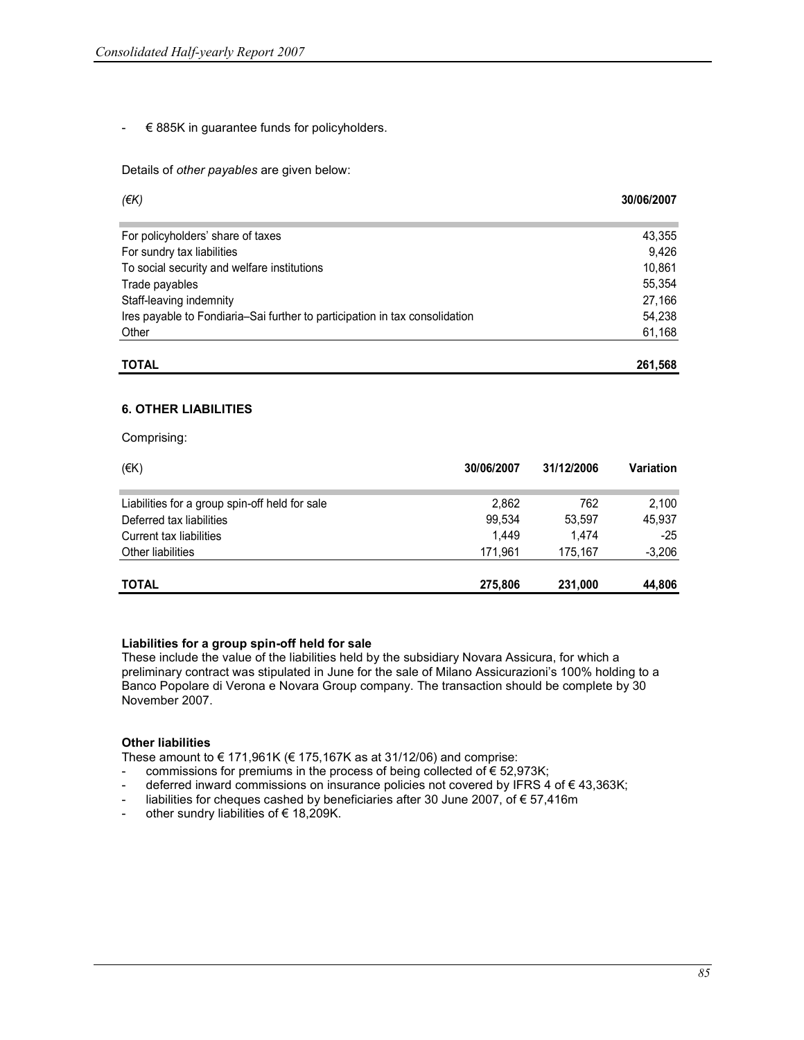- € 885K in guarantee funds for policyholders.

Details of *other payables* are given below:

| *(€K)* | 30/06/2007 |
|---|---|
| For policyholders' share of taxes | 43,355 |
| For sundry tax liabilities | 9,426 |
| To social security and welfare institutions | 10,861 |
| Trade payables | 55,354 |
| Staff-leaving indemnity | 27,166 |
| Ires payable to Fondiaria–Sai further to participation in tax consolidation | 54,238 |
| Other | 61,168 |
| **TOTAL** | **261,568** |

### 6. OTHER LIABILITIES

Comprising:

| (€K) | 30/06/2007 | 31/12/2006 | Variation |
|---|---|---|---|
| Liabilities for a group spin-off held for sale | 2,862 | 762 | 2,100 |
| Deferred tax liabilities | 99,534 | 53,597 | 45,937 |
| Current tax liabilities | 1,449 | 1,474 | -25 |
| Other liabilities | 171,961 | 175,167 | -3,206 |
| **TOTAL** | **275,806** | **231,000** | **44,806** |

**Liabilities for a group spin-off held for sale**
These include the value of the liabilities held by the subsidiary Novara Assicura, for which a preliminary contract was stipulated in June for the sale of Milano Assicurazioni's 100% holding to a Banco Popolare di Verona e Novara Group company. The transaction should be complete by 30 November 2007.

**Other liabilities**
These amount to € 171,961K (€ 175,167K as at 31/12/06) and comprise:

- commissions for premiums in the process of being collected of € 52,973K;
- deferred inward commissions on insurance policies not covered by IFRS 4 of € 43,363K;
- liabilities for cheques cashed by beneficiaries after 30 June 2007, of € 57,416m
- other sundry liabilities of € 18,209K.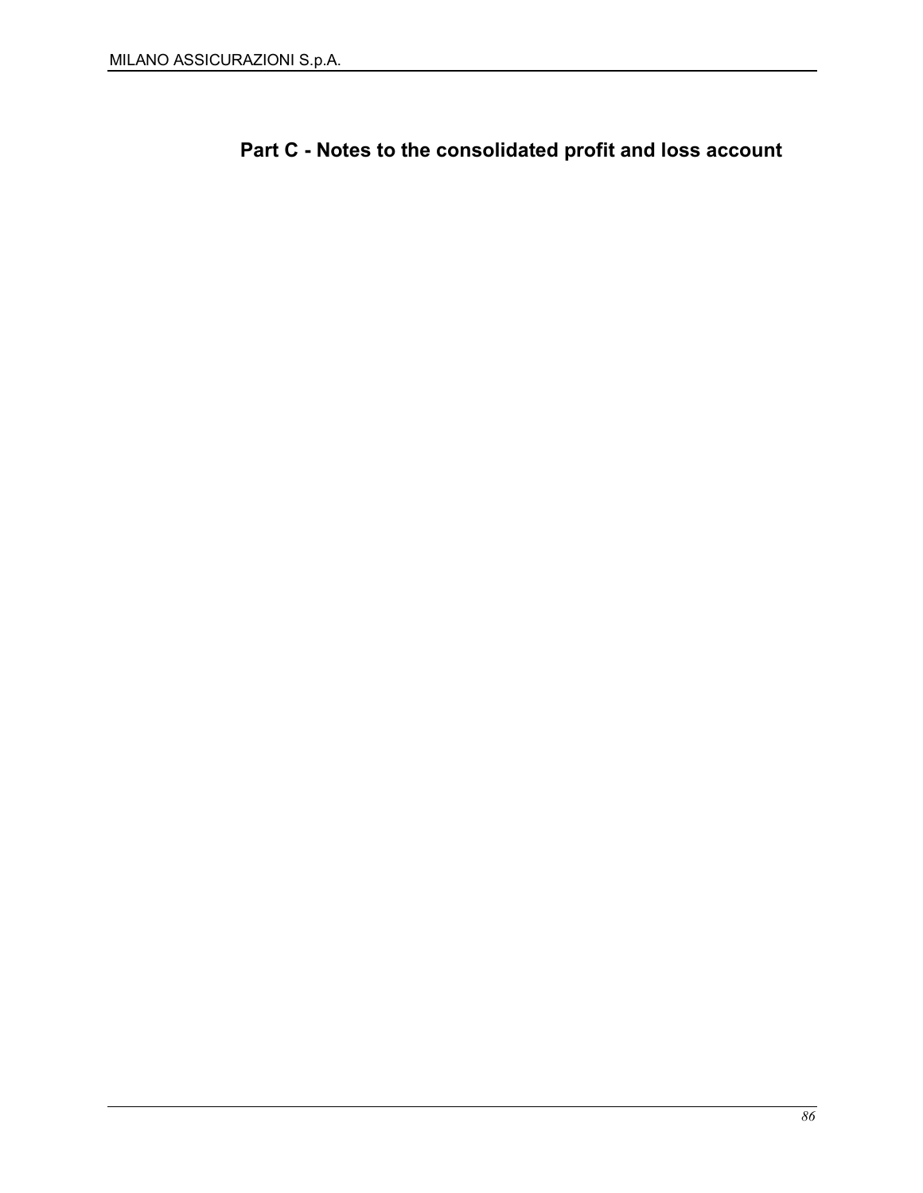# Part C - Notes to the consolidated profit and loss account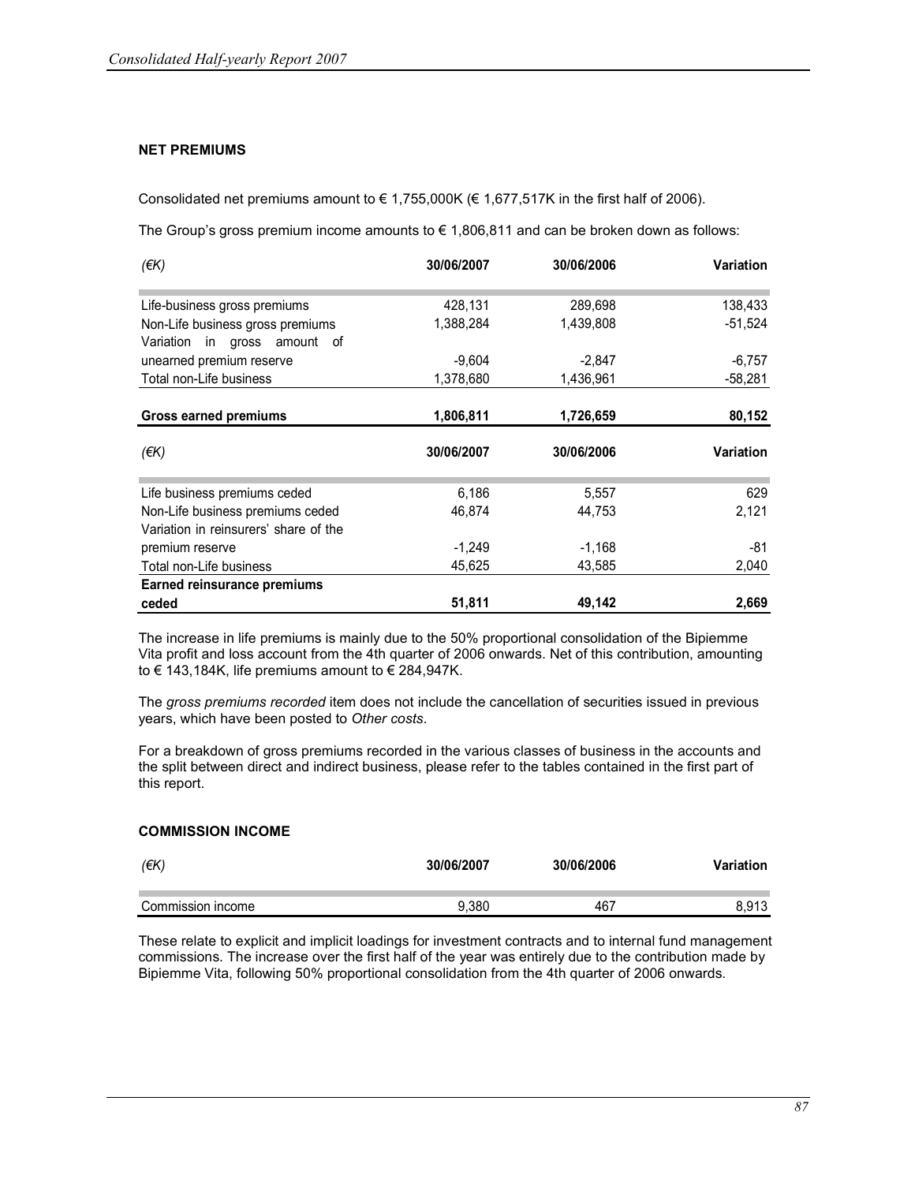## NET PREMIUMS

Consolidated net premiums amount to € 1,755,000K (€ 1,677,517K in the first half of 2006).

The Group's gross premium income amounts to € 1,806,811 and can be broken down as follows:

| *(€K)* | 30/06/2007 | 30/06/2006 | Variation |
|---|---|---|---|
| Life-business gross premiums | 428,131 | 289,698 | 138,433 |
| Non-Life business gross premiums | 1,388,284 | 1,439,808 | -51,524 |
| Variation in gross amount of unearned premium reserve | -9,604 | -2,847 | -6,757 |
| Total non-Life business | 1,378,680 | 1,436,961 | -58,281 |
| **Gross earned premiums** | **1,806,811** | **1,726,659** | **80,152** |

| *(€K)* | 30/06/2007 | 30/06/2006 | Variation |
|---|---|---|---|
| Life business premiums ceded | 6,186 | 5,557 | 629 |
| Non-Life business premiums ceded | 46,874 | 44,753 | 2,121 |
| Variation in reinsurers' share of the premium reserve | -1,249 | -1,168 | -81 |
| Total non-Life business | 45,625 | 43,585 | 2,040 |
| **Earned reinsurance premiums ceded** | **51,811** | **49,142** | **2,669** |

The increase in life premiums is mainly due to the 50% proportional consolidation of the Bipiemme Vita profit and loss account from the 4th quarter of 2006 onwards. Net of this contribution, amounting to € 143,184K, life premiums amount to € 284,947K.

The *gross premiums recorded* item does not include the cancellation of securities issued in previous years, which have been posted to *Other costs*.

For a breakdown of gross premiums recorded in the various classes of business in the accounts and the split between direct and indirect business, please refer to the tables contained in the first part of this report.

## COMMISSION INCOME

| *(€K)* | 30/06/2007 | 30/06/2006 | Variation |
|---|---|---|---|
| Commission income | 9,380 | 467 | 8,913 |

These relate to explicit and implicit loadings for investment contracts and to internal fund management commissions. The increase over the first half of the year was entirely due to the contribution made by Bipiemme Vita, following 50% proportional consolidation from the 4th quarter of 2006 onwards.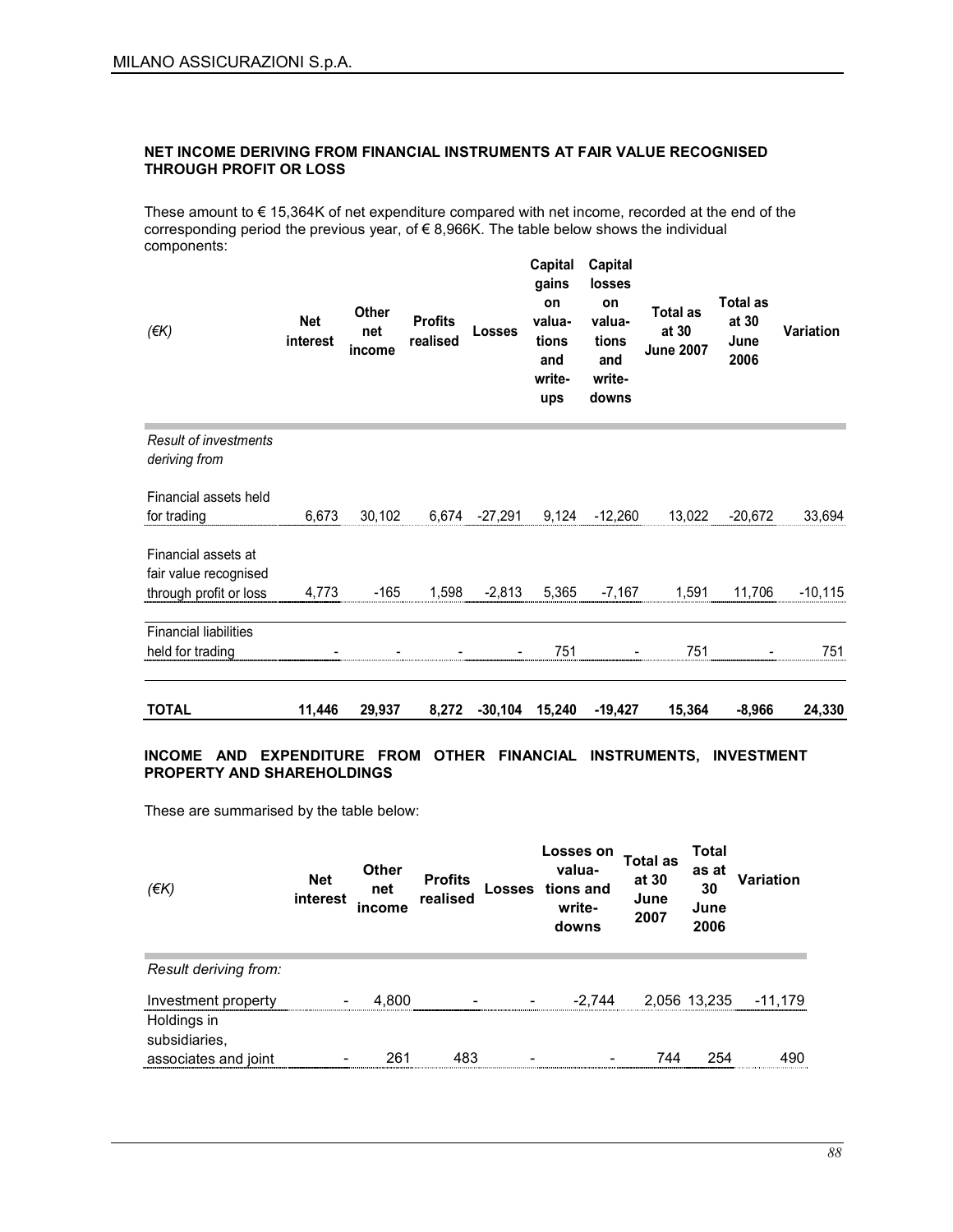### NET INCOME DERIVING FROM FINANCIAL INSTRUMENTS AT FAIR VALUE RECOGNISED THROUGH PROFIT OR LOSS

These amount to € 15,364K of net expenditure compared with net income, recorded at the end of the corresponding period the previous year, of € 8,966K. The table below shows the individual components:

| *(€K)* | Net interest | Other net income | Profits realised | Losses | Capital gains on valuations and write-ups | Capital losses on valuations and write-downs | Total as at 30 June 2007 | Total as at 30 June 2006 | Variation |
|---|---|---|---|---|---|---|---|---|---|
| *Result of investments deriving from* | | | | | | | | | |
| Financial assets held for trading | 6,673 | 30,102 | 6,674 | -27,291 | 9,124 | -12,260 | 13,022 | -20,672 | 33,694 |
| Financial assets at fair value recognised through profit or loss | 4,773 | -165 | 1,598 | -2,813 | 5,365 | -7,167 | 1,591 | 11,706 | -10,115 |
| Financial liabilities held for trading | - | - | - | - | 751 | - | 751 | - | 751 |
| **TOTAL** | **11,446** | **29,937** | **8,272** | **-30,104** | **15,240** | **-19,427** | **15,364** | **-8,966** | **24,330** |

### INCOME AND EXPENDITURE FROM OTHER FINANCIAL INSTRUMENTS, INVESTMENT PROPERTY AND SHAREHOLDINGS

These are summarised by the table below:

| *(€K)* | Net interest | Other net income | Profits realised | Losses | Losses on valuations and write-downs | Total as at 30 June 2007 | Total as at 30 June 2006 | Variation |
|---|---|---|---|---|---|---|---|---|
| *Result deriving from:* | | | | | | | | |
| Investment property | - | 4,800 | - | - | -2,744 | 2,056 | 13,235 | -11,179 |
| Holdings in subsidiaries, associates and joint | - | 261 | 483 | - | - | 744 | 254 | 490 |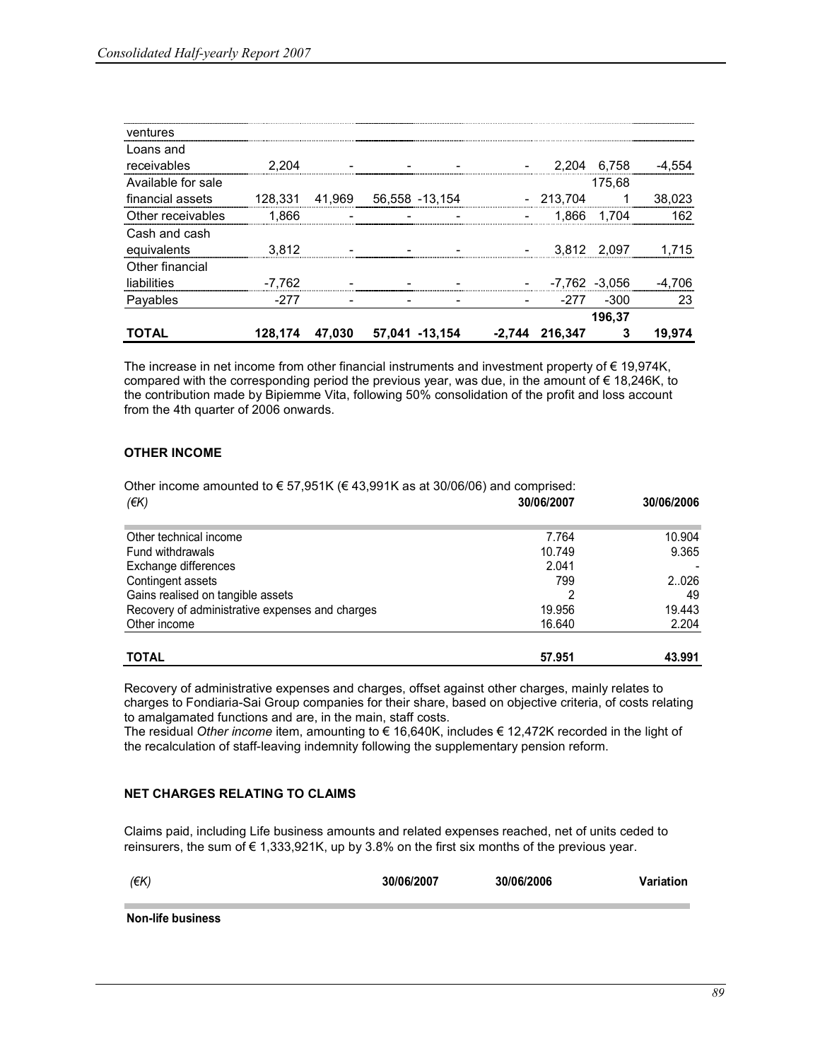| | | | | | | | | |
|---|---|---|---|---|---|---|---|---|
| ventures | | | | | | | | |
| Loans and receivables | 2,204 | - | - | - | - | 2,204 | 6,758 | -4,554 |
| Available for sale financial assets | 128,331 | 41,969 | 56,558 | -13,154 | - | 213,704 | 175,681 | 38,023 |
| Other receivables | 1,866 | - | - | - | - | 1,866 | 1,704 | 162 |
| Cash and cash equivalents | 3,812 | - | - | - | - | 3,812 | 2,097 | 1,715 |
| Other financial liabilities | -7,762 | - | - | - | - | -7,762 | -3,056 | -4,706 |
| Payables | -277 | - | - | - | - | -277 | -300 | 23 |
| **TOTAL** | **128,174** | **47,030** | **57,041** | **-13,154** | **-2,744** | **216,347** | **196,373** | **19,974** |

The increase in net income from other financial instruments and investment property of € 19,974K, compared with the corresponding period the previous year, was due, in the amount of € 18,246K, to the contribution made by Bipiemme Vita, following 50% consolidation of the profit and loss account from the 4th quarter of 2006 onwards.

### OTHER INCOME

Other income amounted to € 57,951K (€ 43,991K as at 30/06/06) and comprised:

| *(€K)* | **30/06/2007** | **30/06/2006** |
|---|---|---|
| Other technical income | 7.764 | 10.904 |
| Fund withdrawals | 10.749 | 9.365 |
| Exchange differences | 2.041 | - |
| Contingent assets | 799 | 2..026 |
| Gains realised on tangible assets | 2 | 49 |
| Recovery of administrative expenses and charges | 19.956 | 19.443 |
| Other income | 16.640 | 2.204 |
| **TOTAL** | **57.951** | **43.991** |

Recovery of administrative expenses and charges, offset against other charges, mainly relates to charges to Fondiaria-Sai Group companies for their share, based on objective criteria, of costs relating to amalgamated functions and are, in the main, staff costs.
The residual *Other income* item, amounting to € 16,640K, includes € 12,472K recorded in the light of the recalculation of staff-leaving indemnity following the supplementary pension reform.

### NET CHARGES RELATING TO CLAIMS

Claims paid, including Life business amounts and related expenses reached, net of units ceded to reinsurers, the sum of € 1,333,921K, up by 3.8% on the first six months of the previous year.

| *(€K)* | **30/06/2007** | **30/06/2006** | **Variation** |
|---|---|---|---|
| **Non-life business** | | | |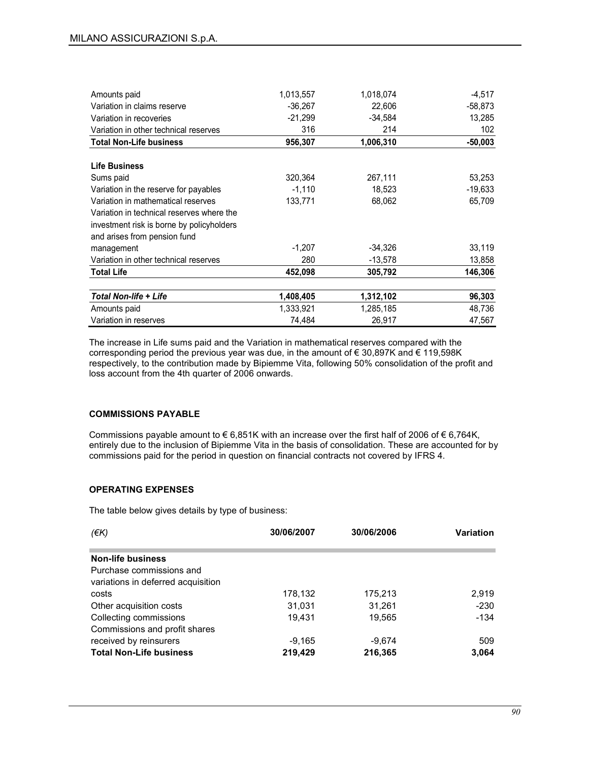| | | | |
|---|---|---|---|
| Amounts paid | 1,013,557 | 1,018,074 | -4,517 |
| Variation in claims reserve | -36,267 | 22,606 | -58,873 |
| Variation in recoveries | -21,299 | -34,584 | 13,285 |
| Variation in other technical reserves | 316 | 214 | 102 |
| **Total Non-Life business** | **956,307** | **1,006,310** | **-50,003** |
| **Life Business** | | | |
| Sums paid | 320,364 | 267,111 | 53,253 |
| Variation in the reserve for payables | -1,110 | 18,523 | -19,633 |
| Variation in mathematical reserves | 133,771 | 68,062 | 65,709 |
| Variation in technical reserves where the investment risk is borne by policyholders and arises from pension fund management | -1,207 | -34,326 | 33,119 |
| Variation in other technical reserves | 280 | -13,578 | 13,858 |
| **Total Life** | **452,098** | **305,792** | **146,306** |
| ***Total Non-life + Life*** | **1,408,405** | **1,312,102** | **96,303** |
| Amounts paid | 1,333,921 | 1,285,185 | 48,736 |
| Variation in reserves | 74,484 | 26,917 | 47,567 |

The increase in Life sums paid and the Variation in mathematical reserves compared with the corresponding period the previous year was due, in the amount of € 30,897K and € 119,598K respectively, to the contribution made by Bipiemme Vita, following 50% consolidation of the profit and loss account from the 4th quarter of 2006 onwards.

#### COMMISSIONS PAYABLE

Commissions payable amount to € 6,851K with an increase over the first half of 2006 of € 6,764K, entirely due to the inclusion of Bipiemme Vita in the basis of consolidation. These are accounted for by commissions paid for the period in question on financial contracts not covered by IFRS 4.

#### OPERATING EXPENSES

The table below gives details by type of business:

| *(€K)* | **30/06/2007** | **30/06/2006** | **Variation** |
|---|---|---|---|
| **Non-life business** | | | |
| Purchase commissions and variations in deferred acquisition costs | 178,132 | 175,213 | 2,919 |
| Other acquisition costs | 31,031 | 31,261 | -230 |
| Collecting commissions | 19,431 | 19,565 | -134 |
| Commissions and profit shares received by reinsurers | -9,165 | -9,674 | 509 |
| **Total Non-Life business** | **219,429** | **216,365** | **3,064** |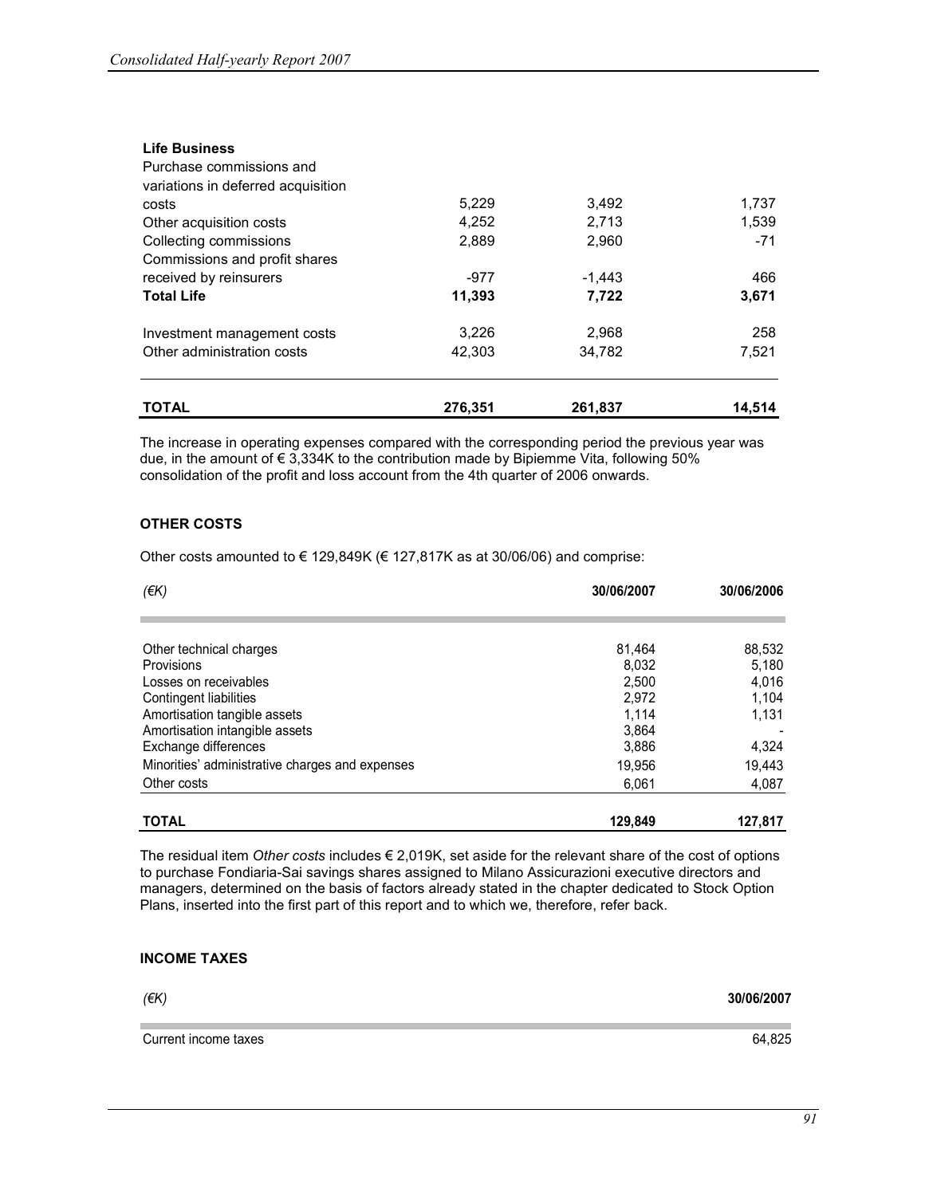| | | | |
|---|---|---|---|
| **Life Business** | | | |
| Purchase commissions and variations in deferred acquisition costs | 5,229 | 3,492 | 1,737 |
| Other acquisition costs | 4,252 | 2,713 | 1,539 |
| Collecting commissions | 2,889 | 2,960 | -71 |
| Commissions and profit shares received by reinsurers | -977 | -1,443 | 466 |
| **Total Life** | **11,393** | **7,722** | **3,671** |
| Investment management costs | 3,226 | 2,968 | 258 |
| Other administration costs | 42,303 | 34,782 | 7,521 |
| **TOTAL** | **276,351** | **261,837** | **14,514** |

The increase in operating expenses compared with the corresponding period the previous year was due, in the amount of € 3,334K to the contribution made by Bipiemme Vita, following 50% consolidation of the profit and loss account from the 4th quarter of 2006 onwards.

### OTHER COSTS

Other costs amounted to € 129,849K (€ 127,817K as at 30/06/06) and comprise:

| *(€K)* | 30/06/2007 | 30/06/2006 |
|---|---|---|
| Other technical charges | 81,464 | 88,532 |
| Provisions | 8,032 | 5,180 |
| Losses on receivables | 2,500 | 4,016 |
| Contingent liabilities | 2,972 | 1,104 |
| Amortisation tangible assets | 1,114 | 1,131 |
| Amortisation intangible assets | 3,864 | - |
| Exchange differences | 3,886 | 4,324 |
| Minorities' administrative charges and expenses | 19,956 | 19,443 |
| Other costs | 6,061 | 4,087 |
| **TOTAL** | **129,849** | **127,817** |

The residual item *Other costs* includes € 2,019K, set aside for the relevant share of the cost of options to purchase Fondiaria-Sai savings shares assigned to Milano Assicurazioni executive directors and managers, determined on the basis of factors already stated in the chapter dedicated to Stock Option Plans, inserted into the first part of this report and to which we, therefore, refer back.

### INCOME TAXES

| *(€K)* | 30/06/2007 |
|---|---|
| Current income taxes | 64,825 |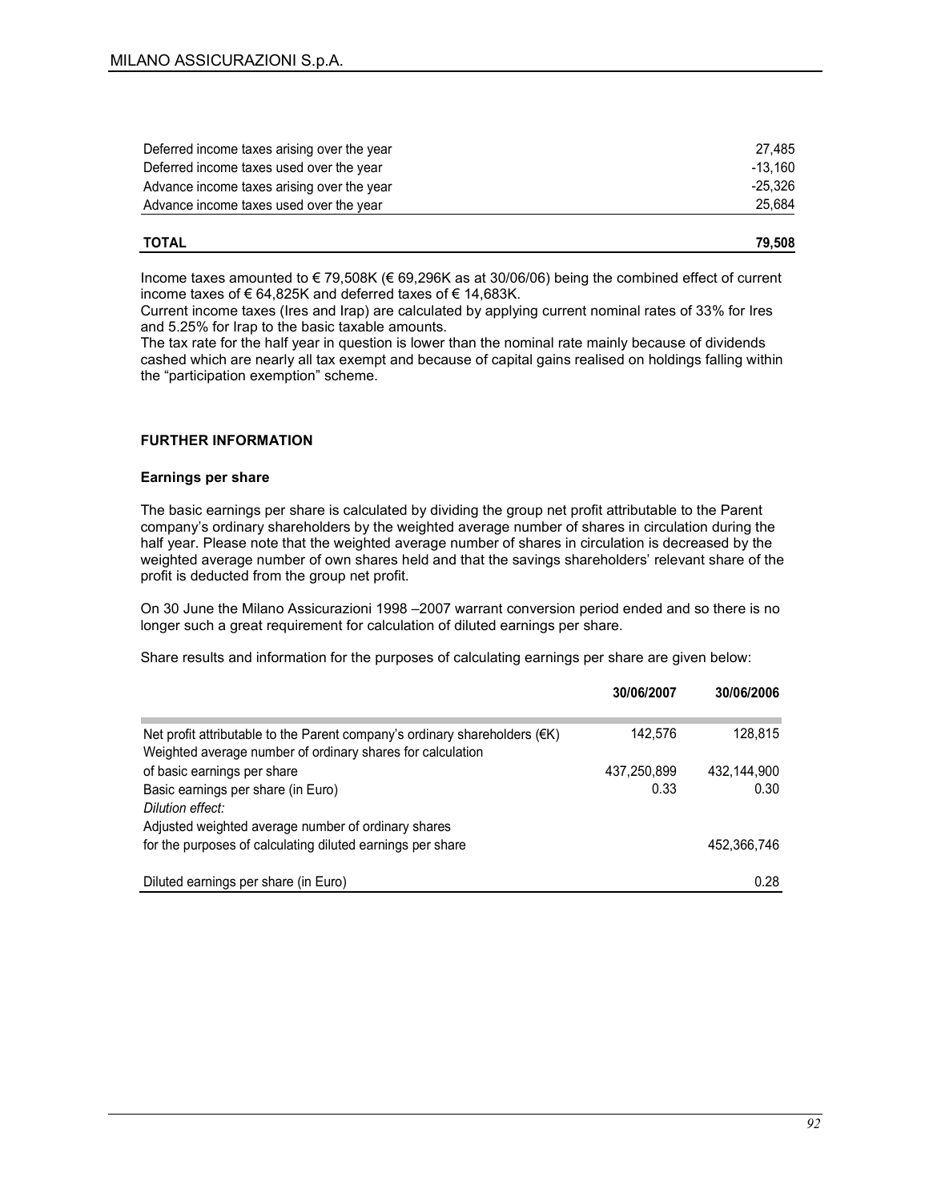| | |
|---|---|
| Deferred income taxes arising over the year | 27,485 |
| Deferred income taxes used over the year | -13,160 |
| Advance income taxes arising over the year | -25,326 |
| Advance income taxes used over the year | 25,684 |
| **TOTAL** | **79,508** |

Income taxes amounted to € 79,508K (€ 69,296K as at 30/06/06) being the combined effect of current income taxes of € 64,825K and deferred taxes of € 14,683K.
Current income taxes (Ires and Irap) are calculated by applying current nominal rates of 33% for Ires and 5.25% for Irap to the basic taxable amounts.
The tax rate for the half year in question is lower than the nominal rate mainly because of dividends cashed which are nearly all tax exempt and because of capital gains realised on holdings falling within the "participation exemption" scheme.

## FURTHER INFORMATION

### Earnings per share

The basic earnings per share is calculated by dividing the group net profit attributable to the Parent company's ordinary shareholders by the weighted average number of shares in circulation during the half year. Please note that the weighted average number of shares in circulation is decreased by the weighted average number of own shares held and that the savings shareholders' relevant share of the profit is deducted from the group net profit.

On 30 June the Milano Assicurazioni 1998 –2007 warrant conversion period ended and so there is no longer such a great requirement for calculation of diluted earnings per share.

Share results and information for the purposes of calculating earnings per share are given below:

| | 30/06/2007 | 30/06/2006 |
|---|---|---|
| Net profit attributable to the Parent company's ordinary shareholders (€K) | 142,576 | 128,815 |
| Weighted average number of ordinary shares for calculation of basic earnings per share | 437,250,899 | 432,144,900 |
| Basic earnings per share (in Euro) | 0.33 | 0.30 |
| *Dilution effect:* | | |
| Adjusted weighted average number of ordinary shares for the purposes of calculating diluted earnings per share | | 452,366,746 |
| Diluted earnings per share (in Euro) | | 0.28 |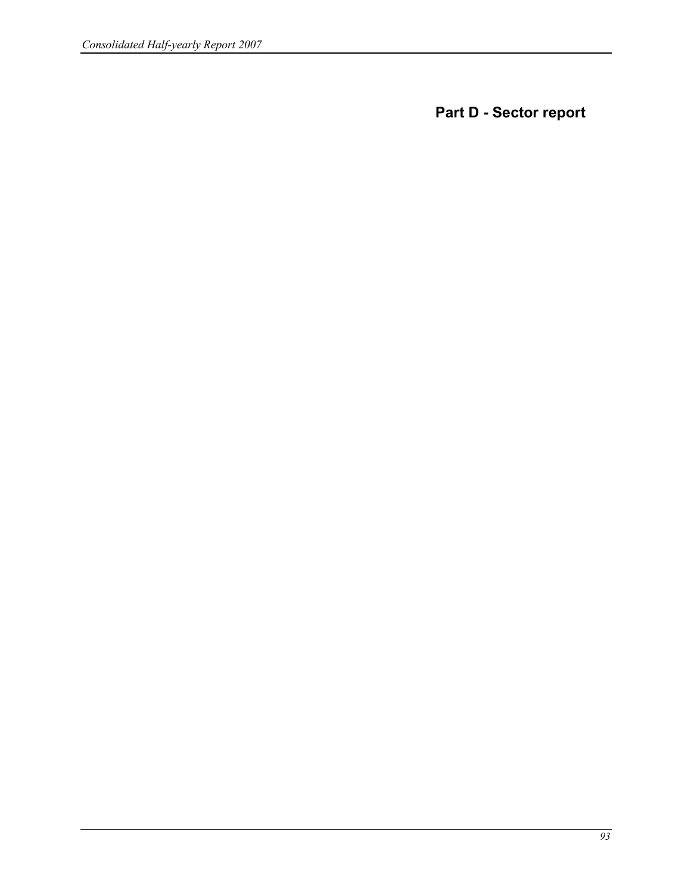# Part D - Sector report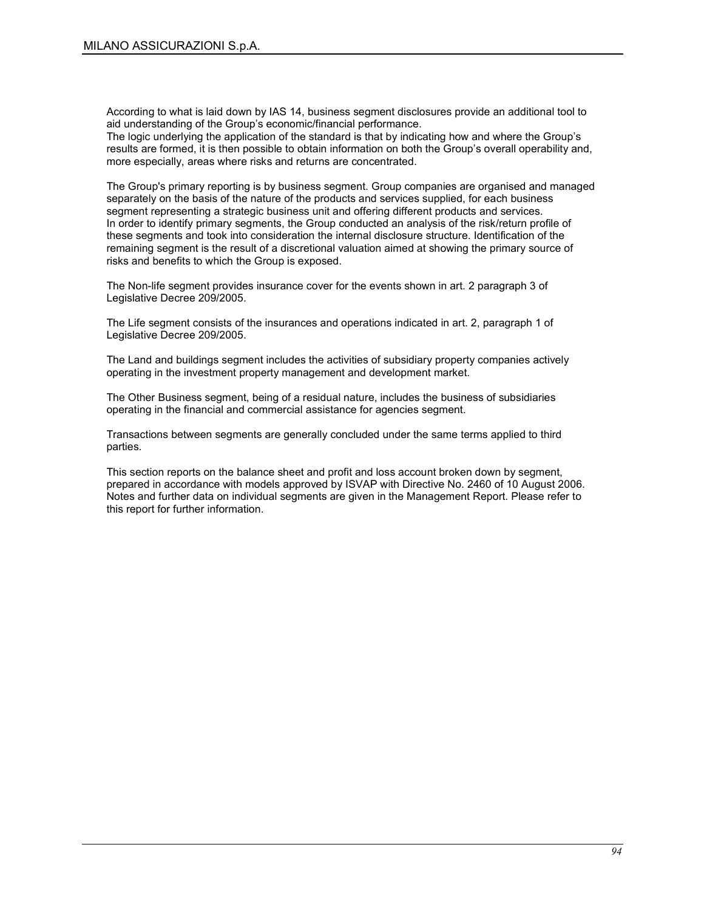According to what is laid down by IAS 14, business segment disclosures provide an additional tool to aid understanding of the Group's economic/financial performance.
The logic underlying the application of the standard is that by indicating how and where the Group's results are formed, it is then possible to obtain information on both the Group's overall operability and, more especially, areas where risks and returns are concentrated.

The Group's primary reporting is by business segment. Group companies are organised and managed separately on the basis of the nature of the products and services supplied, for each business segment representing a strategic business unit and offering different products and services.
In order to identify primary segments, the Group conducted an analysis of the risk/return profile of these segments and took into consideration the internal disclosure structure. Identification of the remaining segment is the result of a discretional valuation aimed at showing the primary source of risks and benefits to which the Group is exposed.

The Non-life segment provides insurance cover for the events shown in art. 2 paragraph 3 of Legislative Decree 209/2005.

The Life segment consists of the insurances and operations indicated in art. 2, paragraph 1 of Legislative Decree 209/2005.

The Land and buildings segment includes the activities of subsidiary property companies actively operating in the investment property management and development market.

The Other Business segment, being of a residual nature, includes the business of subsidiaries operating in the financial and commercial assistance for agencies segment.

Transactions between segments are generally concluded under the same terms applied to third parties.

This section reports on the balance sheet and profit and loss account broken down by segment, prepared in accordance with models approved by ISVAP with Directive No. 2460 of 10 August 2006. Notes and further data on individual segments are given in the Management Report. Please refer to this report for further information.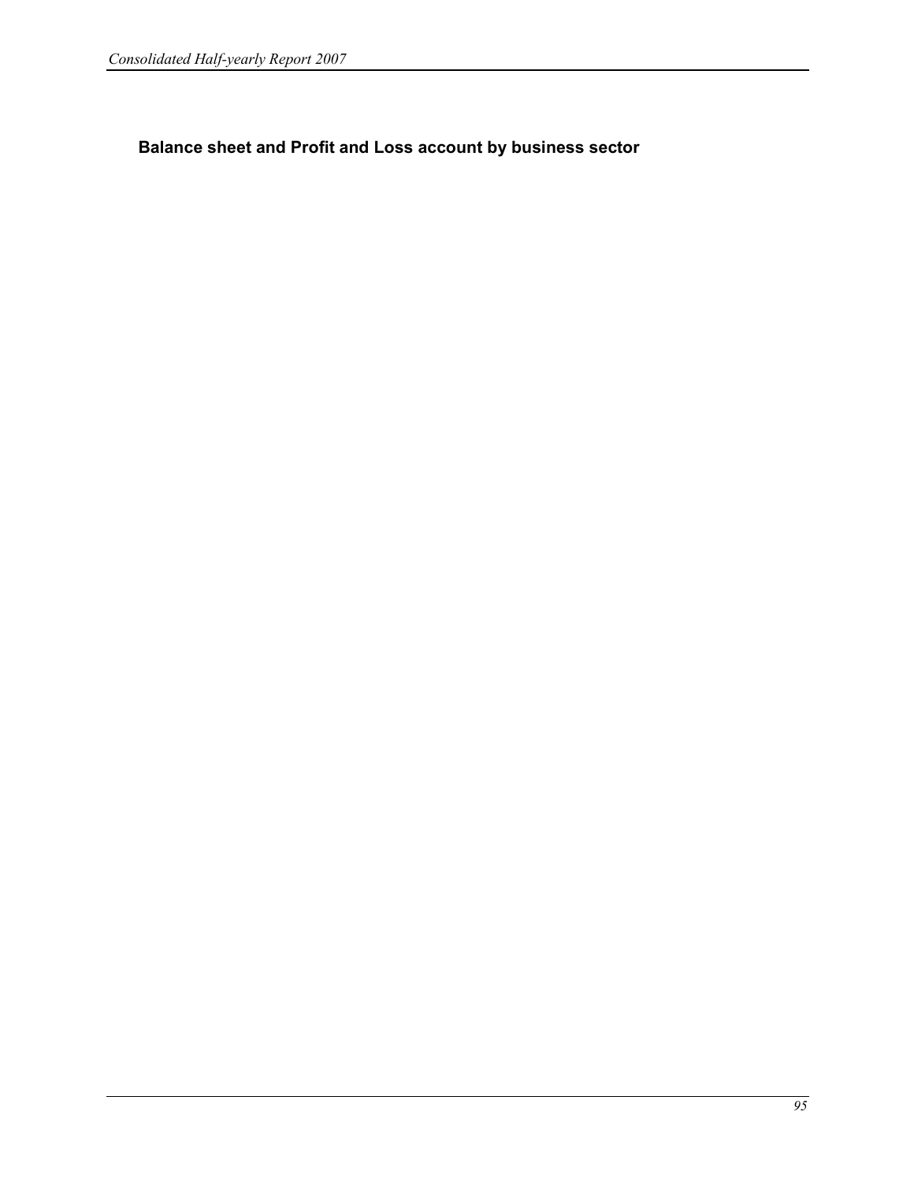## Balance sheet and Profit and Loss account by business sector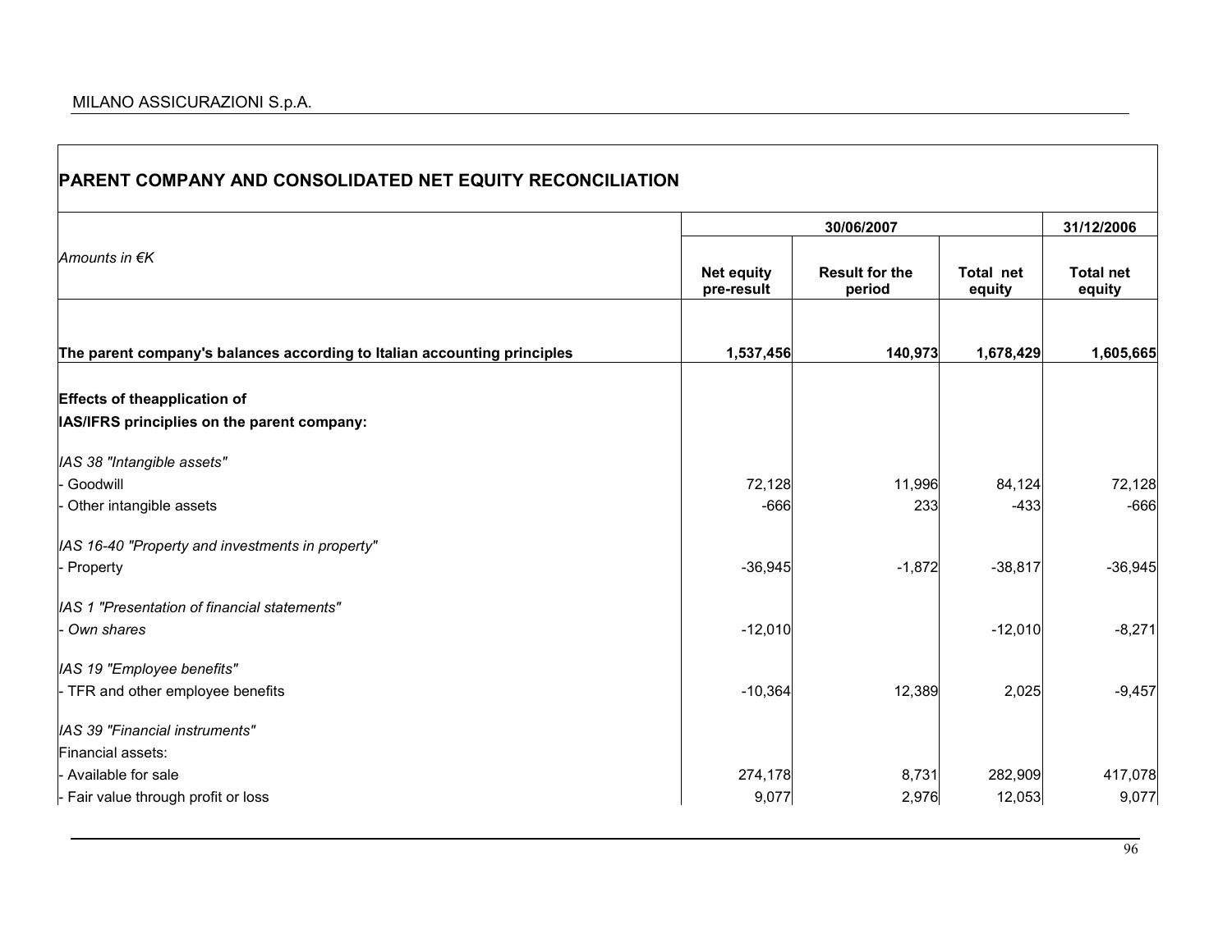## PARENT COMPANY AND CONSOLIDATED NET EQUITY RECONCILIATION

| *Amounts in €K* | 30/06/2007 | | | 31/12/2006 |
|---|---|---|---|---|
| | **Net equity pre-result** | **Result for the period** | **Total net equity** | **Total net equity** |
| **The parent company's balances according to Italian accounting principles** | **1,537,456** | **140,973** | **1,678,429** | **1,605,665** |
| **Effects of theapplication of** | | | | |
| **IAS/IFRS principles on the parent company:** | | | | |
| *IAS 38 "Intangible assets"* | | | | |
| - Goodwill | 72,128 | 11,996 | 84,124 | 72,128 |
| - Other intangible assets | -666 | 233 | -433 | -666 |
| *IAS 16-40 "Property and investments in property"* | | | | |
| - Property | -36,945 | -1,872 | -38,817 | -36,945 |
| *IAS 1 "Presentation of financial statements"* | | | | |
| *- Own shares* | -12,010 | | -12,010 | -8,271 |
| *IAS 19 "Employee benefits"* | | | | |
| - TFR and other employee benefits | -10,364 | 12,389 | 2,025 | -9,457 |
| *IAS 39 "Financial instruments"* | | | | |
| Financial assets: | | | | |
| - Available for sale | 274,178 | 8,731 | 282,909 | 417,078 |
| - Fair value through profit or loss | 9,077 | 2,976 | 12,053 | 9,077 |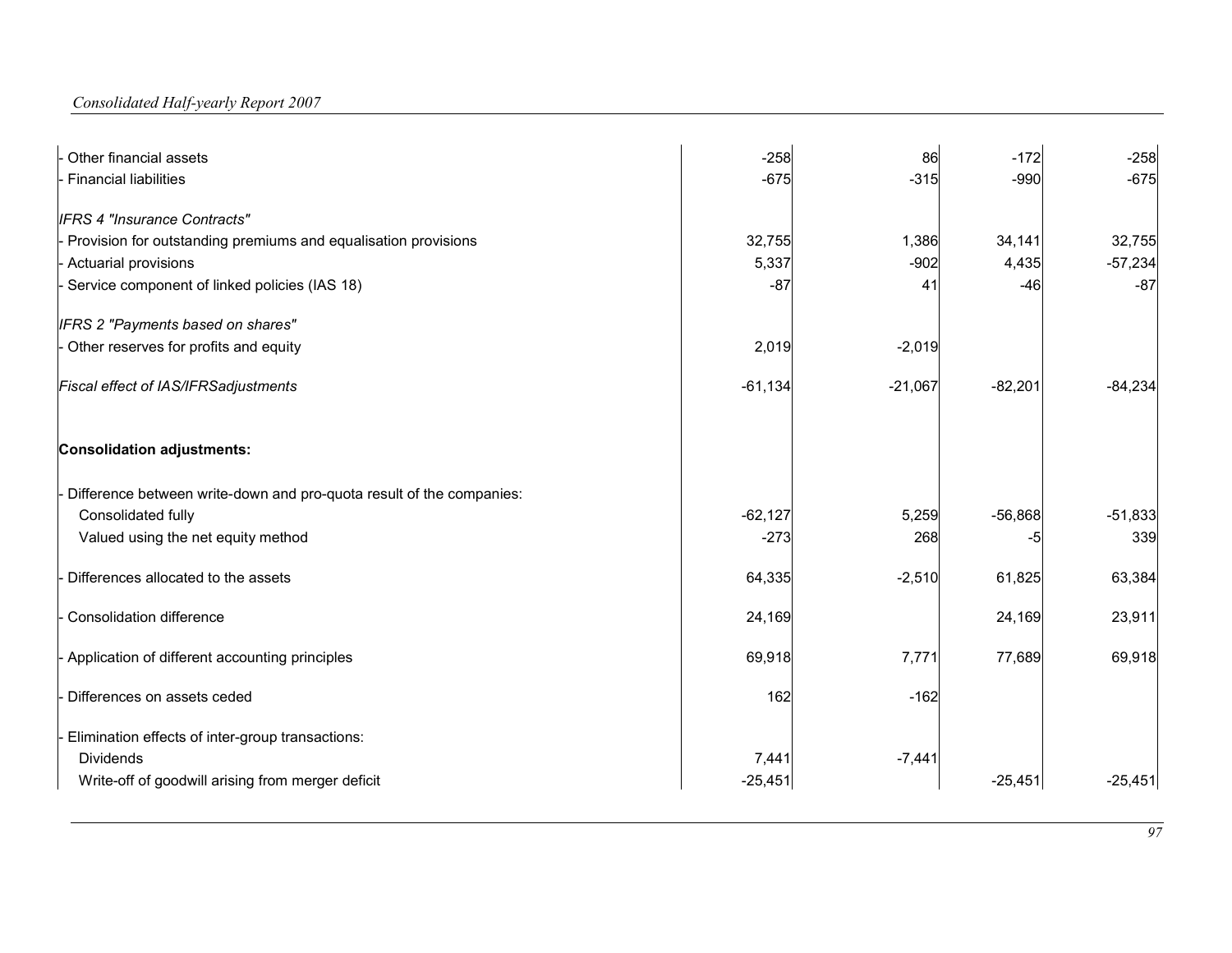| | | | | |
|---|---|---|---|---|
| - Other financial assets | -258 | 86 | -172 | -258 |
| - Financial liabilities | -675 | -315 | -990 | -675 |
| *IFRS 4 "Insurance Contracts"* | | | | |
| - Provision for outstanding premiums and equalisation provisions | 32,755 | 1,386 | 34,141 | 32,755 |
| - Actuarial provisions | 5,337 | -902 | 4,435 | -57,234 |
| - Service component of linked policies (IAS 18) | -87 | 41 | -46 | -87 |
| *IFRS 2 "Payments based on shares"* | | | | |
| - Other reserves for profits and equity | 2,019 | -2,019 | | |
| *Fiscal effect of IAS/IFRSadjustments* | -61,134 | -21,067 | -82,201 | -84,234 |
| **Consolidation adjustments:** | | | | |
| - Difference between write-down and pro-quota result of the companies: | | | | |
| Consolidated fully | -62,127 | 5,259 | -56,868 | -51,833 |
| Valued using the net equity method | -273 | 268 | -5 | 339 |
| - Differences allocated to the assets | 64,335 | -2,510 | 61,825 | 63,384 |
| - Consolidation difference | 24,169 | | 24,169 | 23,911 |
| - Application of different accounting principles | 69,918 | 7,771 | 77,689 | 69,918 |
| - Differences on assets ceded | 162 | -162 | | |
| - Elimination effects of inter-group transactions: | | | | |
| Dividends | 7,441 | -7,441 | | |
| Write-off of goodwill arising from merger deficit | -25,451 | | -25,451 | -25,451 |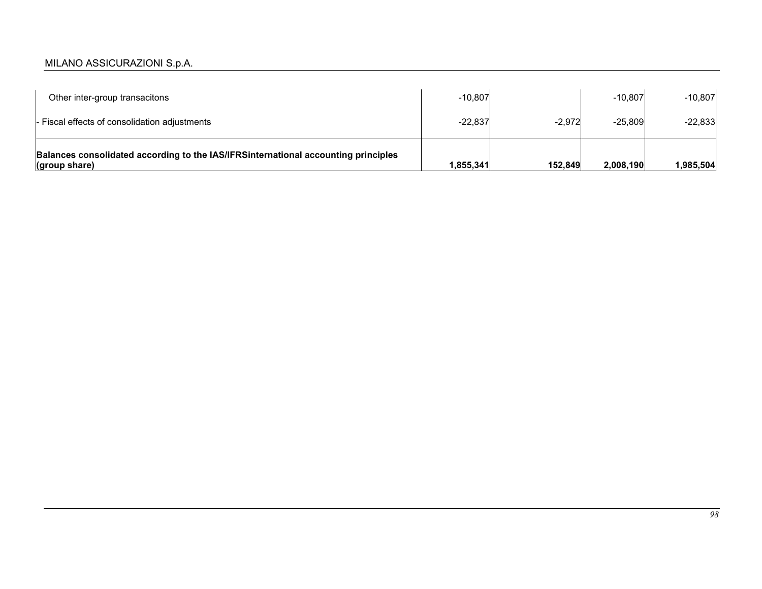| | | | | |
|---|---|---|---|---|
| Other inter-group transacitons | -10,807 | | -10,807 | -10,807 |
| - Fiscal effects of consolidation adjustments | -22,837 | -2,972 | -25,809 | -22,833 |
| **Balances consolidated according to the IAS/IFRSinternational accounting principles (group share)** | **1,855,341** | **152,849** | **2,008,190** | **1,985,504** |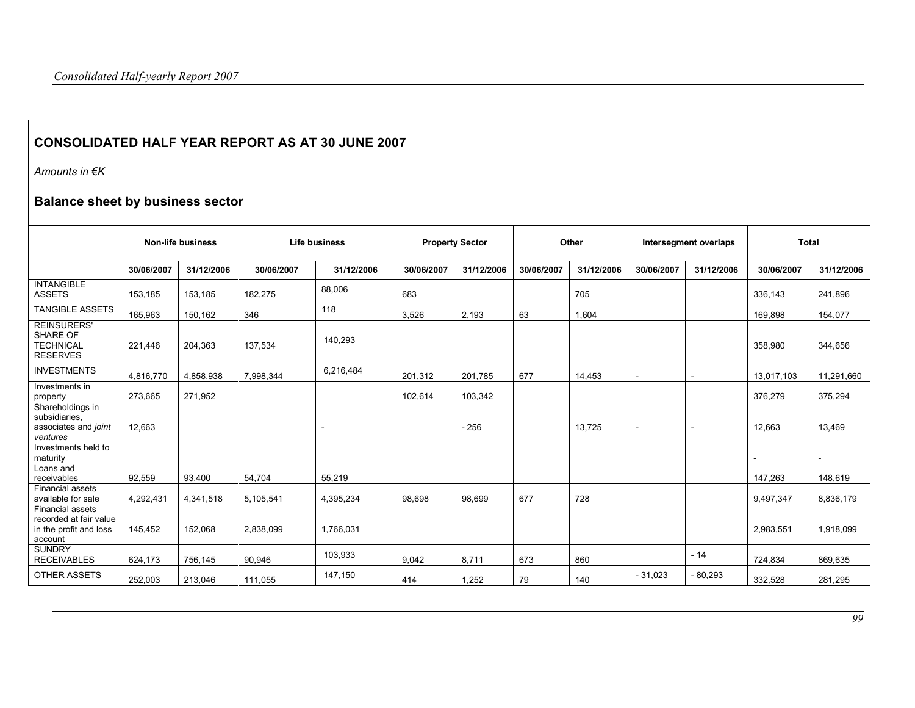## CONSOLIDATED HALF YEAR REPORT AS AT 30 JUNE 2007

*Amounts in €K*

### Balance sheet by business sector

| | Non-life business | | Life business | | Property Sector | | Other | | Intersegment overlaps | | Total | |
|---|---|---|---|---|---|---|---|---|---|---|---|---|
| | 30/06/2007 | 31/12/2006 | 30/06/2007 | 31/12/2006 | 30/06/2007 | 31/12/2006 | 30/06/2007 | 31/12/2006 | 30/06/2007 | 31/12/2006 | 30/06/2007 | 31/12/2006 |
| INTANGIBLE ASSETS | 153,185 | 153,185 | 182,275 | 88,006 | 683 | | | 705 | | | 336,143 | 241,896 |
| TANGIBLE ASSETS | 165,963 | 150,162 | 346 | 118 | 3,526 | 2,193 | 63 | 1,604 | | | 169,898 | 154,077 |
| REINSURERS' SHARE OF TECHNICAL RESERVES | 221,446 | 204,363 | 137,534 | 140,293 | | | | | | | 358,980 | 344,656 |
| INVESTMENTS | 4,816,770 | 4,858,938 | 7,998,344 | 6,216,484 | 201,312 | 201,785 | 677 | 14,453 | - | - | 13,017,103 | 11,291,660 |
| Investments in property | 273,665 | 271,952 | | | 102,614 | 103,342 | | | | | 376,279 | 375,294 |
| Shareholdings in subsidiaries, associates and *joint ventures* | 12,663 | | | - | | - 256 | | 13,725 | - | - | 12,663 | 13,469 |
| Investments held to maturity | | | | | | | | | | | - | - |
| Loans and receivables | 92,559 | 93,400 | 54,704 | 55,219 | | | | | | | 147,263 | 148,619 |
| Financial assets available for sale | 4,292,431 | 4,341,518 | 5,105,541 | 4,395,234 | 98,698 | 98,699 | 677 | 728 | | | 9,497,347 | 8,836,179 |
| Financial assets recorded at fair value in the profit and loss account | 145,452 | 152,068 | 2,838,099 | 1,766,031 | | | | | | | 2,983,551 | 1,918,099 |
| SUNDRY RECEIVABLES | 624,173 | 756,145 | 90,946 | 103,933 | 9,042 | 8,711 | 673 | 860 | | - 14 | 724,834 | 869,635 |
| OTHER ASSETS | 252,003 | 213,046 | 111,055 | 147,150 | 414 | 1,252 | 79 | 140 | - 31,023 | - 80,293 | 332,528 | 281,295 |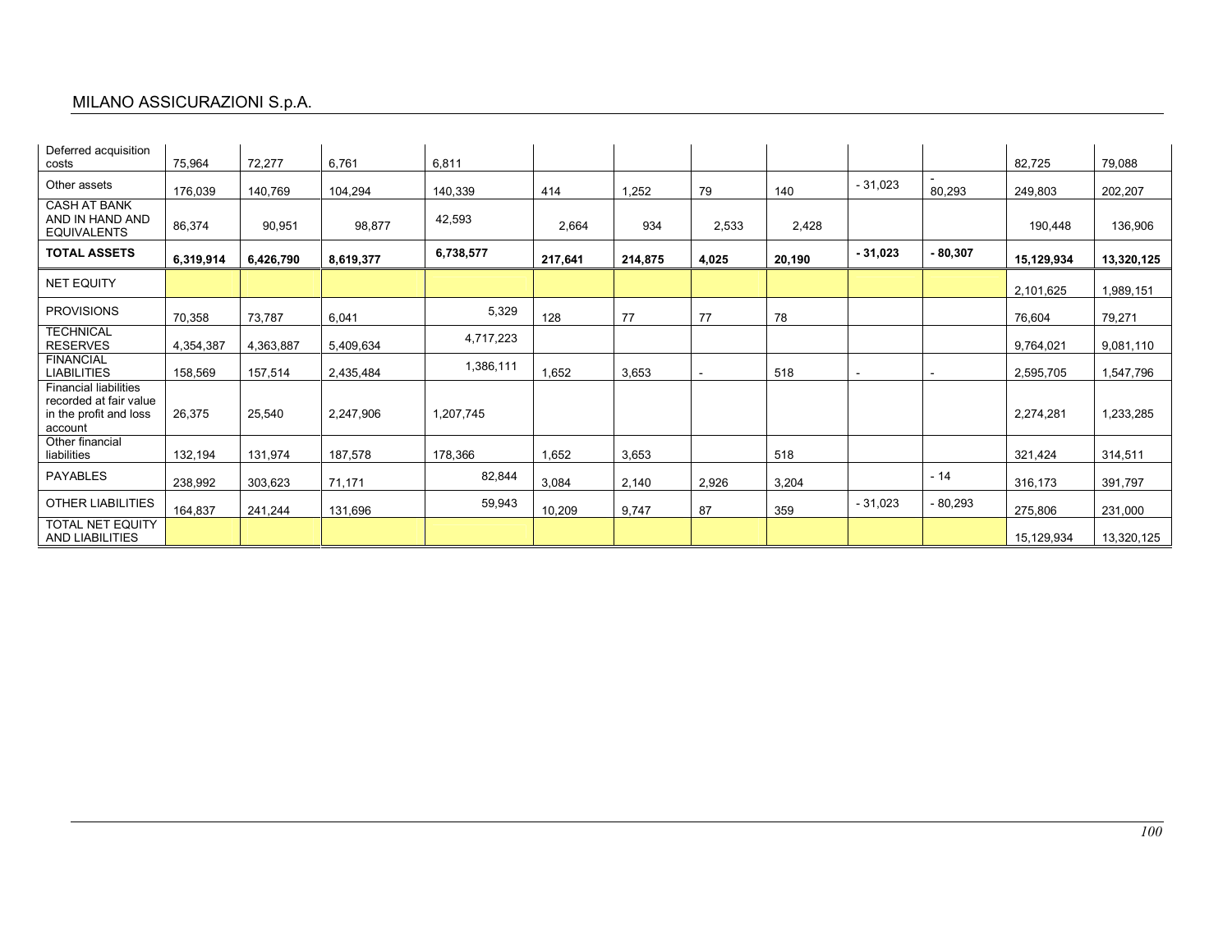| | | | | | | | | | | | | |
|---|---|---|---|---|---|---|---|---|---|---|---|---|
| Deferred acquisition costs | 75,964 | 72,277 | 6,761 | 6,811 | | | | | | | 82,725 | 79,088 |
| Other assets | 176,039 | 140,769 | 104,294 | 140,339 | 414 | 1,252 | 79 | 140 | - 31,023 | - 80,293 | 249,803 | 202,207 |
| CASH AT BANK AND IN HAND AND EQUIVALENTS | 86,374 | 90,951 | 98,877 | 42,593 | 2,664 | 934 | 2,533 | 2,428 | | | 190,448 | 136,906 |
| **TOTAL ASSETS** | **6,319,914** | **6,426,790** | **8,619,377** | **6,738,577** | **217,641** | **214,875** | **4,025** | **20,190** | **- 31,023** | **- 80,307** | **15,129,934** | **13,320,125** |
| NET EQUITY | | | | | | | | | | | 2,101,625 | 1,989,151 |
| PROVISIONS | 70,358 | 73,787 | 6,041 | 5,329 | 128 | 77 | 77 | 78 | | | 76,604 | 79,271 |
| TECHNICAL RESERVES | 4,354,387 | 4,363,887 | 5,409,634 | 4,717,223 | | | | | | | 9,764,021 | 9,081,110 |
| FINANCIAL LIABILITIES | 158,569 | 157,514 | 2,435,484 | 1,386,111 | 1,652 | 3,653 | - | 518 | - | - | 2,595,705 | 1,547,796 |
| Financial liabilities recorded at fair value in the profit and loss account | 26,375 | 25,540 | 2,247,906 | 1,207,745 | | | | | | | 2,274,281 | 1,233,285 |
| Other financial liabilities | 132,194 | 131,974 | 187,578 | 178,366 | 1,652 | 3,653 | | 518 | | | 321,424 | 314,511 |
| PAYABLES | 238,992 | 303,623 | 71,171 | 82,844 | 3,084 | 2,140 | 2,926 | 3,204 | | - 14 | 316,173 | 391,797 |
| OTHER LIABILITIES | 164,837 | 241,244 | 131,696 | 59,943 | 10,209 | 9,747 | 87 | 359 | - 31,023 | - 80,293 | 275,806 | 231,000 |
| TOTAL NET EQUITY AND LIABILITIES | | | | | | | | | | | 15,129,934 | 13,320,125 |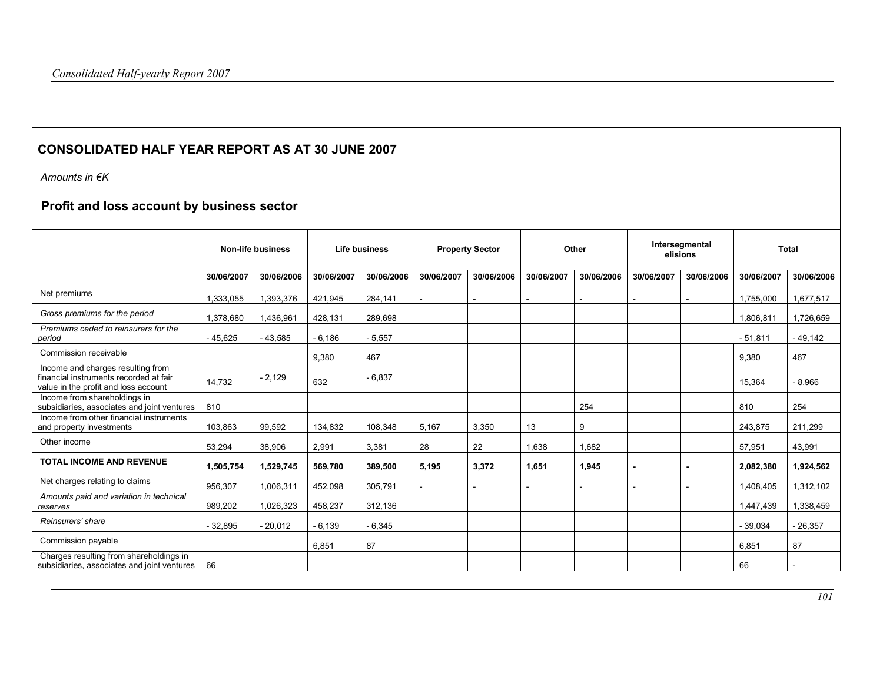## CONSOLIDATED HALF YEAR REPORT AS AT 30 JUNE 2007

*Amounts in €K*

### Profit and loss account by business sector

| | Non-life business | | Life business | | Property Sector | | Other | | Intersegmental elisions | | Total | |
|---|---|---|---|---|---|---|---|---|---|---|---|---|
| | 30/06/2007 | 30/06/2006 | 30/06/2007 | 30/06/2006 | 30/06/2007 | 30/06/2006 | 30/06/2007 | 30/06/2006 | 30/06/2007 | 30/06/2006 | 30/06/2007 | 30/06/2006 |
| Net premiums | 1,333,055 | 1,393,376 | 421,945 | 284,141 | - | - | - | - | - | - | 1,755,000 | 1,677,517 |
| *Gross premiums for the period* | 1,378,680 | 1,436,961 | 428,131 | 289,698 | | | | | | | 1,806,811 | 1,726,659 |
| *Premiums ceded to reinsurers for the period* | - 45,625 | - 43,585 | - 6,186 | - 5,557 | | | | | | | - 51,811 | - 49,142 |
| Commission receivable | | | 9,380 | 467 | | | | | | | 9,380 | 467 |
| Income and charges resulting from financial instruments recorded at fair value in the profit and loss account | 14,732 | - 2,129 | 632 | - 6,837 | | | | | | | 15,364 | - 8,966 |
| Income from shareholdings in subsidiaries, associates and joint ventures | 810 | | | | | | | 254 | | | 810 | 254 |
| Income from other financial instruments and property investments | 103,863 | 99,592 | 134,832 | 108,348 | 5,167 | 3,350 | 13 | 9 | | | 243,875 | 211,299 |
| Other income | 53,294 | 38,906 | 2,991 | 3,381 | 28 | 22 | 1,638 | 1,682 | | | 57,951 | 43,991 |
| **TOTAL INCOME AND REVENUE** | **1,505,754** | **1,529,745** | **569,780** | **389,500** | **5,195** | **3,372** | **1,651** | **1,945** | **-** | **-** | **2,082,380** | **1,924,562** |
| Net charges relating to claims | 956,307 | 1,006,311 | 452,098 | 305,791 | - | - | - | - | - | - | 1,408,405 | 1,312,102 |
| *Amounts paid and variation in technical reserves* | 989,202 | 1,026,323 | 458,237 | 312,136 | | | | | | | 1,447,439 | 1,338,459 |
| *Reinsurers' share* | - 32,895 | - 20,012 | - 6,139 | - 6,345 | | | | | | | - 39,034 | - 26,357 |
| Commission payable | | | 6,851 | 87 | | | | | | | 6,851 | 87 |
| Charges resulting from shareholdings in subsidiaries, associates and joint ventures | 66 | | | | | | | | | | 66 | - |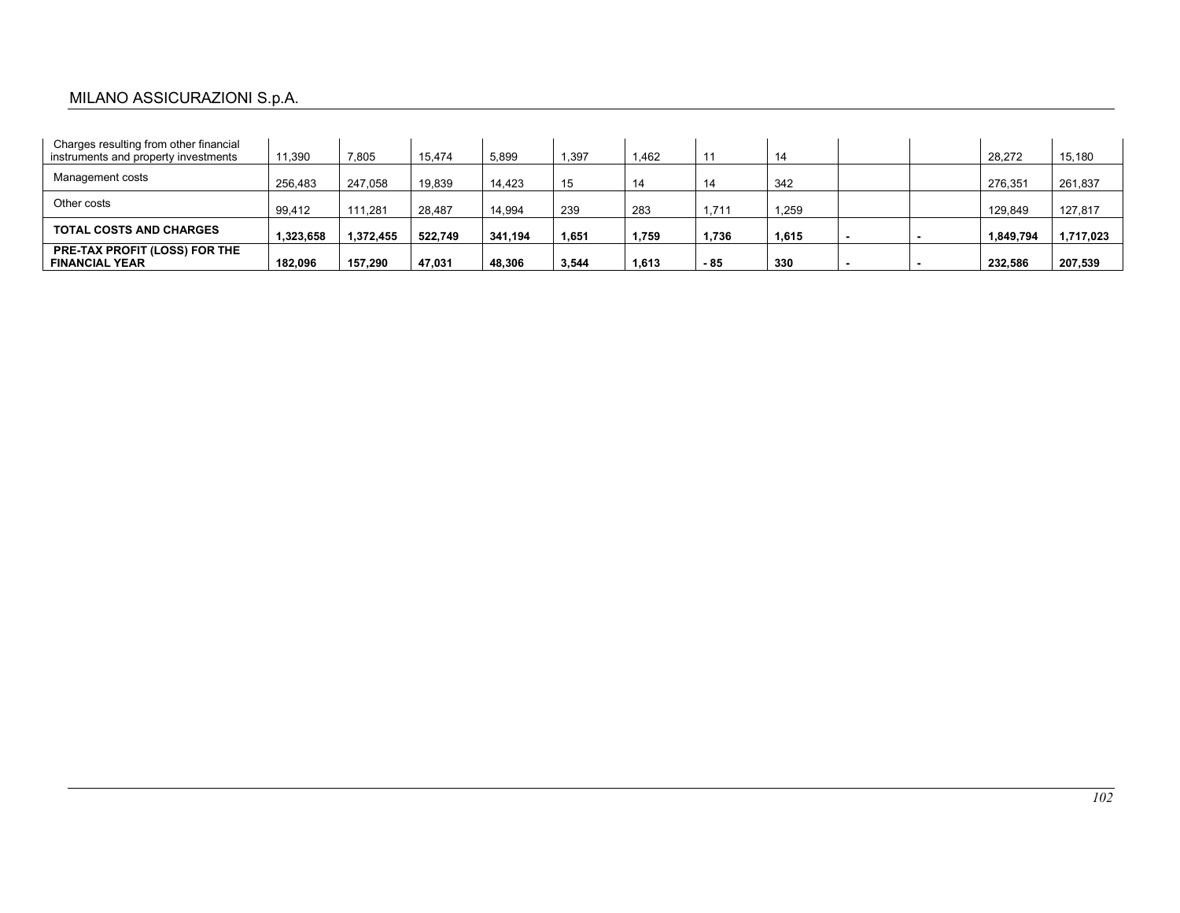| Charges resulting from other financial instruments and property investments | 11,390 | 7,805 | 15,474 | 5,899 | 1,397 | 1,462 | 11 | 14 | | | 28,272 | 15,180 |
|---|---|---|---|---|---|---|---|---|---|---|---|---|
| Management costs | 256,483 | 247,058 | 19,839 | 14,423 | 15 | 14 | 14 | 342 | | | 276,351 | 261,837 |
| Other costs | 99,412 | 111,281 | 28,487 | 14,994 | 239 | 283 | 1,711 | 1,259 | | | 129,849 | 127,817 |
| **TOTAL COSTS AND CHARGES** | **1,323,658** | **1,372,455** | **522,749** | **341,194** | **1,651** | **1,759** | **1,736** | **1,615** | **-** | **-** | **1,849,794** | **1,717,023** |
| **PRE-TAX PROFIT (LOSS) FOR THE FINANCIAL YEAR** | **182,096** | **157,290** | **47,031** | **48,306** | **3,544** | **1,613** | **- 85** | **330** | **-** | **-** | **232,586** | **207,539** |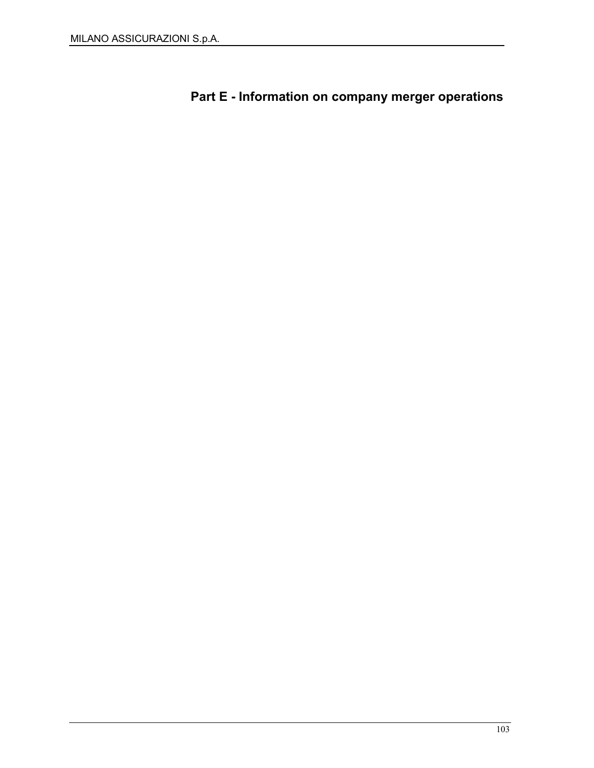# Part E - Information on company merger operations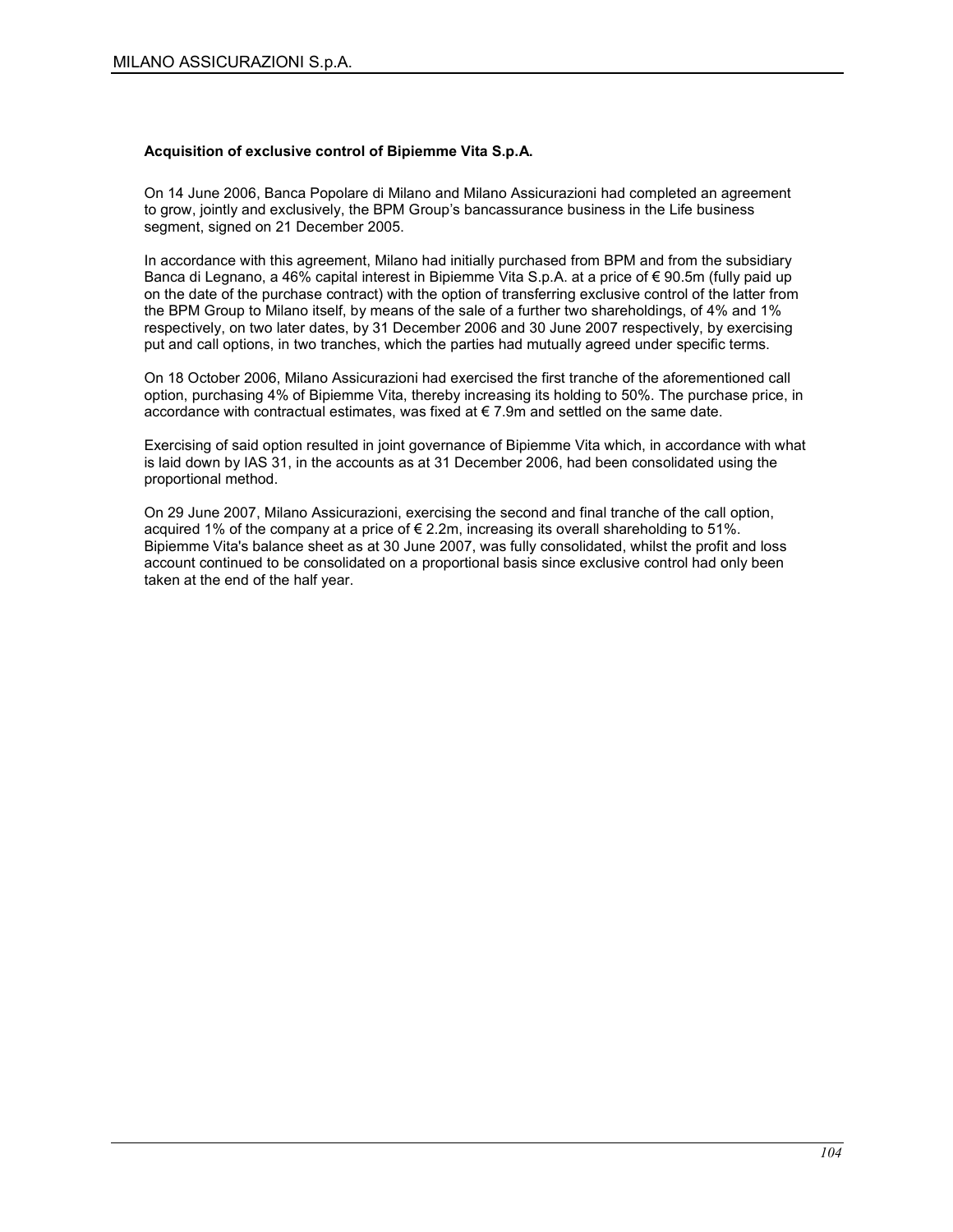**Acquisition of exclusive control of Bipiemme Vita S.p.A.**

On 14 June 2006, Banca Popolare di Milano and Milano Assicurazioni had completed an agreement to grow, jointly and exclusively, the BPM Group's bancassurance business in the Life business segment, signed on 21 December 2005.

In accordance with this agreement, Milano had initially purchased from BPM and from the subsidiary Banca di Legnano, a 46% capital interest in Bipiemme Vita S.p.A. at a price of € 90.5m (fully paid up on the date of the purchase contract) with the option of transferring exclusive control of the latter from the BPM Group to Milano itself, by means of the sale of a further two shareholdings, of 4% and 1% respectively, on two later dates, by 31 December 2006 and 30 June 2007 respectively, by exercising put and call options, in two tranches, which the parties had mutually agreed under specific terms.

On 18 October 2006, Milano Assicurazioni had exercised the first tranche of the aforementioned call option, purchasing 4% of Bipiemme Vita, thereby increasing its holding to 50%. The purchase price, in accordance with contractual estimates, was fixed at € 7.9m and settled on the same date.

Exercising of said option resulted in joint governance of Bipiemme Vita which, in accordance with what is laid down by IAS 31, in the accounts as at 31 December 2006, had been consolidated using the proportional method.

On 29 June 2007, Milano Assicurazioni, exercising the second and final tranche of the call option, acquired 1% of the company at a price of € 2.2m, increasing its overall shareholding to 51%. Bipiemme Vita's balance sheet as at 30 June 2007, was fully consolidated, whilst the profit and loss account continued to be consolidated on a proportional basis since exclusive control had only been taken at the end of the half year.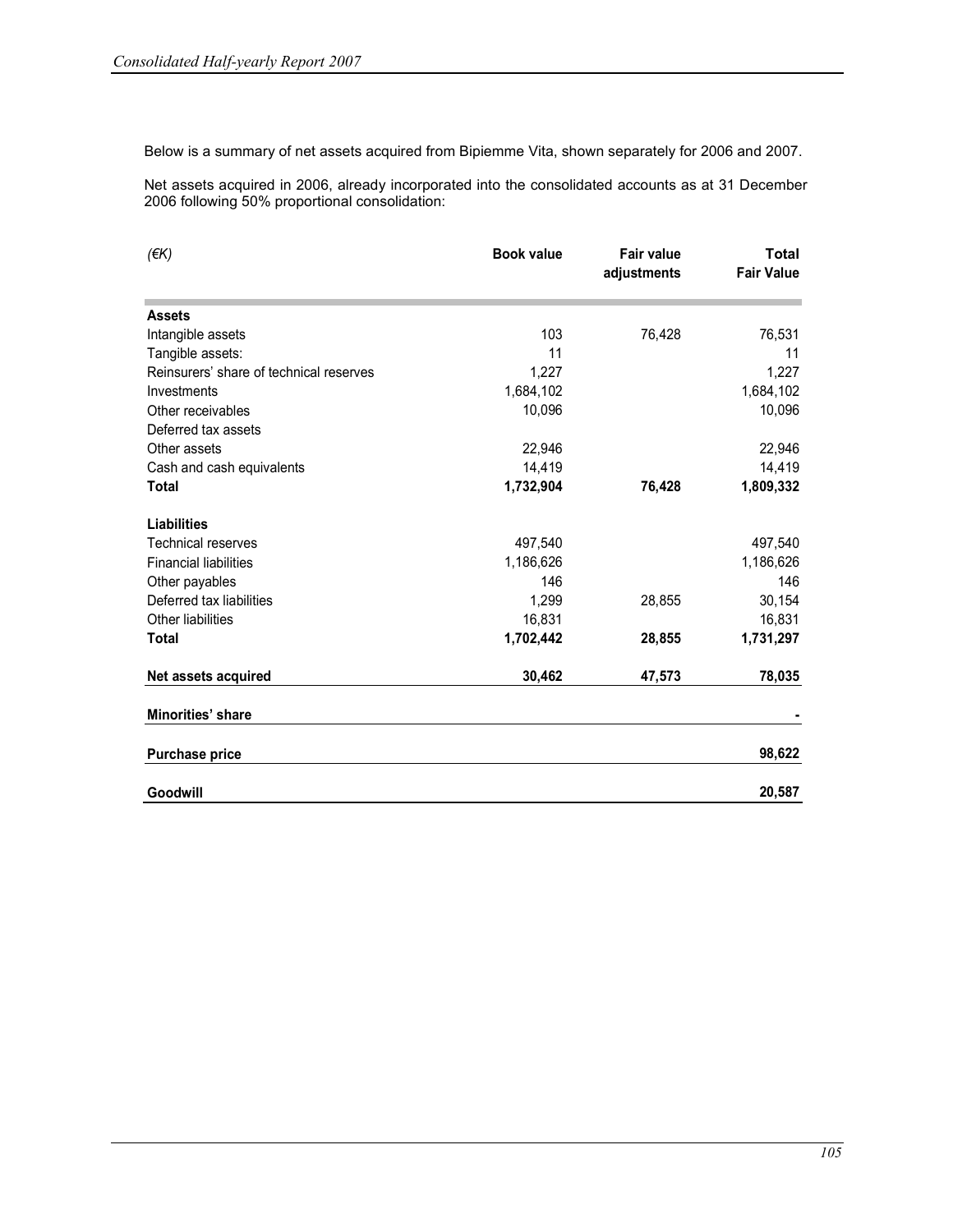Below is a summary of net assets acquired from Bipiemme Vita, shown separately for 2006 and 2007.

Net assets acquired in 2006, already incorporated into the consolidated accounts as at 31 December 2006 following 50% proportional consolidation:

| *(€K)* | **Book value** | **Fair value adjustments** | **Total Fair Value** |
|---|---|---|---|
| **Assets** | | | |
| Intangible assets | 103 | 76,428 | 76,531 |
| Tangible assets: | 11 | | 11 |
| Reinsurers' share of technical reserves | 1,227 | | 1,227 |
| Investments | 1,684,102 | | 1,684,102 |
| Other receivables | 10,096 | | 10,096 |
| Deferred tax assets | | | |
| Other assets | 22,946 | | 22,946 |
| Cash and cash equivalents | 14,419 | | 14,419 |
| **Total** | **1,732,904** | **76,428** | **1,809,332** |
| **Liabilities** | | | |
| Technical reserves | 497,540 | | 497,540 |
| Financial liabilities | 1,186,626 | | 1,186,626 |
| Other payables | 146 | | 146 |
| Deferred tax liabilities | 1,299 | 28,855 | 30,154 |
| Other liabilities | 16,831 | | 16,831 |
| **Total** | **1,702,442** | **28,855** | **1,731,297** |
| **Net assets acquired** | **30,462** | **47,573** | **78,035** |
| **Minorities' share** | | | **-** |
| **Purchase price** | | | **98,622** |
| **Goodwill** | | | **20,587** |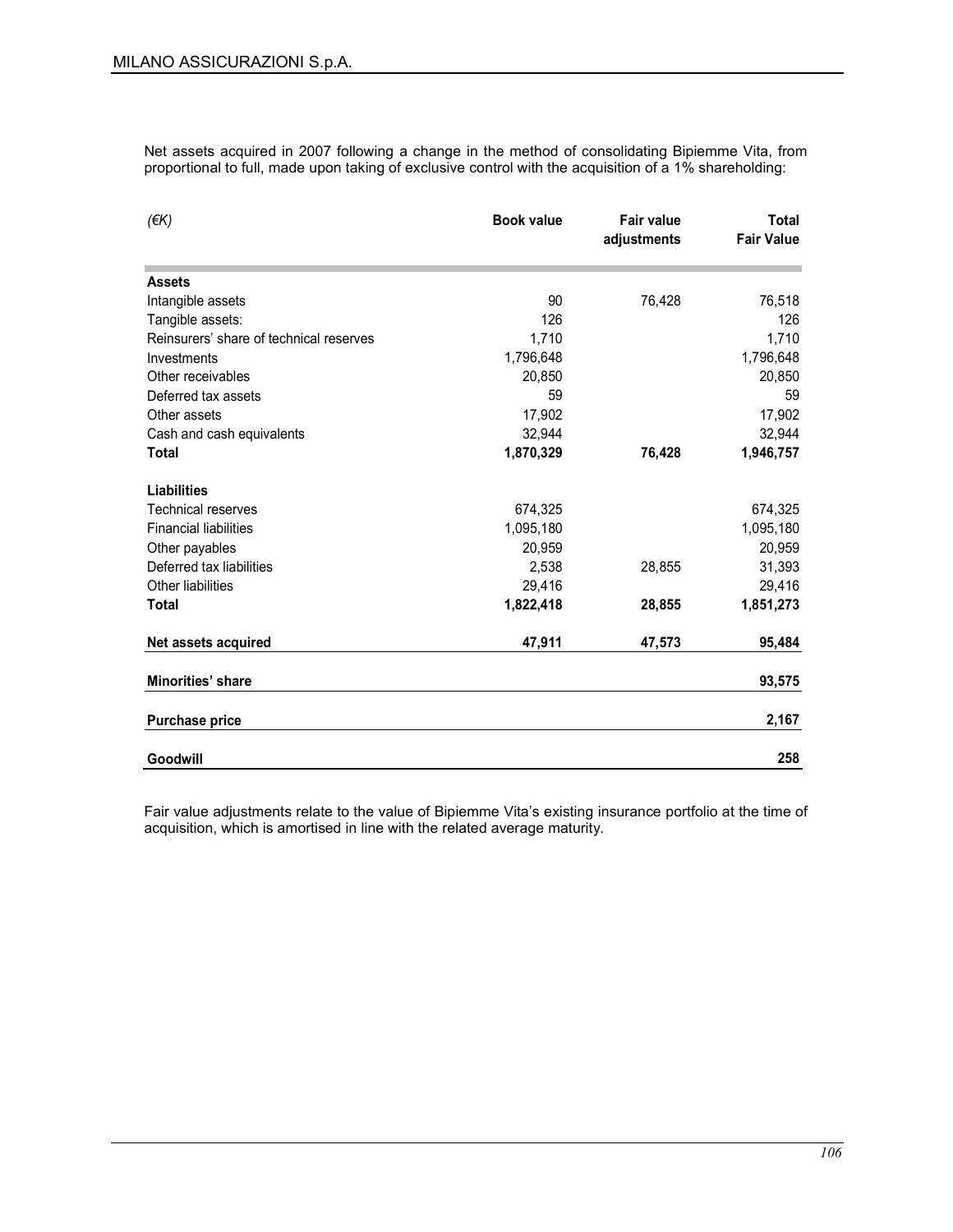Net assets acquired in 2007 following a change in the method of consolidating Bipiemme Vita, from proportional to full, made upon taking of exclusive control with the acquisition of a 1% shareholding:

| *(€K)* | **Book value** | **Fair value adjustments** | **Total Fair Value** |
|---|---|---|---|
| **Assets** | | | |
| Intangible assets | 90 | 76,428 | 76,518 |
| Tangible assets: | 126 | | 126 |
| Reinsurers' share of technical reserves | 1,710 | | 1,710 |
| Investments | 1,796,648 | | 1,796,648 |
| Other receivables | 20,850 | | 20,850 |
| Deferred tax assets | 59 | | 59 |
| Other assets | 17,902 | | 17,902 |
| Cash and cash equivalents | 32,944 | | 32,944 |
| **Total** | **1,870,329** | **76,428** | **1,946,757** |
| **Liabilities** | | | |
| Technical reserves | 674,325 | | 674,325 |
| Financial liabilities | 1,095,180 | | 1,095,180 |
| Other payables | 20,959 | | 20,959 |
| Deferred tax liabilities | 2,538 | 28,855 | 31,393 |
| Other liabilities | 29,416 | | 29,416 |
| **Total** | **1,822,418** | **28,855** | **1,851,273** |
| **Net assets acquired** | **47,911** | **47,573** | **95,484** |
| **Minorities' share** | | | **93,575** |
| **Purchase price** | | | **2,167** |
| **Goodwill** | | | **258** |

Fair value adjustments relate to the value of Bipiemme Vita's existing insurance portfolio at the time of acquisition, which is amortised in line with the related average maturity.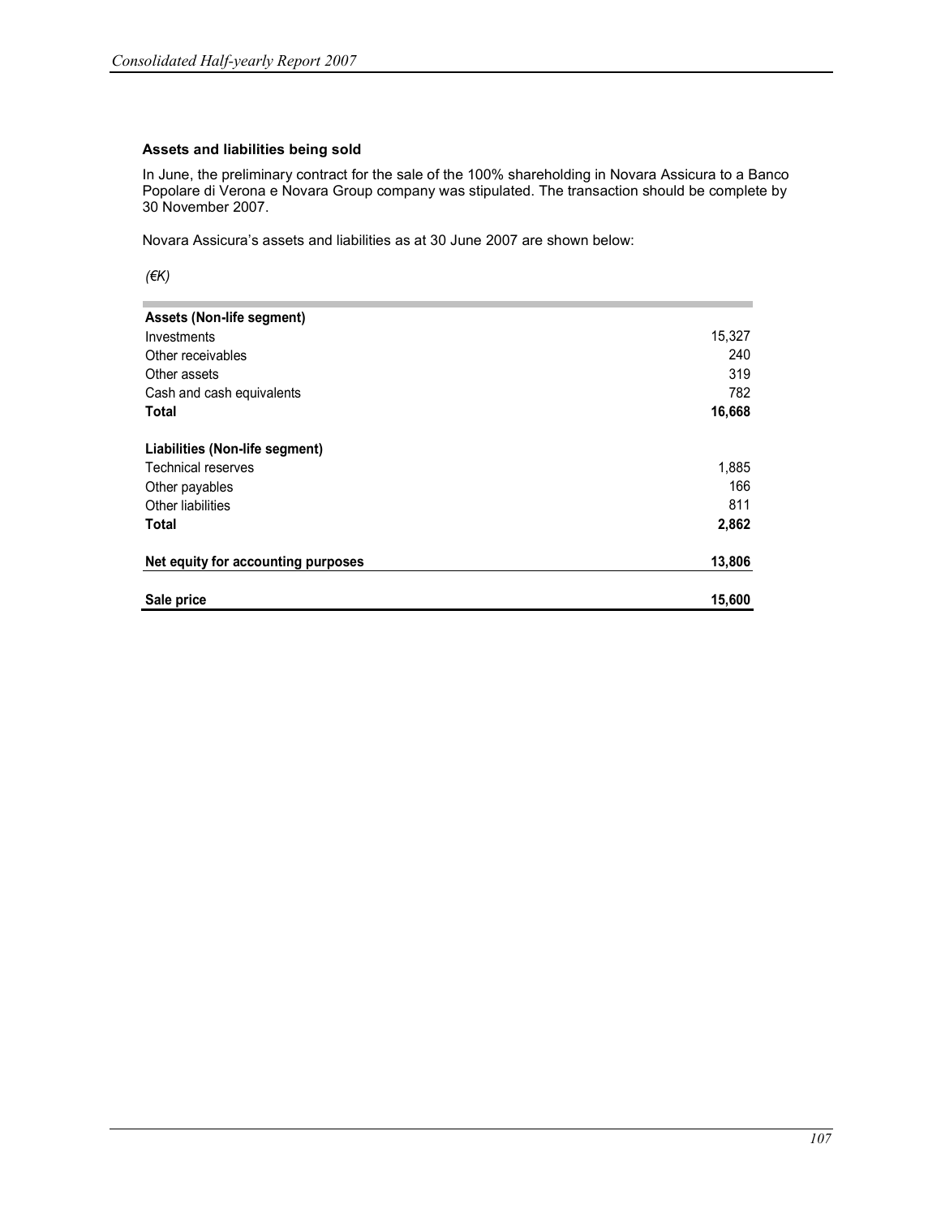### Assets and liabilities being sold

In June, the preliminary contract for the sale of the 100% shareholding in Novara Assicura to a Banco Popolare di Verona e Novara Group company was stipulated. The transaction should be complete by 30 November 2007.

Novara Assicura's assets and liabilities as at 30 June 2007 are shown below:

*(€K)*

| | |
|---|---|
| **Assets (Non-life segment)** | |
| Investments | 15,327 |
| Other receivables | 240 |
| Other assets | 319 |
| Cash and cash equivalents | 782 |
| **Total** | **16,668** |
| | |
| **Liabilities (Non-life segment)** | |
| Technical reserves | 1,885 |
| Other payables | 166 |
| Other liabilities | 811 |
| **Total** | **2,862** |
| | |
| **Net equity for accounting purposes** | **13,806** |
| | |
| **Sale price** | **15,600** |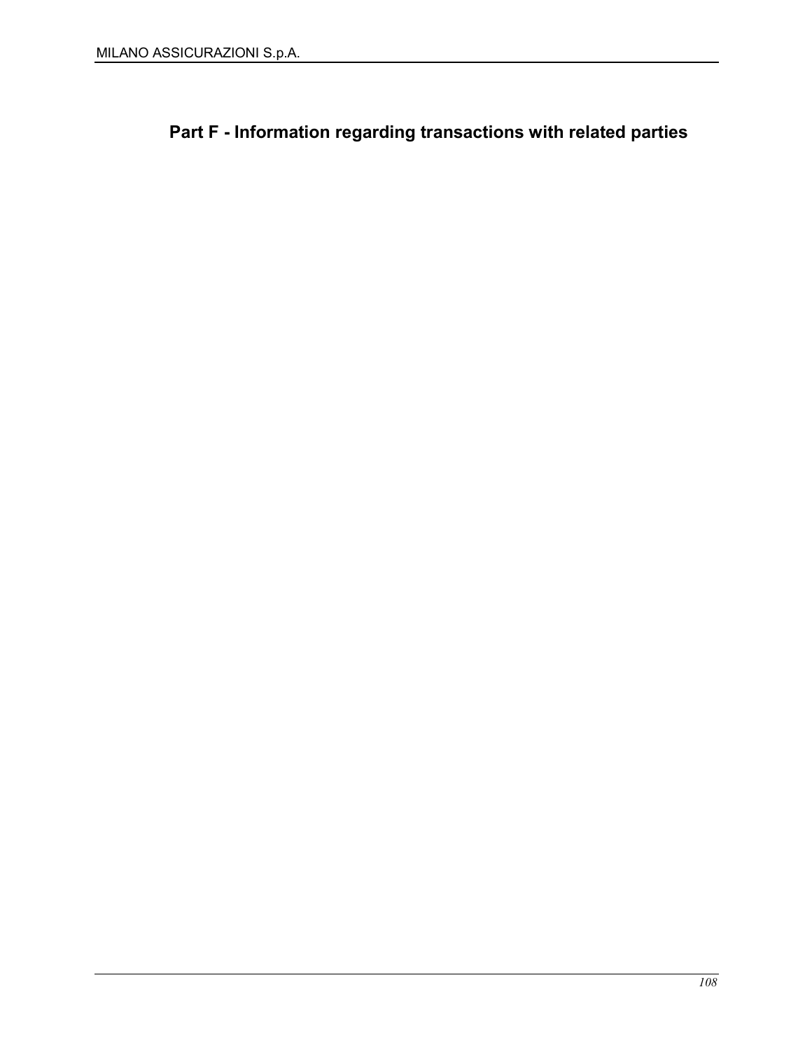# Part F - Information regarding transactions with related parties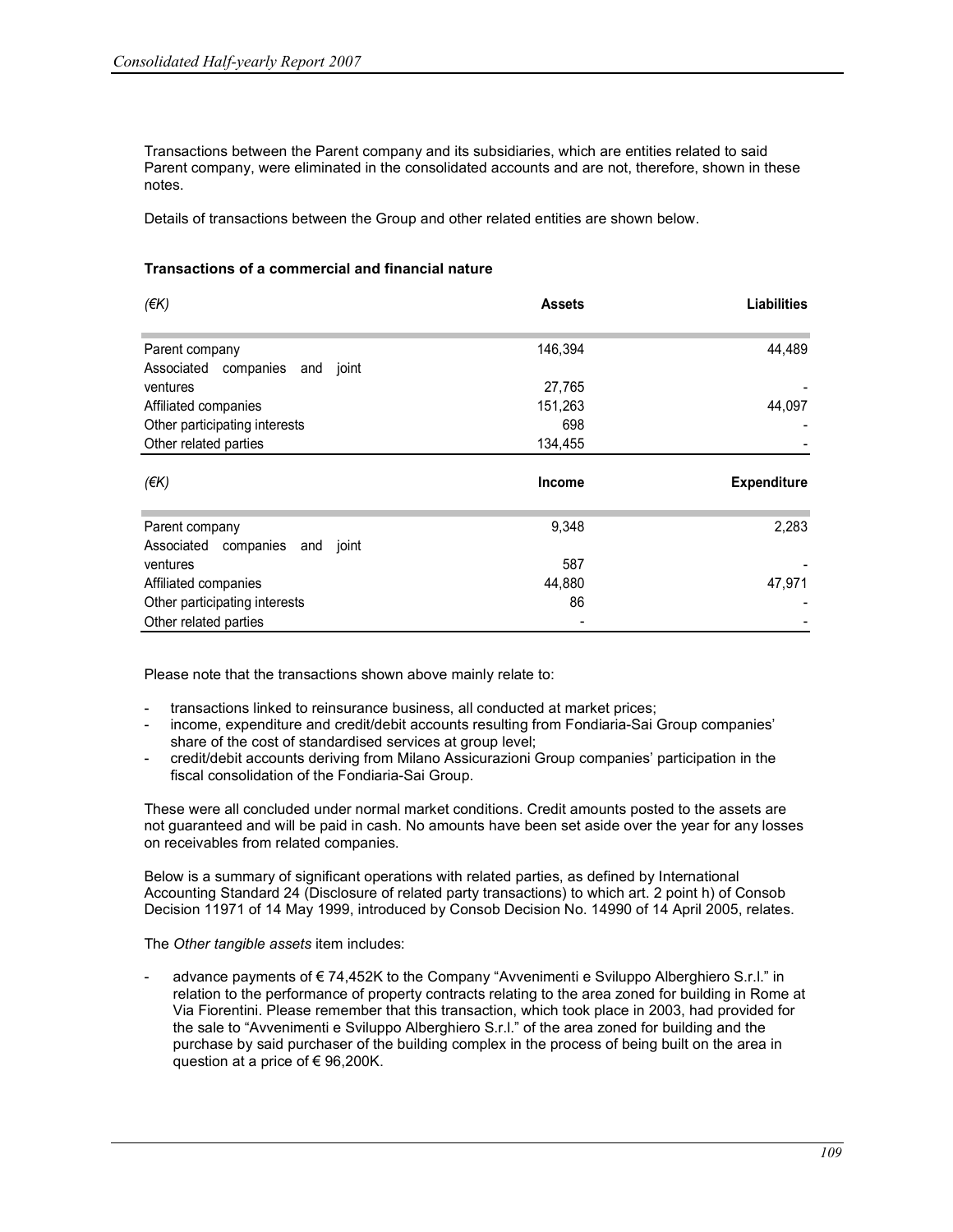Transactions between the Parent company and its subsidiaries, which are entities related to said Parent company, were eliminated in the consolidated accounts and are not, therefore, shown in these notes.

Details of transactions between the Group and other related entities are shown below.

**Transactions of a commercial and financial nature**

| *(€K)* | **Assets** | **Liabilities** |
|---|---:|---:|
| Parent company | 146,394 | 44,489 |
| Associated companies and joint ventures | 27,765 | - |
| Affiliated companies | 151,263 | 44,097 |
| Other participating interests | 698 | - |
| Other related parties | 134,455 | - |

| *(€K)* | **Income** | **Expenditure** |
|---|---:|---:|
| Parent company | 9,348 | 2,283 |
| Associated companies and joint ventures | 587 | - |
| Affiliated companies | 44,880 | 47,971 |
| Other participating interests | 86 | - |
| Other related parties | - | - |

Please note that the transactions shown above mainly relate to:

- transactions linked to reinsurance business, all conducted at market prices;
- income, expenditure and credit/debit accounts resulting from Fondiaria-Sai Group companies' share of the cost of standardised services at group level;
- credit/debit accounts deriving from Milano Assicurazioni Group companies' participation in the fiscal consolidation of the Fondiaria-Sai Group.

These were all concluded under normal market conditions. Credit amounts posted to the assets are not guaranteed and will be paid in cash. No amounts have been set aside over the year for any losses on receivables from related companies.

Below is a summary of significant operations with related parties, as defined by International Accounting Standard 24 (Disclosure of related party transactions) to which art. 2 point h) of Consob Decision 11971 of 14 May 1999, introduced by Consob Decision No. 14990 of 14 April 2005, relates.

The *Other tangible assets* item includes:

- advance payments of € 74,452K to the Company "Avvenimenti e Sviluppo Alberghiero S.r.l." in relation to the performance of property contracts relating to the area zoned for building in Rome at Via Fiorentini. Please remember that this transaction, which took place in 2003, had provided for the sale to "Avvenimenti e Sviluppo Alberghiero S.r.l." of the area zoned for building and the purchase by said purchaser of the building complex in the process of being built on the area in question at a price of € 96,200K.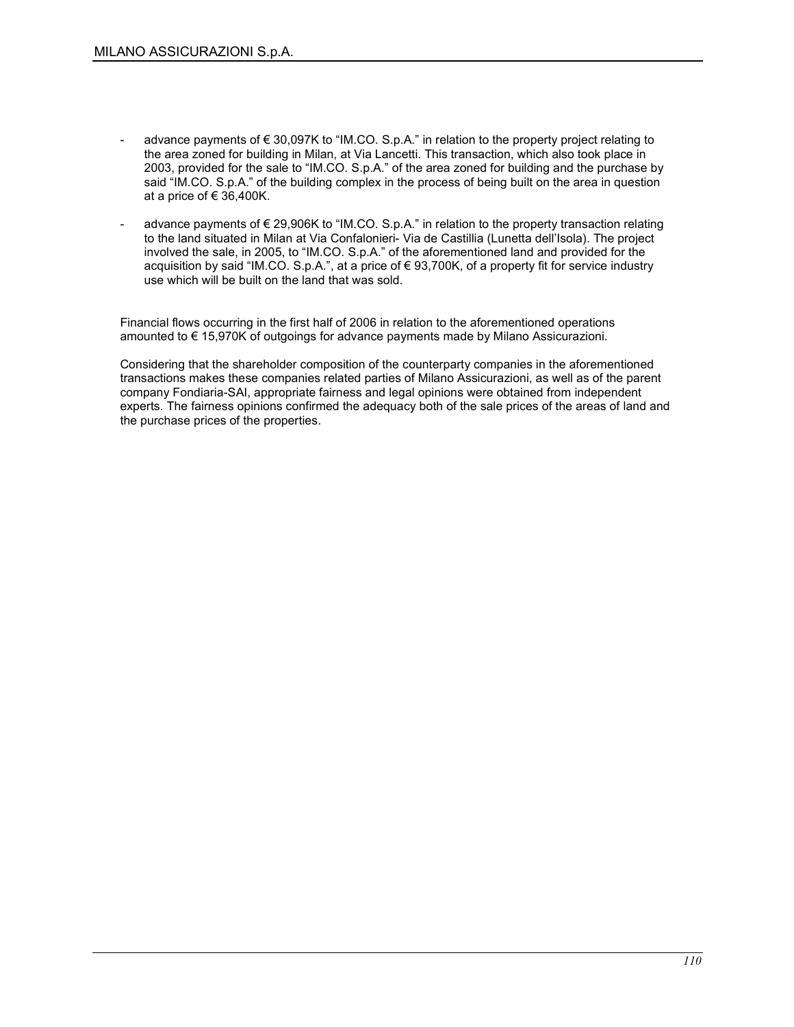- advance payments of € 30,097K to "IM.CO. S.p.A." in relation to the property project relating to the area zoned for building in Milan, at Via Lancetti. This transaction, which also took place in 2003, provided for the sale to "IM.CO. S.p.A." of the area zoned for building and the purchase by said "IM.CO. S.p.A." of the building complex in the process of being built on the area in question at a price of € 36,400K.
- advance payments of € 29,906K to "IM.CO. S.p.A." in relation to the property transaction relating to the land situated in Milan at Via Confalonieri- Via de Castillia (Lunetta dell'Isola). The project involved the sale, in 2005, to "IM.CO. S.p.A." of the aforementioned land and provided for the acquisition by said "IM.CO. S.p.A.", at a price of € 93,700K, of a property fit for service industry use which will be built on the land that was sold.

Financial flows occurring in the first half of 2006 in relation to the aforementioned operations amounted to € 15,970K of outgoings for advance payments made by Milano Assicurazioni.

Considering that the shareholder composition of the counterparty companies in the aforementioned transactions makes these companies related parties of Milano Assicurazioni, as well as of the parent company Fondiaria-SAI, appropriate fairness and legal opinions were obtained from independent experts. The fairness opinions confirmed the adequacy both of the sale prices of the areas of land and the purchase prices of the properties.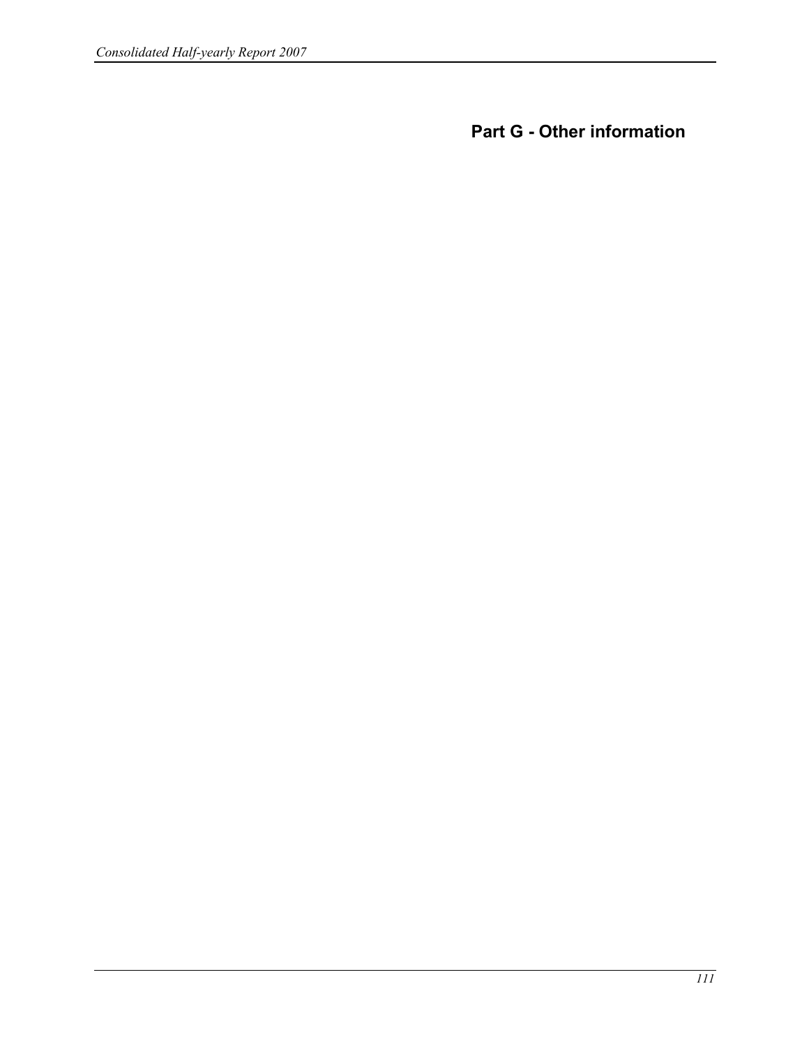# Part G - Other information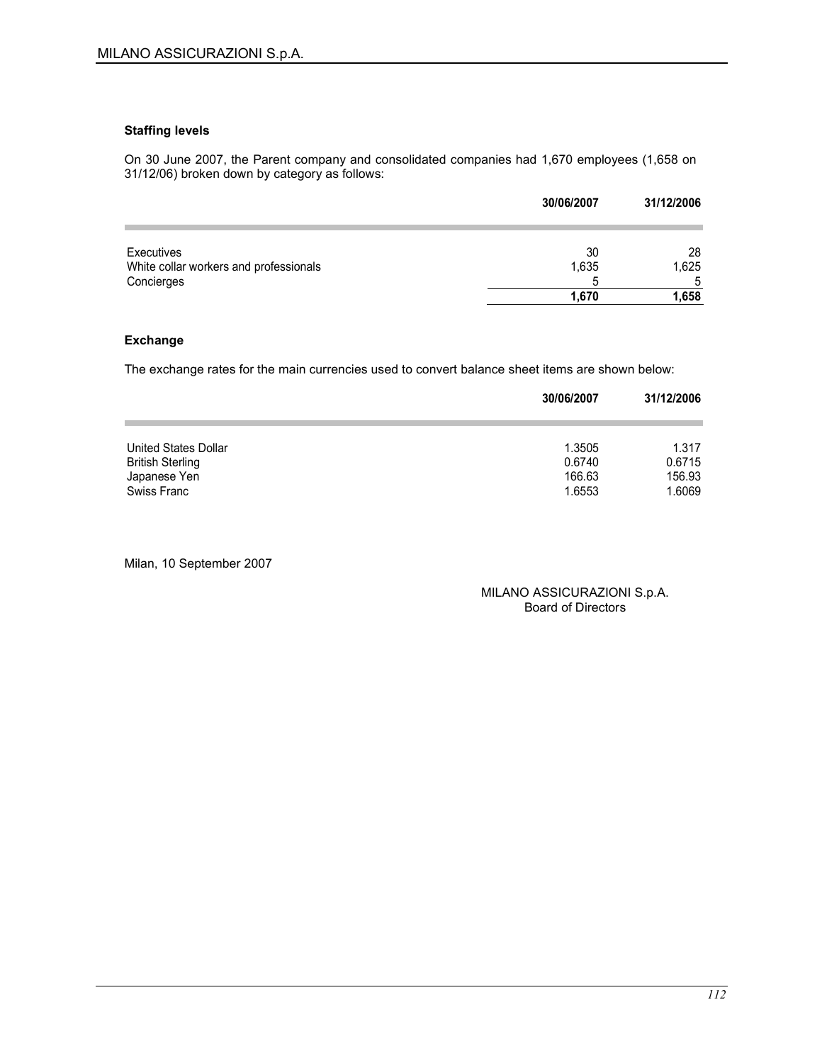**Staffing levels**

On 30 June 2007, the Parent company and consolidated companies had 1,670 employees (1,658 on 31/12/06) broken down by category as follows:

| | 30/06/2007 | 31/12/2006 |
|---|---|---|
| Executives | 30 | 28 |
| White collar workers and professionals | 1,635 | 1,625 |
| Concierges | 5 | 5 |
| | **1,670** | **1,658** |

**Exchange**

The exchange rates for the main currencies used to convert balance sheet items are shown below:

| | 30/06/2007 | 31/12/2006 |
|---|---|---|
| United States Dollar | 1.3505 | 1.317 |
| British Sterling | 0.6740 | 0.6715 |
| Japanese Yen | 166.63 | 156.93 |
| Swiss Franc | 1.6553 | 1.6069 |

Milan, 10 September 2007

MILANO ASSICURAZIONI S.p.A.
Board of Directors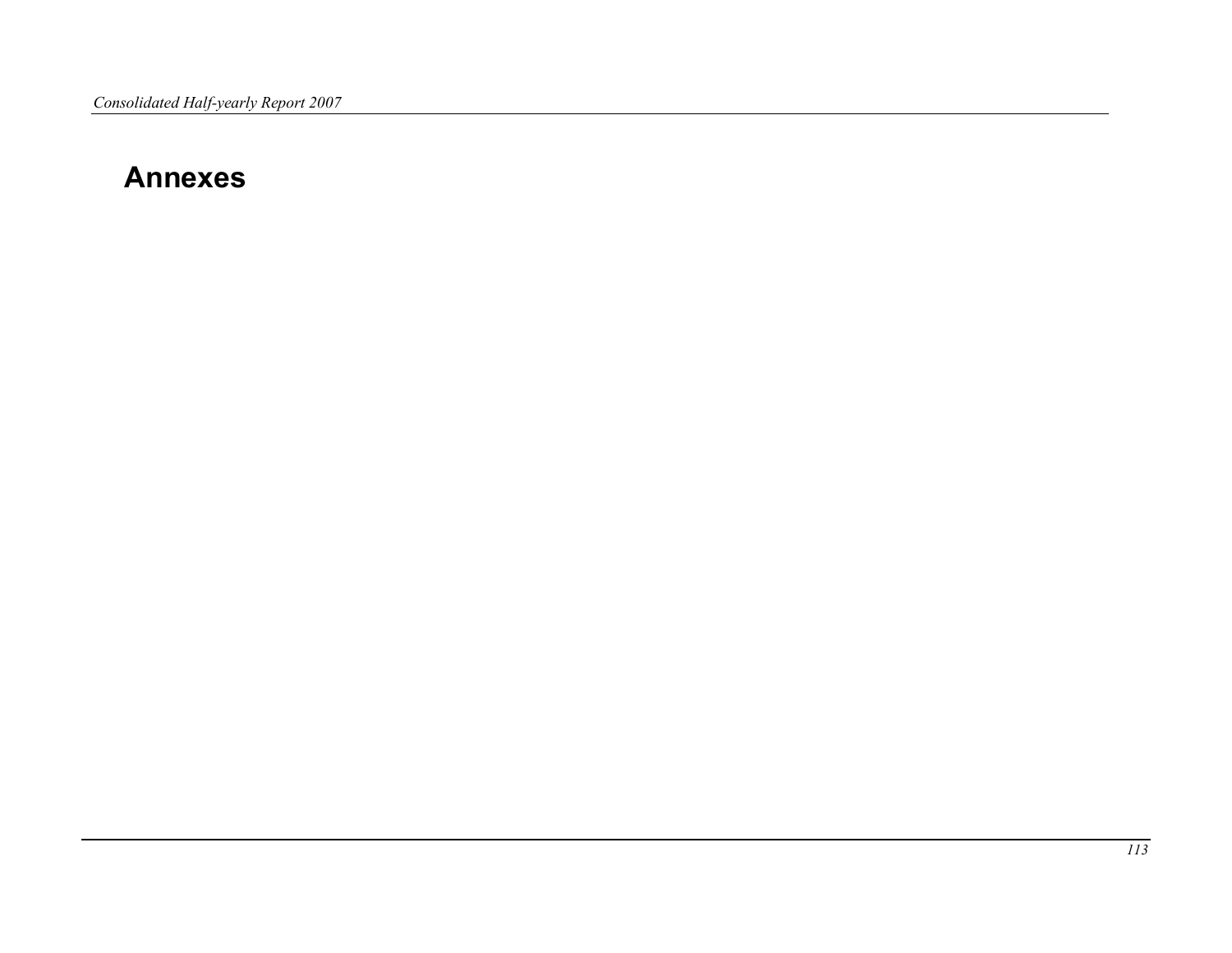# Annexes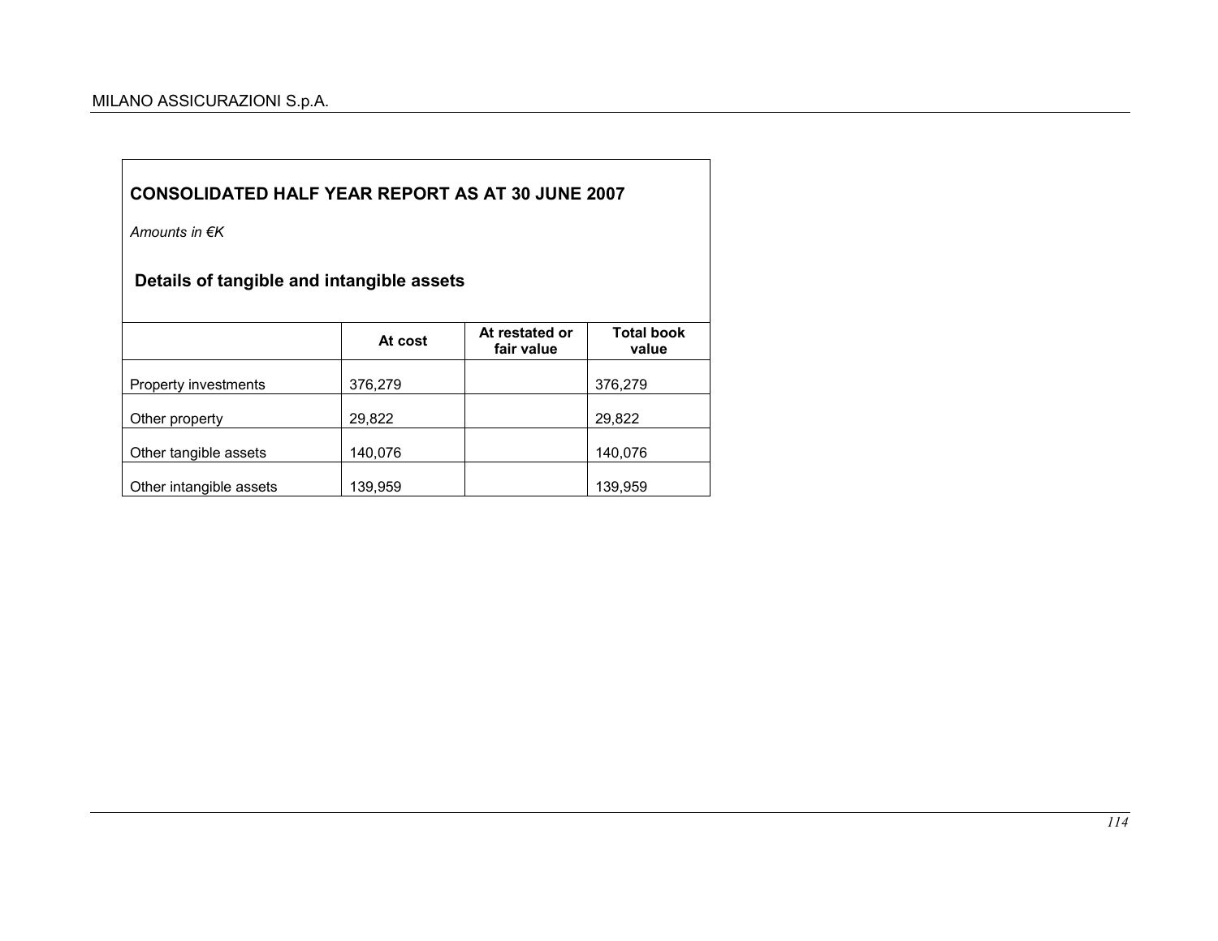## CONSOLIDATED HALF YEAR REPORT AS AT 30 JUNE 2007

*Amounts in €K*

### Details of tangible and intangible assets

| | At cost | At restated or fair value | Total book value |
|---|---|---|---|
| Property investments | 376,279 | | 376,279 |
| Other property | 29,822 | | 29,822 |
| Other tangible assets | 140,076 | | 140,076 |
| Other intangible assets | 139,959 | | 139,959 |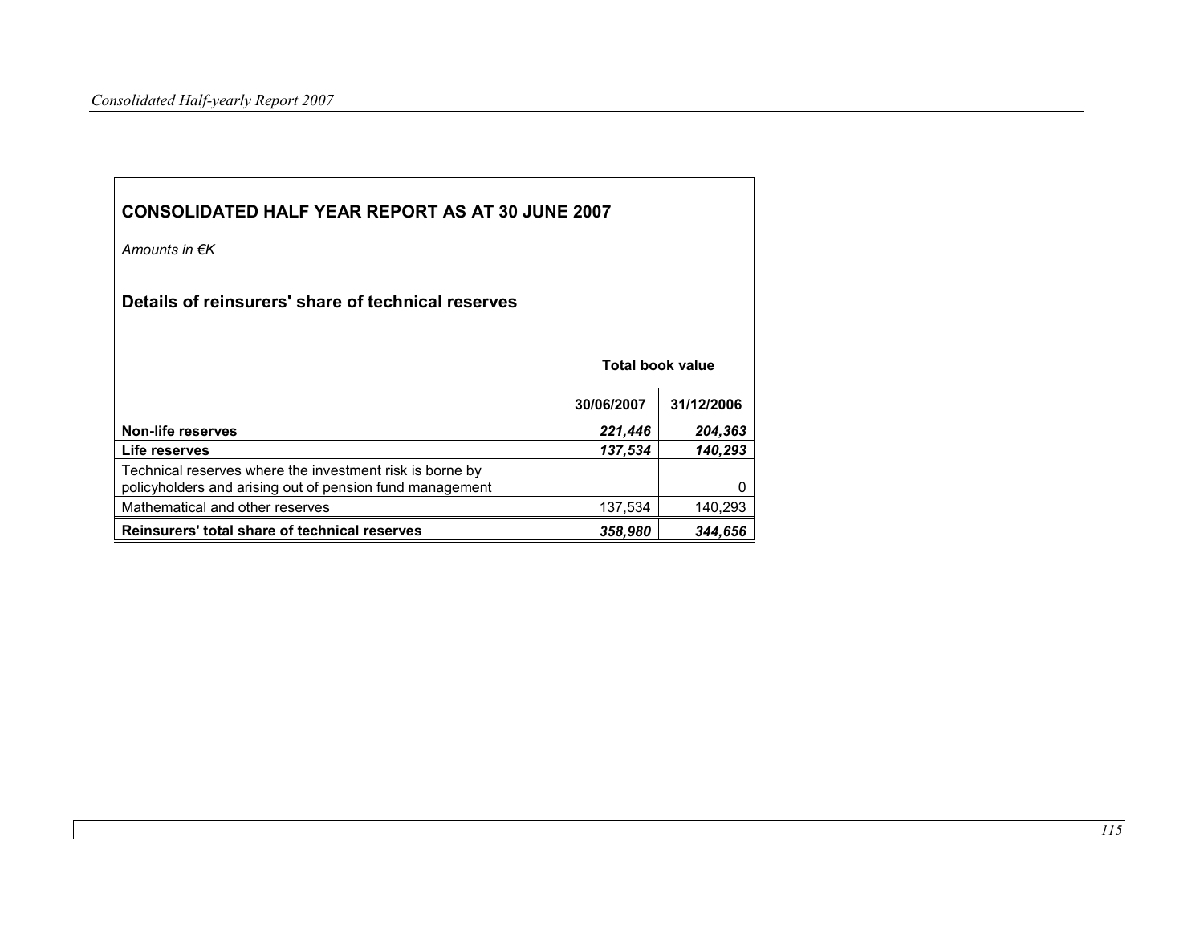## CONSOLIDATED HALF YEAR REPORT AS AT 30 JUNE 2007

*Amounts in €K*

### Details of reinsurers' share of technical reserves

| | Total book value | |
|---|---|---|
| | 30/06/2007 | 31/12/2006 |
| **Non-life reserves** | ***221,446*** | ***204,363*** |
| **Life reserves** | ***137,534*** | ***140,293*** |
| Technical reserves where the investment risk is borne by policyholders and arising out of pension fund management | | 0 |
| Mathematical and other reserves | 137,534 | 140,293 |
| **Reinsurers' total share of technical reserves** | ***358,980*** | ***344,656*** |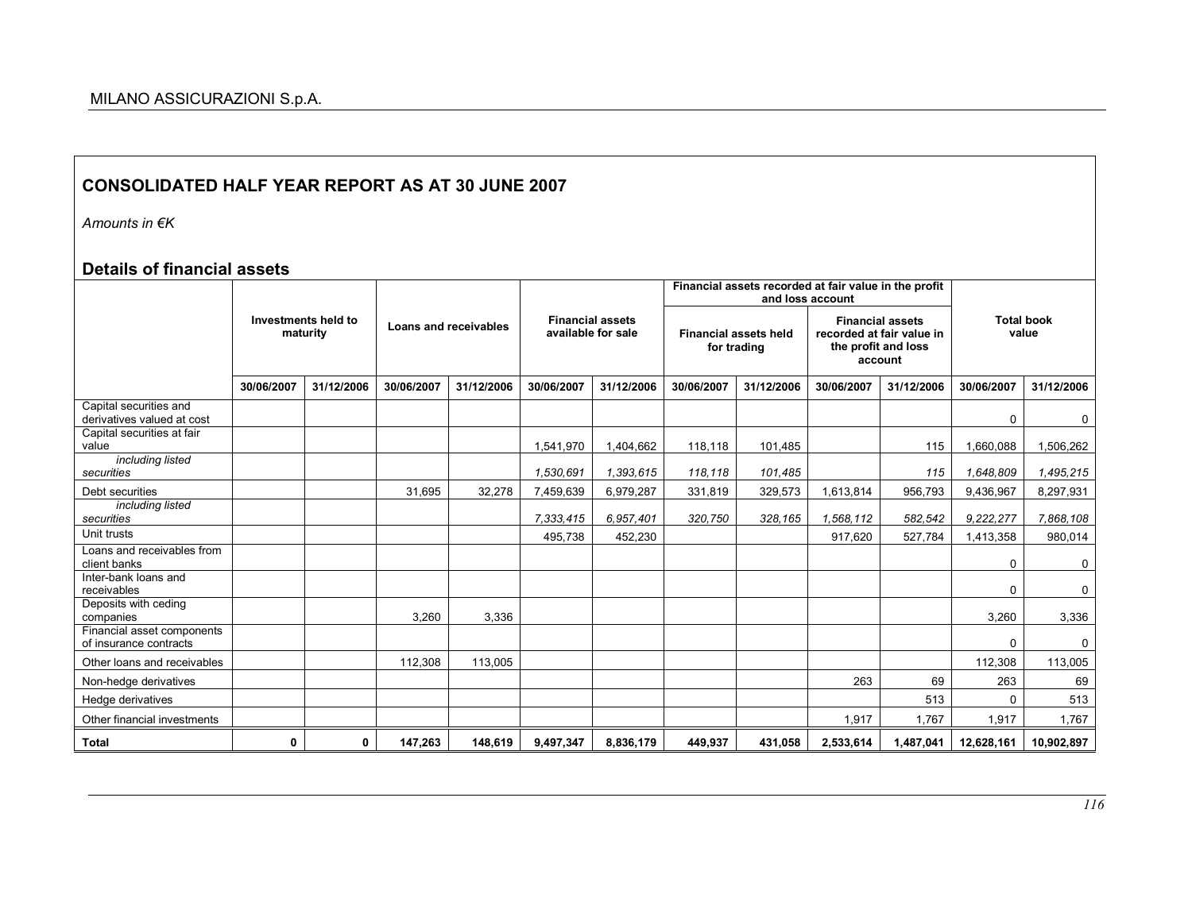## CONSOLIDATED HALF YEAR REPORT AS AT 30 JUNE 2007

*Amounts in €K*

### Details of financial assets

| | Investments held to maturity | | Loans and receivables | | Financial assets available for sale | | Financial assets recorded at fair value in the profit and loss account | | | | Total book value | |
|---|---|---|---|---|---|---|---|---|---|---|---|---|
| | | | | | | | Financial assets held for trading | | Financial assets recorded at fair value in the profit and loss account | | | |
| | 30/06/2007 | 31/12/2006 | 30/06/2007 | 31/12/2006 | 30/06/2007 | 31/12/2006 | 30/06/2007 | 31/12/2006 | 30/06/2007 | 31/12/2006 | 30/06/2007 | 31/12/2006 |
| Capital securities and derivatives valued at cost | | | | | | | | | | | 0 | 0 |
| Capital securities at fair value | | | | | 1,541,970 | 1,404,662 | 118,118 | 101,485 | | 115 | 1,660,088 | 1,506,262 |
| *including listed securities* | | | | | *1,530,691* | *1,393,615* | *118,118* | *101,485* | | *115* | *1,648,809* | *1,495,215* |
| Debt securities | | | 31,695 | 32,278 | 7,459,639 | 6,979,287 | 331,819 | 329,573 | 1,613,814 | 956,793 | 9,436,967 | 8,297,931 |
| *including listed securities* | | | | | *7,333,415* | *6,957,401* | *320,750* | *328,165* | *1,568,112* | *582,542* | *9,222,277* | *7,868,108* |
| Unit trusts | | | | | 495,738 | 452,230 | | | 917,620 | 527,784 | 1,413,358 | 980,014 |
| Loans and receivables from client banks | | | | | | | | | | | 0 | 0 |
| Inter-bank loans and receivables | | | | | | | | | | | 0 | 0 |
| Deposits with ceding companies | | | 3,260 | 3,336 | | | | | | | 3,260 | 3,336 |
| Financial asset components of insurance contracts | | | | | | | | | | | 0 | 0 |
| Other loans and receivables | | | 112,308 | 113,005 | | | | | | | 112,308 | 113,005 |
| Non-hedge derivatives | | | | | | | | | 263 | 69 | 263 | 69 |
| Hedge derivatives | | | | | | | | | | 513 | 0 | 513 |
| Other financial investments | | | | | | | | | 1,917 | 1,767 | 1,917 | 1,767 |
| **Total** | **0** | **0** | **147,263** | **148,619** | **9,497,347** | **8,836,179** | **449,937** | **431,058** | **2,533,614** | **1,487,041** | **12,628,161** | **10,902,897** |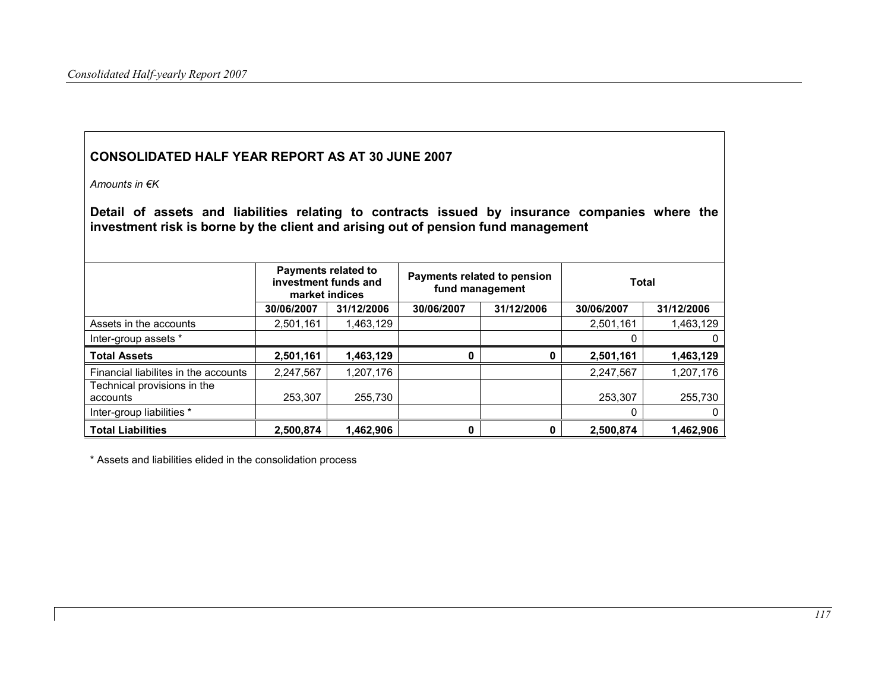## CONSOLIDATED HALF YEAR REPORT AS AT 30 JUNE 2007

*Amounts in €K*

### Detail of assets and liabilities relating to contracts issued by insurance companies where the investment risk is borne by the client and arising out of pension fund management

| | Payments related to investment funds and market indices | | Payments related to pension fund management | | Total | |
|---|---|---|---|---|---|---|
| | 30/06/2007 | 31/12/2006 | 30/06/2007 | 31/12/2006 | 30/06/2007 | 31/12/2006 |
| Assets in the accounts | 2,501,161 | 1,463,129 | | | 2,501,161 | 1,463,129 |
| Inter-group assets * | | | | | 0 | 0 |
| **Total Assets** | **2,501,161** | **1,463,129** | **0** | **0** | **2,501,161** | **1,463,129** |
| Financial liabilites in the accounts | 2,247,567 | 1,207,176 | | | 2,247,567 | 1,207,176 |
| Technical provisions in the accounts | 253,307 | 255,730 | | | 253,307 | 255,730 |
| Inter-group liabilities * | | | | | 0 | 0 |
| **Total Liabilities** | **2,500,874** | **1,462,906** | **0** | **0** | **2,500,874** | **1,462,906** |

* Assets and liabilities elided in the consolidation process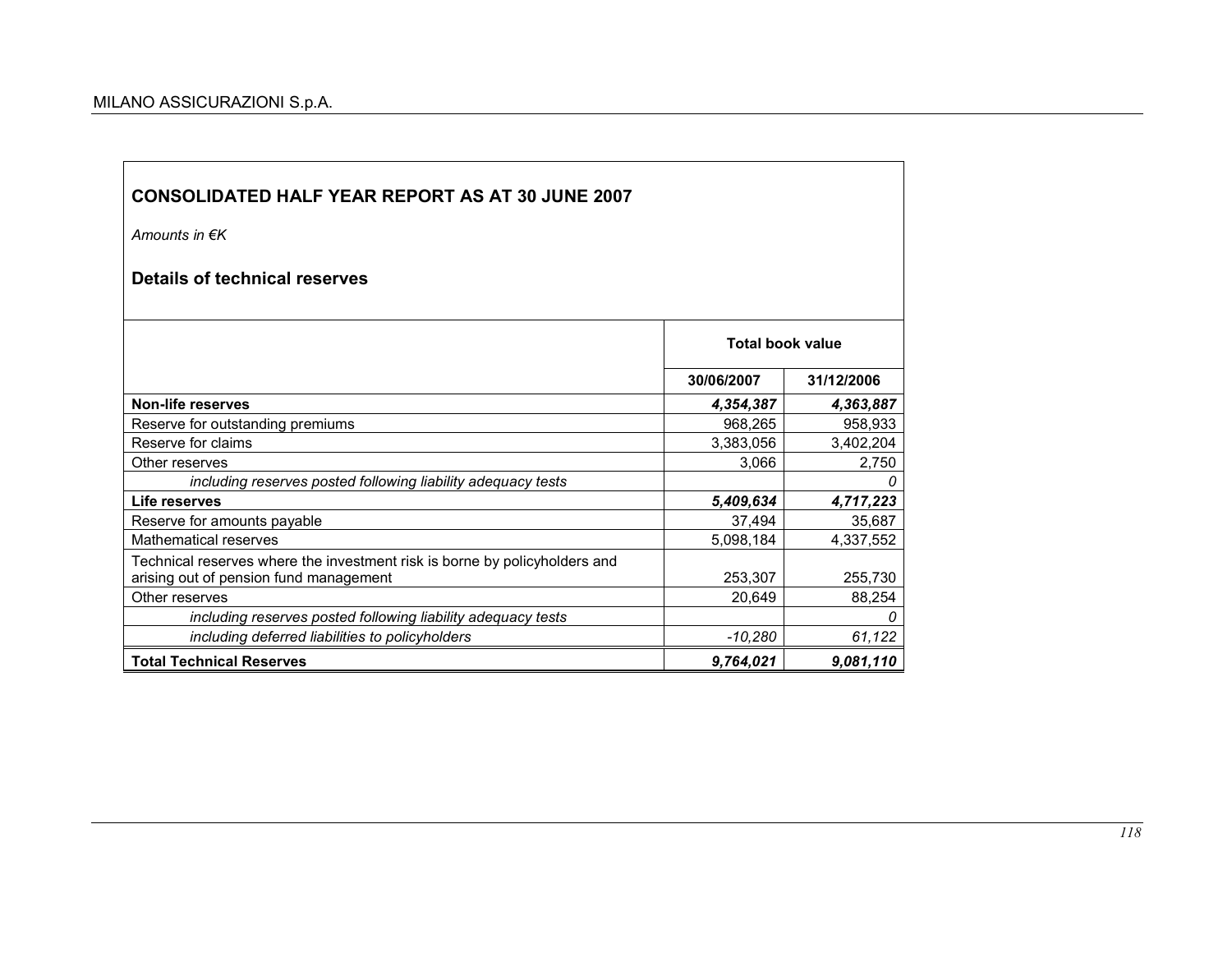## CONSOLIDATED HALF YEAR REPORT AS AT 30 JUNE 2007

*Amounts in €K*

## Details of technical reserves

| | Total book value | |
|---|---|---|
| | 30/06/2007 | 31/12/2006 |
| **Non-life reserves** | ***4,354,387*** | ***4,363,887*** |
| Reserve for outstanding premiums | 968,265 | 958,933 |
| Reserve for claims | 3,383,056 | 3,402,204 |
| Other reserves | 3,066 | 2,750 |
| *including reserves posted following liability adequacy tests* | | *0* |
| **Life reserves** | ***5,409,634*** | ***4,717,223*** |
| Reserve for amounts payable | 37,494 | 35,687 |
| Mathematical reserves | 5,098,184 | 4,337,552 |
| Technical reserves where the investment risk is borne by policyholders and arising out of pension fund management | 253,307 | 255,730 |
| Other reserves | 20,649 | 88,254 |
| *including reserves posted following liability adequacy tests* | | *0* |
| *including deferred liabilities to policyholders* | *-10,280* | *61,122* |
| **Total Technical Reserves** | ***9,764,021*** | ***9,081,110*** |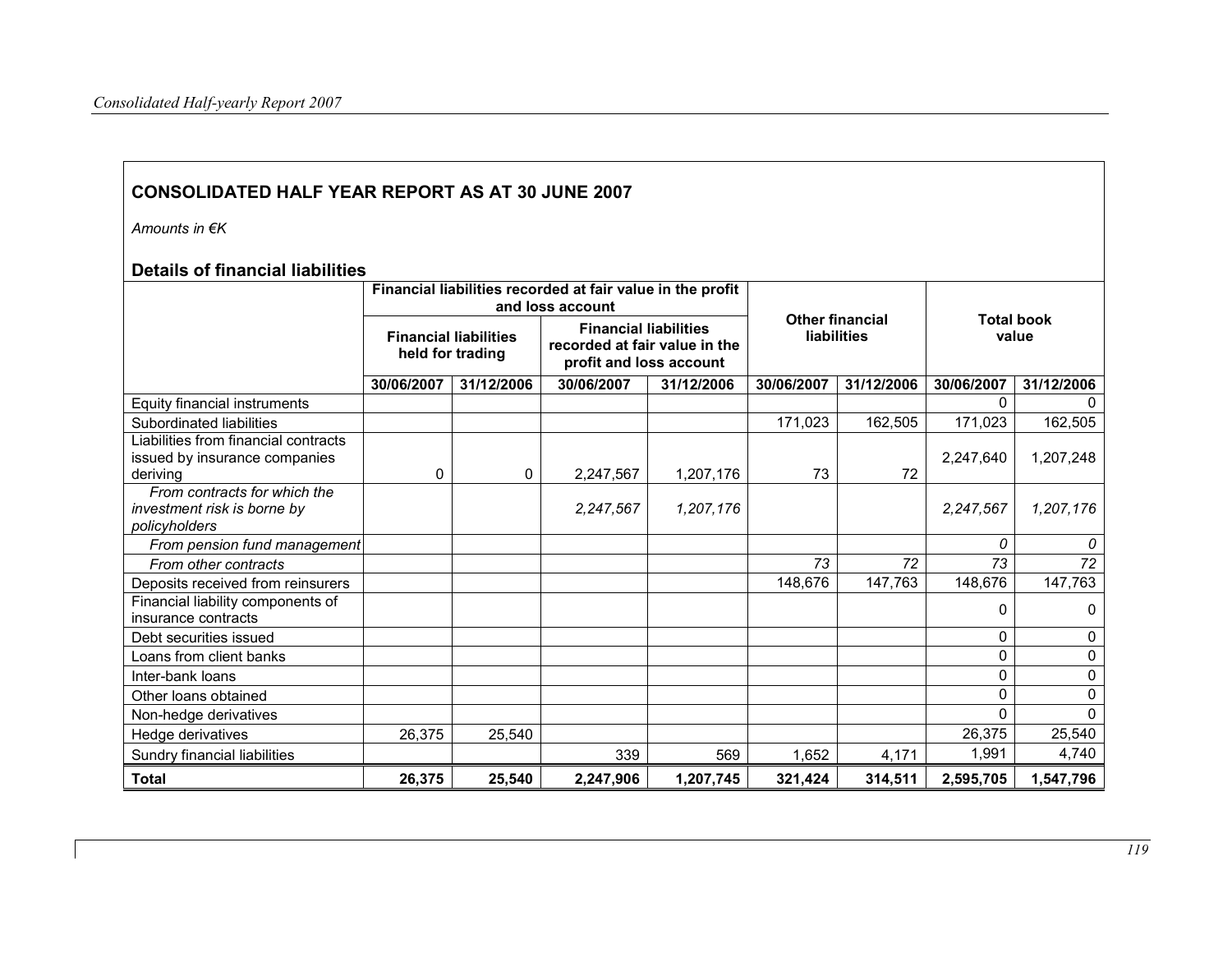## CONSOLIDATED HALF YEAR REPORT AS AT 30 JUNE 2007

*Amounts in €K*

### Details of financial liabilities

| | Financial liabilities recorded at fair value in the profit and loss account | | | | Other financial liabilities | | Total book value | |
|---|---|---|---|---|---|---|---|---|
| | Financial liabilities held for trading | | Financial liabilities recorded at fair value in the profit and loss account | | | | | |
| | 30/06/2007 | 31/12/2006 | 30/06/2007 | 31/12/2006 | 30/06/2007 | 31/12/2006 | 30/06/2007 | 31/12/2006 |
| Equity financial instruments | | | | | | | 0 | 0 |
| Subordinated liabilities | | | | | 171,023 | 162,505 | 171,023 | 162,505 |
| Liabilities from financial contracts issued by insurance companies deriving | 0 | 0 | 2,247,567 | 1,207,176 | 73 | 72 | 2,247,640 | 1,207,248 |
| *From contracts for which the investment risk is borne by policyholders* | | | *2,247,567* | *1,207,176* | | | *2,247,567* | *1,207,176* |
| *From pension fund management* | | | | | | | *0* | *0* |
| *From other contracts* | | | | | *73* | *72* | *73* | *72* |
| Deposits received from reinsurers | | | | | 148,676 | 147,763 | 148,676 | 147,763 |
| Financial liability components of insurance contracts | | | | | | | 0 | 0 |
| Debt securities issued | | | | | | | 0 | 0 |
| Loans from client banks | | | | | | | 0 | 0 |
| Inter-bank loans | | | | | | | 0 | 0 |
| Other loans obtained | | | | | | | 0 | 0 |
| Non-hedge derivatives | | | | | | | 0 | 0 |
| Hedge derivatives | 26,375 | 25,540 | | | | | 26,375 | 25,540 |
| Sundry financial liabilities | | | 339 | 569 | 1,652 | 4,171 | 1,991 | 4,740 |
| **Total** | **26,375** | **25,540** | **2,247,906** | **1,207,745** | **321,424** | **314,511** | **2,595,705** | **1,547,796** |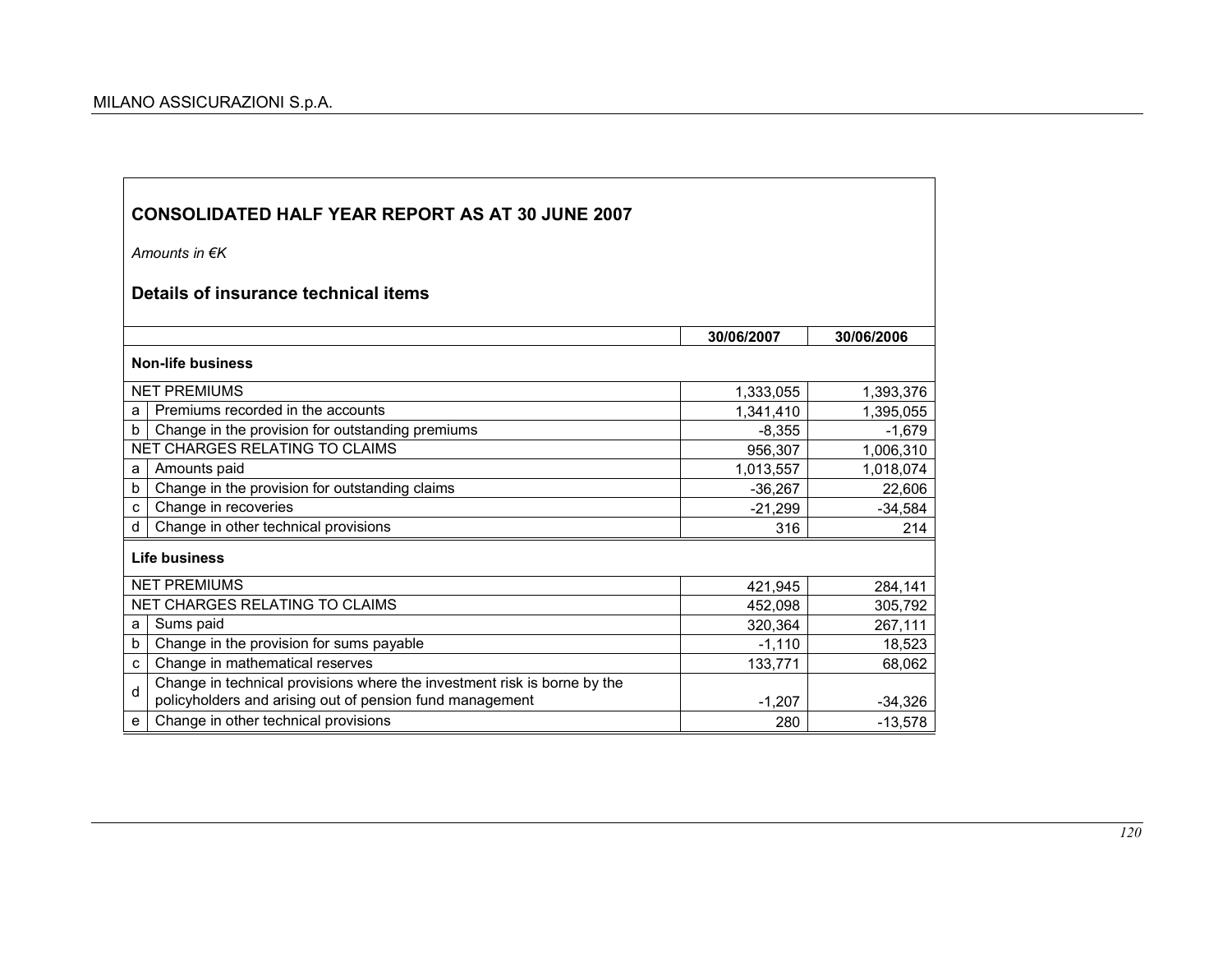## CONSOLIDATED HALF YEAR REPORT AS AT 30 JUNE 2007

*Amounts in €K*

## Details of insurance technical items

| | | 30/06/2007 | 30/06/2006 |
|---|---|---|---|
| **Non-life business** | | | |
| NET PREMIUMS | | 1,333,055 | 1,393,376 |
| a | Premiums recorded in the accounts | 1,341,410 | 1,395,055 |
| b | Change in the provision for outstanding premiums | -8,355 | -1,679 |
| NET CHARGES RELATING TO CLAIMS | | 956,307 | 1,006,310 |
| a | Amounts paid | 1,013,557 | 1,018,074 |
| b | Change in the provision for outstanding claims | -36,267 | 22,606 |
| c | Change in recoveries | -21,299 | -34,584 |
| d | Change in other technical provisions | 316 | 214 |
| **Life business** | | | |
| NET PREMIUMS | | 421,945 | 284,141 |
| NET CHARGES RELATING TO CLAIMS | | 452,098 | 305,792 |
| a | Sums paid | 320,364 | 267,111 |
| b | Change in the provision for sums payable | -1,110 | 18,523 |
| c | Change in mathematical reserves | 133,771 | 68,062 |
| d | Change in technical provisions where the investment risk is borne by the policyholders and arising out of pension fund management | -1,207 | -34,326 |
| e | Change in other technical provisions | 280 | -13,578 |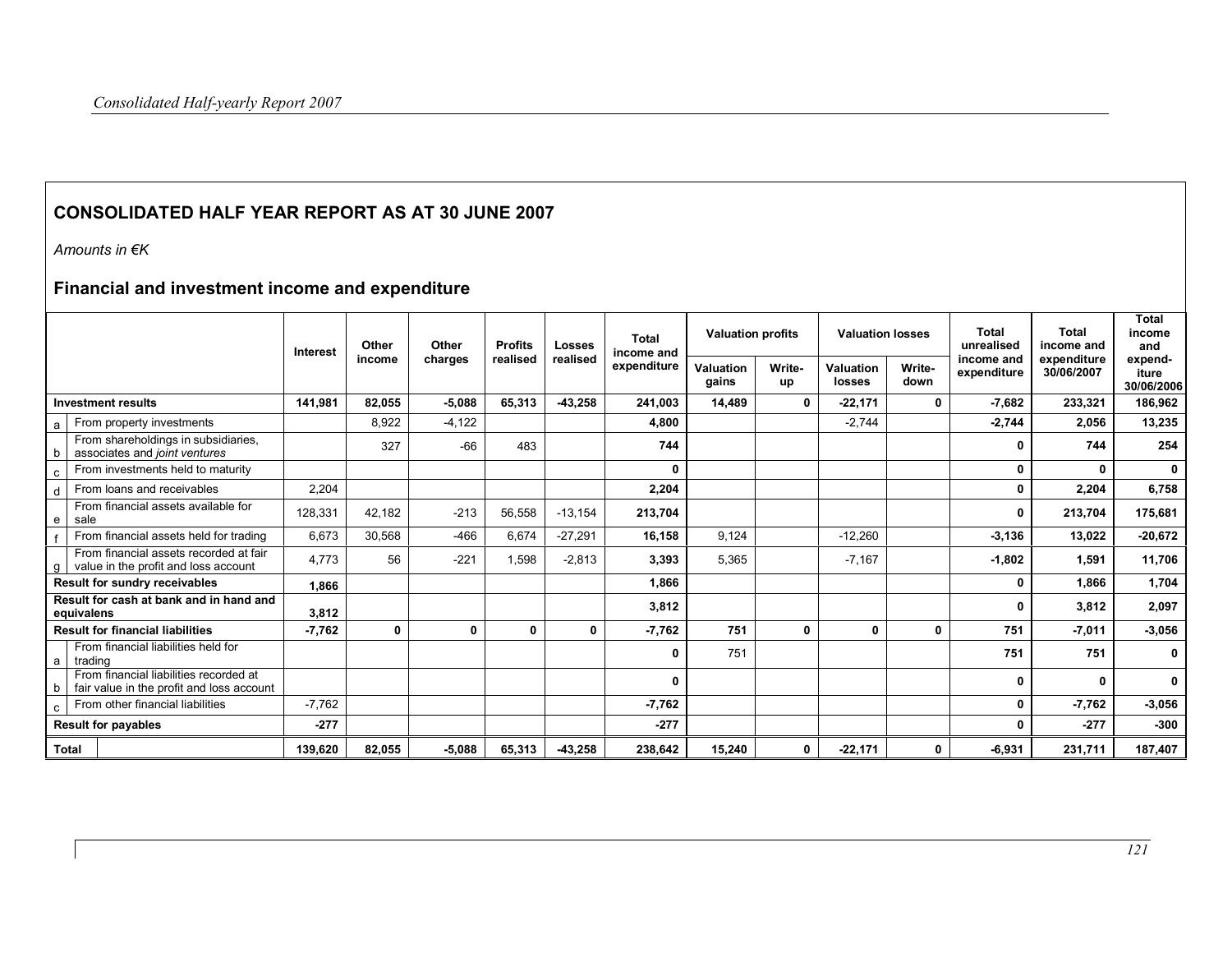## CONSOLIDATED HALF YEAR REPORT AS AT 30 JUNE 2007

*Amounts in €K*

### Financial and investment income and expenditure

| | | Interest | Other income | Other charges | Profits realised | Losses realised | Total income and expenditure | Valuation profits | | Valuation losses | | Total unrealised income and expenditure | Total income and expenditure 30/06/2007 | Total income and expend-iture 30/06/2006 |
|---|---|---|---|---|---|---|---|---|---|---|---|---|---|---|
| | | | | | | | | Valuation gains | Write-up | Valuation losses | Write-down | | | |
| **Investment results** | | **141,981** | **82,055** | **-5,088** | **65,313** | **-43,258** | **241,003** | **14,489** | **0** | **-22,171** | **0** | **-7,682** | **233,321** | **186,962** |
| a | From property investments | | 8,922 | -4,122 | | | **4,800** | | | -2,744 | | **-2,744** | **2,056** | **13,235** |
| b | From shareholdings in subsidiaries, associates and *joint ventures* | | 327 | -66 | 483 | | **744** | | | | | **0** | **744** | **254** |
| c | From investments held to maturity | | | | | | **0** | | | | | **0** | **0** | **0** |
| d | From loans and receivables | 2,204 | | | | | **2,204** | | | | | **0** | **2,204** | **6,758** |
| e | From financial assets available for sale | 128,331 | 42,182 | -213 | 56,558 | -13,154 | **213,704** | | | | | **0** | **213,704** | **175,681** |
| f | From financial assets held for trading | 6,673 | 30,568 | -466 | 6,674 | -27,291 | **16,158** | 9,124 | | -12,260 | | **-3,136** | **13,022** | **-20,672** |
| g | From financial assets recorded at fair value in the profit and loss account | 4,773 | 56 | -221 | 1,598 | -2,813 | **3,393** | 5,365 | | -7,167 | | **-1,802** | **1,591** | **11,706** |
| **Result for sundry receivables** | | **1,866** | | | | | **1,866** | | | | | **0** | **1,866** | **1,704** |
| **Result for cash at bank and in hand and equivalens** | | **3,812** | | | | | **3,812** | | | | | **0** | **3,812** | **2,097** |
| **Result for financial liabilities** | | **-7,762** | **0** | **0** | **0** | **0** | **-7,762** | **751** | **0** | **0** | **0** | **751** | **-7,011** | **-3,056** |
| a | From financial liabilities held for trading | | | | | | **0** | 751 | | | | **751** | **751** | **0** |
| b | From financial liabilities recorded at fair value in the profit and loss account | | | | | | **0** | | | | | **0** | **0** | **0** |
| c | From other financial liabilities | -7,762 | | | | | **-7,762** | | | | | **0** | **-7,762** | **-3,056** |
| **Result for payables** | | **-277** | | | | | **-277** | | | | | **0** | **-277** | **-300** |
| **Total** | | **139,620** | **82,055** | **-5,088** | **65,313** | **-43,258** | **238,642** | **15,240** | **0** | **-22,171** | **0** | **-6,931** | **231,711** | **187,407** |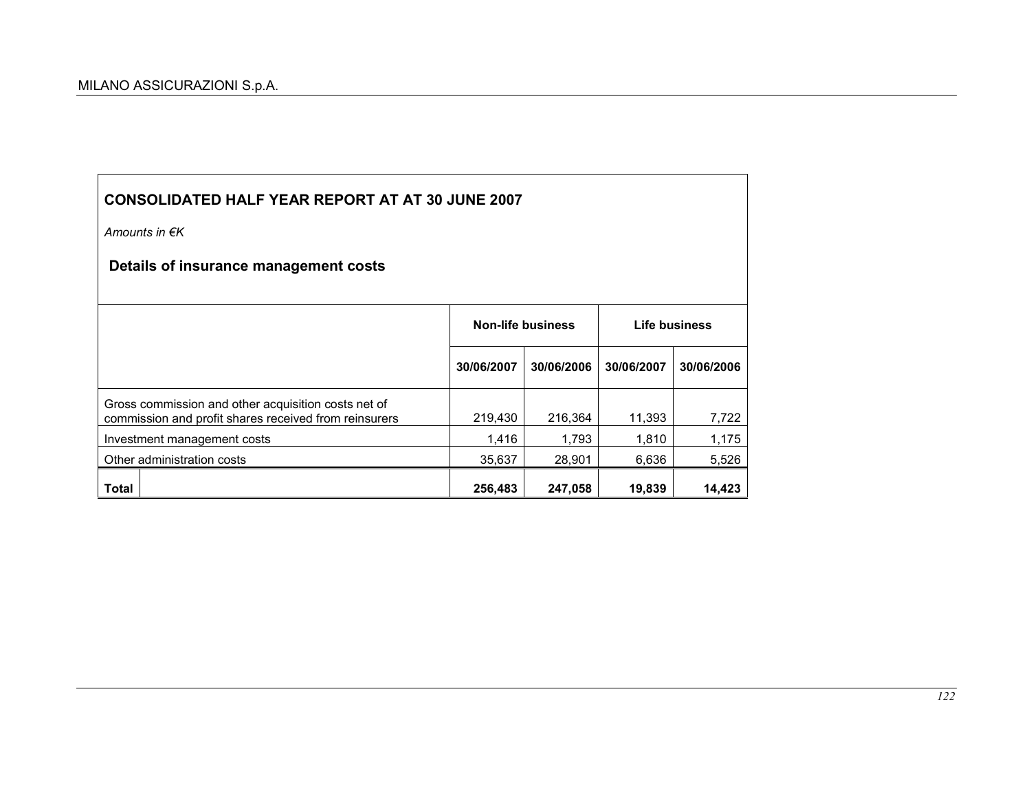## CONSOLIDATED HALF YEAR REPORT AT AT 30 JUNE 2007

*Amounts in €K*

### Details of insurance management costs

| | Non-life business | | Life business | |
|---|---|---|---|---|
| | 30/06/2007 | 30/06/2006 | 30/06/2007 | 30/06/2006 |
| Gross commission and other acquisition costs net of commission and profit shares received from reinsurers | 219,430 | 216,364 | 11,393 | 7,722 |
| Investment management costs | 1,416 | 1,793 | 1,810 | 1,175 |
| Other administration costs | 35,637 | 28,901 | 6,636 | 5,526 |
| **Total** | **256,483** | **247,058** | **19,839** | **14,423** |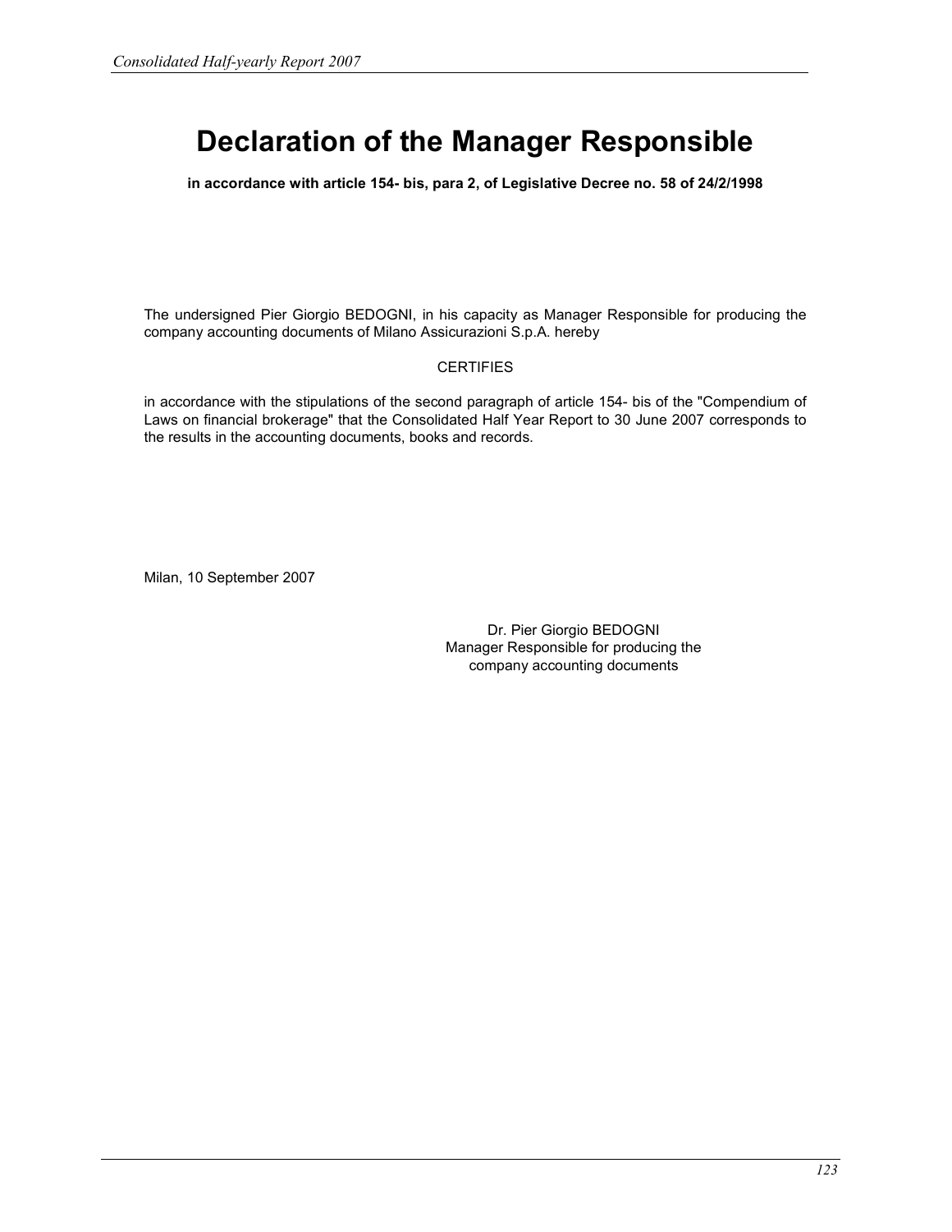# Declaration of the Manager Responsible

**in accordance with article 154- bis, para 2, of Legislative Decree no. 58 of 24/2/1998**

The undersigned Pier Giorgio BEDOGNI, in his capacity as Manager Responsible for producing the company accounting documents of Milano Assicurazioni S.p.A. hereby

CERTIFIES

in accordance with the stipulations of the second paragraph of article 154- bis of the "Compendium of Laws on financial brokerage" that the Consolidated Half Year Report to 30 June 2007 corresponds to the results in the accounting documents, books and records.

Milan, 10 September 2007

Dr. Pier Giorgio BEDOGNI
Manager Responsible for producing the
company accounting documents